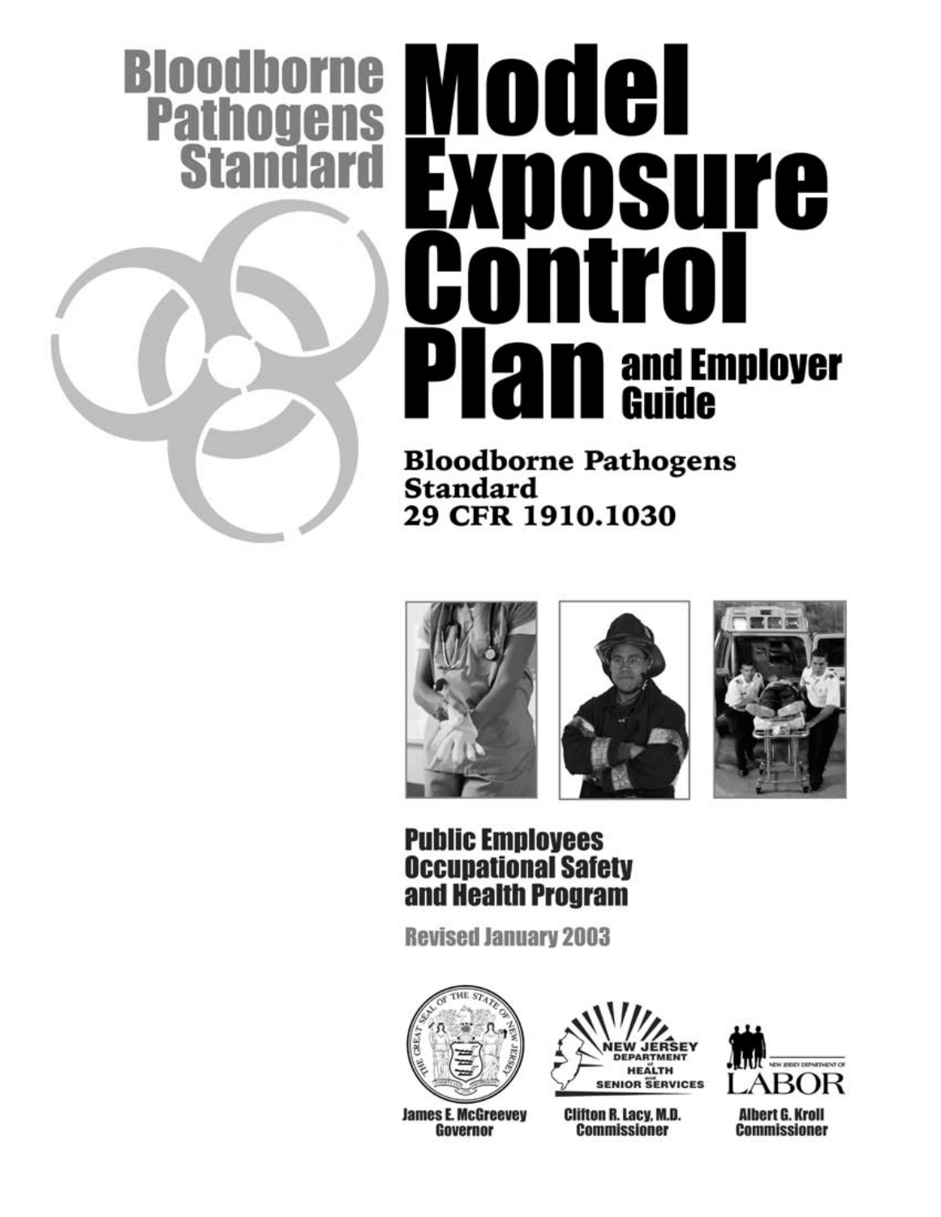# Bloodborne Pathogens Standard

# Model Exposure Control Plan and Employer Guide

## Bloodborne Pathogens Standard
## 29 CFR 1910.1030

**Public Employees Occupational Safety and Health Program**

**Revised January 2003**

**James E. McGreevey**
**Governor**

NEW JERSEY DEPARTMENT of HEALTH and SENIOR SERVICES

**Clifton R. Lacy, M.D.**
**Commissioner**

NEW JERSEY DEPARTMENT OF LABOR

**Albert G. Kroll**
**Commissioner**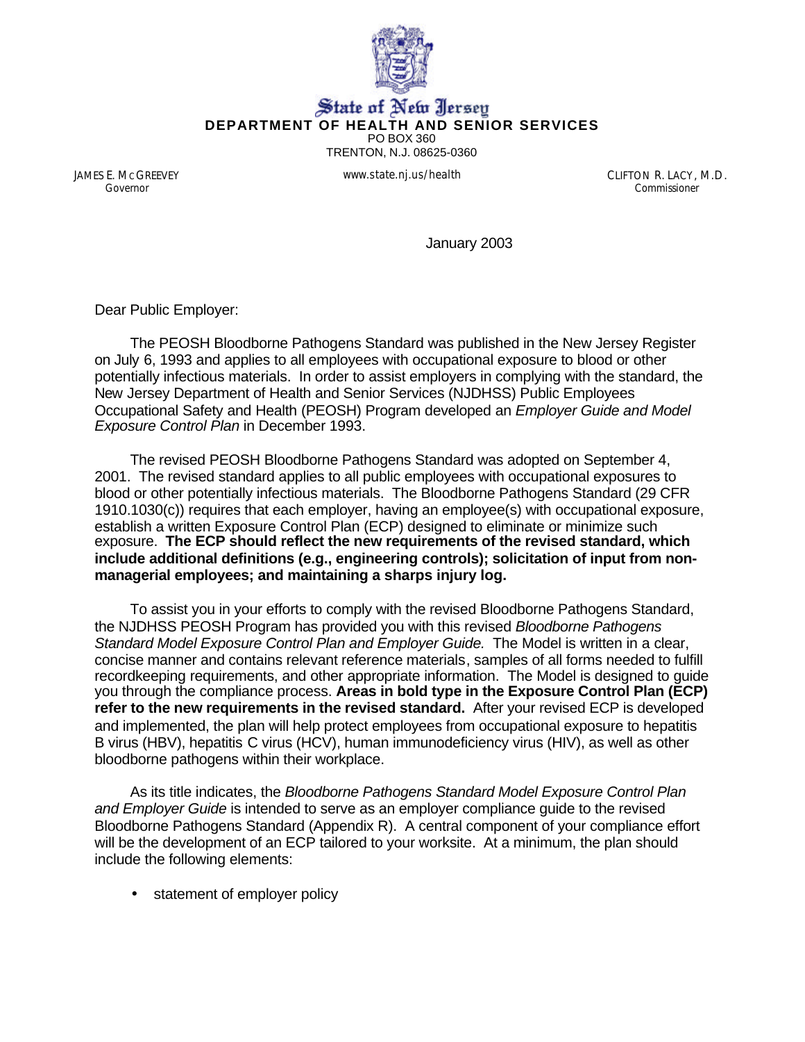State of New Jersey

**DEPARTMENT OF HEALTH AND SENIOR SERVICES**

PO BOX 360
TRENTON, N.J. 08625-0360

JAMES E. McGREEVEY
Governor

www.state.nj.us/health

CLIFTON R. LACY, M.D.
Commissioner

January 2003

Dear Public Employer:

The PEOSH Bloodborne Pathogens Standard was published in the New Jersey Register on July 6, 1993 and applies to all employees with occupational exposure to blood or other potentially infectious materials. In order to assist employers in complying with the standard, the New Jersey Department of Health and Senior Services (NJDHSS) Public Employees Occupational Safety and Health (PEOSH) Program developed an *Employer Guide and Model Exposure Control Plan* in December 1993.

The revised PEOSH Bloodborne Pathogens Standard was adopted on September 4, 2001. The revised standard applies to all public employees with occupational exposures to blood or other potentially infectious materials. The Bloodborne Pathogens Standard (29 CFR 1910.1030(c)) requires that each employer, having an employee(s) with occupational exposure, establish a written Exposure Control Plan (ECP) designed to eliminate or minimize such exposure. **The ECP should reflect the new requirements of the revised standard, which include additional definitions (e.g., engineering controls); solicitation of input from non-managerial employees; and maintaining a sharps injury log.**

To assist you in your efforts to comply with the revised Bloodborne Pathogens Standard, the NJDHSS PEOSH Program has provided you with this revised *Bloodborne Pathogens Standard Model Exposure Control Plan and Employer Guide.* The Model is written in a clear, concise manner and contains relevant reference materials, samples of all forms needed to fulfill recordkeeping requirements, and other appropriate information. The Model is designed to guide you through the compliance process. **Areas in bold type in the Exposure Control Plan (ECP) refer to the new requirements in the revised standard.** After your revised ECP is developed and implemented, the plan will help protect employees from occupational exposure to hepatitis B virus (HBV), hepatitis C virus (HCV), human immunodeficiency virus (HIV), as well as other bloodborne pathogens within their workplace.

As its title indicates, the *Bloodborne Pathogens Standard Model Exposure Control Plan and Employer Guide* is intended to serve as an employer compliance guide to the revised Bloodborne Pathogens Standard (Appendix R). A central component of your compliance effort will be the development of an ECP tailored to your worksite. At a minimum, the plan should include the following elements:

- statement of employer policy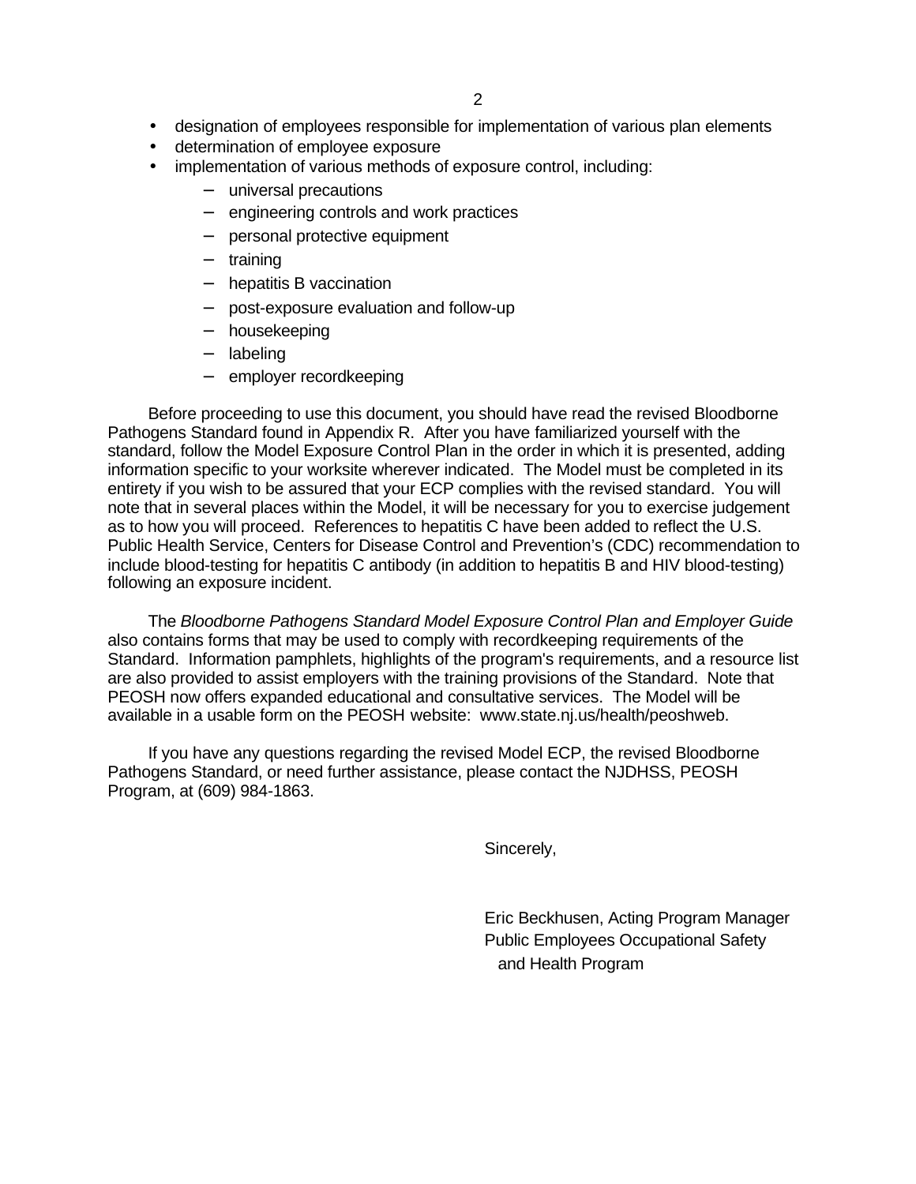- designation of employees responsible for implementation of various plan elements
- determination of employee exposure
- implementation of various methods of exposure control, including:
  - universal precautions
  - engineering controls and work practices
  - personal protective equipment
  - training
  - hepatitis B vaccination
  - post-exposure evaluation and follow-up
  - housekeeping
  - labeling
  - employer recordkeeping

Before proceeding to use this document, you should have read the revised Bloodborne Pathogens Standard found in Appendix R. After you have familiarized yourself with the standard, follow the Model Exposure Control Plan in the order in which it is presented, adding information specific to your worksite wherever indicated. The Model must be completed in its entirety if you wish to be assured that your ECP complies with the revised standard. You will note that in several places within the Model, it will be necessary for you to exercise judgement as to how you will proceed. References to hepatitis C have been added to reflect the U.S. Public Health Service, Centers for Disease Control and Prevention's (CDC) recommendation to include blood-testing for hepatitis C antibody (in addition to hepatitis B and HIV blood-testing) following an exposure incident.

The *Bloodborne Pathogens Standard Model Exposure Control Plan and Employer Guide* also contains forms that may be used to comply with recordkeeping requirements of the Standard. Information pamphlets, highlights of the program's requirements, and a resource list are also provided to assist employers with the training provisions of the Standard. Note that PEOSH now offers expanded educational and consultative services. The Model will be available in a usable form on the PEOSH website: www.state.nj.us/health/peoshweb.

If you have any questions regarding the revised Model ECP, the revised Bloodborne Pathogens Standard, or need further assistance, please contact the NJDHSS, PEOSH Program, at (609) 984-1863.

Sincerely,

Eric Beckhusen, Acting Program Manager
Public Employees Occupational Safety
and Health Program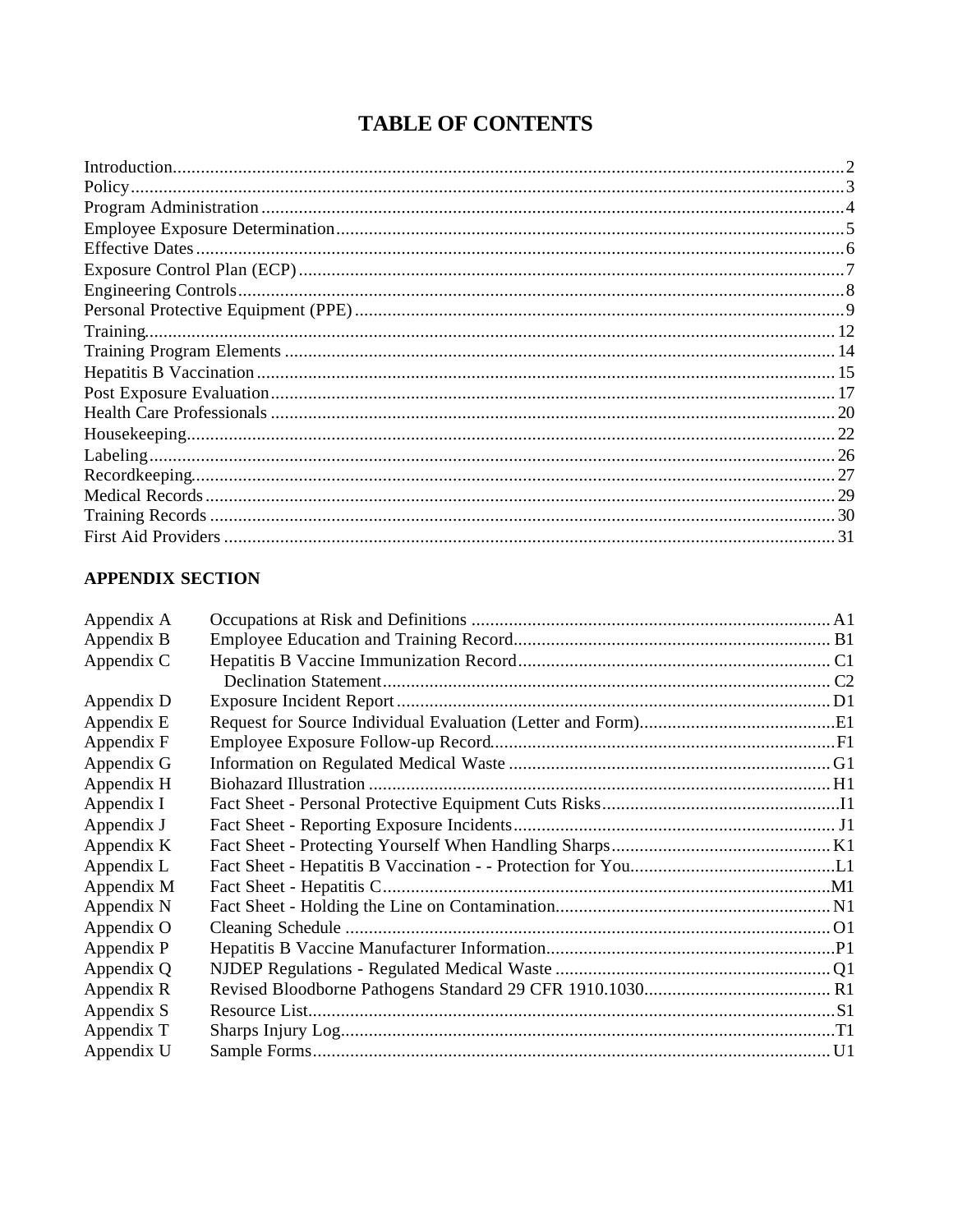# TABLE OF CONTENTS

| Section | Page |
|---|---|
| Introduction | 2 |
| Policy | 3 |
| Program Administration | 4 |
| Employee Exposure Determination | 5 |
| Effective Dates | 6 |
| Exposure Control Plan (ECP) | 7 |
| Engineering Controls | 8 |
| Personal Protective Equipment (PPE) | 9 |
| Training | 12 |
| Training Program Elements | 14 |
| Hepatitis B Vaccination | 15 |
| Post Exposure Evaluation | 17 |
| Health Care Professionals | 20 |
| Housekeeping | 22 |
| Labeling | 26 |
| Recordkeeping | 27 |
| Medical Records | 29 |
| Training Records | 30 |
| First Aid Providers | 31 |

**APPENDIX SECTION**

| Appendix | Title | Page |
|---|---|---|
| Appendix A | Occupations at Risk and Definitions | A1 |
| Appendix B | Employee Education and Training Record | B1 |
| Appendix C | Hepatitis B Vaccine Immunization Record | C1 |
| | Declination Statement | C2 |
| Appendix D | Exposure Incident Report | D1 |
| Appendix E | Request for Source Individual Evaluation (Letter and Form) | E1 |
| Appendix F | Employee Exposure Follow-up Record | F1 |
| Appendix G | Information on Regulated Medical Waste | G1 |
| Appendix H | Biohazard Illustration | H1 |
| Appendix I | Fact Sheet - Personal Protective Equipment Cuts Risks | I1 |
| Appendix J | Fact Sheet - Reporting Exposure Incidents | J1 |
| Appendix K | Fact Sheet - Protecting Yourself When Handling Sharps | K1 |
| Appendix L | Fact Sheet - Hepatitis B Vaccination - - Protection for You | L1 |
| Appendix M | Fact Sheet - Hepatitis C | M1 |
| Appendix N | Fact Sheet - Holding the Line on Contamination | N1 |
| Appendix O | Cleaning Schedule | O1 |
| Appendix P | Hepatitis B Vaccine Manufacturer Information | P1 |
| Appendix Q | NJDEP Regulations - Regulated Medical Waste | Q1 |
| Appendix R | Revised Bloodborne Pathogens Standard 29 CFR 1910.1030 | R1 |
| Appendix S | Resource List | S1 |
| Appendix T | Sharps Injury Log | T1 |
| Appendix U | Sample Forms | U1 |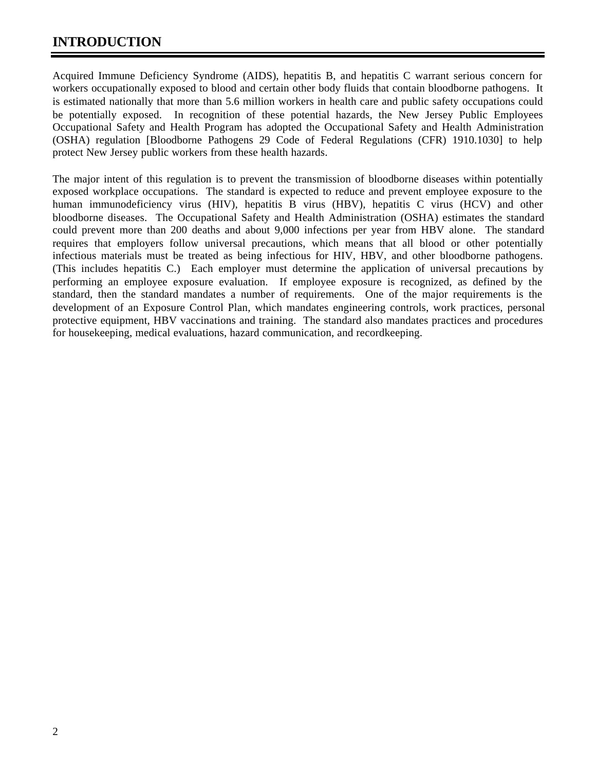# INTRODUCTION

Acquired Immune Deficiency Syndrome (AIDS), hepatitis B, and hepatitis C warrant serious concern for workers occupationally exposed to blood and certain other body fluids that contain bloodborne pathogens. It is estimated nationally that more than 5.6 million workers in health care and public safety occupations could be potentially exposed. In recognition of these potential hazards, the New Jersey Public Employees Occupational Safety and Health Program has adopted the Occupational Safety and Health Administration (OSHA) regulation [Bloodborne Pathogens 29 Code of Federal Regulations (CFR) 1910.1030] to help protect New Jersey public workers from these health hazards.

The major intent of this regulation is to prevent the transmission of bloodborne diseases within potentially exposed workplace occupations. The standard is expected to reduce and prevent employee exposure to the human immunodeficiency virus (HIV), hepatitis B virus (HBV), hepatitis C virus (HCV) and other bloodborne diseases. The Occupational Safety and Health Administration (OSHA) estimates the standard could prevent more than 200 deaths and about 9,000 infections per year from HBV alone. The standard requires that employers follow universal precautions, which means that all blood or other potentially infectious materials must be treated as being infectious for HIV, HBV, and other bloodborne pathogens. (This includes hepatitis C.) Each employer must determine the application of universal precautions by performing an employee exposure evaluation. If employee exposure is recognized, as defined by the standard, then the standard mandates a number of requirements. One of the major requirements is the development of an Exposure Control Plan, which mandates engineering controls, work practices, personal protective equipment, HBV vaccinations and training. The standard also mandates practices and procedures for housekeeping, medical evaluations, hazard communication, and recordkeeping.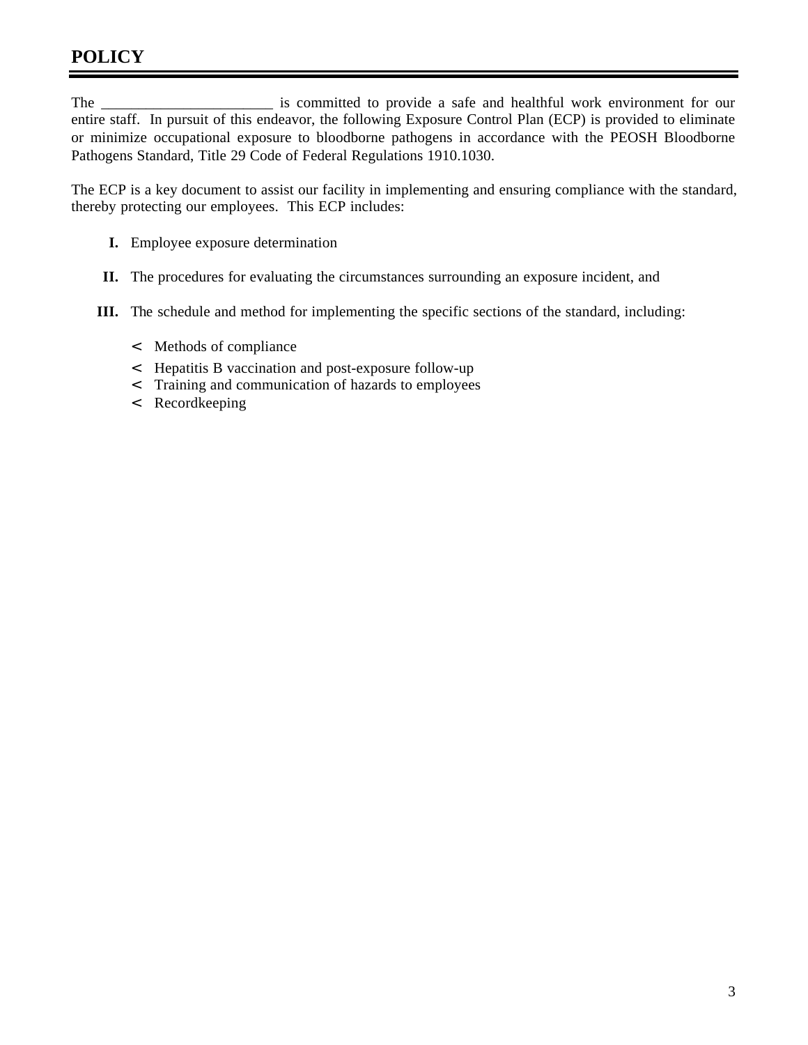# POLICY

The _______________________ is committed to provide a safe and healthful work environment for our entire staff. In pursuit of this endeavor, the following Exposure Control Plan (ECP) is provided to eliminate or minimize occupational exposure to bloodborne pathogens in accordance with the PEOSH Bloodborne Pathogens Standard, Title 29 Code of Federal Regulations 1910.1030.

The ECP is a key document to assist our facility in implementing and ensuring compliance with the standard, thereby protecting our employees. This ECP includes:

**I.** Employee exposure determination

**II.** The procedures for evaluating the circumstances surrounding an exposure incident, and

**III.** The schedule and method for implementing the specific sections of the standard, including:

- Methods of compliance
- Hepatitis B vaccination and post-exposure follow-up
- Training and communication of hazards to employees
- Recordkeeping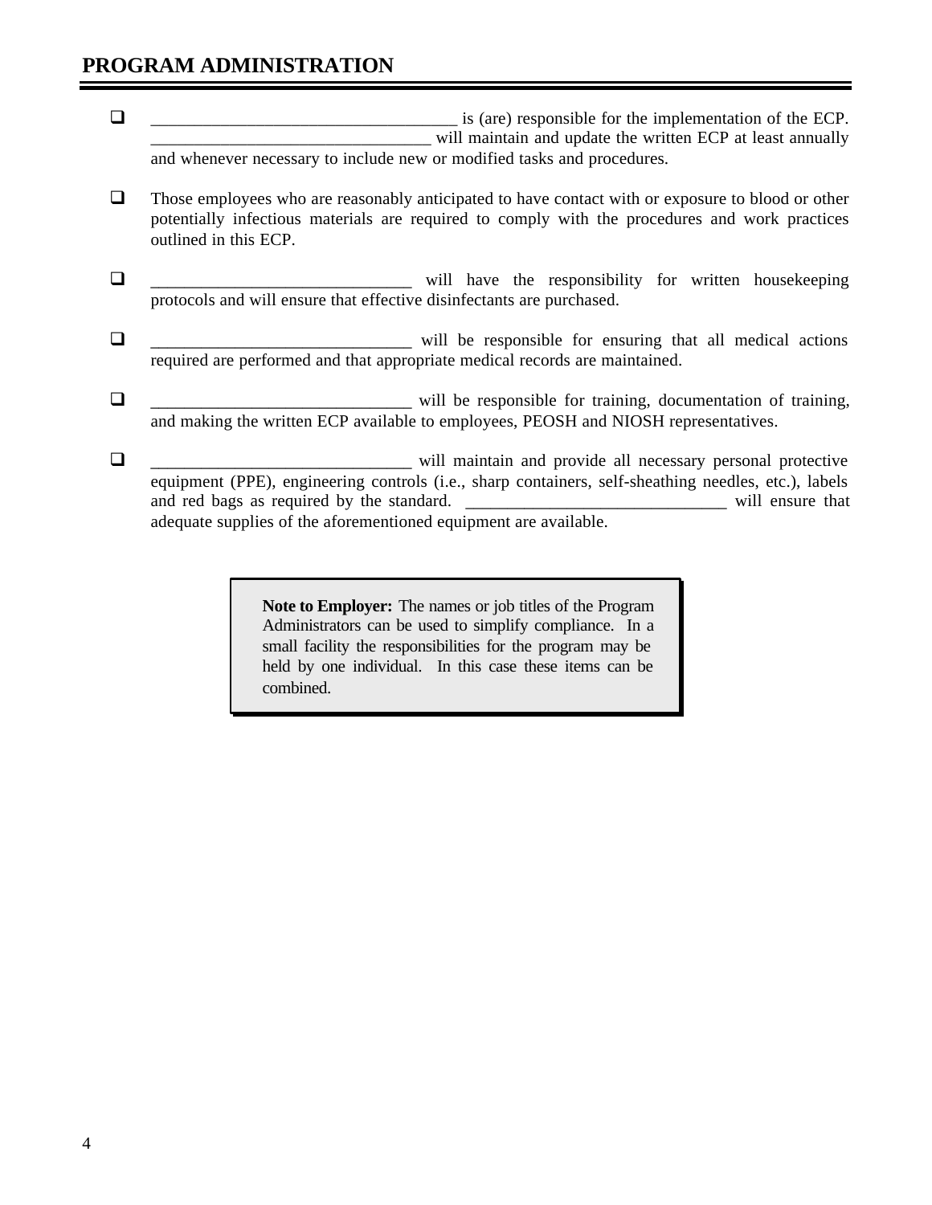## PROGRAM ADMINISTRATION

- ❑ ___________________________________ is (are) responsible for the implementation of the ECP. _______________________________ will maintain and update the written ECP at least annually and whenever necessary to include new or modified tasks and procedures.

- ❑ Those employees who are reasonably anticipated to have contact with or exposure to blood or other potentially infectious materials are required to comply with the procedures and work practices outlined in this ECP.

- ❑ _____________________________ will have the responsibility for written housekeeping protocols and will ensure that effective disinfectants are purchased.

- ❑ _____________________________ will be responsible for ensuring that all medical actions required are performed and that appropriate medical records are maintained.

- ❑ _____________________________ will be responsible for training, documentation of training, and making the written ECP available to employees, PEOSH and NIOSH representatives.

- ❑ _____________________________ will maintain and provide all necessary personal protective equipment (PPE), engineering controls (i.e., sharp containers, self-sheathing needles, etc.), labels and red bags as required by the standard. _____________________________ will ensure that adequate supplies of the aforementioned equipment are available.

> **Note to Employer:** The names or job titles of the Program Administrators can be used to simplify compliance. In a small facility the responsibilities for the program may be held by one individual. In this case these items can be combined.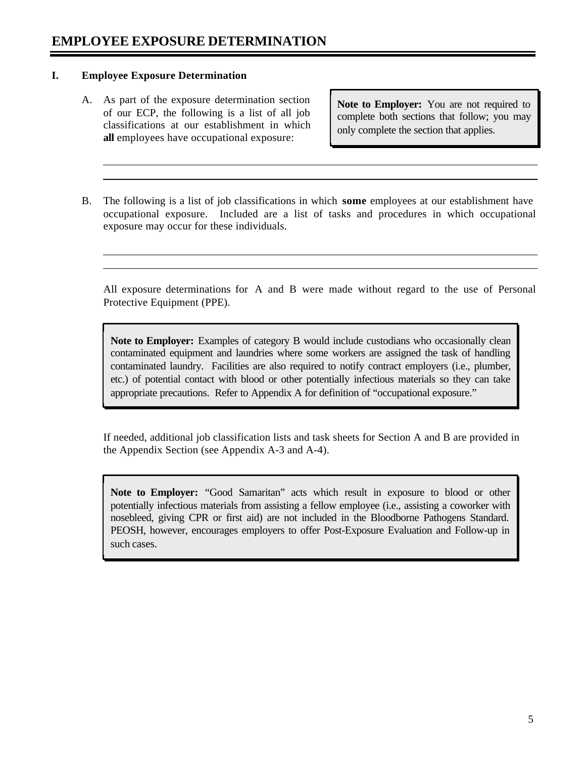# EMPLOYEE EXPOSURE DETERMINATION

## I. Employee Exposure Determination

A. As part of the exposure determination section of our ECP, the following is a list of all job classifications at our establishment in which **all** employees have occupational exposure:

> **Note to Employer:** You are not required to complete both sections that follow; you may only complete the section that applies.

\_\_\_\_\_\_\_\_\_\_\_\_\_\_\_\_\_\_\_\_\_\_\_\_\_\_\_\_\_\_\_\_\_\_\_\_\_\_\_\_\_\_\_\_\_\_\_\_\_\_\_\_\_\_\_\_\_\_\_\_\_\_

\_\_\_\_\_\_\_\_\_\_\_\_\_\_\_\_\_\_\_\_\_\_\_\_\_\_\_\_\_\_\_\_\_\_\_\_\_\_\_\_\_\_\_\_\_\_\_\_\_\_\_\_\_\_\_\_\_\_\_\_\_\_

B. The following is a list of job classifications in which **some** employees at our establishment have occupational exposure. Included are a list of tasks and procedures in which occupational exposure may occur for these individuals.

\_\_\_\_\_\_\_\_\_\_\_\_\_\_\_\_\_\_\_\_\_\_\_\_\_\_\_\_\_\_\_\_\_\_\_\_\_\_\_\_\_\_\_\_\_\_\_\_\_\_\_\_\_\_\_\_\_\_\_\_\_\_

\_\_\_\_\_\_\_\_\_\_\_\_\_\_\_\_\_\_\_\_\_\_\_\_\_\_\_\_\_\_\_\_\_\_\_\_\_\_\_\_\_\_\_\_\_\_\_\_\_\_\_\_\_\_\_\_\_\_\_\_\_\_

All exposure determinations for A and B were made without regard to the use of Personal Protective Equipment (PPE).

> **Note to Employer:** Examples of category B would include custodians who occasionally clean contaminated equipment and laundries where some workers are assigned the task of handling contaminated laundry. Facilities are also required to notify contract employers (i.e., plumber, etc.) of potential contact with blood or other potentially infectious materials so they can take appropriate precautions. Refer to Appendix A for definition of "occupational exposure."

If needed, additional job classification lists and task sheets for Section A and B are provided in the Appendix Section (see Appendix A-3 and A-4).

> **Note to Employer:** "Good Samaritan" acts which result in exposure to blood or other potentially infectious materials from assisting a fellow employee (i.e., assisting a coworker with nosebleed, giving CPR or first aid) are not included in the Bloodborne Pathogens Standard. PEOSH, however, encourages employers to offer Post-Exposure Evaluation and Follow-up in such cases.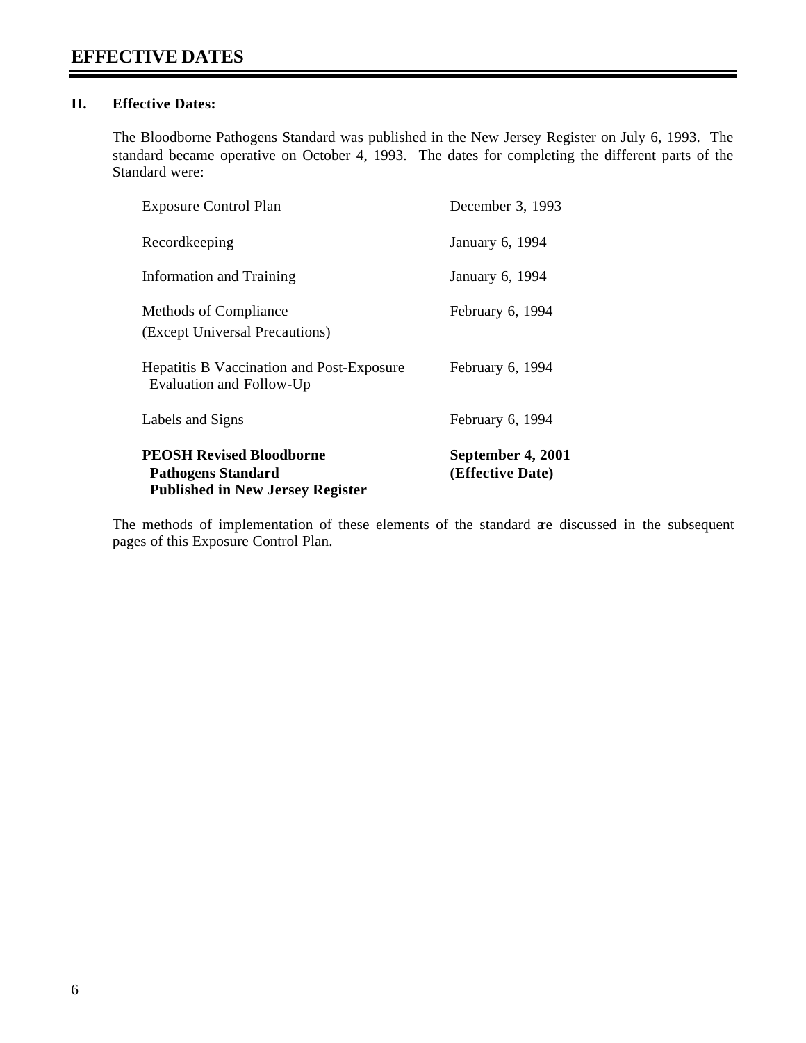# EFFECTIVE DATES

## II. Effective Dates:

The Bloodborne Pathogens Standard was published in the New Jersey Register on July 6, 1993. The standard became operative on October 4, 1993. The dates for completing the different parts of the Standard were:

| | |
|---|---|
| Exposure Control Plan | December 3, 1993 |
| Recordkeeping | January 6, 1994 |
| Information and Training | January 6, 1994 |
| Methods of Compliance (Except Universal Precautions) | February 6, 1994 |
| Hepatitis B Vaccination and Post-Exposure Evaluation and Follow-Up | February 6, 1994 |
| Labels and Signs | February 6, 1994 |
| **PEOSH Revised Bloodborne Pathogens Standard Published in New Jersey Register** | **September 4, 2001 (Effective Date)** |

The methods of implementation of these elements of the standard are discussed in the subsequent pages of this Exposure Control Plan.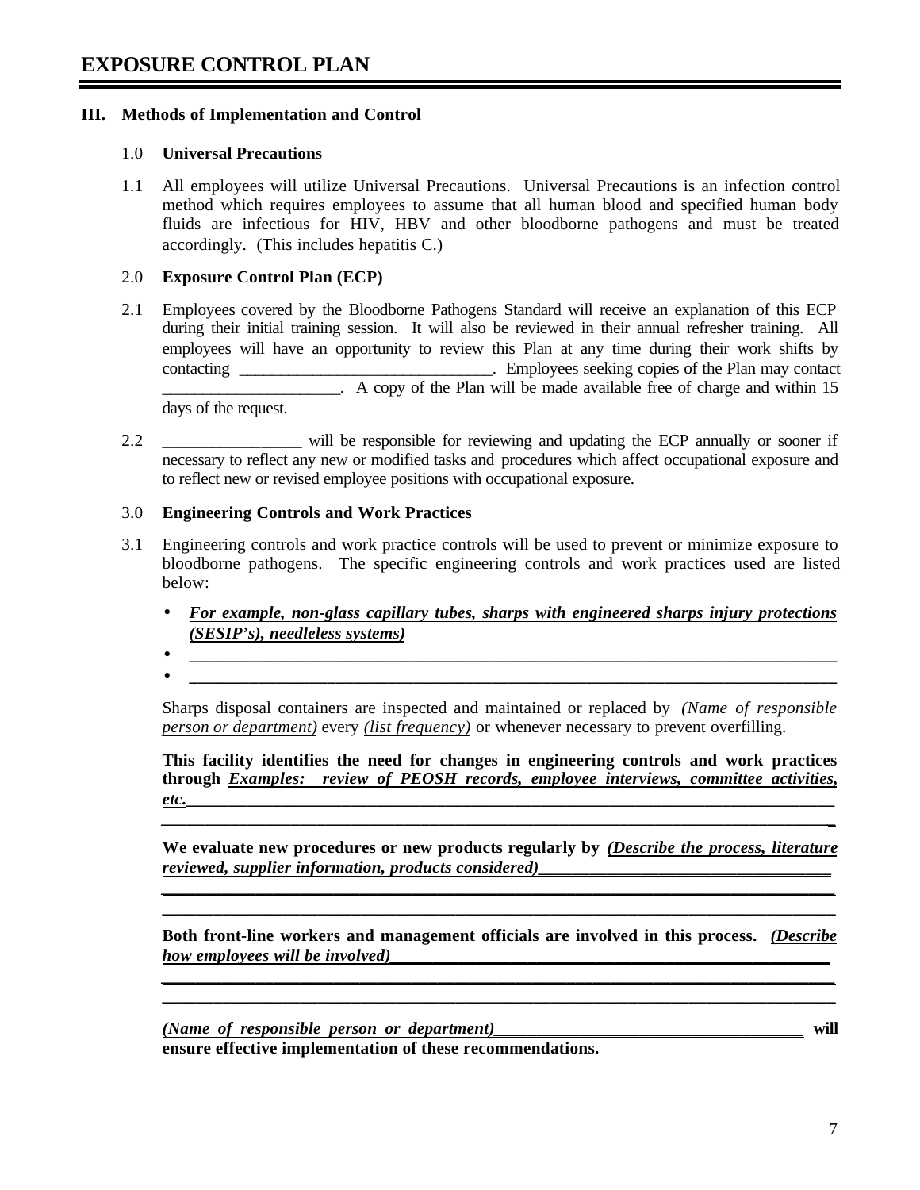# EXPOSURE CONTROL PLAN

## III. Methods of Implementation and Control

### 1.0 Universal Precautions

1.1 All employees will utilize Universal Precautions. Universal Precautions is an infection control method which requires employees to assume that all human blood and specified human body fluids are infectious for HIV, HBV and other bloodborne pathogens and must be treated accordingly. (This includes hepatitis C.)

### 2.0 Exposure Control Plan (ECP)

2.1 Employees covered by the Bloodborne Pathogens Standard will receive an explanation of this ECP during their initial training session. It will also be reviewed in their annual refresher training. All employees will have an opportunity to review this Plan at any time during their work shifts by contacting ______________________________. Employees seeking copies of the Plan may contact _____________________. A copy of the Plan will be made available free of charge and within 15 days of the request.

2.2 _________________ will be responsible for reviewing and updating the ECP annually or sooner if necessary to reflect any new or modified tasks and procedures which affect occupational exposure and to reflect new or revised employee positions with occupational exposure.

### 3.0 Engineering Controls and Work Practices

3.1 Engineering controls and work practice controls will be used to prevent or minimize exposure to bloodborne pathogens. The specific engineering controls and work practices used are listed below:

- ***For example, non-glass capillary tubes, sharps with engineered sharps injury protections (SESIP's), needleless systems)***
- ____________________________________________________________________________
- ____________________________________________________________________________

Sharps disposal containers are inspected and maintained or replaced by *(Name of responsible person or department)* every *(list frequency)* or whenever necessary to prevent overfilling.

**This facility identifies the need for changes in engineering controls and work practices through *Examples: review of PEOSH records, employee interviews, committee activities, etc.*____________________________________________________________________________**

**____________________________________________________________________________**

**We evaluate new procedures or new products regularly by *(Describe the process, literature reviewed, supplier information, products considered)*_________________________________**

**____________________________________________________________________________**

**____________________________________________________________________________**

**Both front-line workers and management officials are involved in this process. *(Describe how employees will be involved)*____________________________________________________**

**____________________________________________________________________________**

**____________________________________________________________________________**

***(Name of responsible person or department)*___________________________________ will ensure effective implementation of these recommendations.**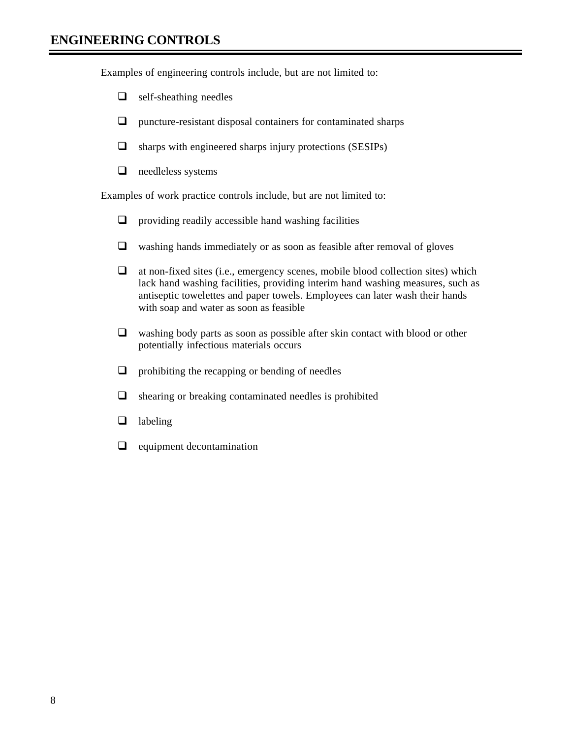## ENGINEERING CONTROLS

Examples of engineering controls include, but are not limited to:

- self-sheathing needles
- puncture-resistant disposal containers for contaminated sharps
- sharps with engineered sharps injury protections (SESIPs)
- needleless systems

Examples of work practice controls include, but are not limited to:

- providing readily accessible hand washing facilities
- washing hands immediately or as soon as feasible after removal of gloves
- at non-fixed sites (i.e., emergency scenes, mobile blood collection sites) which lack hand washing facilities, providing interim hand washing measures, such as antiseptic towelettes and paper towels. Employees can later wash their hands with soap and water as soon as feasible
- washing body parts as soon as possible after skin contact with blood or other potentially infectious materials occurs
- prohibiting the recapping or bending of needles
- shearing or breaking contaminated needles is prohibited
- labeling
- equipment decontamination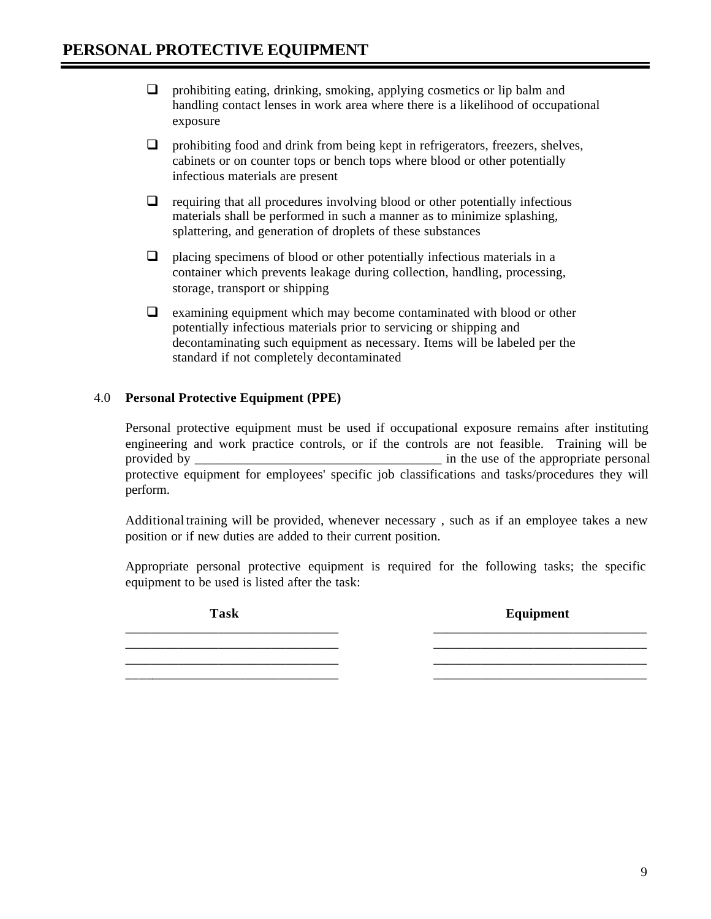- prohibiting eating, drinking, smoking, applying cosmetics or lip balm and handling contact lenses in work area where there is a likelihood of occupational exposure
- prohibiting food and drink from being kept in refrigerators, freezers, shelves, cabinets or on counter tops or bench tops where blood or other potentially infectious materials are present
- requiring that all procedures involving blood or other potentially infectious materials shall be performed in such a manner as to minimize splashing, splattering, and generation of droplets of these substances
- placing specimens of blood or other potentially infectious materials in a container which prevents leakage during collection, handling, processing, storage, transport or shipping
- examining equipment which may become contaminated with blood or other potentially infectious materials prior to servicing or shipping and decontaminating such equipment as necessary. Items will be labeled per the standard if not completely decontaminated

## 4.0 Personal Protective Equipment (PPE)

Personal protective equipment must be used if occupational exposure remains after instituting engineering and work practice controls, or if the controls are not feasible. Training will be provided by ______________________________________ in the use of the appropriate personal protective equipment for employees' specific job classifications and tasks/procedures they will perform.

Additional training will be provided, whenever necessary , such as if an employee takes a new position or if new duties are added to their current position.

Appropriate personal protective equipment is required for the following tasks; the specific equipment to be used is listed after the task:

| Task | Equipment |
| --- | --- |
| ________________________________ | ________________________________ |
| ________________________________ | ________________________________ |
| ________________________________ | ________________________________ |
| ________________________________ | ________________________________ |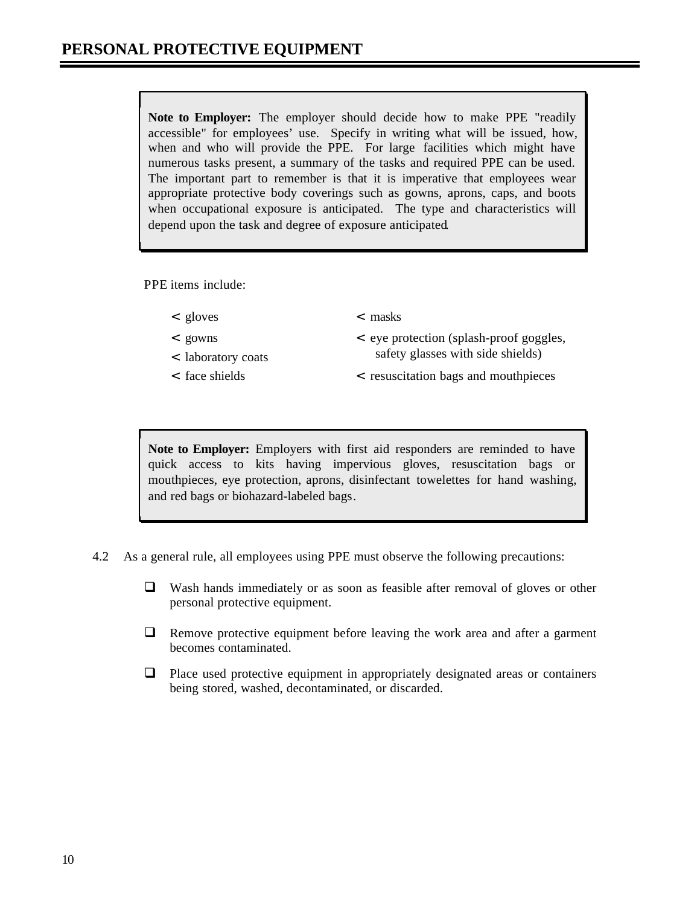# PERSONAL PROTECTIVE EQUIPMENT

> **Note to Employer:** The employer should decide how to make PPE "readily accessible" for employees' use. Specify in writing what will be issued, how, when and who will provide the PPE. For large facilities which might have numerous tasks present, a summary of the tasks and required PPE can be used. The important part to remember is that it is imperative that employees wear appropriate protective body coverings such as gowns, aprons, caps, and boots when occupational exposure is anticipated. The type and characteristics will depend upon the task and degree of exposure anticipated.

PPE items include:

- gloves
- gowns
- laboratory coats
- face shields
- masks
- eye protection (splash-proof goggles, safety glasses with side shields)
- resuscitation bags and mouthpieces

> **Note to Employer:** Employers with first aid responders are reminded to have quick access to kits having impervious gloves, resuscitation bags or mouthpieces, eye protection, aprons, disinfectant towelettes for hand washing, and red bags or biohazard-labeled bags.

4.2 As a general rule, all employees using PPE must observe the following precautions:

- Wash hands immediately or as soon as feasible after removal of gloves or other personal protective equipment.
- Remove protective equipment before leaving the work area and after a garment becomes contaminated.
- Place used protective equipment in appropriately designated areas or containers being stored, washed, decontaminated, or discarded.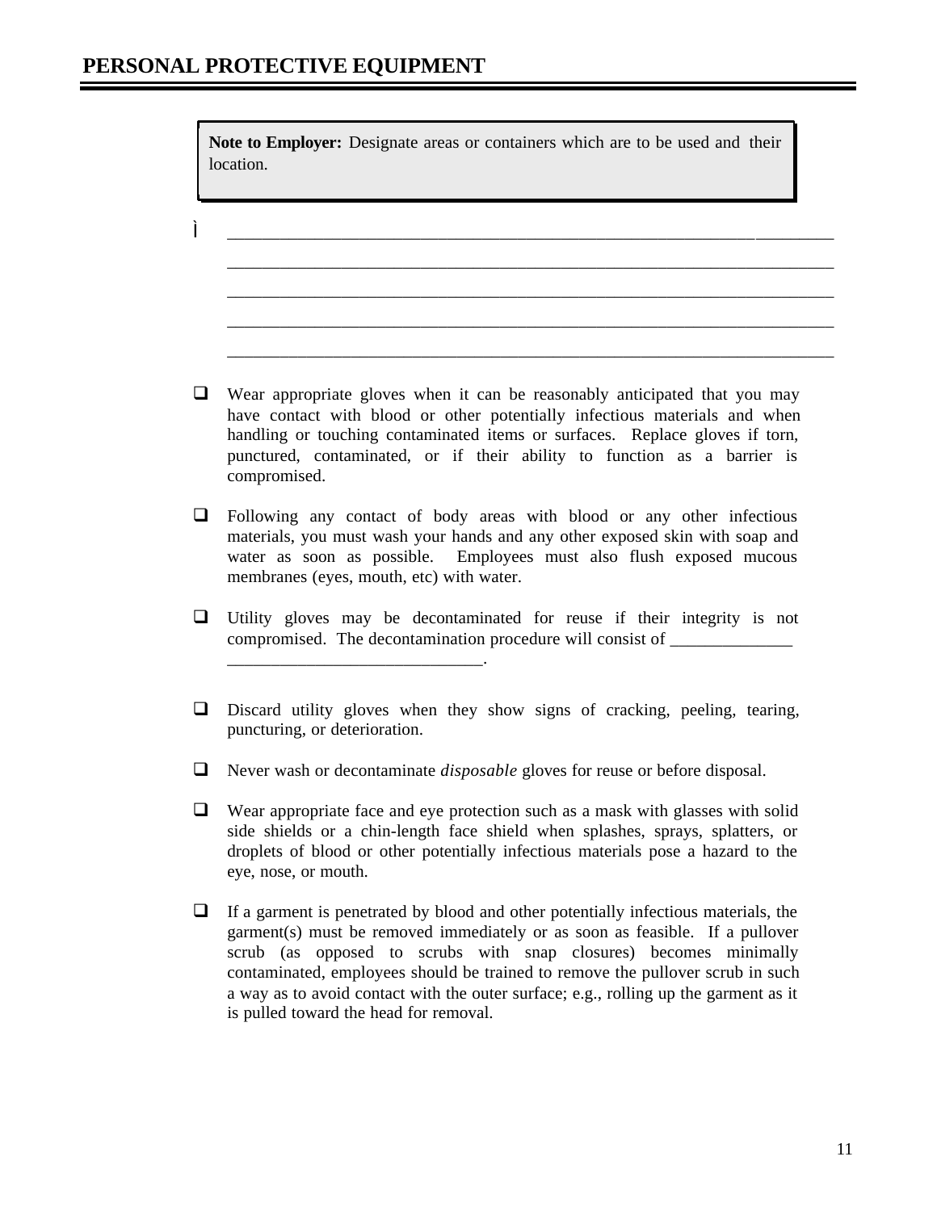# PERSONAL PROTECTIVE EQUIPMENT

> **Note to Employer:** Designate areas or containers which are to be used and their location.

ì ______________________________________________________________________

______________________________________________________________________

______________________________________________________________________

______________________________________________________________________

______________________________________________________________________

- ❑ Wear appropriate gloves when it can be reasonably anticipated that you may have contact with blood or other potentially infectious materials and when handling or touching contaminated items or surfaces. Replace gloves if torn, punctured, contaminated, or if their ability to function as a barrier is compromised.

- ❑ Following any contact of body areas with blood or any other infectious materials, you must wash your hands and any other exposed skin with soap and water as soon as possible. Employees must also flush exposed mucous membranes (eyes, mouth, etc) with water.

- ❑ Utility gloves may be decontaminated for reuse if their integrity is not compromised. The decontamination procedure will consist of ______________ _____________________________.

- ❑ Discard utility gloves when they show signs of cracking, peeling, tearing, puncturing, or deterioration.

- ❑ Never wash or decontaminate *disposable* gloves for reuse or before disposal.

- ❑ Wear appropriate face and eye protection such as a mask with glasses with solid side shields or a chin-length face shield when splashes, sprays, splatters, or droplets of blood or other potentially infectious materials pose a hazard to the eye, nose, or mouth.

- ❑ If a garment is penetrated by blood and other potentially infectious materials, the garment(s) must be removed immediately or as soon as feasible. If a pullover scrub (as opposed to scrubs with snap closures) becomes minimally contaminated, employees should be trained to remove the pullover scrub in such a way as to avoid contact with the outer surface; e.g., rolling up the garment as it is pulled toward the head for removal.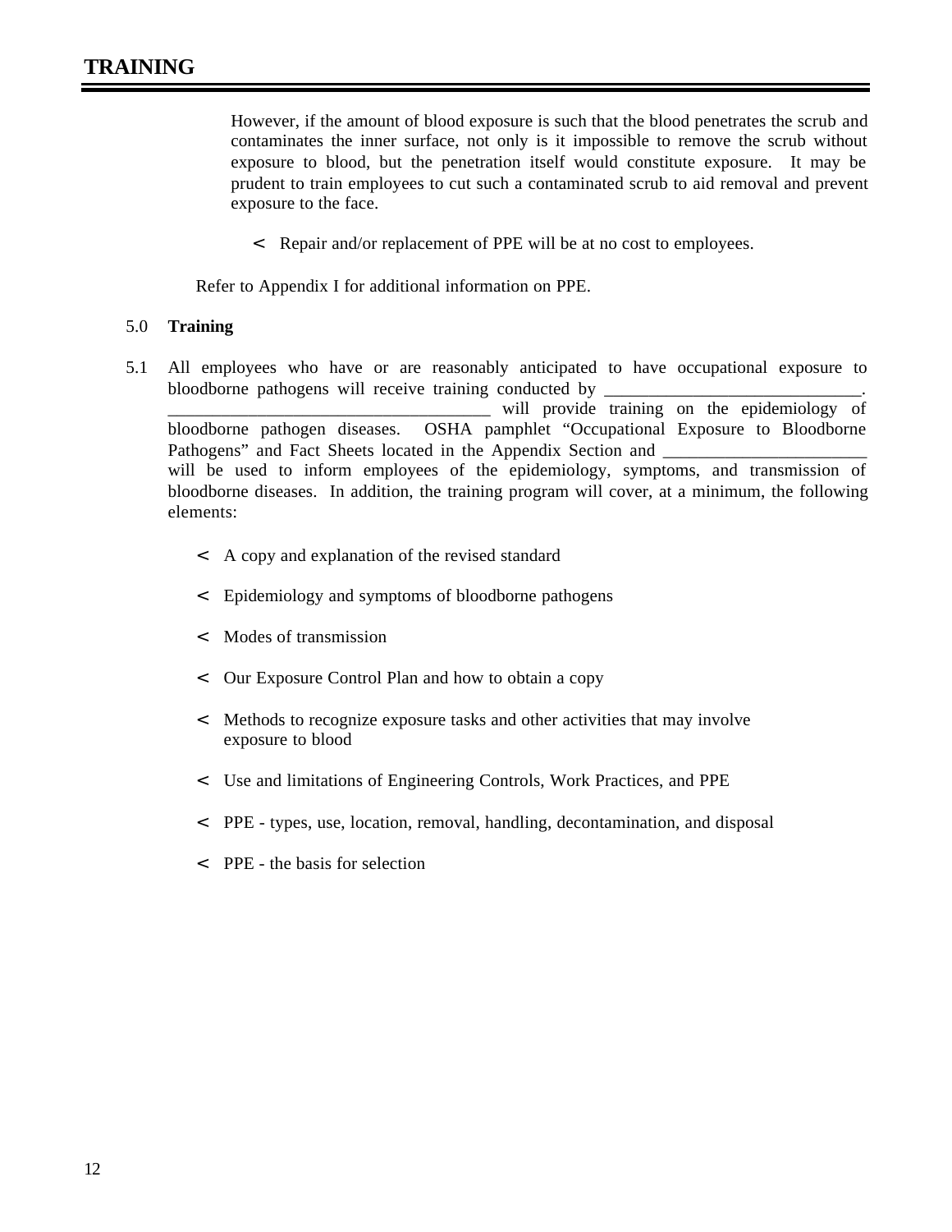However, if the amount of blood exposure is such that the blood penetrates the scrub and contaminates the inner surface, not only is it impossible to remove the scrub without exposure to blood, but the penetration itself would constitute exposure. It may be prudent to train employees to cut such a contaminated scrub to aid removal and prevent exposure to the face.

- Repair and/or replacement of PPE will be at no cost to employees.

Refer to Appendix I for additional information on PPE.

## 5.0 Training

5.1 All employees who have or are reasonably anticipated to have occupational exposure to bloodborne pathogens will receive training conducted by _____________________________. ____________________________________ will provide training on the epidemiology of bloodborne pathogen diseases. OSHA pamphlet "Occupational Exposure to Bloodborne Pathogens" and Fact Sheets located in the Appendix Section and _______________________ will be used to inform employees of the epidemiology, symptoms, and transmission of bloodborne diseases. In addition, the training program will cover, at a minimum, the following elements:

- A copy and explanation of the revised standard
- Epidemiology and symptoms of bloodborne pathogens
- Modes of transmission
- Our Exposure Control Plan and how to obtain a copy
- Methods to recognize exposure tasks and other activities that may involve exposure to blood
- Use and limitations of Engineering Controls, Work Practices, and PPE
- PPE - types, use, location, removal, handling, decontamination, and disposal
- PPE - the basis for selection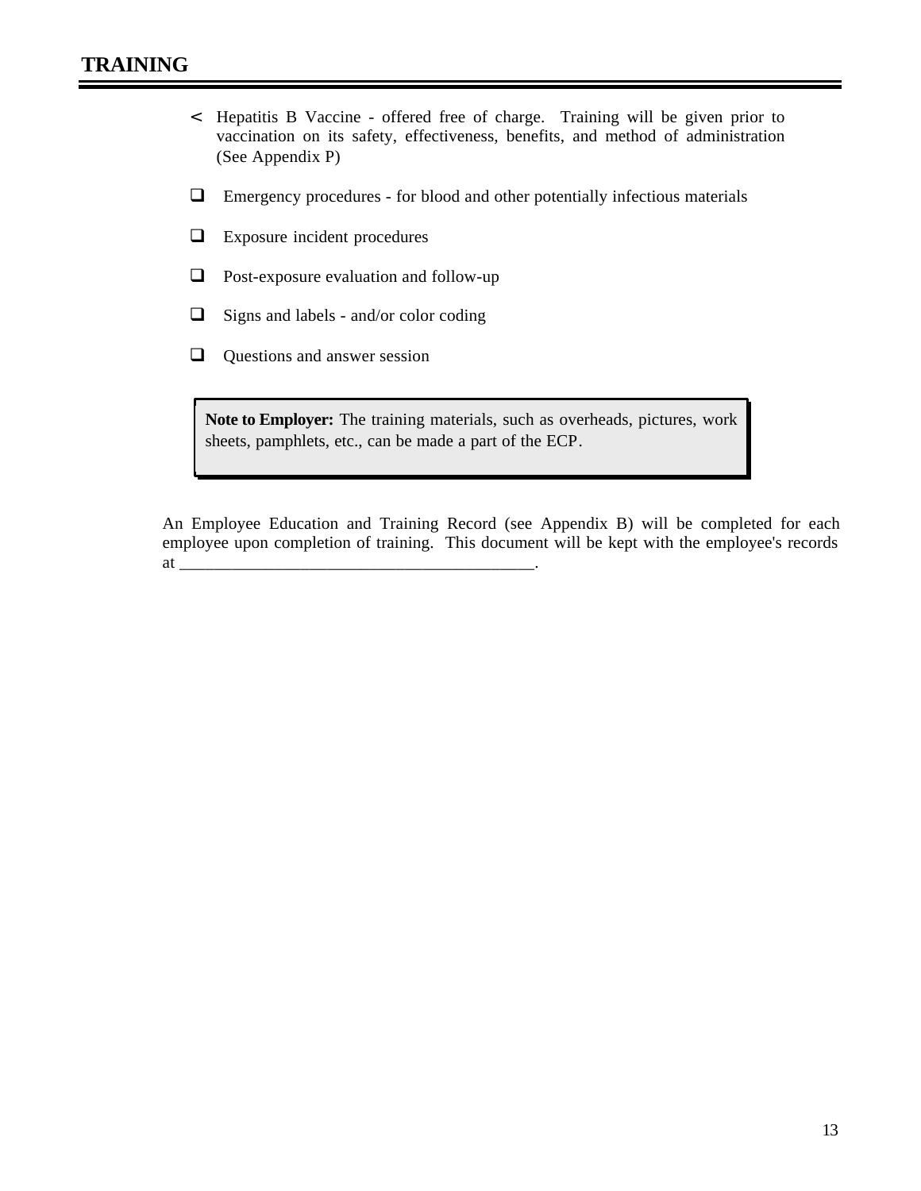## TRAINING

- < Hepatitis B Vaccine - offered free of charge. Training will be given prior to vaccination on its safety, effectiveness, benefits, and method of administration (See Appendix P)

- ❑ Emergency procedures - for blood and other potentially infectious materials

- ❑ Exposure incident procedures

- ❑ Post-exposure evaluation and follow-up

- ❑ Signs and labels - and/or color coding

- ❑ Questions and answer session

> **Note to Employer:** The training materials, such as overheads, pictures, work sheets, pamphlets, etc., can be made a part of the ECP.

An Employee Education and Training Record (see Appendix B) will be completed for each employee upon completion of training. This document will be kept with the employee's records at ________________________________________.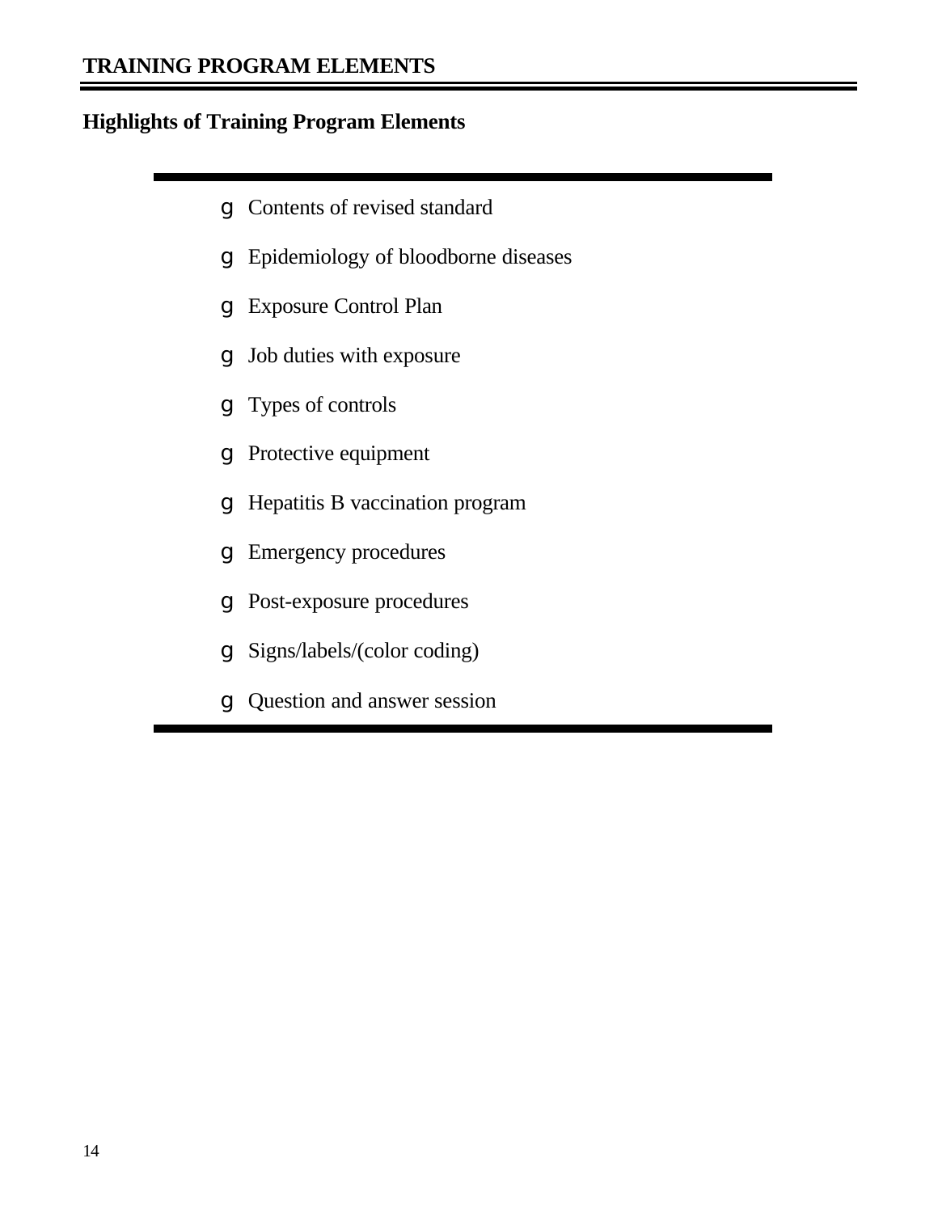## TRAINING PROGRAM ELEMENTS

### Highlights of Training Program Elements

- Contents of revised standard
- Epidemiology of bloodborne diseases
- Exposure Control Plan
- Job duties with exposure
- Types of controls
- Protective equipment
- Hepatitis B vaccination program
- Emergency procedures
- Post-exposure procedures
- Signs/labels/(color coding)
- Question and answer session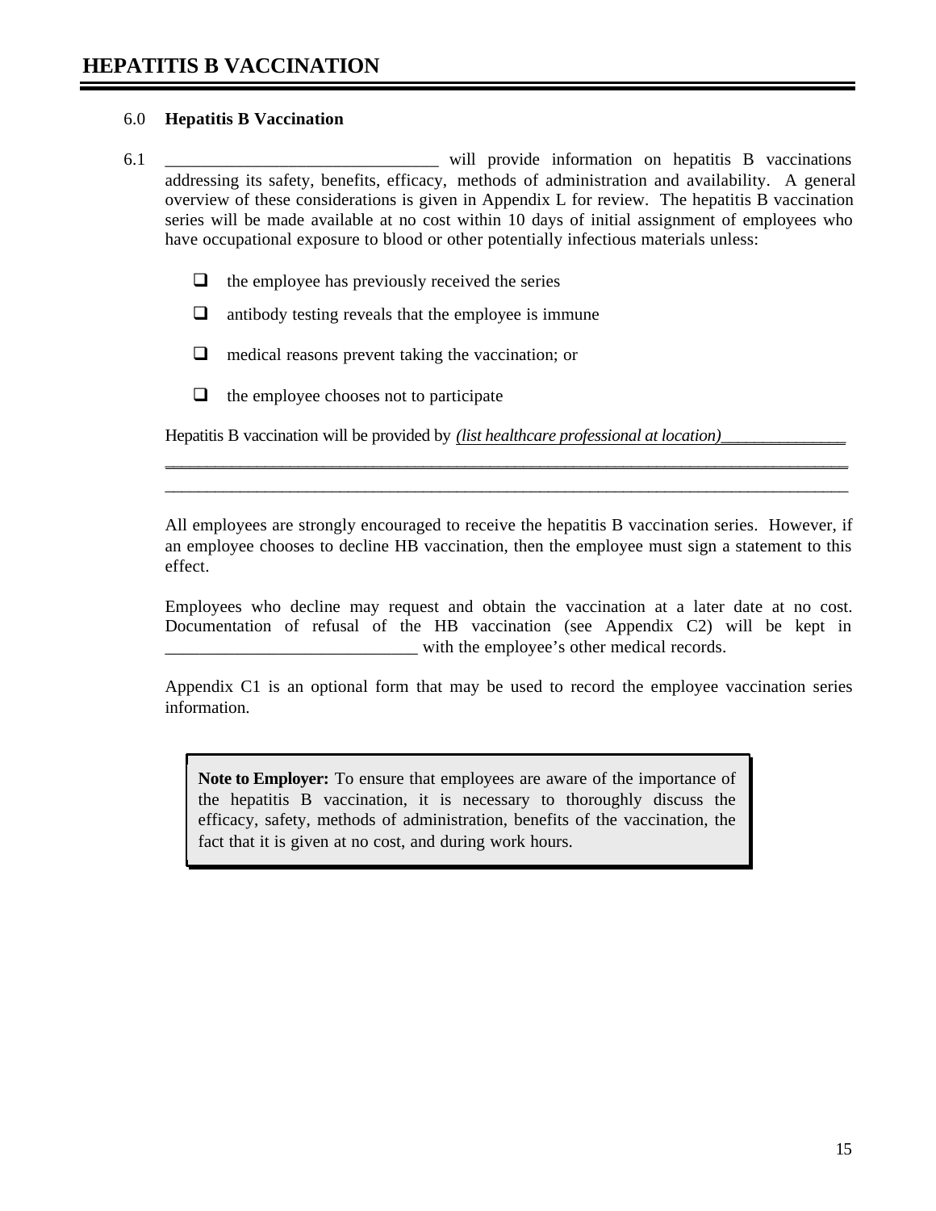# HEPATITIS B VACCINATION

6.0 **Hepatitis B Vaccination**

6.1 _______________________________ will provide information on hepatitis B vaccinations addressing its safety, benefits, efficacy, methods of administration and availability. A general overview of these considerations is given in Appendix L for review. The hepatitis B vaccination series will be made available at no cost within 10 days of initial assignment of employees who have occupational exposure to blood or other potentially infectious materials unless:

- ❑ the employee has previously received the series
- ❑ antibody testing reveals that the employee is immune
- ❑ medical reasons prevent taking the vaccination; or
- ❑ the employee chooses not to participate

Hepatitis B vaccination will be provided by *(list healthcare professional at location)*_______________

_____________________________________________________________________________

_____________________________________________________________________________

All employees are strongly encouraged to receive the hepatitis B vaccination series. However, if an employee chooses to decline HB vaccination, then the employee must sign a statement to this effect.

Employees who decline may request and obtain the vaccination at a later date at no cost. Documentation of refusal of the HB vaccination (see Appendix C2) will be kept in _____________________________ with the employee's other medical records.

Appendix C1 is an optional form that may be used to record the employee vaccination series information.

> **Note to Employer:** To ensure that employees are aware of the importance of the hepatitis B vaccination, it is necessary to thoroughly discuss the efficacy, safety, methods of administration, benefits of the vaccination, the fact that it is given at no cost, and during work hours.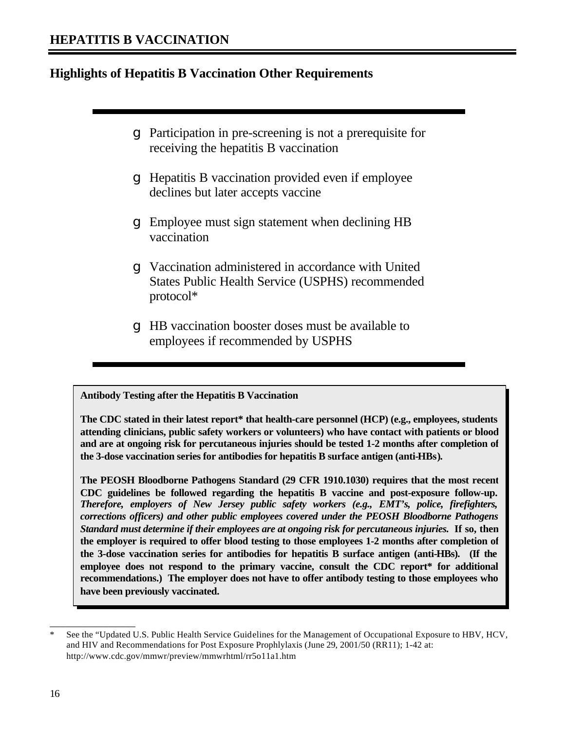# HEPATITIS B VACCINATION

## Highlights of Hepatitis B Vaccination Other Requirements

- Participation in pre-screening is not a prerequisite for receiving the hepatitis B vaccination
- Hepatitis B vaccination provided even if employee declines but later accepts vaccine
- Employee must sign statement when declining HB vaccination
- Vaccination administered in accordance with United States Public Health Service (USPHS) recommended protocol*
- HB vaccination booster doses must be available to employees if recommended by USPHS

**Antibody Testing after the Hepatitis B Vaccination**

**The CDC stated in their latest report* that health-care personnel (HCP) (e.g., employees, students attending clinicians, public safety workers or volunteers) who have contact with patients or blood and are at ongoing risk for percutaneous injuries should be tested 1-2 months after completion of the 3-dose vaccination series for antibodies for hepatitis B surface antigen (anti-HBs).**

**The PEOSH Bloodborne Pathogens Standard (29 CFR 1910.1030) requires that the most recent CDC guidelines be followed regarding the hepatitis B vaccine and post-exposure follow-up.** ***Therefore, employers of New Jersey public safety workers (e.g., EMT's, police, firefighters, corrections officers) and other public employees covered under the PEOSH Bloodborne Pathogens Standard must determine if their employees are at ongoing risk for percutaneous injuries.*** **If so, then the employer is required to offer blood testing to those employees 1-2 months after completion of the 3-dose vaccination series for antibodies for hepatitis B surface antigen (anti-HBs). (If the employee does not respond to the primary vaccine, consult the CDC report* for additional recommendations.) The employer does not have to offer antibody testing to those employees who have been previously vaccinated.**

---

\* See the "Updated U.S. Public Health Service Guidelines for the Management of Occupational Exposure to HBV, HCV, and HIV and Recommendations for Post Exposure Prophlylaxis (June 29, 2001/50 (RR11); 1-42 at: http://www.cdc.gov/mmwr/preview/mmwrhtml/rr5o11a1.htm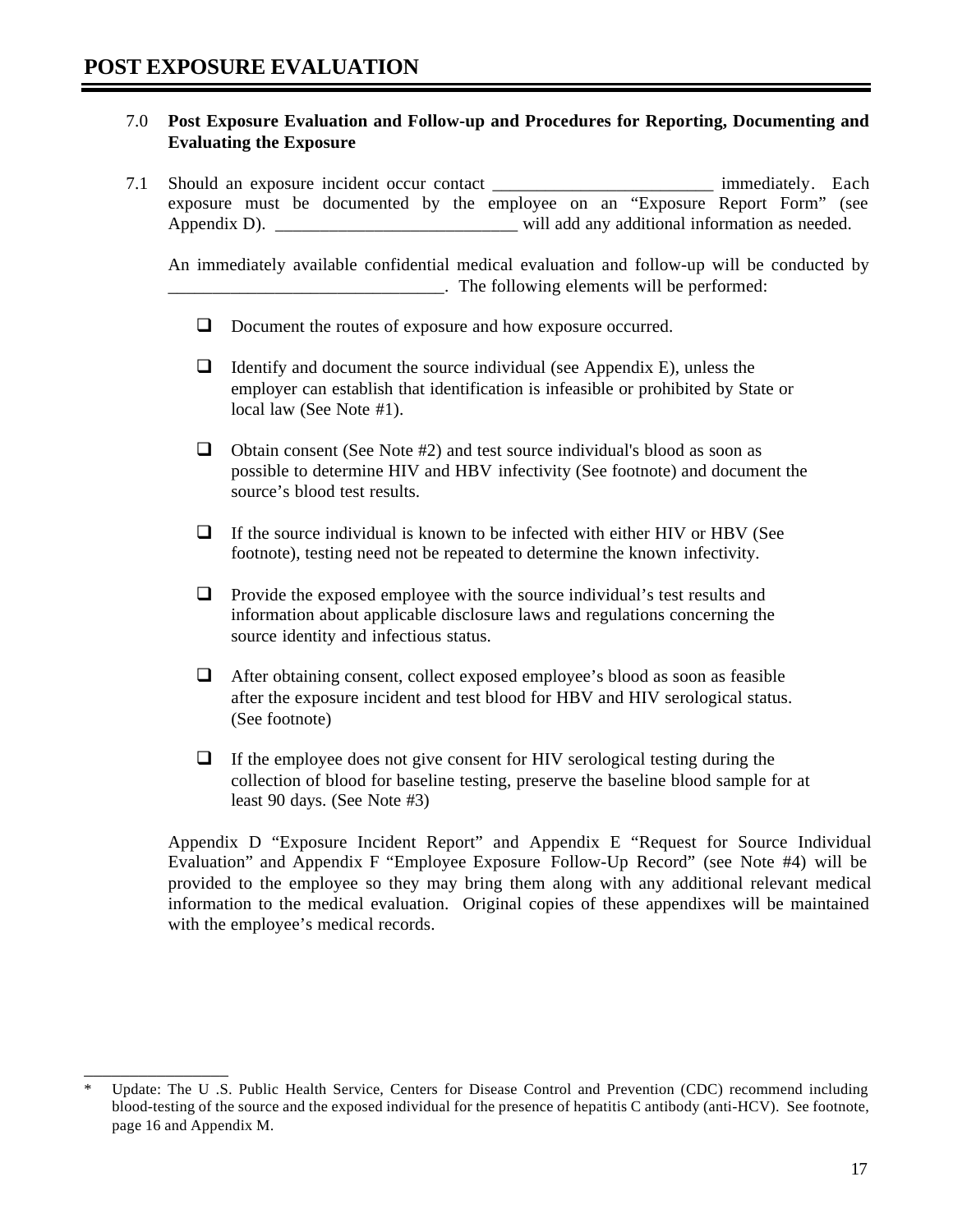# POST EXPOSURE EVALUATION

7.0 **Post Exposure Evaluation and Follow-up and Procedures for Reporting, Documenting and Evaluating the Exposure**

7.1 Should an exposure incident occur contact _________________________ immediately. Each exposure must be documented by the employee on an "Exposure Report Form" (see Appendix D). ___________________________ will add any additional information as needed.

An immediately available confidential medical evaluation and follow-up will be conducted by _______________________________. The following elements will be performed:

- ❑ Document the routes of exposure and how exposure occurred.
- ❑ Identify and document the source individual (see Appendix E), unless the employer can establish that identification is infeasible or prohibited by State or local law (See Note #1).
- ❑ Obtain consent (See Note #2) and test source individual's blood as soon as possible to determine HIV and HBV infectivity (See footnote) and document the source's blood test results.
- ❑ If the source individual is known to be infected with either HIV or HBV (See footnote), testing need not be repeated to determine the known infectivity.
- ❑ Provide the exposed employee with the source individual's test results and information about applicable disclosure laws and regulations concerning the source identity and infectious status.
- ❑ After obtaining consent, collect exposed employee's blood as soon as feasible after the exposure incident and test blood for HBV and HIV serological status. (See footnote)
- ❑ If the employee does not give consent for HIV serological testing during the collection of blood for baseline testing, preserve the baseline blood sample for at least 90 days. (See Note #3)

Appendix D "Exposure Incident Report" and Appendix E "Request for Source Individual Evaluation" and Appendix F "Employee Exposure Follow-Up Record" (see Note #4) will be provided to the employee so they may bring them along with any additional relevant medical information to the medical evaluation. Original copies of these appendixes will be maintained with the employee's medical records.

---

\* Update: The U .S. Public Health Service, Centers for Disease Control and Prevention (CDC) recommend including blood-testing of the source and the exposed individual for the presence of hepatitis C antibody (anti-HCV). See footnote, page 16 and Appendix M.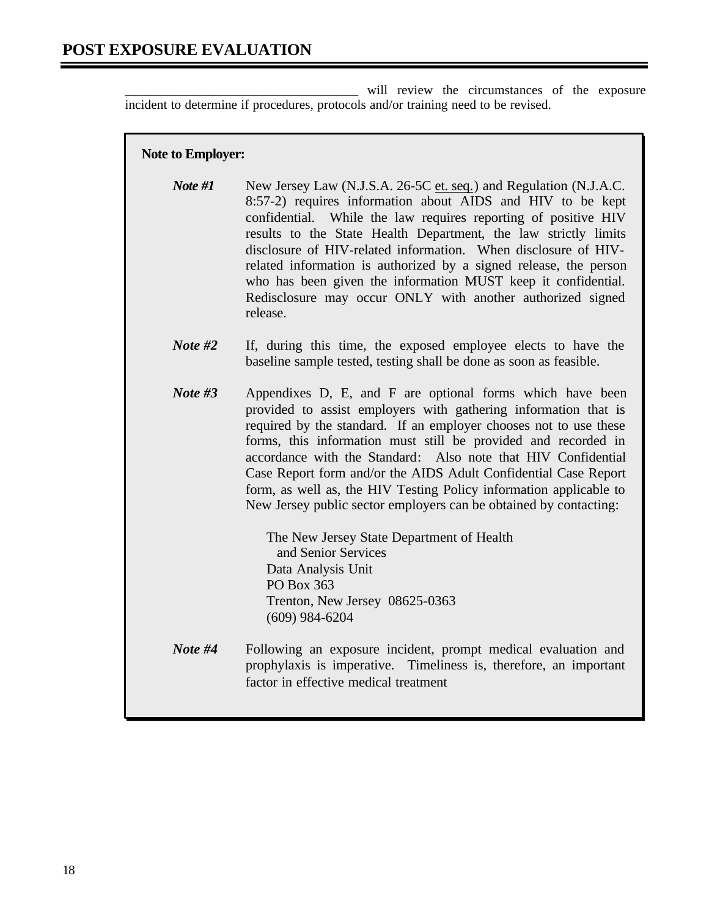## POST EXPOSURE EVALUATION

___________________________________ will review the circumstances of the exposure incident to determine if procedures, protocols and/or training need to be revised.

**Note to Employer:**

***Note #1*** New Jersey Law (N.J.S.A. 26-5C et. seq.) and Regulation (N.J.A.C. 8:57-2) requires information about AIDS and HIV to be kept confidential. While the law requires reporting of positive HIV results to the State Health Department, the law strictly limits disclosure of HIV-related information. When disclosure of HIV-related information is authorized by a signed release, the person who has been given the information MUST keep it confidential. Redisclosure may occur ONLY with another authorized signed release.

***Note #2*** If, during this time, the exposed employee elects to have the baseline sample tested, testing shall be done as soon as feasible.

***Note #3*** Appendixes D, E, and F are optional forms which have been provided to assist employers with gathering information that is required by the standard. If an employer chooses not to use these forms, this information must still be provided and recorded in accordance with the Standard: Also note that HIV Confidential Case Report form and/or the AIDS Adult Confidential Case Report form, as well as, the HIV Testing Policy information applicable to New Jersey public sector employers can be obtained by contacting:

The New Jersey State Department of Health
and Senior Services
Data Analysis Unit
PO Box 363
Trenton, New Jersey 08625-0363
(609) 984-6204

***Note #4*** Following an exposure incident, prompt medical evaluation and prophylaxis is imperative. Timeliness is, therefore, an important factor in effective medical treatment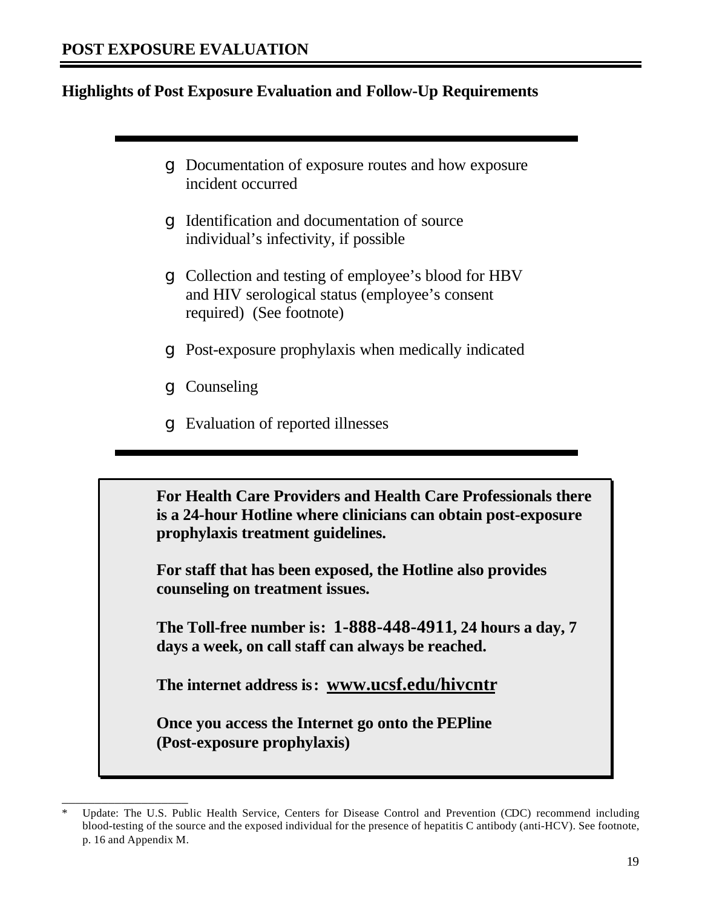## POST EXPOSURE EVALUATION

### Highlights of Post Exposure Evaluation and Follow-Up Requirements

- Documentation of exposure routes and how exposure incident occurred
- Identification and documentation of source individual's infectivity, if possible
- Collection and testing of employee's blood for HBV and HIV serological status (employee's consent required) (See footnote)
- Post-exposure prophylaxis when medically indicated
- Counseling
- Evaluation of reported illnesses

**For Health Care Providers and Health Care Professionals there is a 24-hour Hotline where clinicians can obtain post-exposure prophylaxis treatment guidelines.**

**For staff that has been exposed, the Hotline also provides counseling on treatment issues.**

**The Toll-free number is: 1-888-448-4911, 24 hours a day, 7 days a week, on call staff can always be reached.**

**The internet address is: www.ucsf.edu/hivcntr**

**Once you access the Internet go onto the PEPline (Post-exposure prophylaxis)**

---

\* Update: The U.S. Public Health Service, Centers for Disease Control and Prevention (CDC) recommend including blood-testing of the source and the exposed individual for the presence of hepatitis C antibody (anti-HCV). See footnote, p. 16 and Appendix M.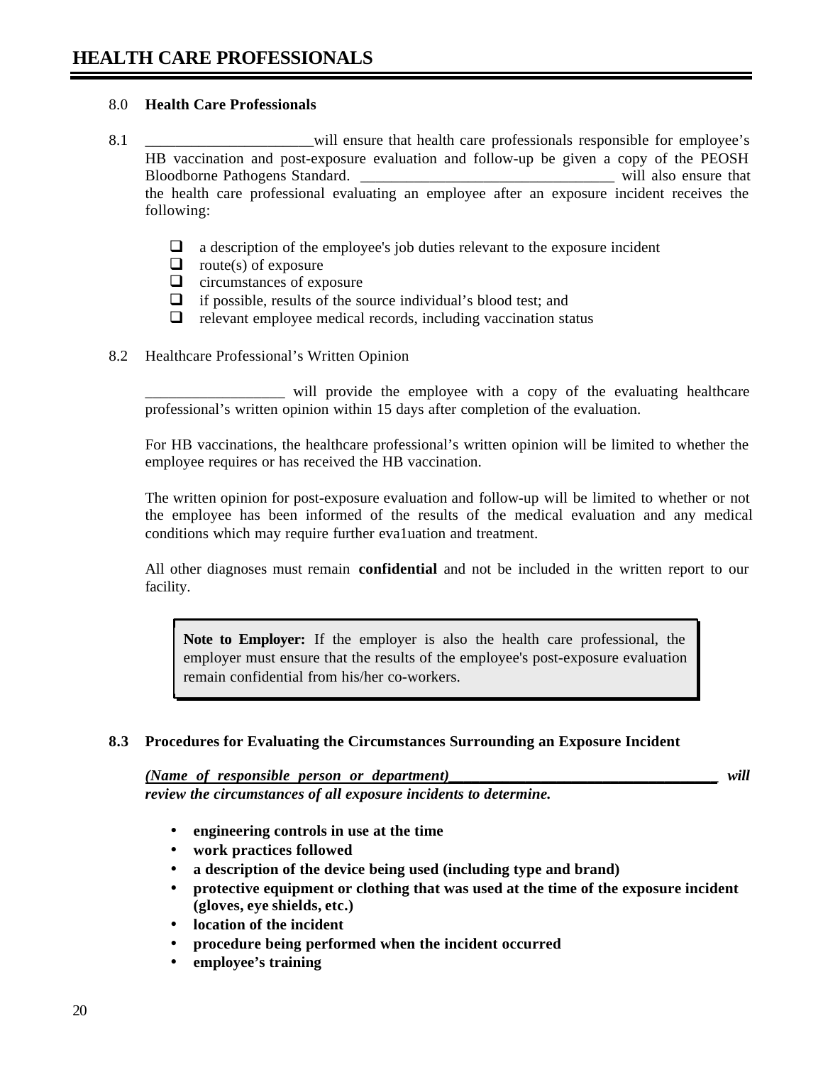# HEALTH CARE PROFESSIONALS

8.0 **Health Care Professionals**

8.1 ______________________will ensure that health care professionals responsible for employee's HB vaccination and post-exposure evaluation and follow-up be given a copy of the PEOSH Bloodborne Pathogens Standard. __________________________________ will also ensure that the health care professional evaluating an employee after an exposure incident receives the following:

- ❑ a description of the employee's job duties relevant to the exposure incident
- ❑ route(s) of exposure
- ❑ circumstances of exposure
- ❑ if possible, results of the source individual's blood test; and
- ❑ relevant employee medical records, including vaccination status

8.2 Healthcare Professional's Written Opinion

__________________ will provide the employee with a copy of the evaluating healthcare professional's written opinion within 15 days after completion of the evaluation.

For HB vaccinations, the healthcare professional's written opinion will be limited to whether the employee requires or has received the HB vaccination.

The written opinion for post-exposure evaluation and follow-up will be limited to whether or not the employee has been informed of the results of the medical evaluation and any medical conditions which may require further eva1uation and treatment.

All other diagnoses must remain **confidential** and not be included in the written report to our facility.

> **Note to Employer:** If the employer is also the health care professional, the employer must ensure that the results of the employee's post-exposure evaluation remain confidential from his/her co-workers.

**8.3 Procedures for Evaluating the Circumstances Surrounding an Exposure Incident**

***(Name of responsible person or department)____________________________________ will review the circumstances of all exposure incidents to determine.***

- **engineering controls in use at the time**
- **work practices followed**
- **a description of the device being used (including type and brand)**
- **protective equipment or clothing that was used at the time of the exposure incident (gloves, eye shields, etc.)**
- **location of the incident**
- **procedure being performed when the incident occurred**
- **employee's training**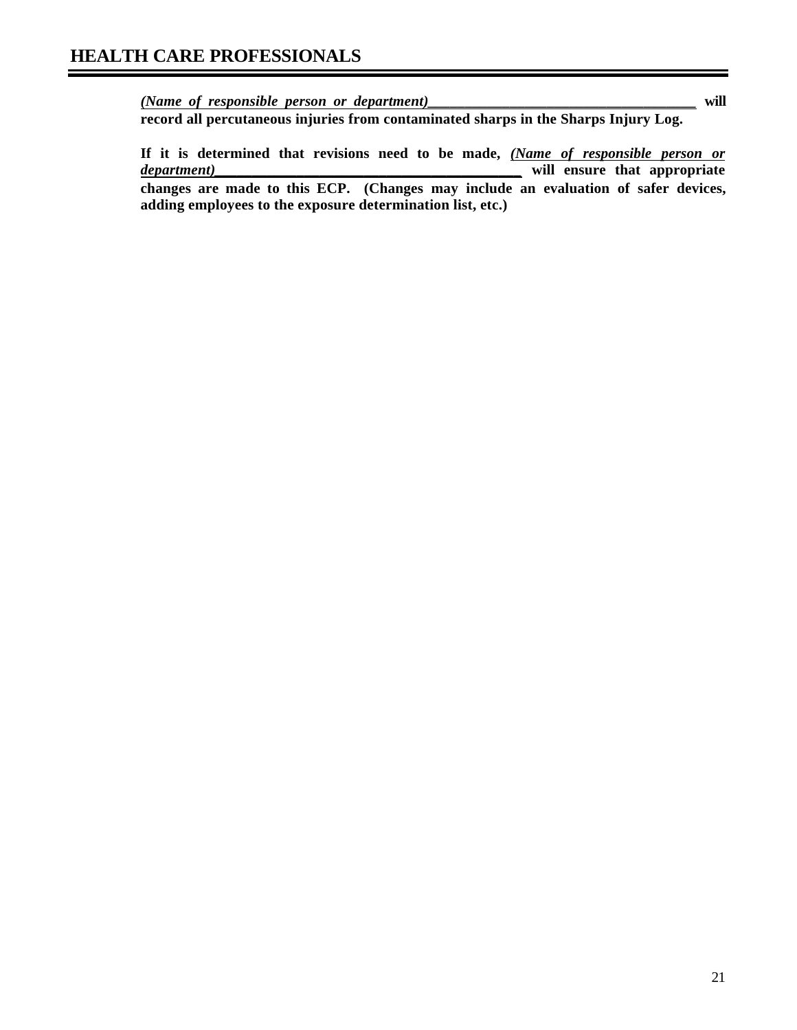**(*Name of responsible person or department*)______________________________________ will record all percutaneous injuries from contaminated sharps in the Sharps Injury Log.**

**If it is determined that revisions need to be made, (*Name of responsible person or department*)__________________________________________ will ensure that appropriate changes are made to this ECP. (Changes may include an evaluation of safer devices, adding employees to the exposure determination list, etc.)**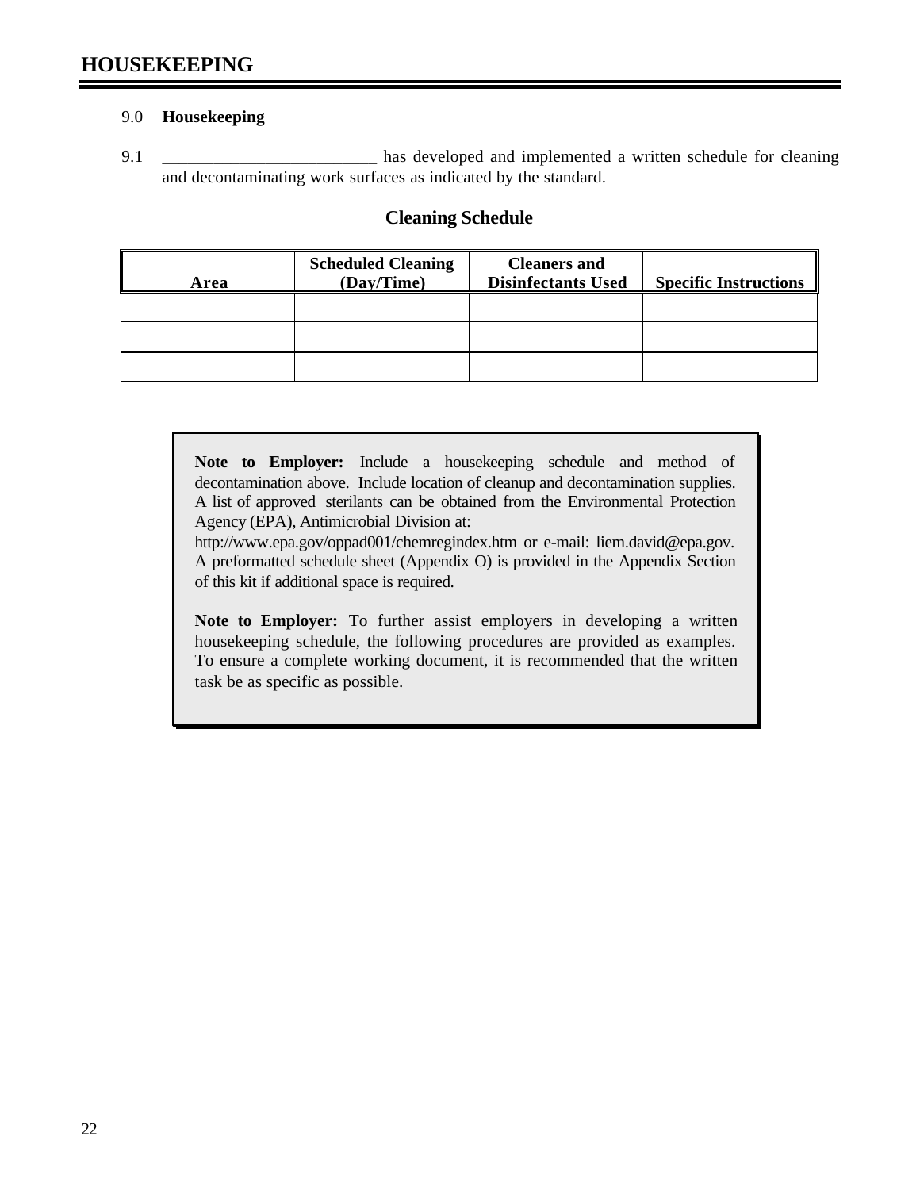# HOUSEKEEPING

9.0 **Housekeeping**

9.1 _________________________ has developed and implemented a written schedule for cleaning and decontaminating work surfaces as indicated by the standard.

## Cleaning Schedule

| Area | Scheduled Cleaning (Day/Time) | Cleaners and Disinfectants Used | Specific Instructions |
|---|---|---|---|
| | | | |
| | | | |
| | | | |

**Note to Employer:** Include a housekeeping schedule and method of decontamination above. Include location of cleanup and decontamination supplies. A list of approved sterilants can be obtained from the Environmental Protection Agency (EPA), Antimicrobial Division at: http://www.epa.gov/oppad001/chemregindex.htm or e-mail: liem.david@epa.gov. A preformatted schedule sheet (Appendix O) is provided in the Appendix Section of this kit if additional space is required.

**Note to Employer:** To further assist employers in developing a written housekeeping schedule, the following procedures are provided as examples. To ensure a complete working document, it is recommended that the written task be as specific as possible.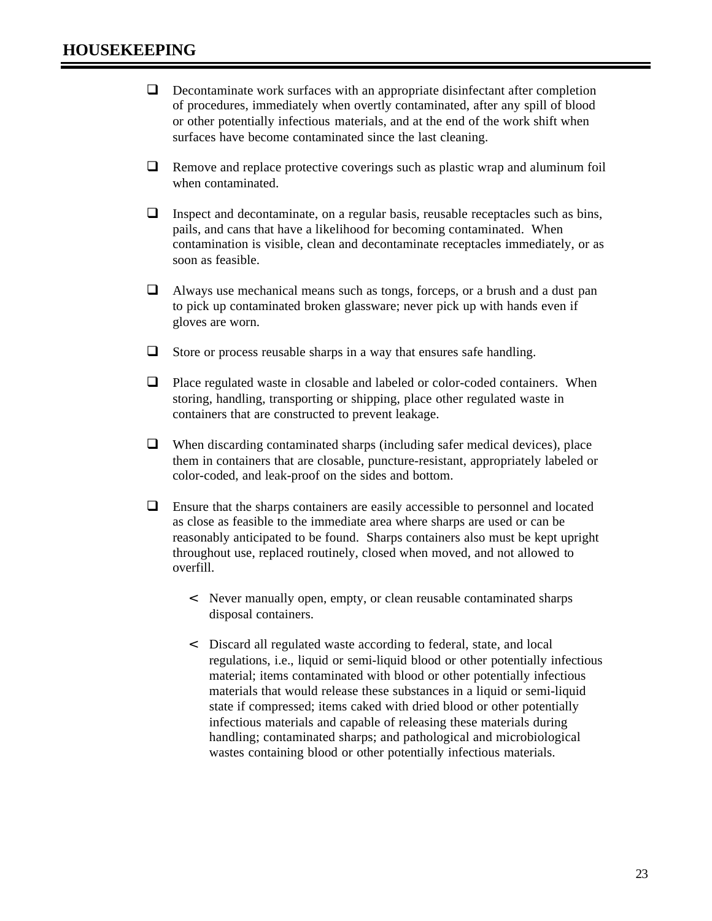## HOUSEKEEPING

- Decontaminate work surfaces with an appropriate disinfectant after completion of procedures, immediately when overtly contaminated, after any spill of blood or other potentially infectious materials, and at the end of the work shift when surfaces have become contaminated since the last cleaning.

- Remove and replace protective coverings such as plastic wrap and aluminum foil when contaminated.

- Inspect and decontaminate, on a regular basis, reusable receptacles such as bins, pails, and cans that have a likelihood for becoming contaminated. When contamination is visible, clean and decontaminate receptacles immediately, or as soon as feasible.

- Always use mechanical means such as tongs, forceps, or a brush and a dust pan to pick up contaminated broken glassware; never pick up with hands even if gloves are worn.

- Store or process reusable sharps in a way that ensures safe handling.

- Place regulated waste in closable and labeled or color-coded containers. When storing, handling, transporting or shipping, place other regulated waste in containers that are constructed to prevent leakage.

- When discarding contaminated sharps (including safer medical devices), place them in containers that are closable, puncture-resistant, appropriately labeled or color-coded, and leak-proof on the sides and bottom.

- Ensure that the sharps containers are easily accessible to personnel and located as close as feasible to the immediate area where sharps are used or can be reasonably anticipated to be found. Sharps containers also must be kept upright throughout use, replaced routinely, closed when moved, and not allowed to overfill.

  - Never manually open, empty, or clean reusable contaminated sharps disposal containers.

  - Discard all regulated waste according to federal, state, and local regulations, i.e., liquid or semi-liquid blood or other potentially infectious material; items contaminated with blood or other potentially infectious materials that would release these substances in a liquid or semi-liquid state if compressed; items caked with dried blood or other potentially infectious materials and capable of releasing these materials during handling; contaminated sharps; and pathological and microbiological wastes containing blood or other potentially infectious materials.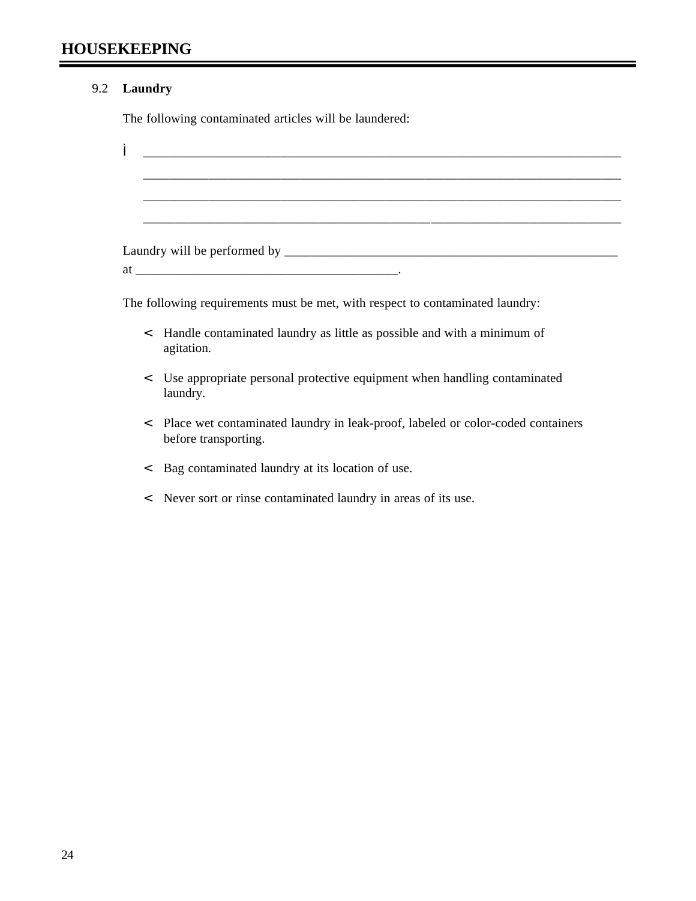## 9.2 Laundry

The following contaminated articles will be laundered:

- ______________________________________________________________________________
  ______________________________________________________________________________
  ______________________________________________________________________________
  ______________________________________________________________________________

Laundry will be performed by ______________________________________________________
at ________________________________________.

The following requirements must be met, with respect to contaminated laundry:

- Handle contaminated laundry as little as possible and with a minimum of agitation.
- Use appropriate personal protective equipment when handling contaminated laundry.
- Place wet contaminated laundry in leak-proof, labeled or color-coded containers before transporting.
- Bag contaminated laundry at its location of use.
- Never sort or rinse contaminated laundry in areas of its use.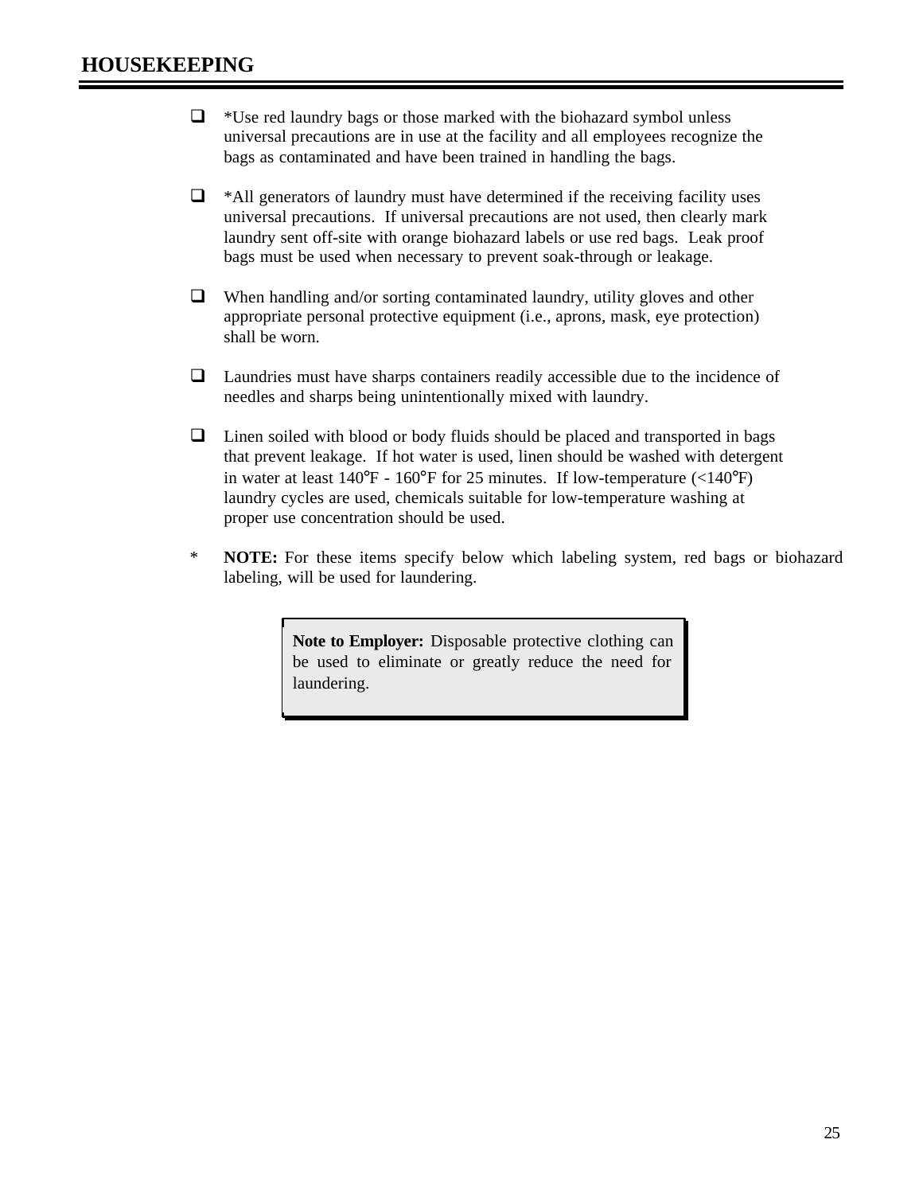## HOUSEKEEPING

- *Use red laundry bags or those marked with the biohazard symbol unless universal precautions are in use at the facility and all employees recognize the bags as contaminated and have been trained in handling the bags.

- *All generators of laundry must have determined if the receiving facility uses universal precautions. If universal precautions are not used, then clearly mark laundry sent off-site with orange biohazard labels or use red bags. Leak proof bags must be used when necessary to prevent soak-through or leakage.

- When handling and/or sorting contaminated laundry, utility gloves and other appropriate personal protective equipment (i.e., aprons, mask, eye protection) shall be worn.

- Laundries must have sharps containers readily accessible due to the incidence of needles and sharps being unintentionally mixed with laundry.

- Linen soiled with blood or body fluids should be placed and transported in bags that prevent leakage. If hot water is used, linen should be washed with detergent in water at least 140°F - 160°F for 25 minutes. If low-temperature (<140°F) laundry cycles are used, chemicals suitable for low-temperature washing at proper use concentration should be used.

\* **NOTE:** For these items specify below which labeling system, red bags or biohazard labeling, will be used for laundering.

> **Note to Employer:** Disposable protective clothing can be used to eliminate or greatly reduce the need for laundering.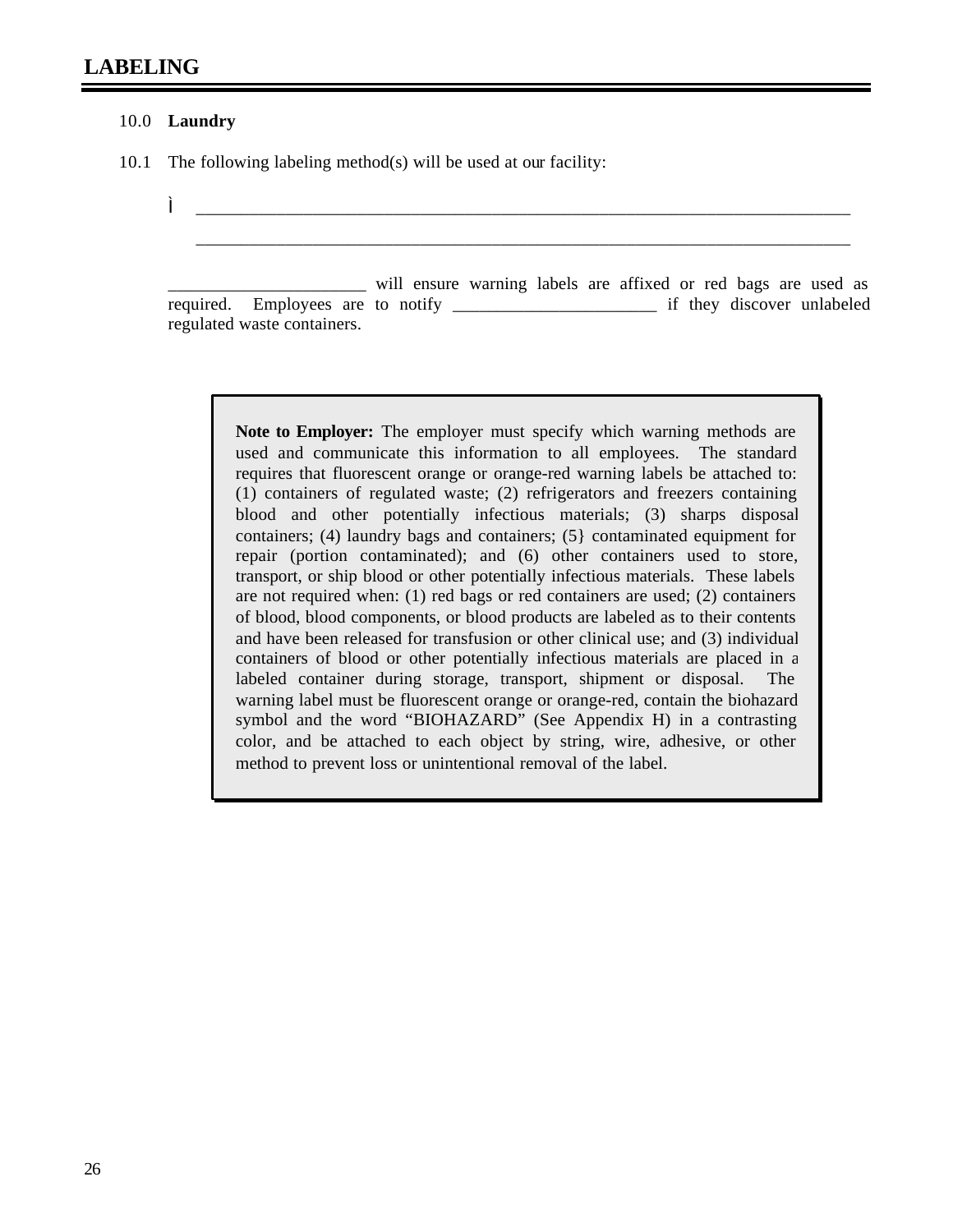# LABELING

10.0 **Laundry**

10.1 The following labeling method(s) will be used at our facility:

Ì ___________________________________________________________________________

___________________________________________________________________________

_______________________ will ensure warning labels are affixed or red bags are used as required. Employees are to notify _______________________ if they discover unlabeled regulated waste containers.

> **Note to Employer:** The employer must specify which warning methods are used and communicate this information to all employees. The standard requires that fluorescent orange or orange-red warning labels be attached to: (1) containers of regulated waste; (2) refrigerators and freezers containing blood and other potentially infectious materials; (3) sharps disposal containers; (4) laundry bags and containers; (5} contaminated equipment for repair (portion contaminated); and (6) other containers used to store, transport, or ship blood or other potentially infectious materials. These labels are not required when: (1) red bags or red containers are used; (2) containers of blood, blood components, or blood products are labeled as to their contents and have been released for transfusion or other clinical use; and (3) individual containers of blood or other potentially infectious materials are placed in a labeled container during storage, transport, shipment or disposal. The warning label must be fluorescent orange or orange-red, contain the biohazard symbol and the word "BIOHAZARD" (See Appendix H) in a contrasting color, and be attached to each object by string, wire, adhesive, or other method to prevent loss or unintentional removal of the label.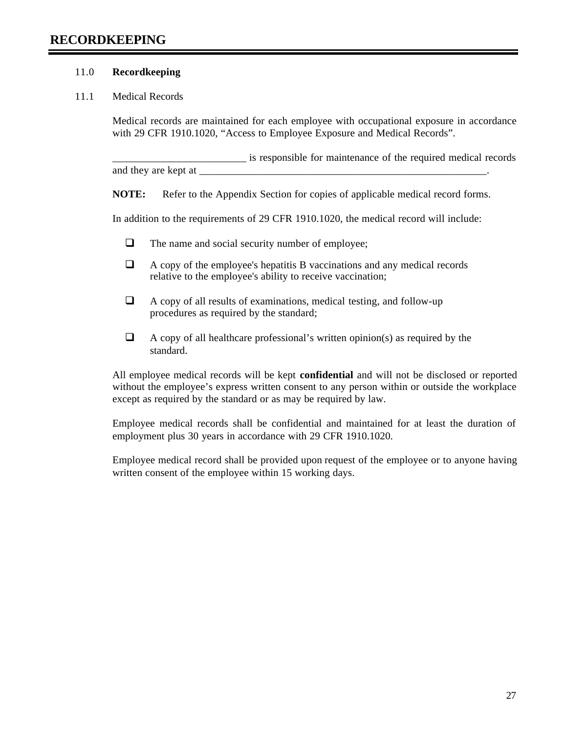# RECORDKEEPING

## 11.0 Recordkeeping

### 11.1 Medical Records

Medical records are maintained for each employee with occupational exposure in accordance with 29 CFR 1910.1020, "Access to Employee Exposure and Medical Records".

_________________________ is responsible for maintenance of the required medical records and they are kept at ______________________________________________________.

**NOTE:** Refer to the Appendix Section for copies of applicable medical record forms.

In addition to the requirements of 29 CFR 1910.1020, the medical record will include:

- ❑ The name and social security number of employee;
- ❑ A copy of the employee's hepatitis B vaccinations and any medical records relative to the employee's ability to receive vaccination;
- ❑ A copy of all results of examinations, medical testing, and follow-up procedures as required by the standard;
- ❑ A copy of all healthcare professional's written opinion(s) as required by the standard.

All employee medical records will be kept **confidential** and will not be disclosed or reported without the employee's express written consent to any person within or outside the workplace except as required by the standard or as may be required by law.

Employee medical records shall be confidential and maintained for at least the duration of employment plus 30 years in accordance with 29 CFR 1910.1020.

Employee medical record shall be provided upon request of the employee or to anyone having written consent of the employee within 15 working days.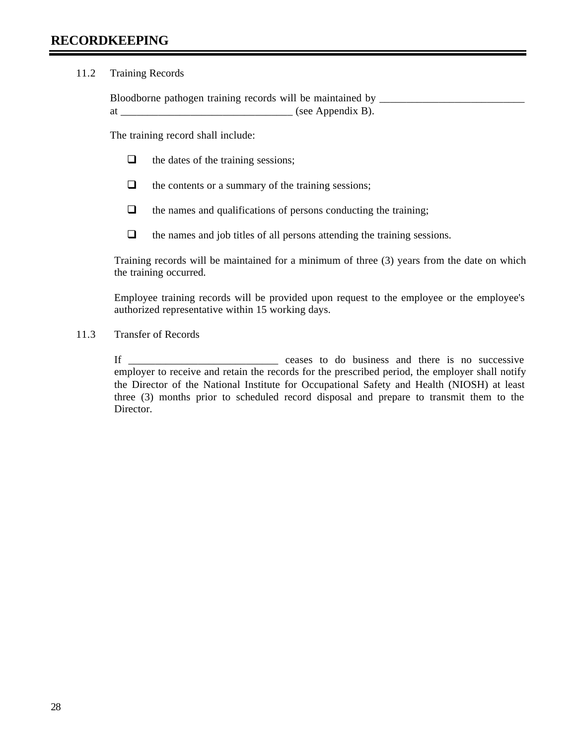## RECORDKEEPING

### 11.2 Training Records

Bloodborne pathogen training records will be maintained by ___________________________ at _______________________________ (see Appendix B).

The training record shall include:

- ☐ the dates of the training sessions;
- ☐ the contents or a summary of the training sessions;
- ☐ the names and qualifications of persons conducting the training;
- ☐ the names and job titles of all persons attending the training sessions.

Training records will be maintained for a minimum of three (3) years from the date on which the training occurred.

Employee training records will be provided upon request to the employee or the employee's authorized representative within 15 working days.

### 11.3 Transfer of Records

If ____________________________ ceases to do business and there is no successive employer to receive and retain the records for the prescribed period, the employer shall notify the Director of the National Institute for Occupational Safety and Health (NIOSH) at least three (3) months prior to scheduled record disposal and prepare to transmit them to the Director.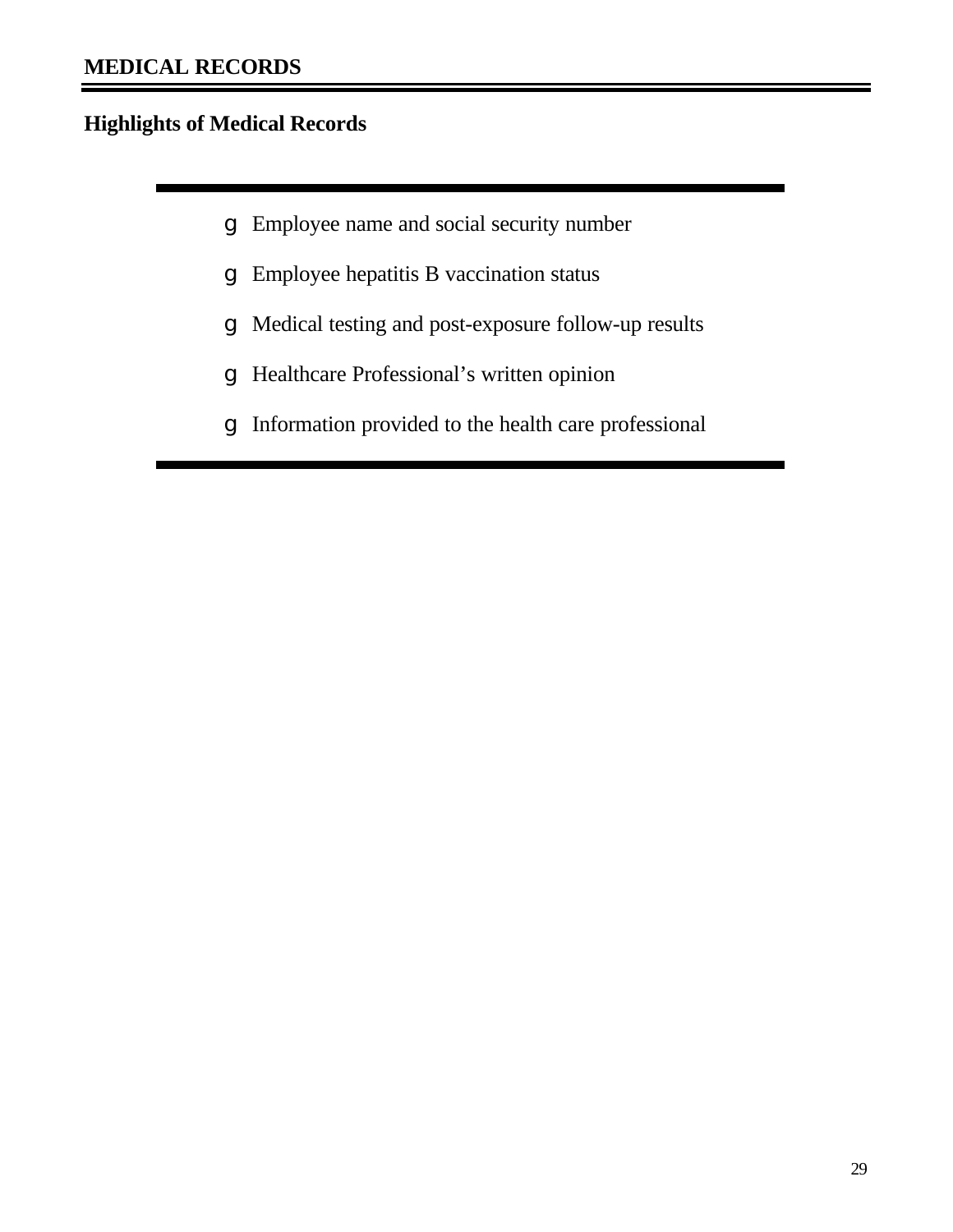# MEDICAL RECORDS

## Highlights of Medical Records

- Employee name and social security number
- Employee hepatitis B vaccination status
- Medical testing and post-exposure follow-up results
- Healthcare Professional’s written opinion
- Information provided to the health care professional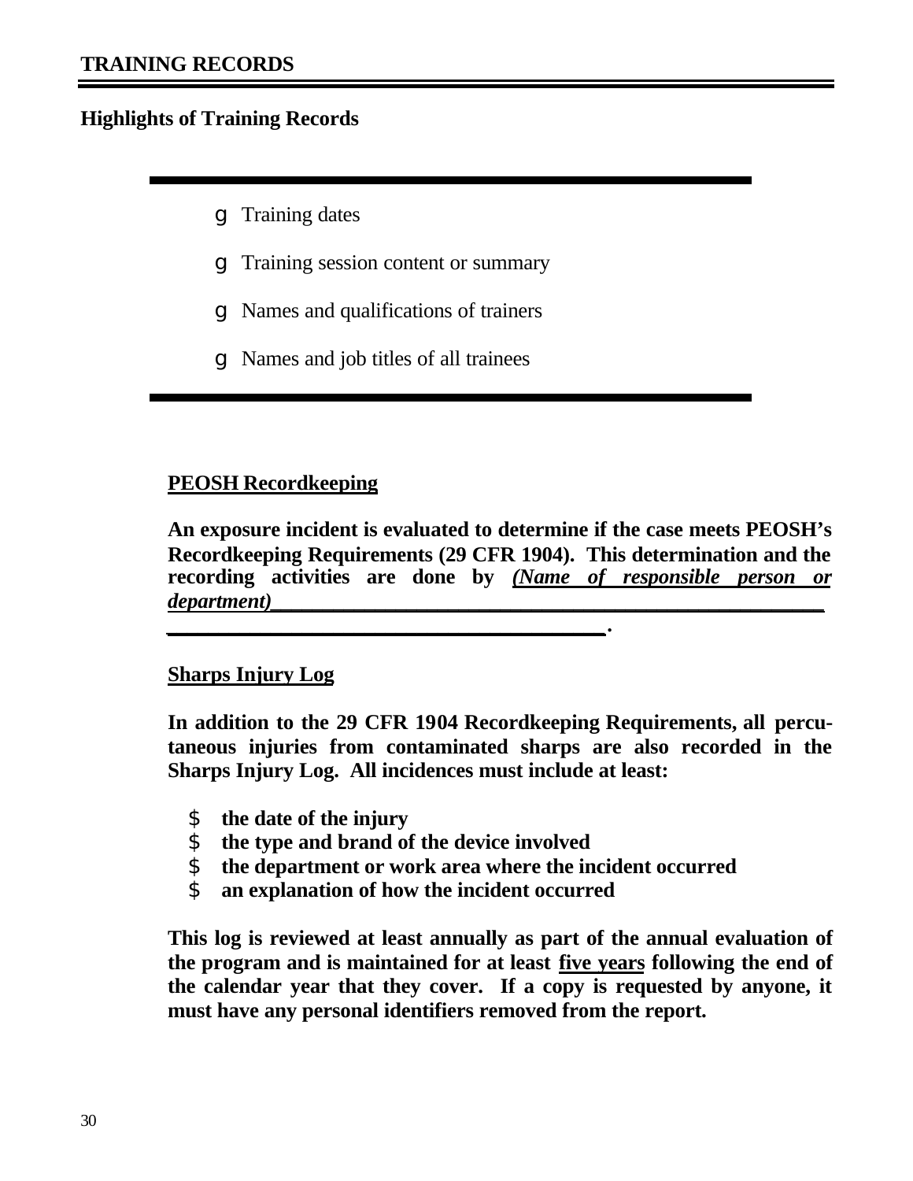# TRAINING RECORDS

## Highlights of Training Records

- Training dates
- Training session content or summary
- Names and qualifications of trainers
- Names and job titles of all trainees

### PEOSH Recordkeeping

**An exposure incident is evaluated to determine if the case meets PEOSH's Recordkeeping Requirements (29 CFR 1904). This determination and the recording activities are done by *(Name of responsible person or department)*_______________________________________________________ ________________________________________.**

### Sharps Injury Log

**In addition to the 29 CFR 1904 Recordkeeping Requirements, all percutaneous injuries from contaminated sharps are also recorded in the Sharps Injury Log. All incidences must include at least:**

- **the date of the injury**
- **the type and brand of the device involved**
- **the department or work area where the incident occurred**
- **an explanation of how the incident occurred**

**This log is reviewed at least annually as part of the annual evaluation of the program and is maintained for at least five years following the end of the calendar year that they cover. If a copy is requested by anyone, it must have any personal identifiers removed from the report.**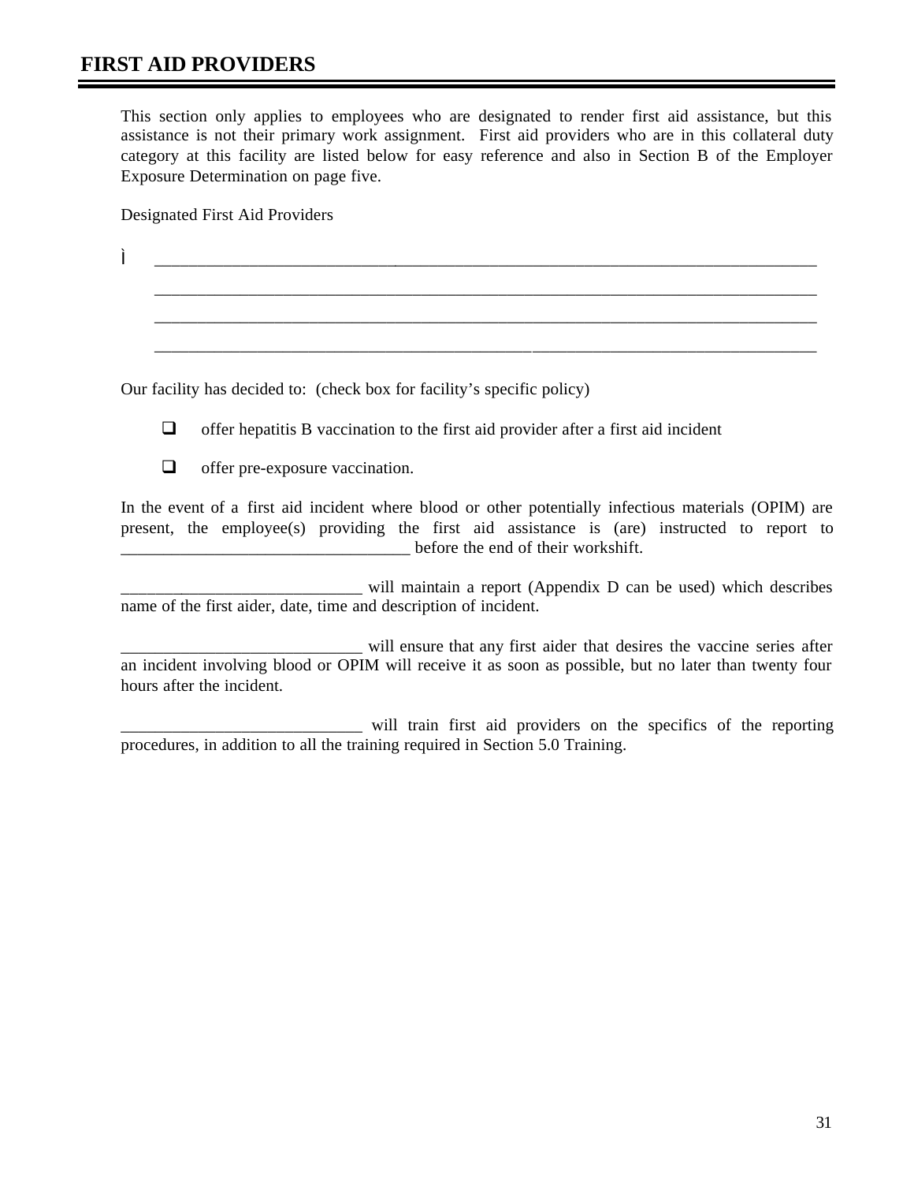## FIRST AID PROVIDERS

This section only applies to employees who are designated to render first aid assistance, but this assistance is not their primary work assignment. First aid providers who are in this collateral duty category at this facility are listed below for easy reference and also in Section B of the Employer Exposure Determination on page five.

Designated First Aid Providers

- ____________________________________________________________________________

  ____________________________________________________________________________

  ____________________________________________________________________________

  ____________________________________________________________________________

Our facility has decided to: (check box for facility's specific policy)

- ☐ offer hepatitis B vaccination to the first aid provider after a first aid incident
- ☐ offer pre-exposure vaccination.

In the event of a first aid incident where blood or other potentially infectious materials (OPIM) are present, the employee(s) providing the first aid assistance is (are) instructed to report to __________________________________ before the end of their workshift.

____________________________ will maintain a report (Appendix D can be used) which describes name of the first aider, date, time and description of incident.

____________________________ will ensure that any first aider that desires the vaccine series after an incident involving blood or OPIM will receive it as soon as possible, but no later than twenty four hours after the incident.

____________________________ will train first aid providers on the specifics of the reporting procedures, in addition to all the training required in Section 5.0 Training.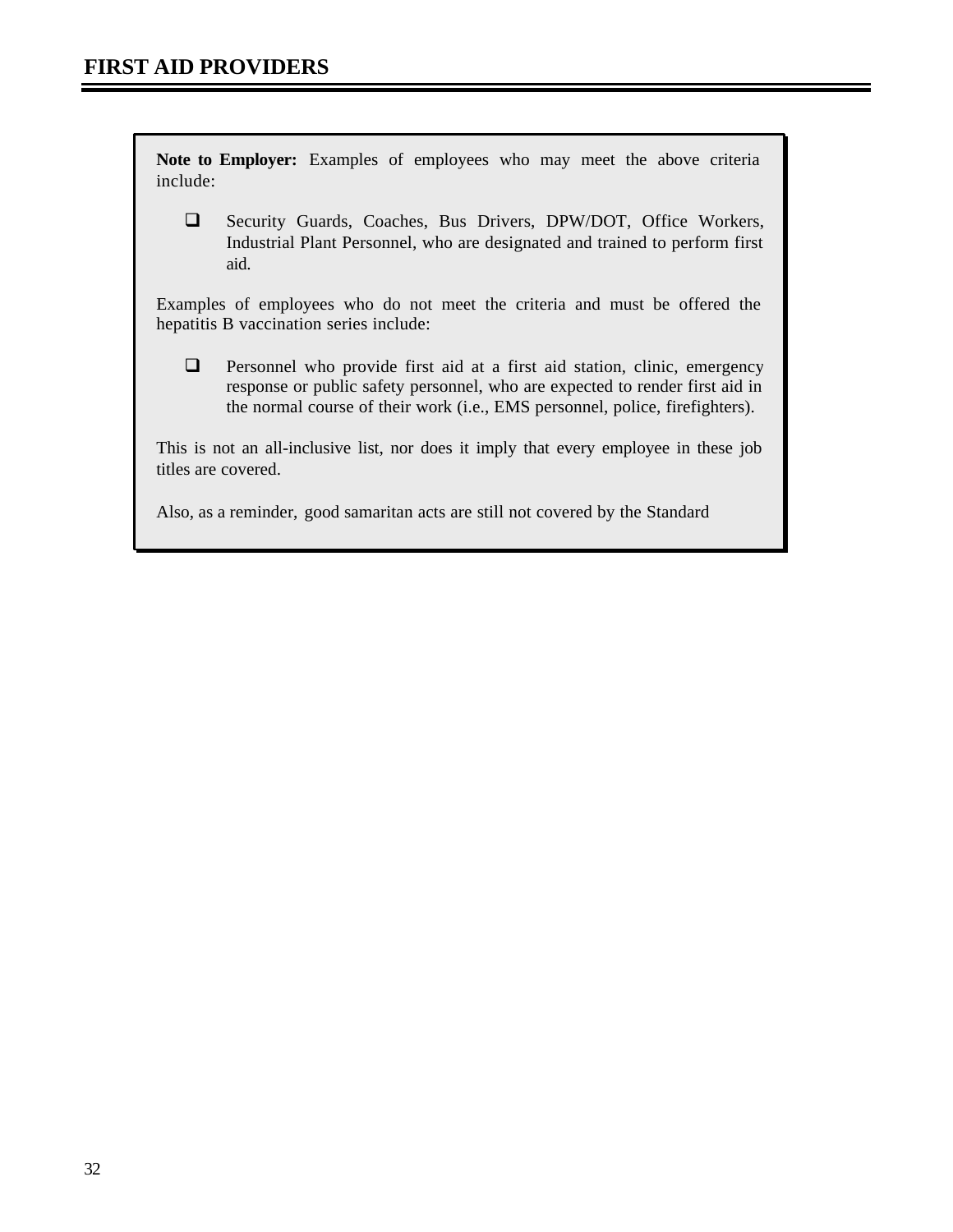## FIRST AID PROVIDERS

**Note to Employer:** Examples of employees who may meet the above criteria include:

- Security Guards, Coaches, Bus Drivers, DPW/DOT, Office Workers, Industrial Plant Personnel, who are designated and trained to perform first aid.

Examples of employees who do not meet the criteria and must be offered the hepatitis B vaccination series include:

- Personnel who provide first aid at a first aid station, clinic, emergency response or public safety personnel, who are expected to render first aid in the normal course of their work (i.e., EMS personnel, police, firefighters).

This is not an all-inclusive list, nor does it imply that every employee in these job titles are covered.

Also, as a reminder, good samaritan acts are still not covered by the Standard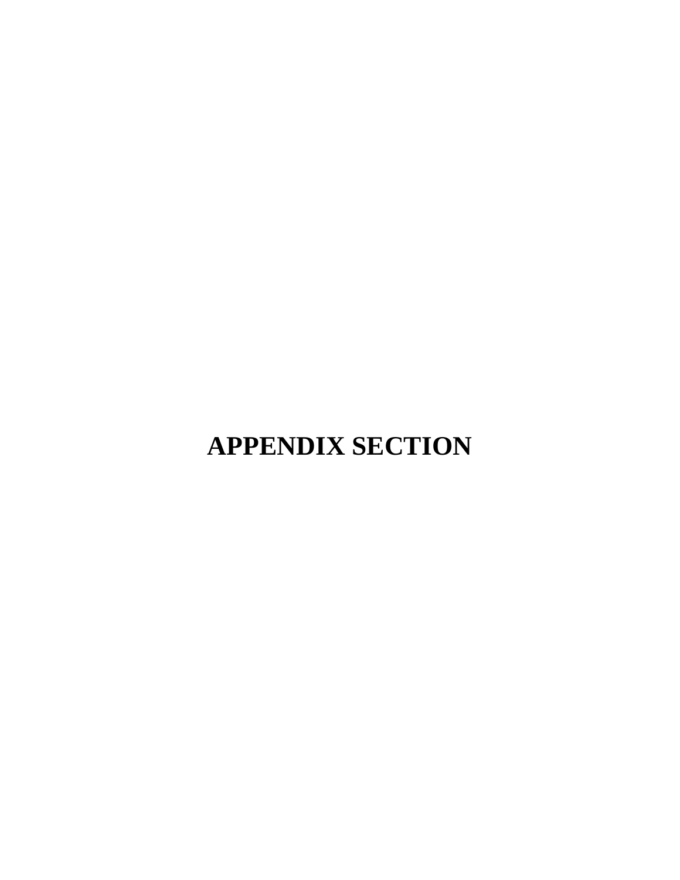# APPENDIX SECTION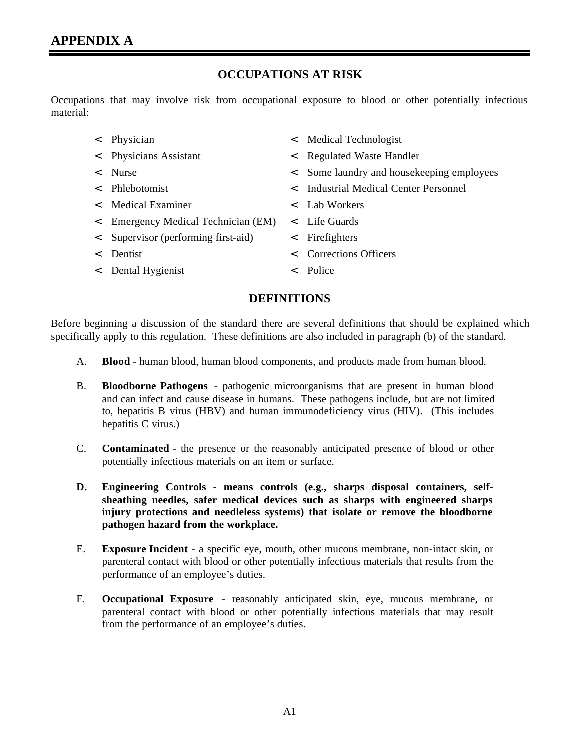# APPENDIX A

## OCCUPATIONS AT RISK

Occupations that may involve risk from occupational exposure to blood or other potentially infectious material:

- Physician
- Physicians Assistant
- Nurse
- Phlebotomist
- Medical Examiner
- Emergency Medical Technician (EM)
- Supervisor (performing first-aid)
- Dentist
- Dental Hygienist
- Medical Technologist
- Regulated Waste Handler
- Some laundry and housekeeping employees
- Industrial Medical Center Personnel
- Lab Workers
- Life Guards
- Firefighters
- Corrections Officers
- Police

## DEFINITIONS

Before beginning a discussion of the standard there are several definitions that should be explained which specifically apply to this regulation. These definitions are also included in paragraph (b) of the standard.

A. **Blood** - human blood, human blood components, and products made from human blood.

B. **Bloodborne Pathogens** - pathogenic microorganisms that are present in human blood and can infect and cause disease in humans. These pathogens include, but are not limited to, hepatitis B virus (HBV) and human immunodeficiency virus (HIV). (This includes hepatitis C virus.)

C. **Contaminated** - the presence or the reasonably anticipated presence of blood or other potentially infectious materials on an item or surface.

**D. Engineering Controls - means controls (e.g., sharps disposal containers, self-sheathing needles, safer medical devices such as sharps with engineered sharps injury protections and needleless systems) that isolate or remove the bloodborne pathogen hazard from the workplace.**

E. **Exposure Incident** - a specific eye, mouth, other mucous membrane, non-intact skin, or parenteral contact with blood or other potentially infectious materials that results from the performance of an employee's duties.

F. **Occupational Exposure** - reasonably anticipated skin, eye, mucous membrane, or parenteral contact with blood or other potentially infectious materials that may result from the performance of an employee's duties.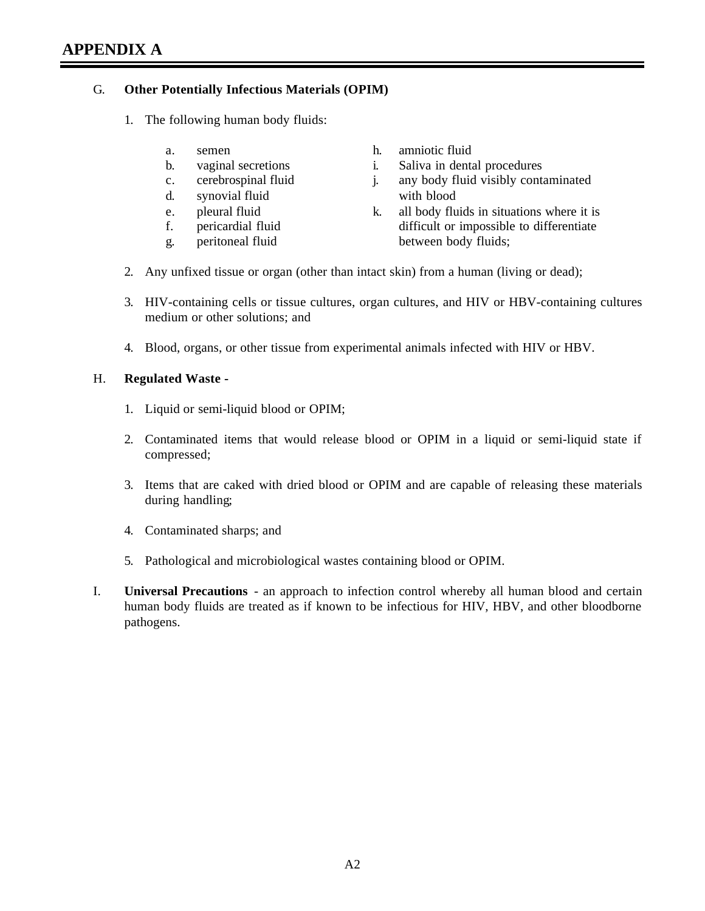# APPENDIX A

G. **Other Potentially Infectious Materials (OPIM)**

1. The following human body fluids:

   a. semen
   b. vaginal secretions
   c. cerebrospinal fluid
   d. synovial fluid
   e. pleural fluid
   f. pericardial fluid
   g. peritoneal fluid
   h. amniotic fluid
   i. Saliva in dental procedures
   j. any body fluid visibly contaminated with blood
   k. all body fluids in situations where it is difficult or impossible to differentiate between body fluids;

2. Any unfixed tissue or organ (other than intact skin) from a human (living or dead);

3. HIV-containing cells or tissue cultures, organ cultures, and HIV or HBV-containing cultures medium or other solutions; and

4. Blood, organs, or other tissue from experimental animals infected with HIV or HBV.

H. **Regulated Waste -**

1. Liquid or semi-liquid blood or OPIM;

2. Contaminated items that would release blood or OPIM in a liquid or semi-liquid state if compressed;

3. Items that are caked with dried blood or OPIM and are capable of releasing these materials during handling;

4. Contaminated sharps; and

5. Pathological and microbiological wastes containing blood or OPIM.

I. **Universal Precautions** - an approach to infection control whereby all human blood and certain human body fluids are treated as if known to be infectious for HIV, HBV, and other bloodborne pathogens.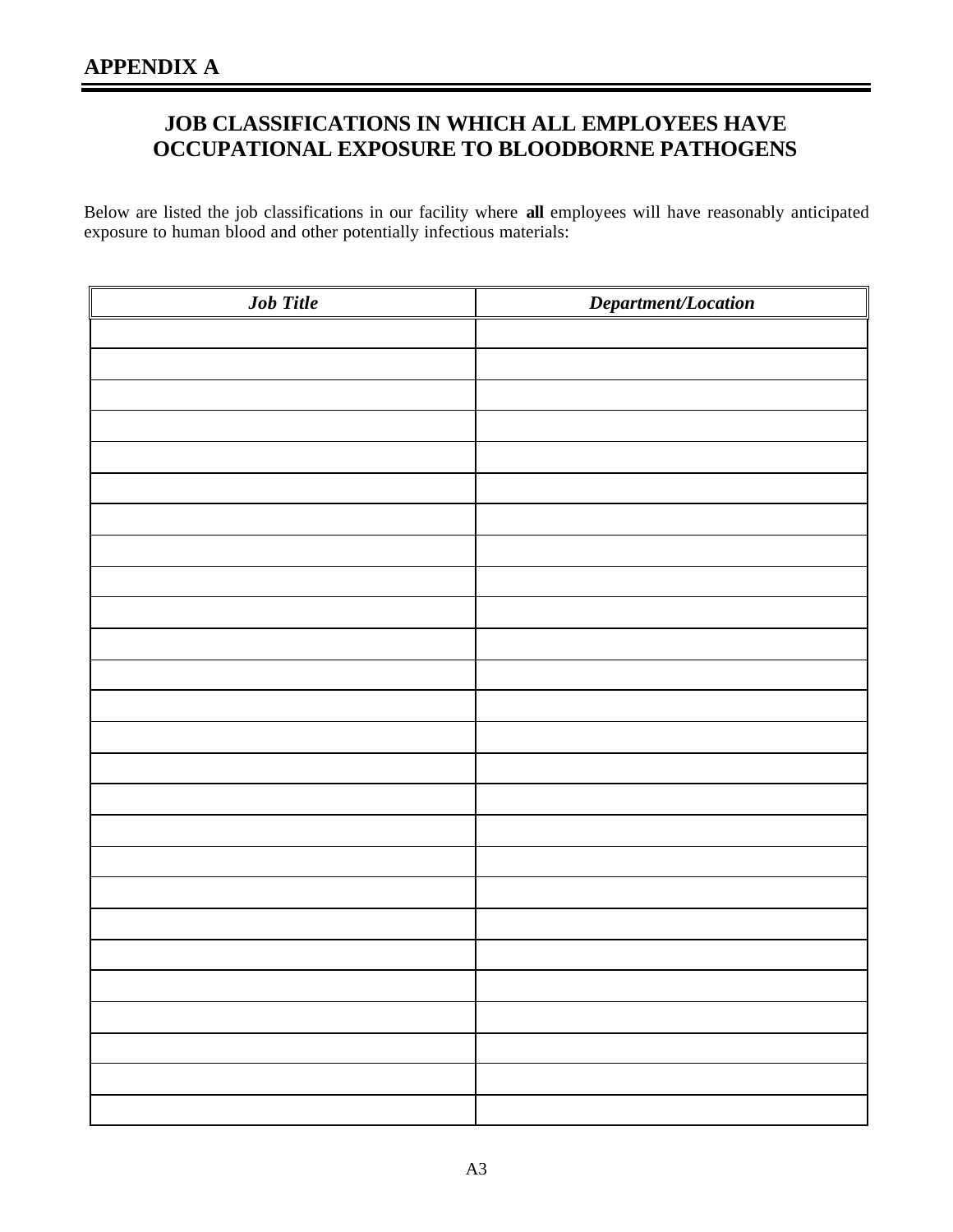## APPENDIX A

### JOB CLASSIFICATIONS IN WHICH ALL EMPLOYEES HAVE OCCUPATIONAL EXPOSURE TO BLOODBORNE PATHOGENS

Below are listed the job classifications in our facility where **all** employees will have reasonably anticipated exposure to human blood and other potentially infectious materials:

| ***Job Title*** | ***Department/Location*** |
|---|---|
| | |
| | |
| | |
| | |
| | |
| | |
| | |
| | |
| | |
| | |
| | |
| | |
| | |
| | |
| | |
| | |
| | |
| | |
| | |
| | |
| | |
| | |
| | |
| | |
| | |
| | |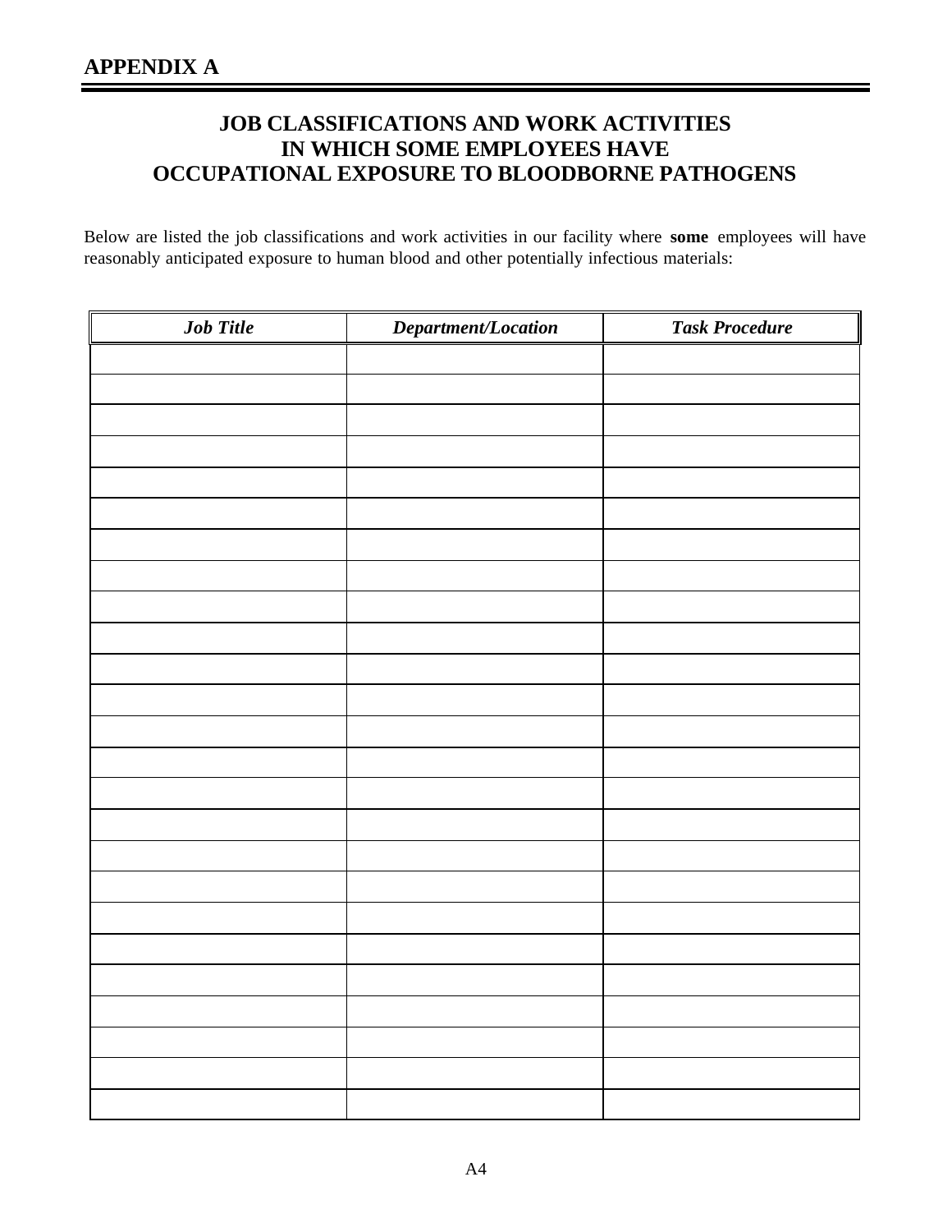# APPENDIX A

## JOB CLASSIFICATIONS AND WORK ACTIVITIES IN WHICH SOME EMPLOYEES HAVE OCCUPATIONAL EXPOSURE TO BLOODBORNE PATHOGENS

Below are listed the job classifications and work activities in our facility where **some** employees will have reasonably anticipated exposure to human blood and other potentially infectious materials:

| *Job Title* | *Department/Location* | *Task Procedure* |
|---|---|---|
| | | |
| | | |
| | | |
| | | |
| | | |
| | | |
| | | |
| | | |
| | | |
| | | |
| | | |
| | | |
| | | |
| | | |
| | | |
| | | |
| | | |
| | | |
| | | |
| | | |
| | | |
| | | |
| | | |
| | | |
| | | |
| | | |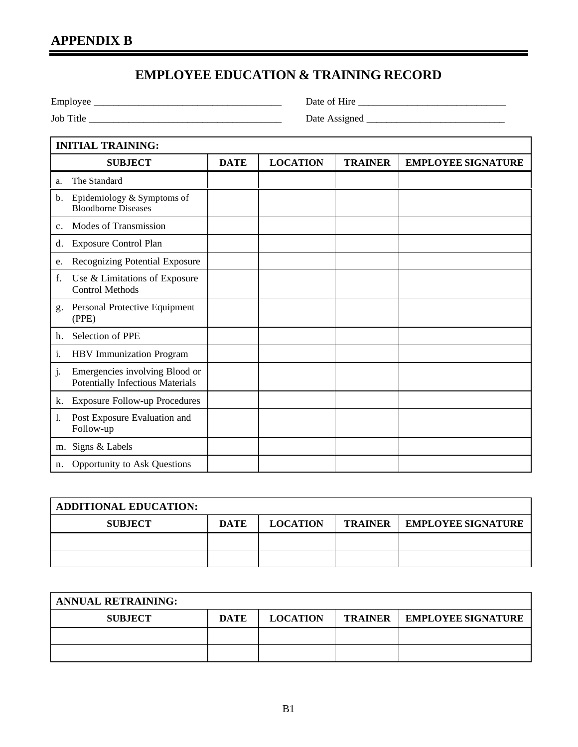# APPENDIX B

## EMPLOYEE EDUCATION & TRAINING RECORD

Employee ______________________________________ Date of Hire ______________________________

Job Title ______________________________________ Date Assigned ____________________________

| **INITIAL TRAINING:** | | | | |
|---|---|---|---|---|
| **SUBJECT** | **DATE** | **LOCATION** | **TRAINER** | **EMPLOYEE SIGNATURE** |
| a. The Standard | | | | |
| b. Epidemiology & Symptoms of Bloodborne Diseases | | | | |
| c. Modes of Transmission | | | | |
| d. Exposure Control Plan | | | | |
| e. Recognizing Potential Exposure | | | | |
| f. Use & Limitations of Exposure Control Methods | | | | |
| g. Personal Protective Equipment (PPE) | | | | |
| h. Selection of PPE | | | | |
| i. HBV Immunization Program | | | | |
| j. Emergencies involving Blood or Potentially Infectious Materials | | | | |
| k. Exposure Follow-up Procedures | | | | |
| l. Post Exposure Evaluation and Follow-up | | | | |
| m. Signs & Labels | | | | |
| n. Opportunity to Ask Questions | | | | |

| **ADDITIONAL EDUCATION:** | | | | |
|---|---|---|---|---|
| **SUBJECT** | **DATE** | **LOCATION** | **TRAINER** | **EMPLOYEE SIGNATURE** |
| | | | | |
| | | | | |

| **ANNUAL RETRAINING:** | | | | |
|---|---|---|---|---|
| **SUBJECT** | **DATE** | **LOCATION** | **TRAINER** | **EMPLOYEE SIGNATURE** |
| | | | | |
| | | | | |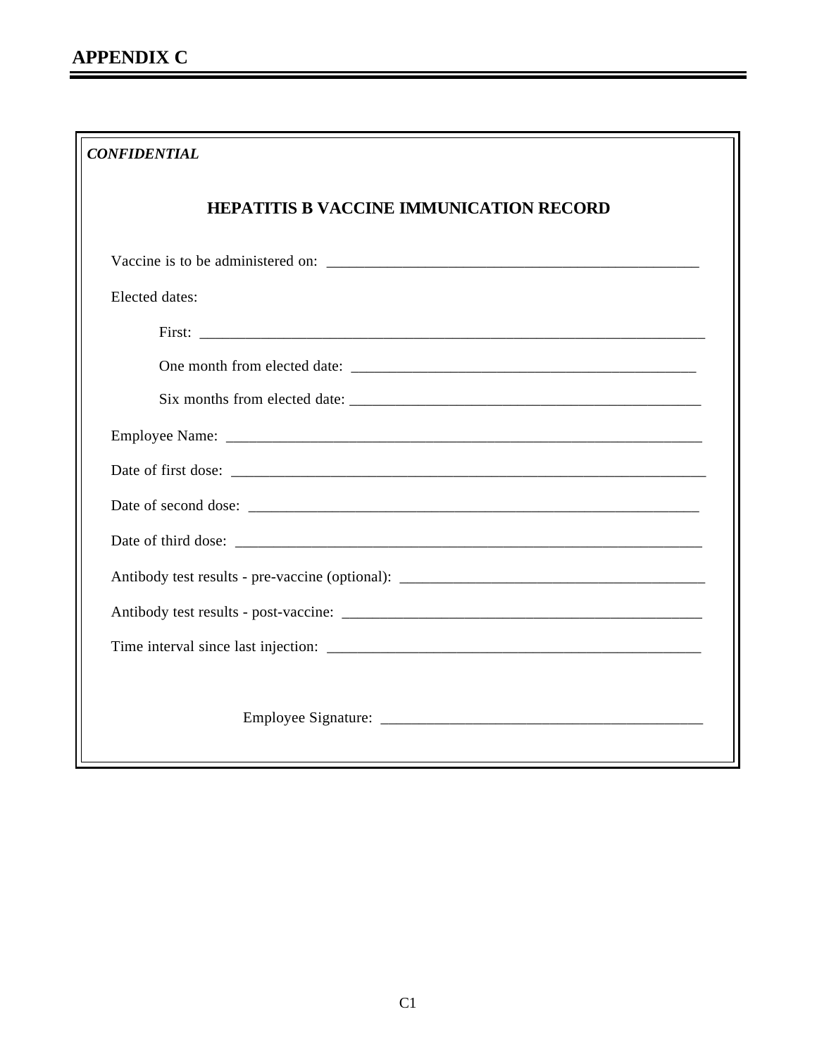# APPENDIX C

*CONFIDENTIAL*

## HEPATITIS B VACCINE IMMUNICATION RECORD

Vaccine is to be administered on: ______________________________________________

Elected dates:

First: ______________________________________________________________

One month from elected date: ________________________________________

Six months from elected date: ________________________________________

Employee Name: ___________________________________________________________

Date of first dose: _________________________________________________________

Date of second dose: _______________________________________________________

Date of third dose: _________________________________________________________

Antibody test results - pre-vaccine (optional): _______________________________________

Antibody test results - post-vaccine: ____________________________________________

Time interval since last injection: ______________________________________________

Employee Signature: ________________________________________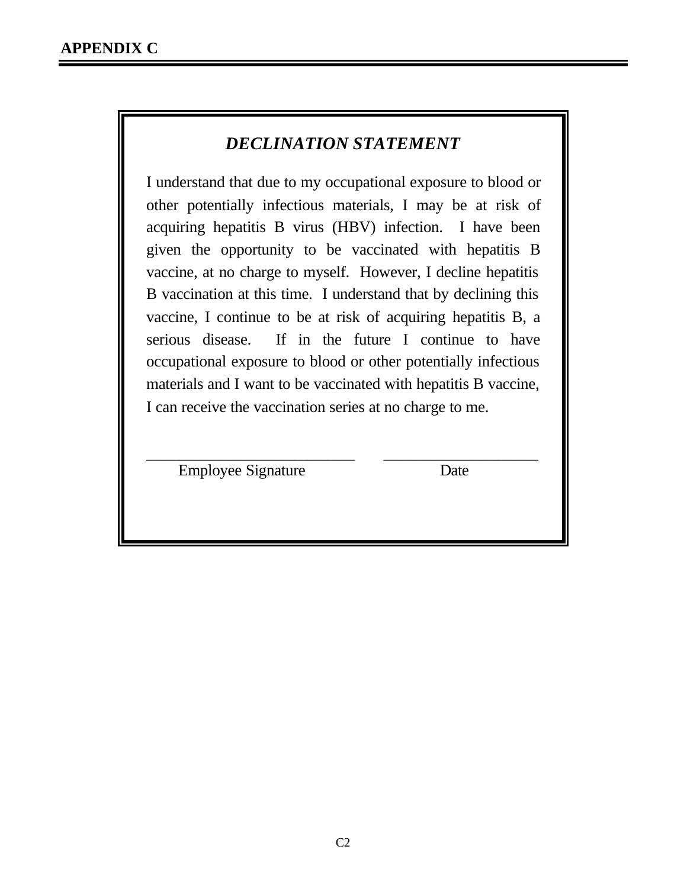**APPENDIX C**

## *DECLINATION STATEMENT*

I understand that due to my occupational exposure to blood or other potentially infectious materials, I may be at risk of acquiring hepatitis B virus (HBV) infection. I have been given the opportunity to be vaccinated with hepatitis B vaccine, at no charge to myself. However, I decline hepatitis B vaccination at this time. I understand that by declining this vaccine, I continue to be at risk of acquiring hepatitis B, a serious disease. If in the future I continue to have occupational exposure to blood or other potentially infectious materials and I want to be vaccinated with hepatitis B vaccine, I can receive the vaccination series at no charge to me.

\_\_\_\_\_\_\_\_\_\_\_\_\_\_\_\_\_\_\_\_\_\_\_\_\_\_\_\_ \_\_\_\_\_\_\_\_\_\_\_\_\_\_\_\_\_\_\_\_\_\_

Employee Signature Date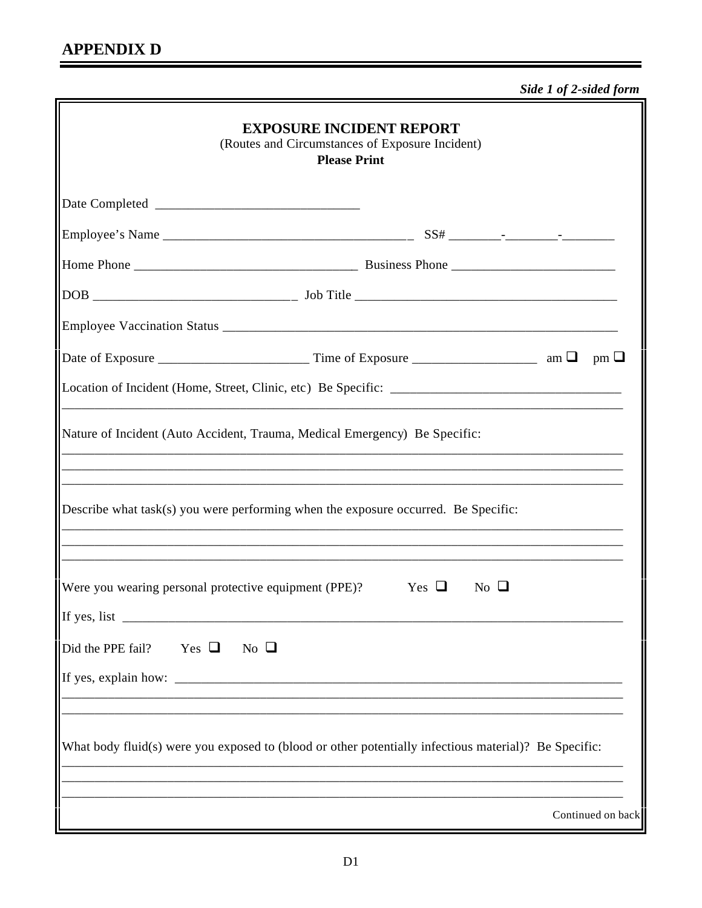## APPENDIX D

***Side 1 of 2-sided form***

**EXPOSURE INCIDENT REPORT**
(Routes and Circumstances of Exposure Incident)
**Please Print**

Date Completed ______________________________

Employee's Name _____________________________________ SS# ________-________-________

Home Phone _________________________________ Business Phone ________________________

DOB ______________________________ Job Title _______________________________________

Employee Vaccination Status ____________________________________________________________

Date of Exposure ______________________ Time of Exposure __________________ am ❑ pm ❑

Location of Incident (Home, Street, Clinic, etc) Be Specific: _________________________________
_____________________________________________________________________________________

Nature of Incident (Auto Accident, Trauma, Medical Emergency) Be Specific:
_____________________________________________________________________________________
_____________________________________________________________________________________
_____________________________________________________________________________________

Describe what task(s) you were performing when the exposure occurred. Be Specific:
_____________________________________________________________________________________
_____________________________________________________________________________________
_____________________________________________________________________________________

Were you wearing personal protective equipment (PPE)? Yes ❑ No ❑

If yes, list ___________________________________________________________________________

Did the PPE fail? Yes ❑ No ❑

If yes, explain how: ____________________________________________________________________
_____________________________________________________________________________________
_____________________________________________________________________________________

What body fluid(s) were you exposed to (blood or other potentially infectious material)? Be Specific:
_____________________________________________________________________________________
_____________________________________________________________________________________
_____________________________________________________________________________________

Continued on back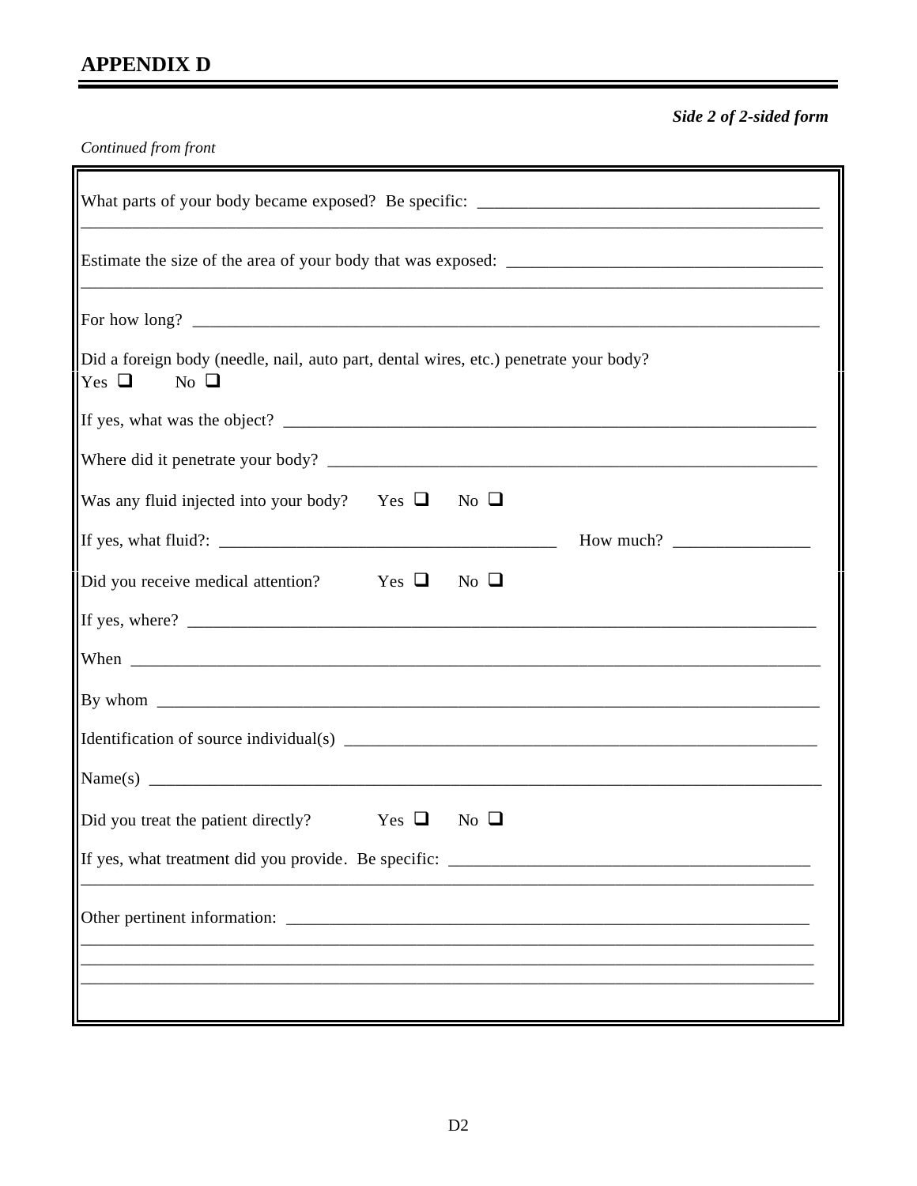## APPENDIX D

***Side 2 of 2-sided form***

*Continued from front*

What parts of your body became exposed? Be specific: ______________________________________
_____________________________________________________________________________

Estimate the size of the area of your body that was exposed: ___________________________________
_____________________________________________________________________________

For how long? _________________________________________________________________________

Did a foreign body (needle, nail, auto part, dental wires, etc.) penetrate your body?
Yes ☐ No ☐

If yes, what was the object? _____________________________________________________________

Where did it penetrate your body? _________________________________________________________

Was any fluid injected into your body? Yes ☐ No ☐

If yes, what fluid?: ______________________________________ How much? _______________

Did you receive medical attention? Yes ☐ No ☐

If yes, where? _________________________________________________________________________

When _________________________________________________________________________________

By whom ______________________________________________________________________________

Identification of source individual(s) ____________________________________________________

Name(s) _______________________________________________________________________________

Did you treat the patient directly? Yes ☐ No ☐

If yes, what treatment did you provide. Be specific: _________________________________________
_____________________________________________________________________________

Other pertinent information: ______________________________________________________________
_____________________________________________________________________________
_____________________________________________________________________________
_____________________________________________________________________________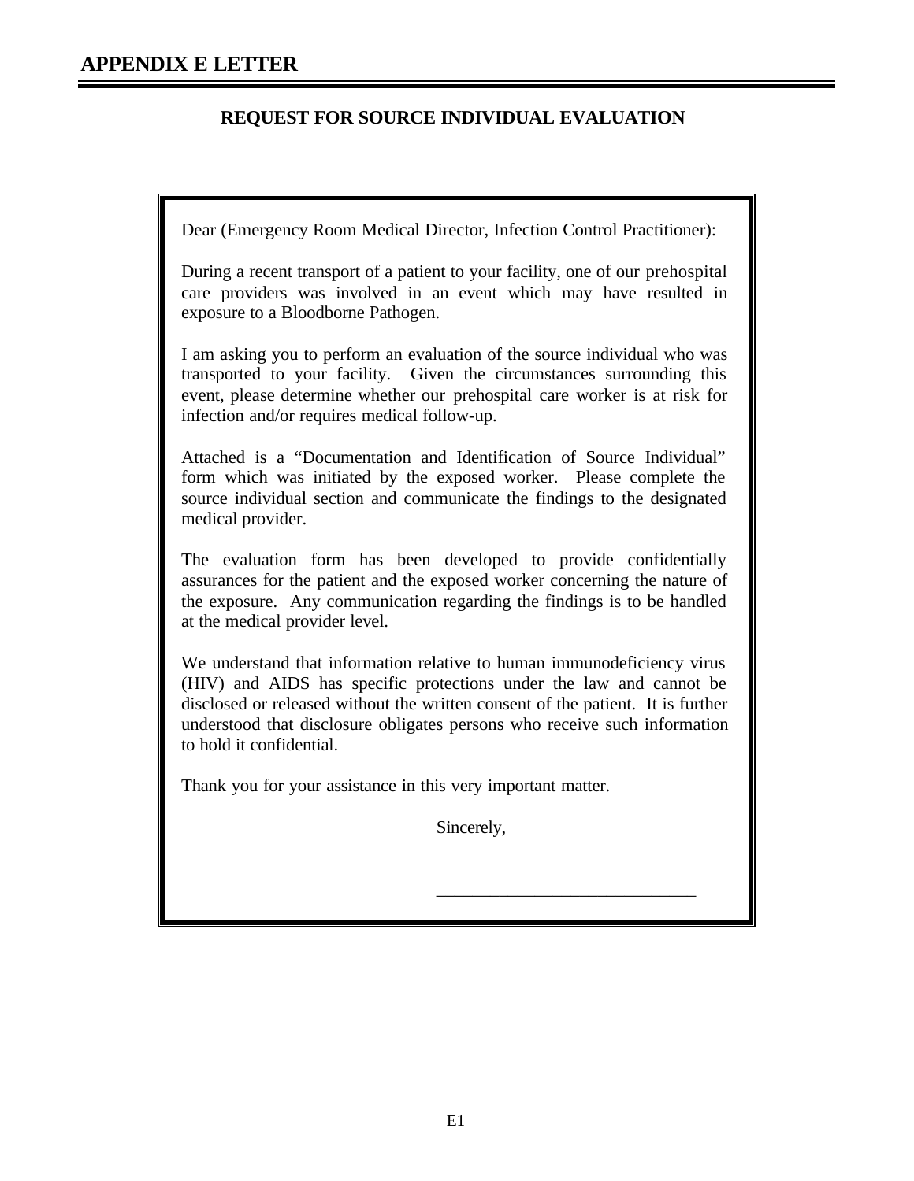# APPENDIX E LETTER

## REQUEST FOR SOURCE INDIVIDUAL EVALUATION

Dear (Emergency Room Medical Director, Infection Control Practitioner):

During a recent transport of a patient to your facility, one of our prehospital care providers was involved in an event which may have resulted in exposure to a Bloodborne Pathogen.

I am asking you to perform an evaluation of the source individual who was transported to your facility. Given the circumstances surrounding this event, please determine whether our prehospital care worker is at risk for infection and/or requires medical follow-up.

Attached is a “Documentation and Identification of Source Individual” form which was initiated by the exposed worker. Please complete the source individual section and communicate the findings to the designated medical provider.

The evaluation form has been developed to provide confidentially assurances for the patient and the exposed worker concerning the nature of the exposure. Any communication regarding the findings is to be handled at the medical provider level.

We understand that information relative to human immunodeficiency virus (HIV) and AIDS has specific protections under the law and cannot be disclosed or released without the written consent of the patient. It is further understood that disclosure obligates persons who receive such information to hold it confidential.

Thank you for your assistance in this very important matter.

Sincerely,

______________________________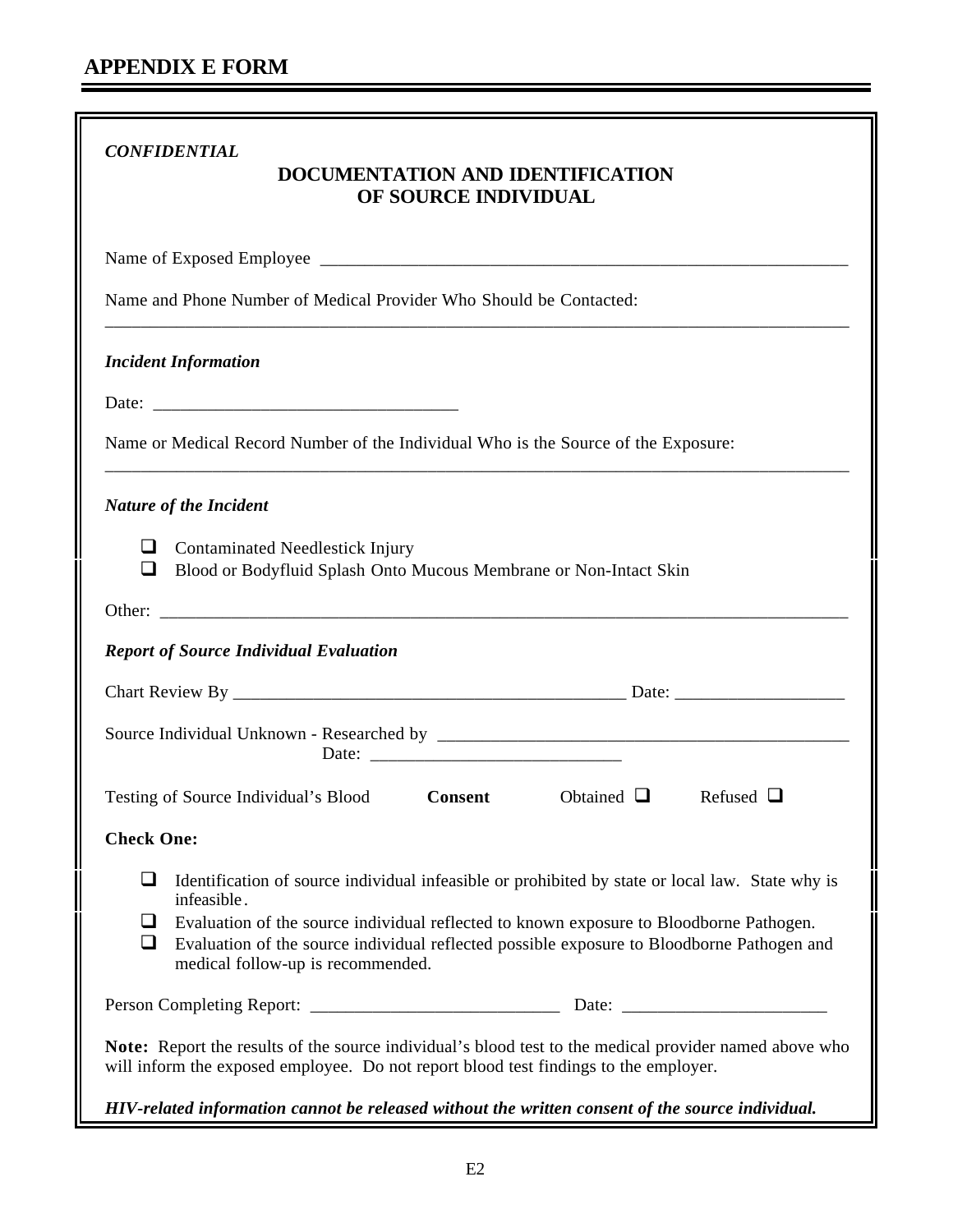# APPENDIX E FORM

*CONFIDENTIAL*

## DOCUMENTATION AND IDENTIFICATION OF SOURCE INDIVIDUAL

Name of Exposed Employee ____________________________________________________________

Name and Phone Number of Medical Provider Who Should be Contacted:

______________________________________________________________________________

***Incident Information***

Date: _________________________________

Name or Medical Record Number of the Individual Who is the Source of the Exposure:

______________________________________________________________________________

***Nature of the Incident***

- ☐ Contaminated Needlestick Injury
- ☐ Blood or Bodyfluid Splash Onto Mucous Membrane or Non-Intact Skin

Other: _________________________________________________________________________

***Report of Source Individual Evaluation***

Chart Review By ___________________________________________ Date: __________________

Source Individual Unknown - Researched by _____________________________________________
Date: ____________________________

Testing of Source Individual's Blood **Consent** Obtained ☐ Refused ☐

**Check One:**

- ☐ Identification of source individual infeasible or prohibited by state or local law. State why is infeasible.
- ☐ Evaluation of the source individual reflected to known exposure to Bloodborne Pathogen.
- ☐ Evaluation of the source individual reflected possible exposure to Bloodborne Pathogen and medical follow-up is recommended.

Person Completing Report: ___________________________ Date: ______________________

**Note:** Report the results of the source individual's blood test to the medical provider named above who will inform the exposed employee. Do not report blood test findings to the employer.

***HIV-related information cannot be released without the written consent of the source individual.***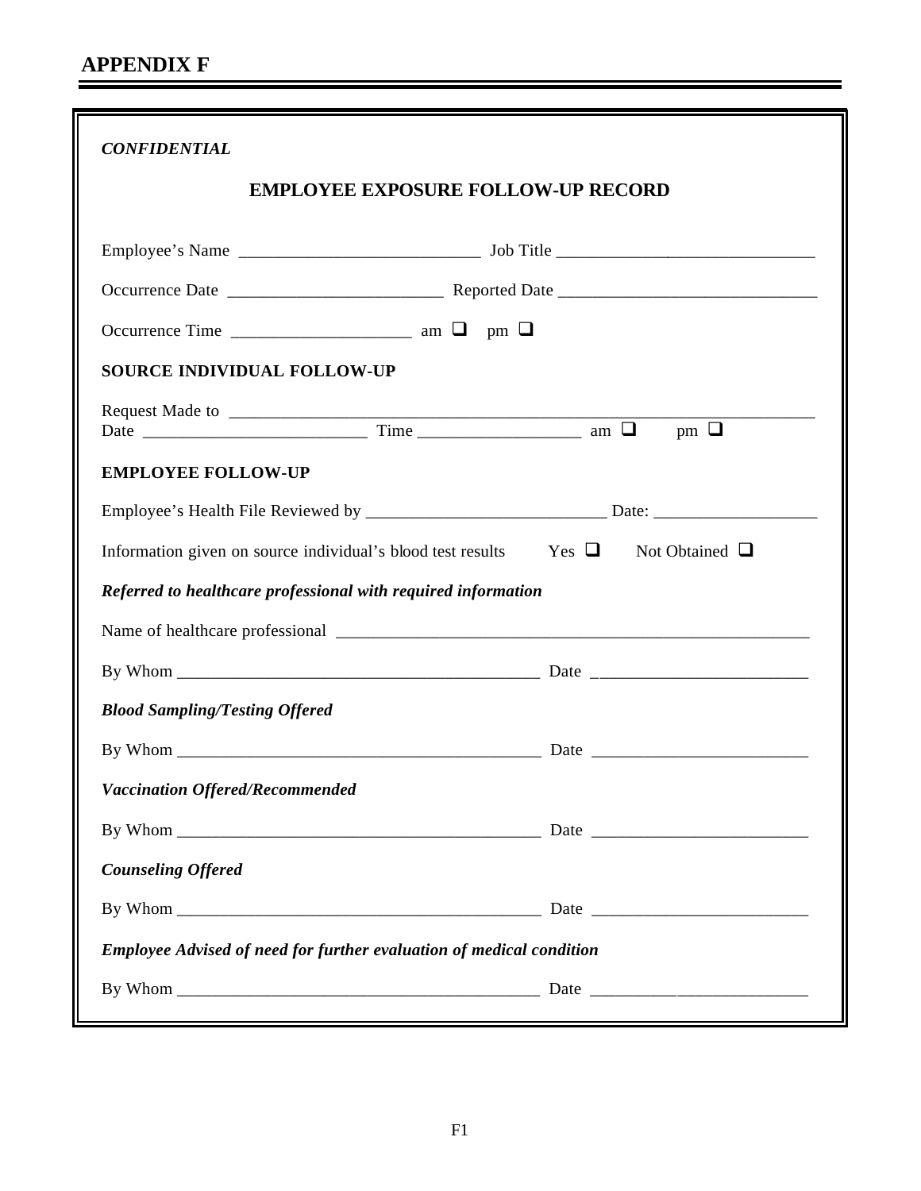# APPENDIX F

*CONFIDENTIAL*

## EMPLOYEE EXPOSURE FOLLOW-UP RECORD

Employee's Name ___________________________ Job Title _____________________________

Occurrence Date ________________________ Reported Date _____________________________

Occurrence Time ____________________ am ❑ pm ❑

**SOURCE INDIVIDUAL FOLLOW-UP**

Request Made to ________________________________________________________________

Date _________________________ Time __________________ am ❑ pm ❑

**EMPLOYEE FOLLOW-UP**

Employee's Health File Reviewed by ___________________________ Date: __________________

Information given on source individual's blood test results Yes ❑ Not Obtained ❑

***Referred to healthcare professional with required information***

Name of healthcare professional ______________________________________________________

By Whom _________________________________________ Date _________________________

***Blood Sampling/Testing Offered***

By Whom _________________________________________ Date _________________________

***Vaccination Offered/Recommended***

By Whom _________________________________________ Date _________________________

***Counseling Offered***

By Whom _________________________________________ Date _________________________

***Employee Advised of need for further evaluation of medical condition***

By Whom _________________________________________ Date _________________________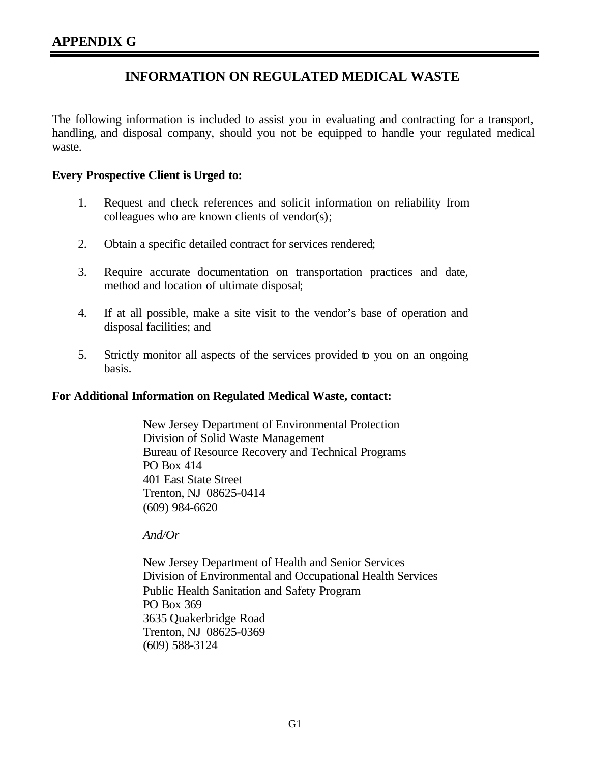# APPENDIX G

## INFORMATION ON REGULATED MEDICAL WASTE

The following information is included to assist you in evaluating and contracting for a transport, handling, and disposal company, should you not be equipped to handle your regulated medical waste.

**Every Prospective Client is Urged to:**

1. Request and check references and solicit information on reliability from colleagues who are known clients of vendor(s);

2. Obtain a specific detailed contract for services rendered;

3. Require accurate documentation on transportation practices and date, method and location of ultimate disposal;

4. If at all possible, make a site visit to the vendor's base of operation and disposal facilities; and

5. Strictly monitor all aspects of the services provided to you on an ongoing basis.

**For Additional Information on Regulated Medical Waste, contact:**

New Jersey Department of Environmental Protection
Division of Solid Waste Management
Bureau of Resource Recovery and Technical Programs
PO Box 414
401 East State Street
Trenton, NJ 08625-0414
(609) 984-6620

*And/Or*

New Jersey Department of Health and Senior Services
Division of Environmental and Occupational Health Services
Public Health Sanitation and Safety Program
PO Box 369
3635 Quakerbridge Road
Trenton, NJ 08625-0369
(609) 588-3124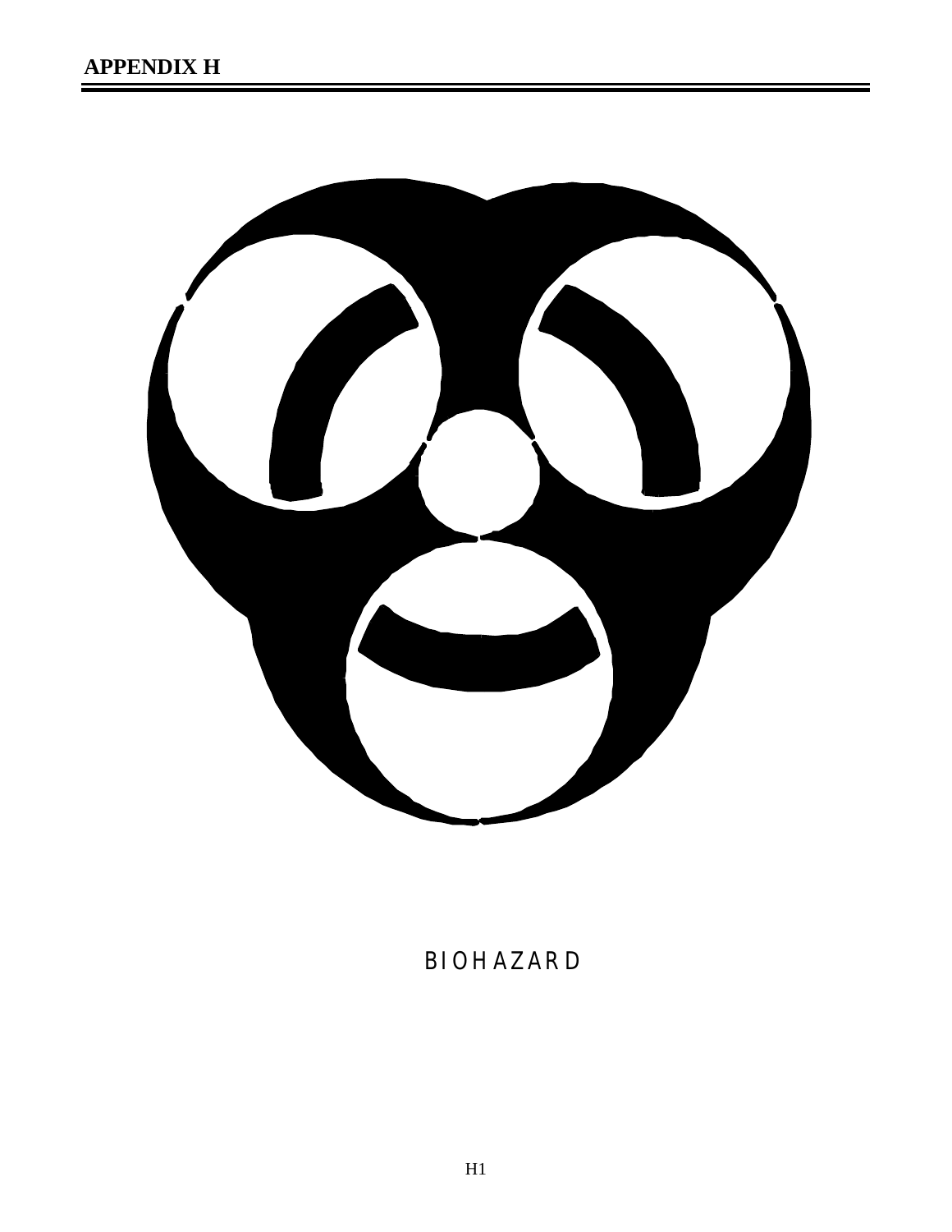# APPENDIX H

BIOHAZARD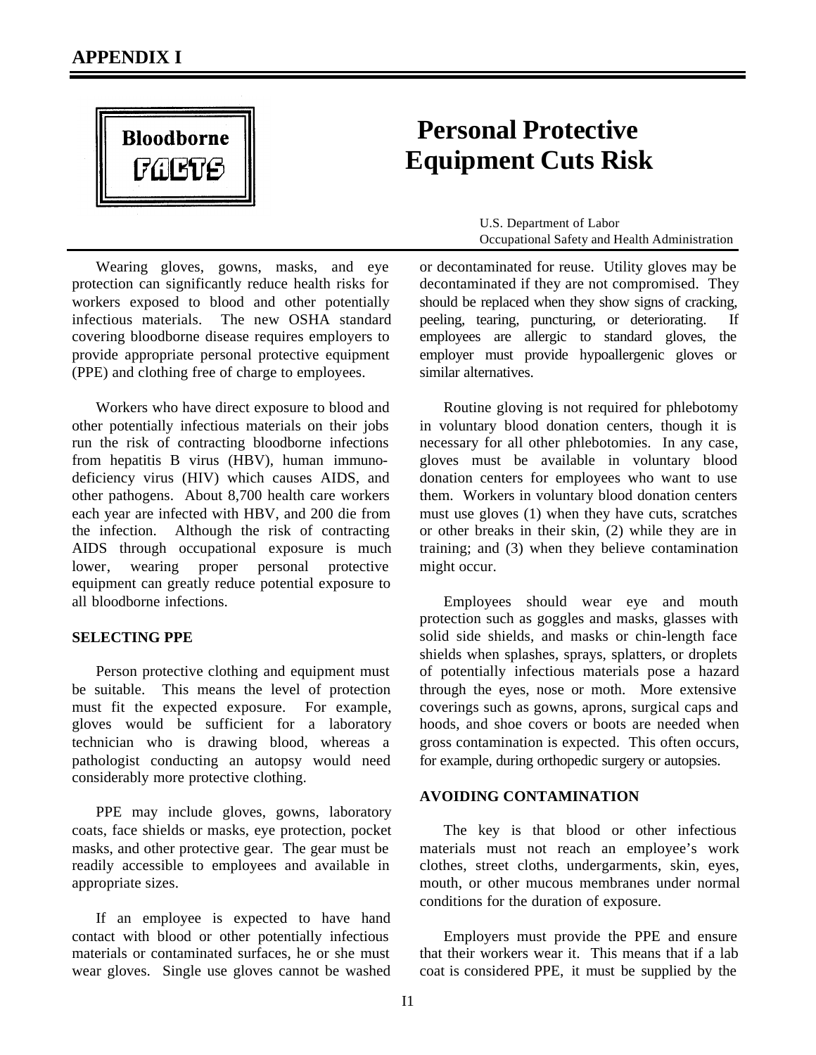# APPENDIX I

**Bloodborne FACTS**

# Personal Protective Equipment Cuts Risk

U.S. Department of Labor
Occupational Safety and Health Administration

Wearing gloves, gowns, masks, and eye protection can significantly reduce health risks for workers exposed to blood and other potentially infectious materials. The new OSHA standard covering bloodborne disease requires employers to provide appropriate personal protective equipment (PPE) and clothing free of charge to employees.

Workers who have direct exposure to blood and other potentially infectious materials on their jobs run the risk of contracting bloodborne infections from hepatitis B virus (HBV), human immuno-deficiency virus (HIV) which causes AIDS, and other pathogens. About 8,700 health care workers each year are infected with HBV, and 200 die from the infection. Although the risk of contracting AIDS through occupational exposure is much lower, wearing proper personal protective equipment can greatly reduce potential exposure to all bloodborne infections.

## SELECTING PPE

Person protective clothing and equipment must be suitable. This means the level of protection must fit the expected exposure. For example, gloves would be sufficient for a laboratory technician who is drawing blood, whereas a pathologist conducting an autopsy would need considerably more protective clothing.

PPE may include gloves, gowns, laboratory coats, face shields or masks, eye protection, pocket masks, and other protective gear. The gear must be readily accessible to employees and available in appropriate sizes.

If an employee is expected to have hand contact with blood or other potentially infectious materials or contaminated surfaces, he or she must wear gloves. Single use gloves cannot be washed or decontaminated for reuse. Utility gloves may be decontaminated if they are not compromised. They should be replaced when they show signs of cracking, peeling, tearing, puncturing, or deteriorating. If employees are allergic to standard gloves, the employer must provide hypoallergenic gloves or similar alternatives.

Routine gloving is not required for phlebotomy in voluntary blood donation centers, though it is necessary for all other phlebotomies. In any case, gloves must be available in voluntary blood donation centers for employees who want to use them. Workers in voluntary blood donation centers must use gloves (1) when they have cuts, scratches or other breaks in their skin, (2) while they are in training; and (3) when they believe contamination might occur.

Employees should wear eye and mouth protection such as goggles and masks, glasses with solid side shields, and masks or chin-length face shields when splashes, sprays, splatters, or droplets of potentially infectious materials pose a hazard through the eyes, nose or moth. More extensive coverings such as gowns, aprons, surgical caps and hoods, and shoe covers or boots are needed when gross contamination is expected. This often occurs, for example, during orthopedic surgery or autopsies.

## AVOIDING CONTAMINATION

The key is that blood or other infectious materials must not reach an employee's work clothes, street cloths, undergarments, skin, eyes, mouth, or other mucous membranes under normal conditions for the duration of exposure.

Employers must provide the PPE and ensure that their workers wear it. This means that if a lab coat is considered PPE, it must be supplied by the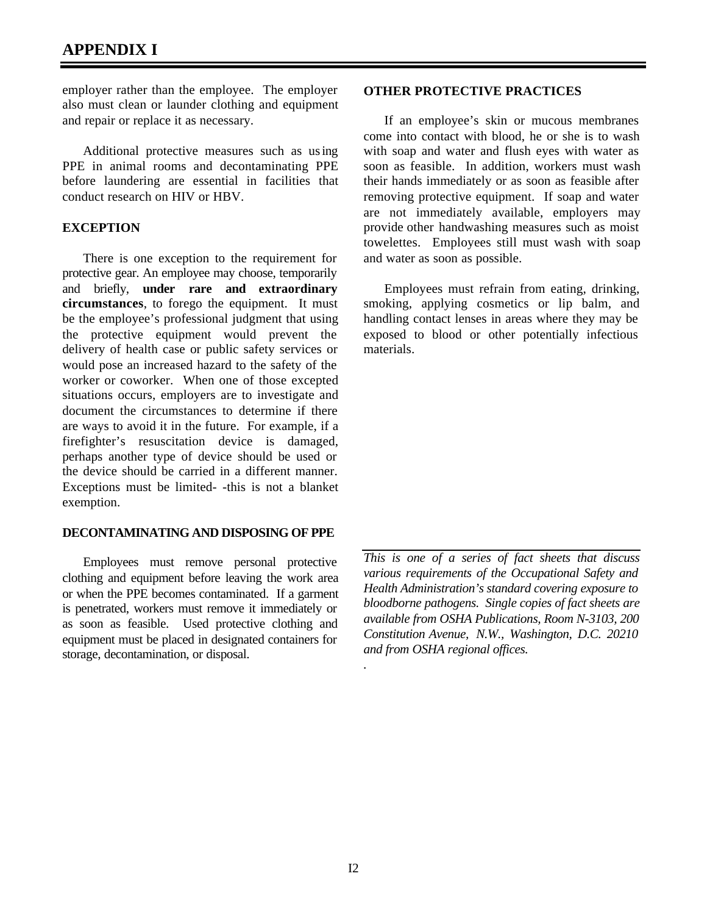employer rather than the employee. The employer also must clean or launder clothing and equipment and repair or replace it as necessary.

Additional protective measures such as using PPE in animal rooms and decontaminating PPE before laundering are essential in facilities that conduct research on HIV or HBV.

## EXCEPTION

There is one exception to the requirement for protective gear. An employee may choose, temporarily and briefly, **under rare and extraordinary circumstances**, to forego the equipment. It must be the employee's professional judgment that using the protective equipment would prevent the delivery of health case or public safety services or would pose an increased hazard to the safety of the worker or coworker. When one of those excepted situations occurs, employers are to investigate and document the circumstances to determine if there are ways to avoid it in the future. For example, if a firefighter's resuscitation device is damaged, perhaps another type of device should be used or the device should be carried in a different manner. Exceptions must be limited- -this is not a blanket exemption.

## DECONTAMINATING AND DISPOSING OF PPE

Employees must remove personal protective clothing and equipment before leaving the work area or when the PPE becomes contaminated. If a garment is penetrated, workers must remove it immediately or as soon as feasible. Used protective clothing and equipment must be placed in designated containers for storage, decontamination, or disposal.

## OTHER PROTECTIVE PRACTICES

If an employee's skin or mucous membranes come into contact with blood, he or she is to wash with soap and water and flush eyes with water as soon as feasible. In addition, workers must wash their hands immediately or as soon as feasible after removing protective equipment. If soap and water are not immediately available, employers may provide other handwashing measures such as moist towelettes. Employees still must wash with soap and water as soon as possible.

Employees must refrain from eating, drinking, smoking, applying cosmetics or lip balm, and handling contact lenses in areas where they may be exposed to blood or other potentially infectious materials.

---

*This is one of a series of fact sheets that discuss various requirements of the Occupational Safety and Health Administration's standard covering exposure to bloodborne pathogens. Single copies of fact sheets are available from OSHA Publications, Room N-3103, 200 Constitution Avenue, N.W., Washington, D.C. 20210 and from OSHA regional offices.*

.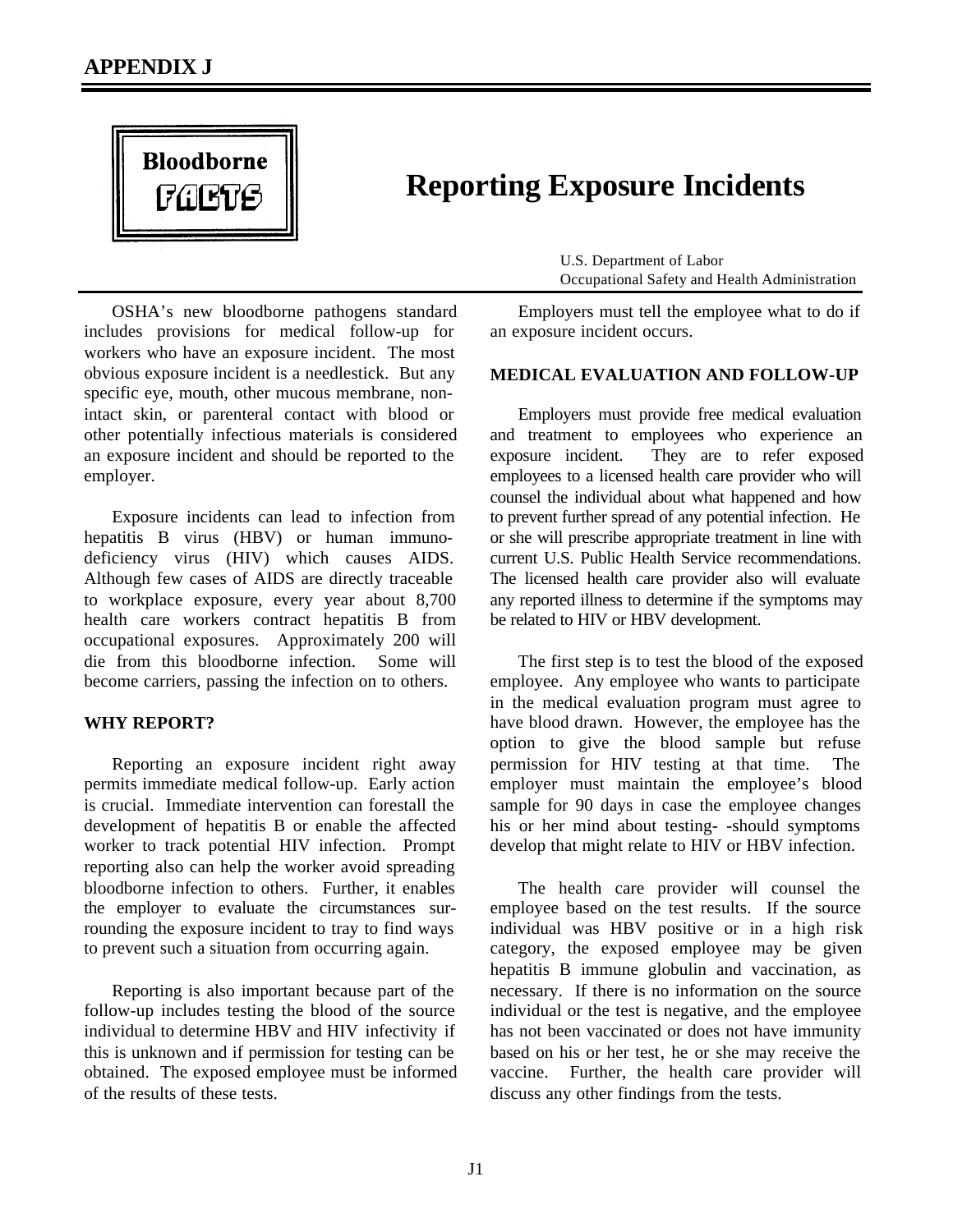## APPENDIX J

**Bloodborne FACTS**

# Reporting Exposure Incidents

U.S. Department of Labor
Occupational Safety and Health Administration

OSHA's new bloodborne pathogens standard includes provisions for medical follow-up for workers who have an exposure incident. The most obvious exposure incident is a needlestick. But any specific eye, mouth, other mucous membrane, non-intact skin, or parenteral contact with blood or other potentially infectious materials is considered an exposure incident and should be reported to the employer.

Exposure incidents can lead to infection from hepatitis B virus (HBV) or human immuno-deficiency virus (HIV) which causes AIDS. Although few cases of AIDS are directly traceable to workplace exposure, every year about 8,700 health care workers contract hepatitis B from occupational exposures. Approximately 200 will die from this bloodborne infection. Some will become carriers, passing the infection on to others.

### WHY REPORT?

Reporting an exposure incident right away permits immediate medical follow-up. Early action is crucial. Immediate intervention can forestall the development of hepatitis B or enable the affected worker to track potential HIV infection. Prompt reporting also can help the worker avoid spreading bloodborne infection to others. Further, it enables the employer to evaluate the circumstances surrounding the exposure incident to tray to find ways to prevent such a situation from occurring again.

Reporting is also important because part of the follow-up includes testing the blood of the source individual to determine HBV and HIV infectivity if this is unknown and if permission for testing can be obtained. The exposed employee must be informed of the results of these tests.

Employers must tell the employee what to do if an exposure incident occurs.

### MEDICAL EVALUATION AND FOLLOW-UP

Employers must provide free medical evaluation and treatment to employees who experience an exposure incident. They are to refer exposed employees to a licensed health care provider who will counsel the individual about what happened and how to prevent further spread of any potential infection. He or she will prescribe appropriate treatment in line with current U.S. Public Health Service recommendations. The licensed health care provider also will evaluate any reported illness to determine if the symptoms may be related to HIV or HBV development.

The first step is to test the blood of the exposed employee. Any employee who wants to participate in the medical evaluation program must agree to have blood drawn. However, the employee has the option to give the blood sample but refuse permission for HIV testing at that time. The employer must maintain the employee's blood sample for 90 days in case the employee changes his or her mind about testing- -should symptoms develop that might relate to HIV or HBV infection.

The health care provider will counsel the employee based on the test results. If the source individual was HBV positive or in a high risk category, the exposed employee may be given hepatitis B immune globulin and vaccination, as necessary. If there is no information on the source individual or the test is negative, and the employee has not been vaccinated or does not have immunity based on his or her test, he or she may receive the vaccine. Further, the health care provider will discuss any other findings from the tests.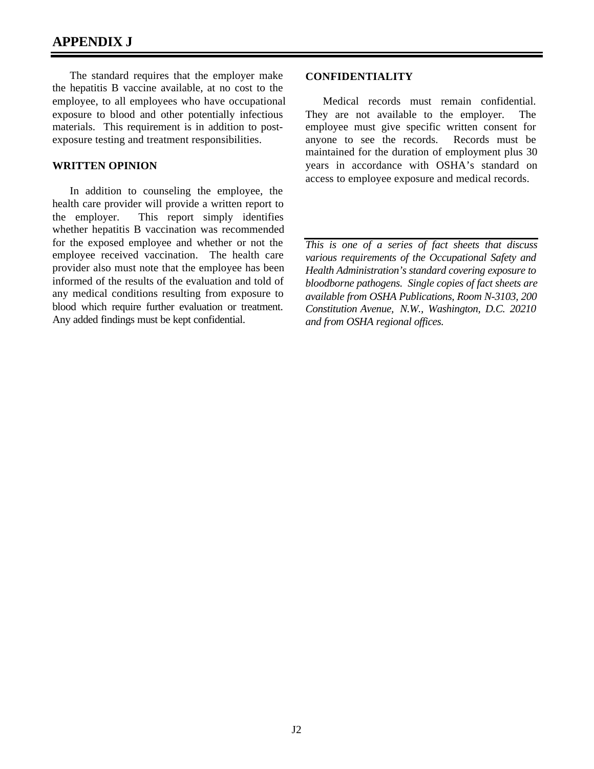The standard requires that the employer make the hepatitis B vaccine available, at no cost to the employee, to all employees who have occupational exposure to blood and other potentially infectious materials. This requirement is in addition to post-exposure testing and treatment responsibilities.

## WRITTEN OPINION

In addition to counseling the employee, the health care provider will provide a written report to the employer. This report simply identifies whether hepatitis B vaccination was recommended for the exposed employee and whether or not the employee received vaccination. The health care provider also must note that the employee has been informed of the results of the evaluation and told of any medical conditions resulting from exposure to blood which require further evaluation or treatment. Any added findings must be kept confidential.

## CONFIDENTIALITY

Medical records must remain confidential. They are not available to the employer. The employee must give specific written consent for anyone to see the records. Records must be maintained for the duration of employment plus 30 years in accordance with OSHA's standard on access to employee exposure and medical records.

---

*This is one of a series of fact sheets that discuss various requirements of the Occupational Safety and Health Administration's standard covering exposure to bloodborne pathogens. Single copies of fact sheets are available from OSHA Publications, Room N-3103, 200 Constitution Avenue, N.W., Washington, D.C. 20210 and from OSHA regional offices.*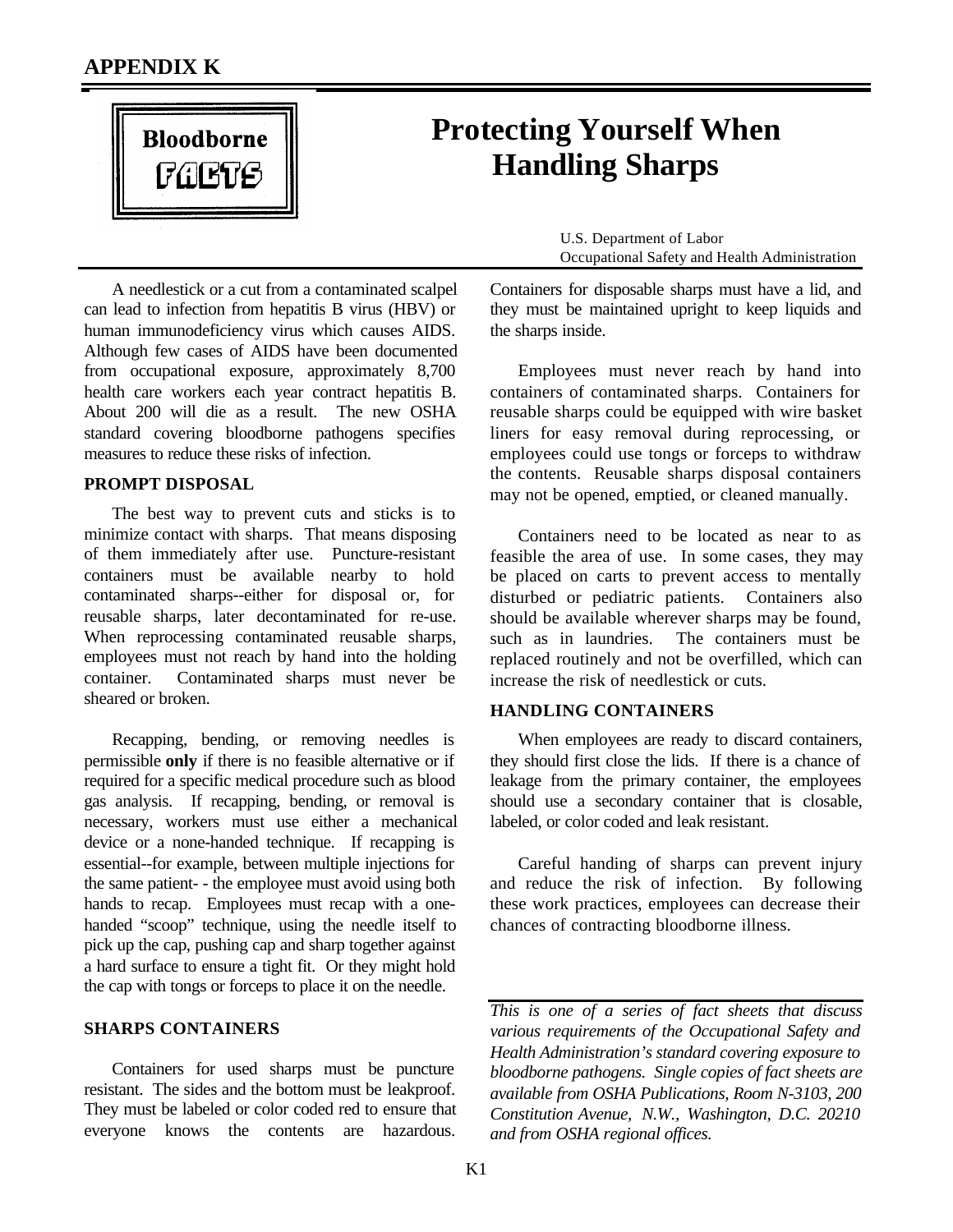# APPENDIX K

**Bloodborne FACTS**

# Protecting Yourself When Handling Sharps

U.S. Department of Labor
Occupational Safety and Health Administration

A needlestick or a cut from a contaminated scalpel can lead to infection from hepatitis B virus (HBV) or human immunodeficiency virus which causes AIDS. Although few cases of AIDS have been documented from occupational exposure, approximately 8,700 health care workers each year contract hepatitis B. About 200 will die as a result. The new OSHA standard covering bloodborne pathogens specifies measures to reduce these risks of infection.

## PROMPT DISPOSAL

The best way to prevent cuts and sticks is to minimize contact with sharps. That means disposing of them immediately after use. Puncture-resistant containers must be available nearby to hold contaminated sharps--either for disposal or, for reusable sharps, later decontaminated for re-use. When reprocessing contaminated reusable sharps, employees must not reach by hand into the holding container. Contaminated sharps must never be sheared or broken.

Recapping, bending, or removing needles is permissible **only** if there is no feasible alternative or if required for a specific medical procedure such as blood gas analysis. If recapping, bending, or removal is necessary, workers must use either a mechanical device or a none-handed technique. If recapping is essential--for example, between multiple injections for the same patient- - the employee must avoid using both hands to recap. Employees must recap with a one-handed "scoop" technique, using the needle itself to pick up the cap, pushing cap and sharp together against a hard surface to ensure a tight fit. Or they might hold the cap with tongs or forceps to place it on the needle.

## SHARPS CONTAINERS

Containers for used sharps must be puncture resistant. The sides and the bottom must be leakproof. They must be labeled or color coded red to ensure that everyone knows the contents are hazardous. Containers for disposable sharps must have a lid, and they must be maintained upright to keep liquids and the sharps inside.

Employees must never reach by hand into containers of contaminated sharps. Containers for reusable sharps could be equipped with wire basket liners for easy removal during reprocessing, or employees could use tongs or forceps to withdraw the contents. Reusable sharps disposal containers may not be opened, emptied, or cleaned manually.

Containers need to be located as near to as feasible the area of use. In some cases, they may be placed on carts to prevent access to mentally disturbed or pediatric patients. Containers also should be available wherever sharps may be found, such as in laundries. The containers must be replaced routinely and not be overfilled, which can increase the risk of needlestick or cuts.

## HANDLING CONTAINERS

When employees are ready to discard containers, they should first close the lids. If there is a chance of leakage from the primary container, the employees should use a secondary container that is closable, labeled, or color coded and leak resistant.

Careful handing of sharps can prevent injury and reduce the risk of infection. By following these work practices, employees can decrease their chances of contracting bloodborne illness.

*This is one of a series of fact sheets that discuss various requirements of the Occupational Safety and Health Administration's standard covering exposure to bloodborne pathogens. Single copies of fact sheets are available from OSHA Publications, Room N-3103, 200 Constitution Avenue, N.W., Washington, D.C. 20210 and from OSHA regional offices.*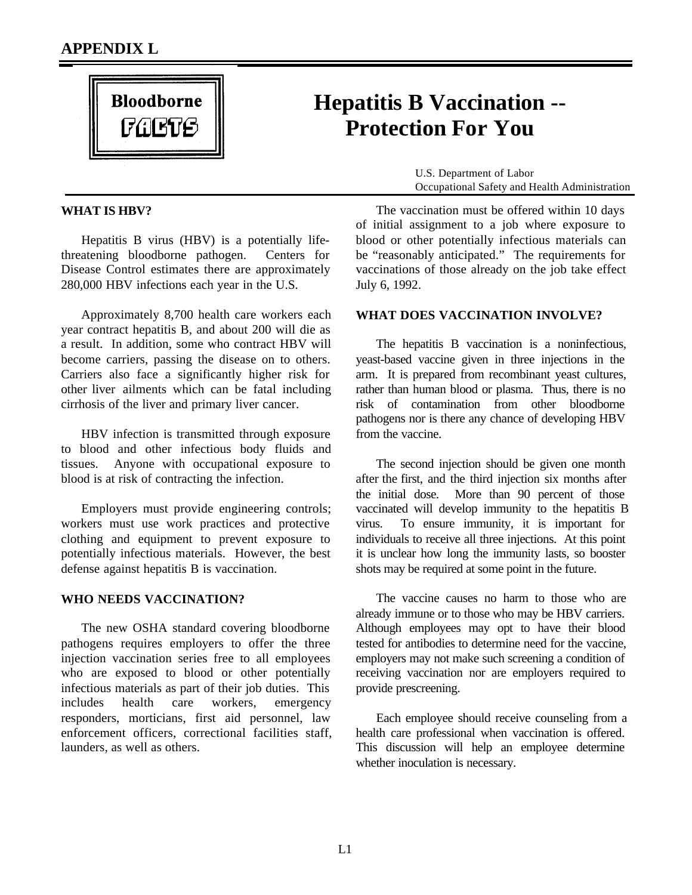# APPENDIX L

**Bloodborne FACTS**

# Hepatitis B Vaccination -- Protection For You

U.S. Department of Labor
Occupational Safety and Health Administration

## WHAT IS HBV?

Hepatitis B virus (HBV) is a potentially life-threatening bloodborne pathogen. Centers for Disease Control estimates there are approximately 280,000 HBV infections each year in the U.S.

Approximately 8,700 health care workers each year contract hepatitis B, and about 200 will die as a result. In addition, some who contract HBV will become carriers, passing the disease on to others. Carriers also face a significantly higher risk for other liver ailments which can be fatal including cirrhosis of the liver and primary liver cancer.

HBV infection is transmitted through exposure to blood and other infectious body fluids and tissues. Anyone with occupational exposure to blood is at risk of contracting the infection.

Employers must provide engineering controls; workers must use work practices and protective clothing and equipment to prevent exposure to potentially infectious materials. However, the best defense against hepatitis B is vaccination.

## WHO NEEDS VACCINATION?

The new OSHA standard covering bloodborne pathogens requires employers to offer the three injection vaccination series free to all employees who are exposed to blood or other potentially infectious materials as part of their job duties. This includes health care workers, emergency responders, morticians, first aid personnel, law enforcement officers, correctional facilities staff, launders, as well as others.

The vaccination must be offered within 10 days of initial assignment to a job where exposure to blood or other potentially infectious materials can be "reasonably anticipated." The requirements for vaccinations of those already on the job take effect July 6, 1992.

## WHAT DOES VACCINATION INVOLVE?

The hepatitis B vaccination is a noninfectious, yeast-based vaccine given in three injections in the arm. It is prepared from recombinant yeast cultures, rather than human blood or plasma. Thus, there is no risk of contamination from other bloodborne pathogens nor is there any chance of developing HBV from the vaccine.

The second injection should be given one month after the first, and the third injection six months after the initial dose. More than 90 percent of those vaccinated will develop immunity to the hepatitis B virus. To ensure immunity, it is important for individuals to receive all three injections. At this point it is unclear how long the immunity lasts, so booster shots may be required at some point in the future.

The vaccine causes no harm to those who are already immune or to those who may be HBV carriers. Although employees may opt to have their blood tested for antibodies to determine need for the vaccine, employers may not make such screening a condition of receiving vaccination nor are employers required to provide prescreening.

Each employee should receive counseling from a health care professional when vaccination is offered. This discussion will help an employee determine whether inoculation is necessary.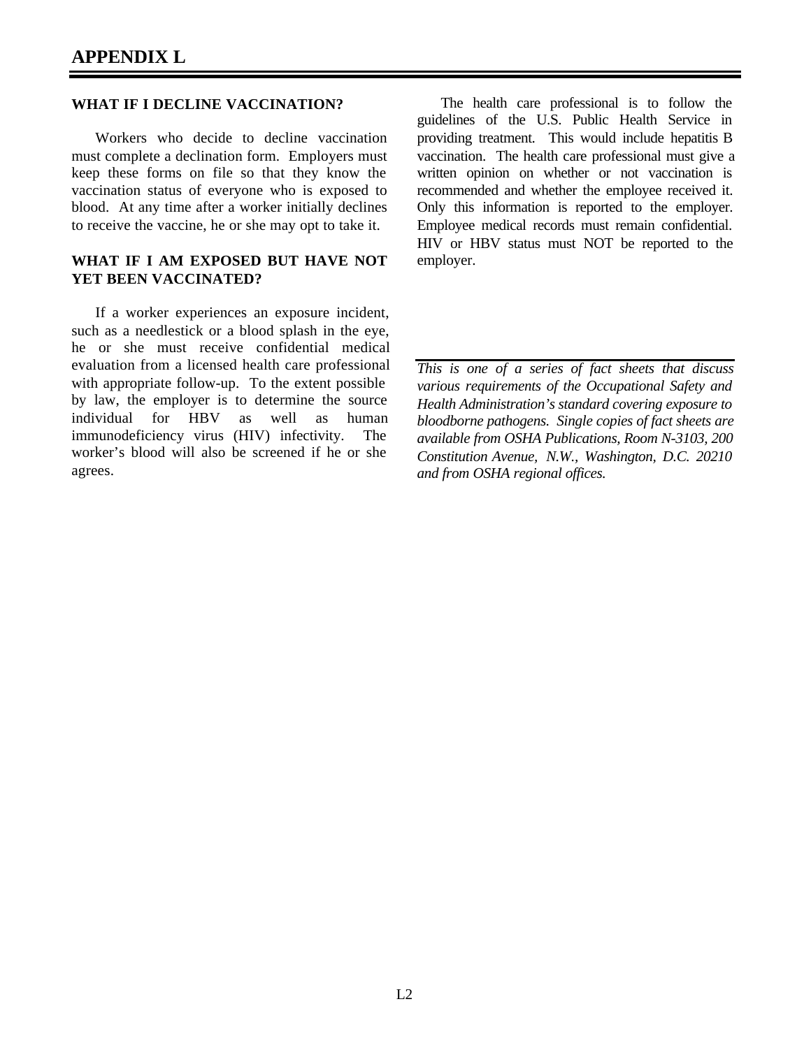# APPENDIX L

**WHAT IF I DECLINE VACCINATION?**

Workers who decide to decline vaccination must complete a declination form. Employers must keep these forms on file so that they know the vaccination status of everyone who is exposed to blood. At any time after a worker initially declines to receive the vaccine, he or she may opt to take it.

**WHAT IF I AM EXPOSED BUT HAVE NOT YET BEEN VACCINATED?**

If a worker experiences an exposure incident, such as a needlestick or a blood splash in the eye, he or she must receive confidential medical evaluation from a licensed health care professional with appropriate follow-up. To the extent possible by law, the employer is to determine the source individual for HBV as well as human immunodeficiency virus (HIV) infectivity. The worker's blood will also be screened if he or she agrees.

The health care professional is to follow the guidelines of the U.S. Public Health Service in providing treatment. This would include hepatitis B vaccination. The health care professional must give a written opinion on whether or not vaccination is recommended and whether the employee received it. Only this information is reported to the employer. Employee medical records must remain confidential. HIV or HBV status must NOT be reported to the employer.

*This is one of a series of fact sheets that discuss various requirements of the Occupational Safety and Health Administration's standard covering exposure to bloodborne pathogens. Single copies of fact sheets are available from OSHA Publications, Room N-3103, 200 Constitution Avenue, N.W., Washington, D.C. 20210 and from OSHA regional offices.*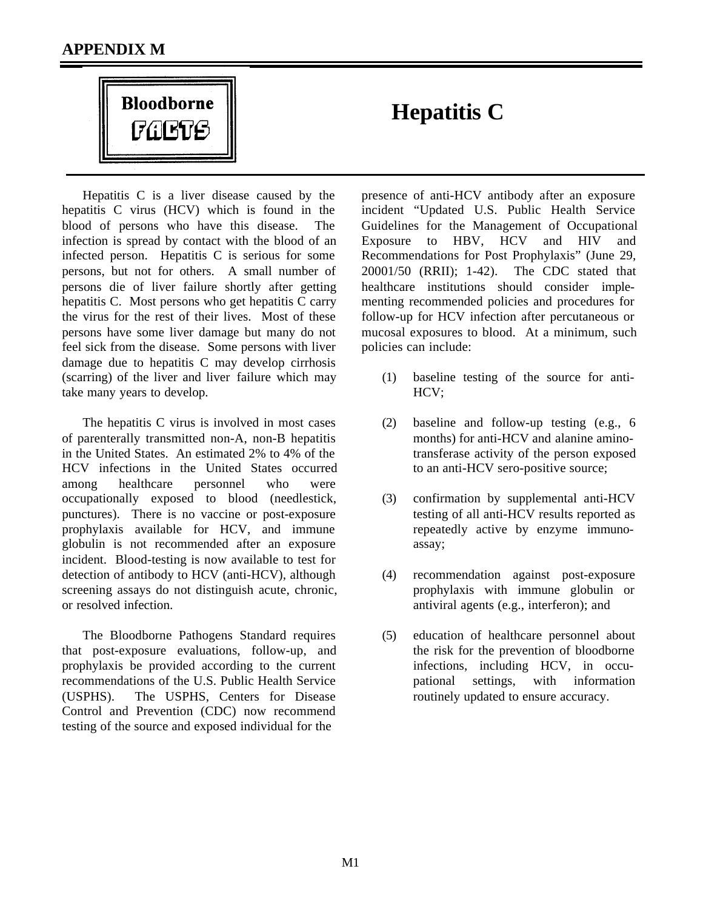## APPENDIX M

**Bloodborne FACTS**

# Hepatitis C

Hepatitis C is a liver disease caused by the hepatitis C virus (HCV) which is found in the blood of persons who have this disease. The infection is spread by contact with the blood of an infected person. Hepatitis C is serious for some persons, but not for others. A small number of persons die of liver failure shortly after getting hepatitis C. Most persons who get hepatitis C carry the virus for the rest of their lives. Most of these persons have some liver damage but many do not feel sick from the disease. Some persons with liver damage due to hepatitis C may develop cirrhosis (scarring) of the liver and liver failure which may take many years to develop.

The hepatitis C virus is involved in most cases of parenterally transmitted non-A, non-B hepatitis in the United States. An estimated 2% to 4% of the HCV infections in the United States occurred among healthcare personnel who were occupationally exposed to blood (needlestick, punctures). There is no vaccine or post-exposure prophylaxis available for HCV, and immune globulin is not recommended after an exposure incident. Blood-testing is now available to test for detection of antibody to HCV (anti-HCV), although screening assays do not distinguish acute, chronic, or resolved infection.

The Bloodborne Pathogens Standard requires that post-exposure evaluations, follow-up, and prophylaxis be provided according to the current recommendations of the U.S. Public Health Service (USPHS). The USPHS, Centers for Disease Control and Prevention (CDC) now recommend testing of the source and exposed individual for the presence of anti-HCV antibody after an exposure incident "Updated U.S. Public Health Service Guidelines for the Management of Occupational Exposure to HBV, HCV and HIV and Recommendations for Post Prophylaxis" (June 29, 20001/50 (RRII); 1-42). The CDC stated that healthcare institutions should consider implementing recommended policies and procedures for follow-up for HCV infection after percutaneous or mucosal exposures to blood. At a minimum, such policies can include:

(1) baseline testing of the source for anti-HCV;

(2) baseline and follow-up testing (e.g., 6 months) for anti-HCV and alanine aminotransferase activity of the person exposed to an anti-HCV sero-positive source;

(3) confirmation by supplemental anti-HCV testing of all anti-HCV results reported as repeatedly active by enzyme immunoassay;

(4) recommendation against post-exposure prophylaxis with immune globulin or antiviral agents (e.g., interferon); and

(5) education of healthcare personnel about the risk for the prevention of bloodborne infections, including HCV, in occupational settings, with information routinely updated to ensure accuracy.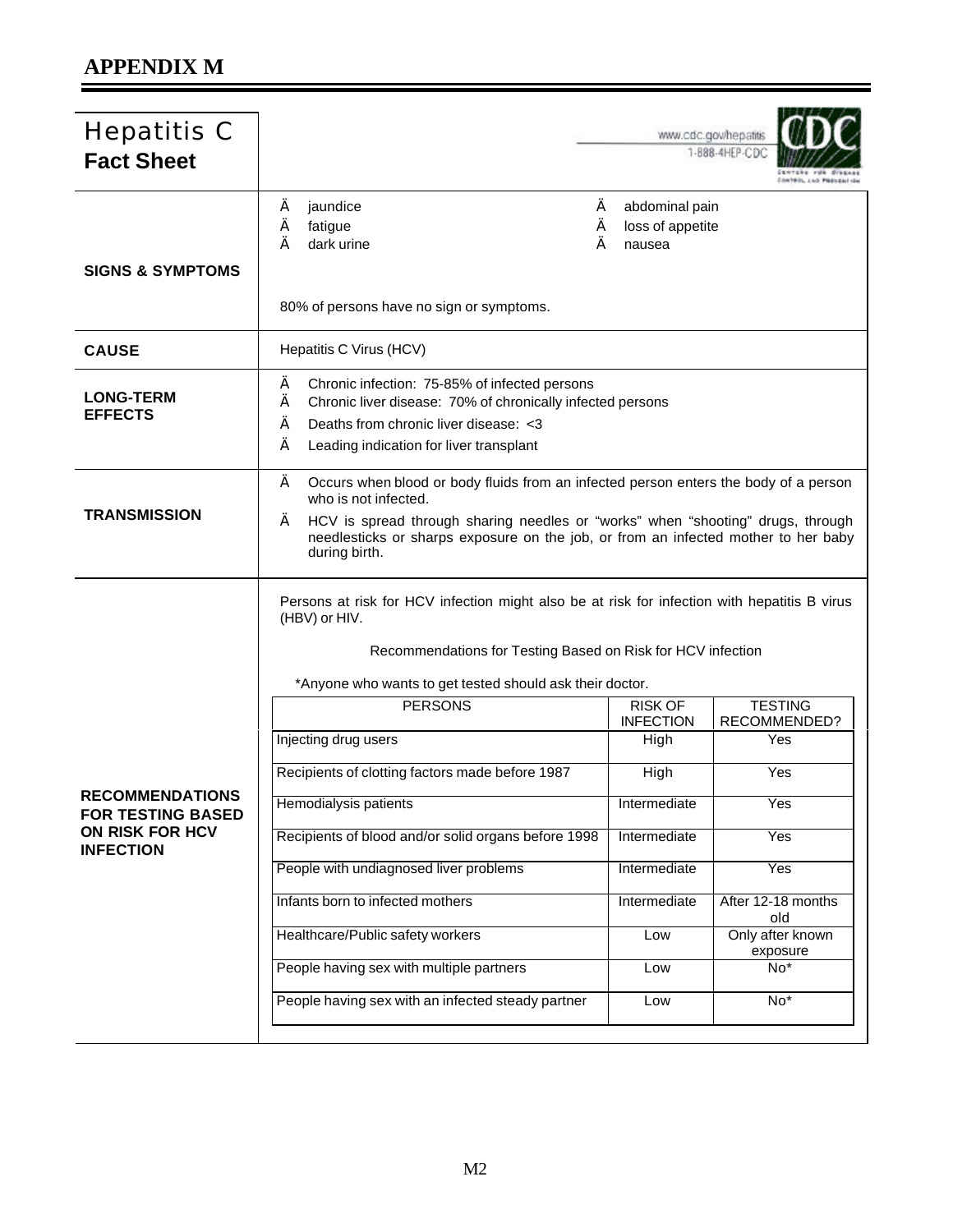# APPENDIX M

## Hepatitis C
**Fact Sheet**

www.cdc.gov/hepatitis
1-888-4HEP-CDC

### SIGNS & SYMPTOMS

- jaundice
- fatigue
- dark urine
- abdominal pain
- loss of appetite
- nausea

80% of persons have no sign or symptoms.

### CAUSE

Hepatitis C Virus (HCV)

### LONG-TERM EFFECTS

- Chronic infection: 75-85% of infected persons
- Chronic liver disease: 70% of chronically infected persons
- Deaths from chronic liver disease: <3
- Leading indication for liver transplant

### TRANSMISSION

- Occurs when blood or body fluids from an infected person enters the body of a person who is not infected.
- HCV is spread through sharing needles or "works" when "shooting" drugs, through needlesticks or sharps exposure on the job, or from an infected mother to her baby during birth.

### RECOMMENDATIONS FOR TESTING BASED ON RISK FOR HCV INFECTION

Persons at risk for HCV infection might also be at risk for infection with hepatitis B virus (HBV) or HIV.

Recommendations for Testing Based on Risk for HCV infection

*Anyone who wants to get tested should ask their doctor.

| PERSONS | RISK OF INFECTION | TESTING RECOMMENDED? |
|---|---|---|
| Injecting drug users | High | Yes |
| Recipients of clotting factors made before 1987 | High | Yes |
| Hemodialysis patients | Intermediate | Yes |
| Recipients of blood and/or solid organs before 1998 | Intermediate | Yes |
| People with undiagnosed liver problems | Intermediate | Yes |
| Infants born to infected mothers | Intermediate | After 12-18 months old |
| Healthcare/Public safety workers | Low | Only after known exposure |
| People having sex with multiple partners | Low | No* |
| People having sex with an infected steady partner | Low | No* |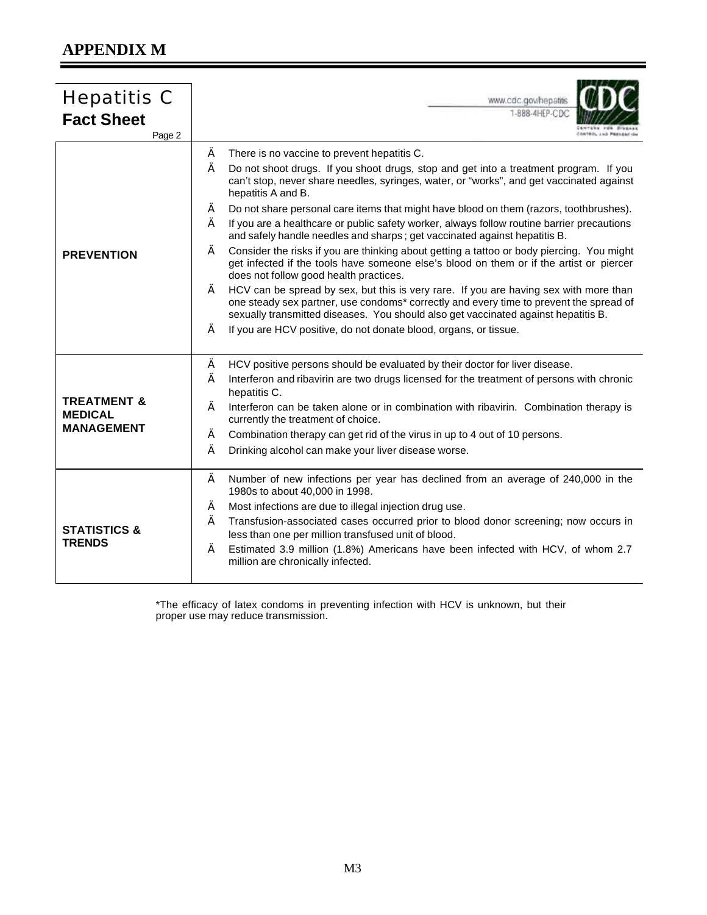# APPENDIX M

## Hepatitis C
**Fact Sheet**

Page 2

www.cdc.gov/hepatitis
1-888-4HEP-CDC

| | |
|---|---|
| **PREVENTION** | Ä There is no vaccine to prevent hepatitis C.<br>Ä Do not shoot drugs. If you shoot drugs, stop and get into a treatment program. If you can't stop, never share needles, syringes, water, or "works", and get vaccinated against hepatitis A and B.<br>Ä Do not share personal care items that might have blood on them (razors, toothbrushes).<br>Ä If you are a healthcare or public safety worker, always follow routine barrier precautions and safely handle needles and sharps ; get vaccinated against hepatitis B.<br>Ä Consider the risks if you are thinking about getting a tattoo or body piercing. You might get infected if the tools have someone else's blood on them or if the artist or piercer does not follow good health practices.<br>Ä HCV can be spread by sex, but this is very rare. If you are having sex with more than one steady sex partner, use condoms* correctly and every time to prevent the spread of sexually transmitted diseases. You should also get vaccinated against hepatitis B.<br>Ä If you are HCV positive, do not donate blood, organs, or tissue. |
| **TREATMENT & MEDICAL MANAGEMENT** | Ä HCV positive persons should be evaluated by their doctor for liver disease.<br>Ä Interferon and ribavirin are two drugs licensed for the treatment of persons with chronic hepatitis C.<br>Ä Interferon can be taken alone or in combination with ribavirin. Combination therapy is currently the treatment of choice.<br>Ä Combination therapy can get rid of the virus in up to 4 out of 10 persons.<br>Ä Drinking alcohol can make your liver disease worse. |
| **STATISTICS & TRENDS** | Ä Number of new infections per year has declined from an average of 240,000 in the 1980s to about 40,000 in 1998.<br>Ä Most infections are due to illegal injection drug use.<br>Ä Transfusion-associated cases occurred prior to blood donor screening; now occurs in less than one per million transfused unit of blood.<br>Ä Estimated 3.9 million (1.8%) Americans have been infected with HCV, of whom 2.7 million are chronically infected. |

*The efficacy of latex condoms in preventing infection with HCV is unknown, but their proper use may reduce transmission.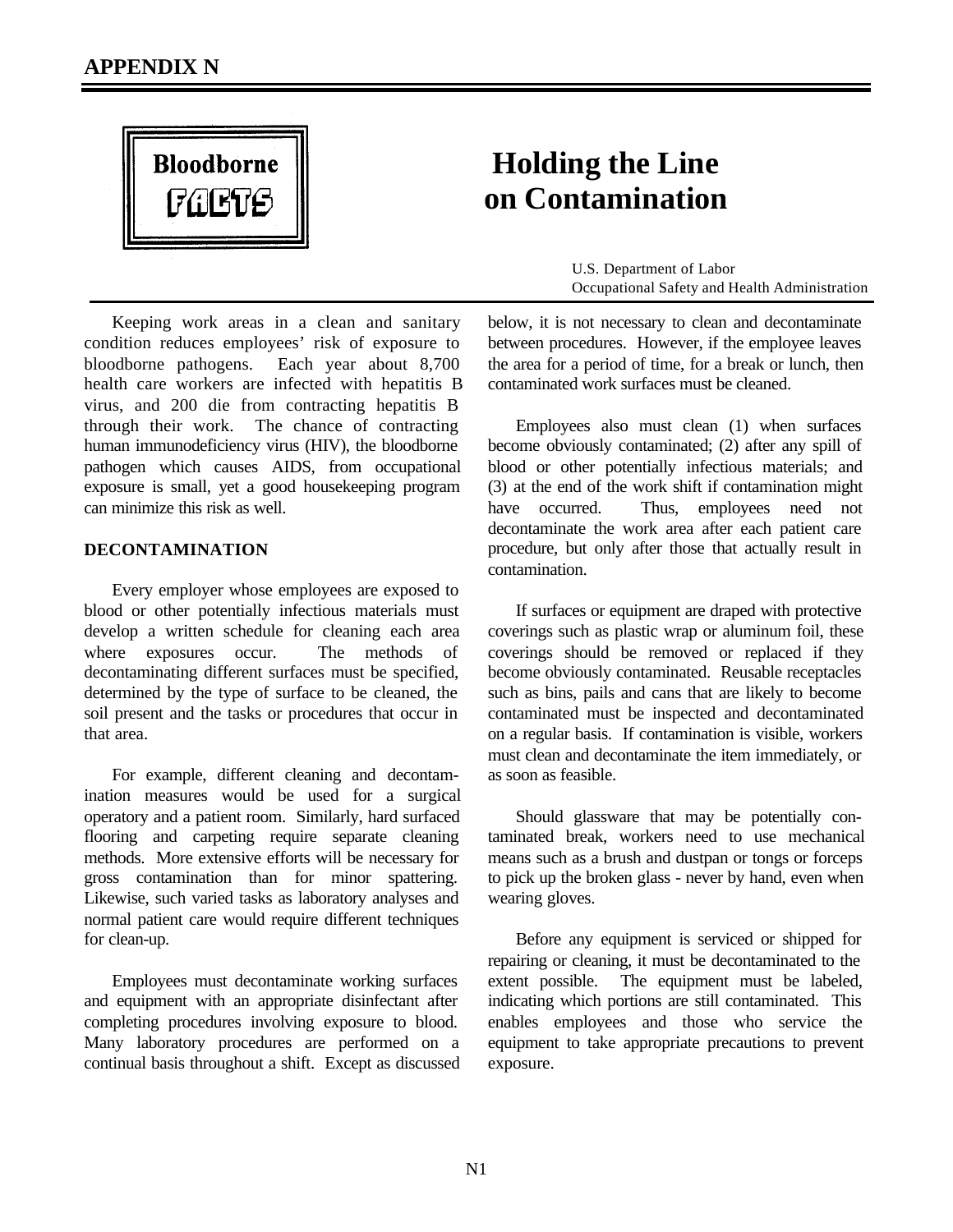# APPENDIX N

**Bloodborne FACTS**

# Holding the Line on Contamination

U.S. Department of Labor
Occupational Safety and Health Administration

Keeping work areas in a clean and sanitary condition reduces employees' risk of exposure to bloodborne pathogens. Each year about 8,700 health care workers are infected with hepatitis B virus, and 200 die from contracting hepatitis B through their work. The chance of contracting human immunodeficiency virus (HIV), the bloodborne pathogen which causes AIDS, from occupational exposure is small, yet a good housekeeping program can minimize this risk as well.

## DECONTAMINATION

Every employer whose employees are exposed to blood or other potentially infectious materials must develop a written schedule for cleaning each area where exposures occur. The methods of decontaminating different surfaces must be specified, determined by the type of surface to be cleaned, the soil present and the tasks or procedures that occur in that area.

For example, different cleaning and decontamination measures would be used for a surgical operatory and a patient room. Similarly, hard surfaced flooring and carpeting require separate cleaning methods. More extensive efforts will be necessary for gross contamination than for minor spattering. Likewise, such varied tasks as laboratory analyses and normal patient care would require different techniques for clean-up.

Employees must decontaminate working surfaces and equipment with an appropriate disinfectant after completing procedures involving exposure to blood. Many laboratory procedures are performed on a continual basis throughout a shift. Except as discussed below, it is not necessary to clean and decontaminate between procedures. However, if the employee leaves the area for a period of time, for a break or lunch, then contaminated work surfaces must be cleaned.

Employees also must clean (1) when surfaces become obviously contaminated; (2) after any spill of blood or other potentially infectious materials; and (3) at the end of the work shift if contamination might have occurred. Thus, employees need not decontaminate the work area after each patient care procedure, but only after those that actually result in contamination.

If surfaces or equipment are draped with protective coverings such as plastic wrap or aluminum foil, these coverings should be removed or replaced if they become obviously contaminated. Reusable receptacles such as bins, pails and cans that are likely to become contaminated must be inspected and decontaminated on a regular basis. If contamination is visible, workers must clean and decontaminate the item immediately, or as soon as feasible.

Should glassware that may be potentially contaminated break, workers need to use mechanical means such as a brush and dustpan or tongs or forceps to pick up the broken glass - never by hand, even when wearing gloves.

Before any equipment is serviced or shipped for repairing or cleaning, it must be decontaminated to the extent possible. The equipment must be labeled, indicating which portions are still contaminated. This enables employees and those who service the equipment to take appropriate precautions to prevent exposure.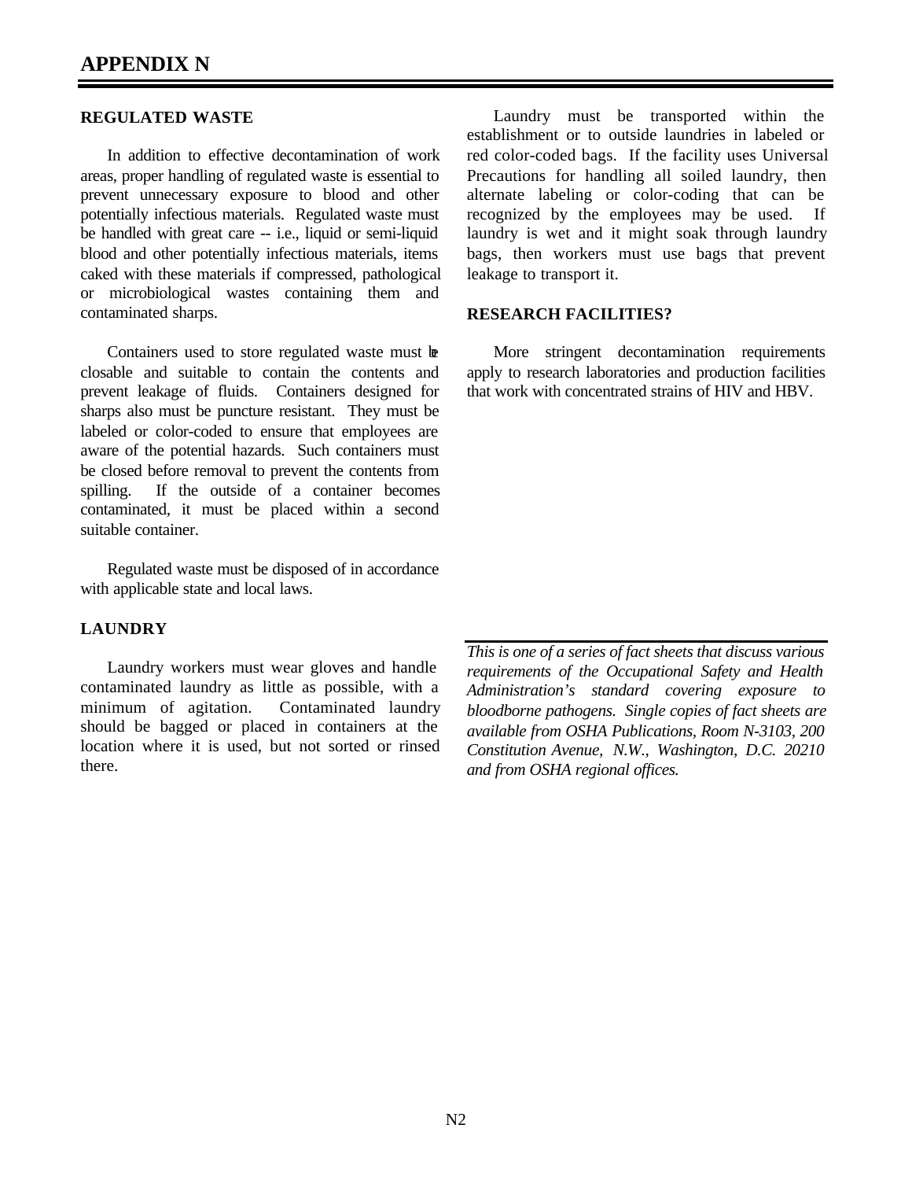# APPENDIX N

## REGULATED WASTE

In addition to effective decontamination of work areas, proper handling of regulated waste is essential to prevent unnecessary exposure to blood and other potentially infectious materials. Regulated waste must be handled with great care -- i.e., liquid or semi-liquid blood and other potentially infectious materials, items caked with these materials if compressed, pathological or microbiological wastes containing them and contaminated sharps.

Containers used to store regulated waste must be closable and suitable to contain the contents and prevent leakage of fluids. Containers designed for sharps also must be puncture resistant. They must be labeled or color-coded to ensure that employees are aware of the potential hazards. Such containers must be closed before removal to prevent the contents from spilling. If the outside of a container becomes contaminated, it must be placed within a second suitable container.

Regulated waste must be disposed of in accordance with applicable state and local laws.

## LAUNDRY

Laundry workers must wear gloves and handle contaminated laundry as little as possible, with a minimum of agitation. Contaminated laundry should be bagged or placed in containers at the location where it is used, but not sorted or rinsed there.

Laundry must be transported within the establishment or to outside laundries in labeled or red color-coded bags. If the facility uses Universal Precautions for handling all soiled laundry, then alternate labeling or color-coding that can be recognized by the employees may be used. If laundry is wet and it might soak through laundry bags, then workers must use bags that prevent leakage to transport it.

## RESEARCH FACILITIES?

More stringent decontamination requirements apply to research laboratories and production facilities that work with concentrated strains of HIV and HBV.

*This is one of a series of fact sheets that discuss various requirements of the Occupational Safety and Health Administration's standard covering exposure to bloodborne pathogens. Single copies of fact sheets are available from OSHA Publications, Room N-3103, 200 Constitution Avenue, N.W., Washington, D.C. 20210 and from OSHA regional offices.*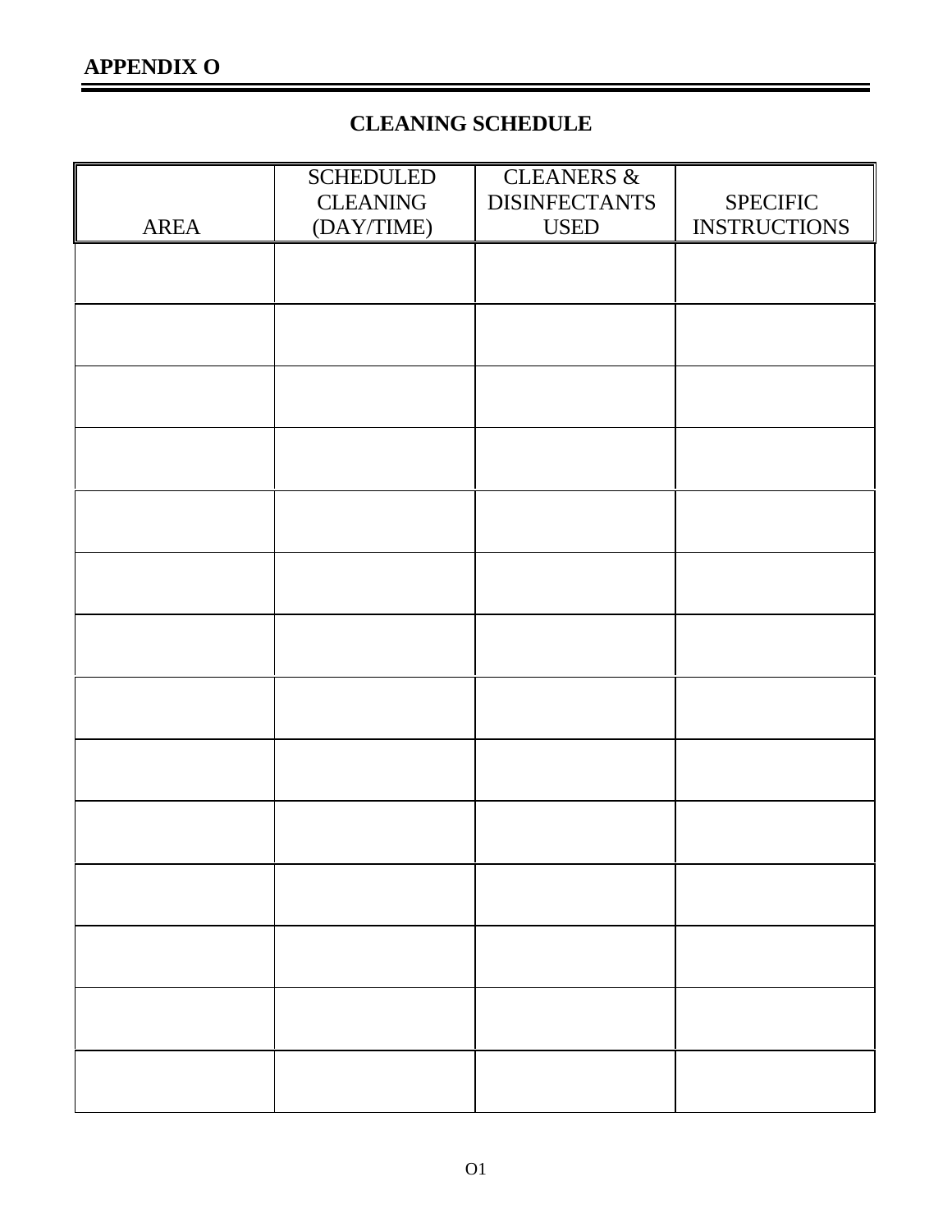**APPENDIX O**

## CLEANING SCHEDULE

| AREA | SCHEDULED CLEANING (DAY/TIME) | CLEANERS & DISINFECTANTS USED | SPECIFIC INSTRUCTIONS |
|---|---|---|---|
| | | | |
| | | | |
| | | | |
| | | | |
| | | | |
| | | | |
| | | | |
| | | | |
| | | | |
| | | | |
| | | | |
| | | | |
| | | | |
| | | | |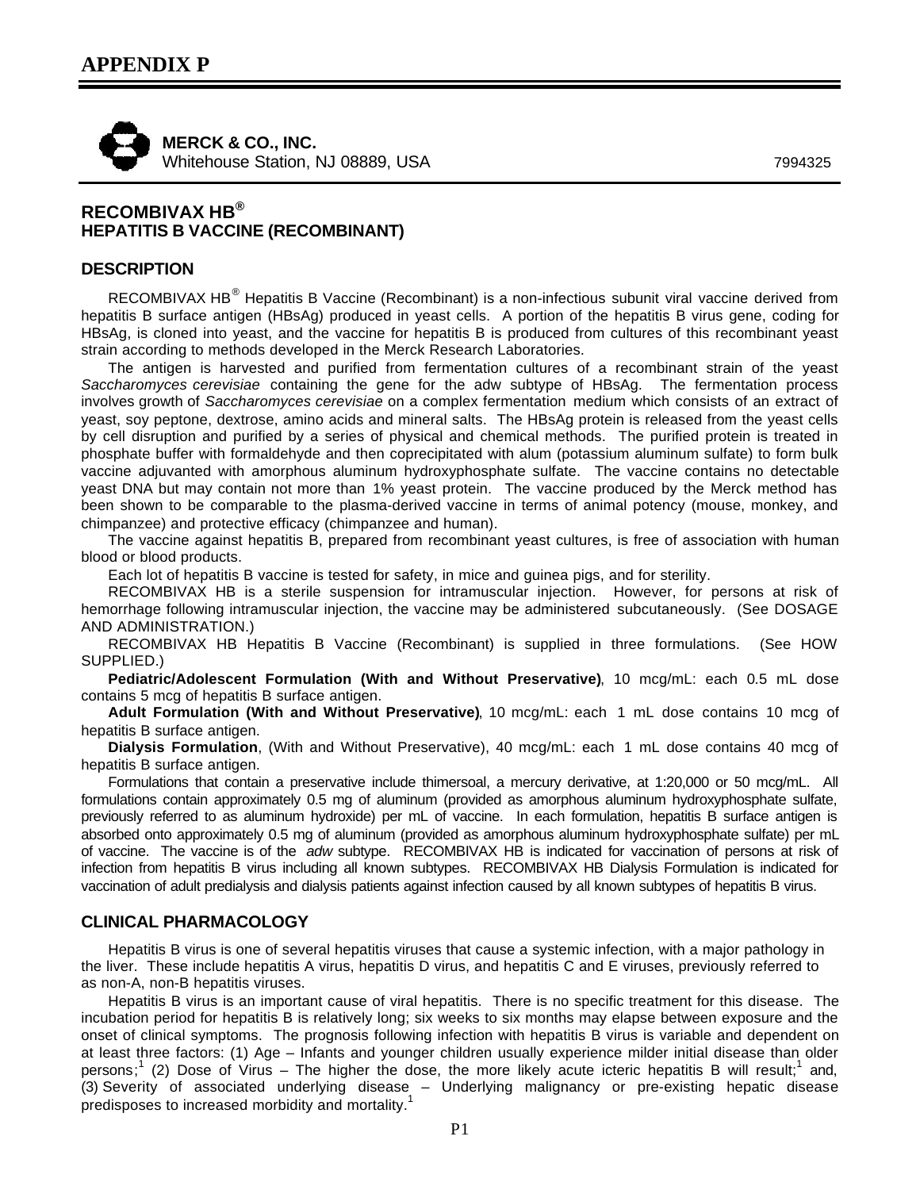# APPENDIX P

**MERCK & CO., INC.**
Whitehouse Station, NJ 08889, USA

7994325

## RECOMBIVAX HB®
## HEPATITIS B VACCINE (RECOMBINANT)

### DESCRIPTION

RECOMBIVAX HB® Hepatitis B Vaccine (Recombinant) is a non-infectious subunit viral vaccine derived from hepatitis B surface antigen (HBsAg) produced in yeast cells. A portion of the hepatitis B virus gene, coding for HBsAg, is cloned into yeast, and the vaccine for hepatitis B is produced from cultures of this recombinant yeast strain according to methods developed in the Merck Research Laboratories.

The antigen is harvested and purified from fermentation cultures of a recombinant strain of the yeast *Saccharomyces cerevisiae* containing the gene for the adw subtype of HBsAg. The fermentation process involves growth of *Saccharomyces cerevisiae* on a complex fermentation medium which consists of an extract of yeast, soy peptone, dextrose, amino acids and mineral salts. The HBsAg protein is released from the yeast cells by cell disruption and purified by a series of physical and chemical methods. The purified protein is treated in phosphate buffer with formaldehyde and then coprecipitated with alum (potassium aluminum sulfate) to form bulk vaccine adjuvanted with amorphous aluminum hydroxyphosphate sulfate. The vaccine contains no detectable yeast DNA but may contain not more than 1% yeast protein. The vaccine produced by the Merck method has been shown to be comparable to the plasma-derived vaccine in terms of animal potency (mouse, monkey, and chimpanzee) and protective efficacy (chimpanzee and human).

The vaccine against hepatitis B, prepared from recombinant yeast cultures, is free of association with human blood or blood products.

Each lot of hepatitis B vaccine is tested for safety, in mice and guinea pigs, and for sterility.

RECOMBIVAX HB is a sterile suspension for intramuscular injection. However, for persons at risk of hemorrhage following intramuscular injection, the vaccine may be administered subcutaneously. (See DOSAGE AND ADMINISTRATION.)

RECOMBIVAX HB Hepatitis B Vaccine (Recombinant) is supplied in three formulations. (See HOW SUPPLIED.)

**Pediatric/Adolescent Formulation (With and Without Preservative)**, 10 mcg/mL: each 0.5 mL dose contains 5 mcg of hepatitis B surface antigen.

**Adult Formulation (With and Without Preservative)**, 10 mcg/mL: each 1 mL dose contains 10 mcg of hepatitis B surface antigen.

**Dialysis Formulation**, (With and Without Preservative), 40 mcg/mL: each 1 mL dose contains 40 mcg of hepatitis B surface antigen.

Formulations that contain a preservative include thimersoal, a mercury derivative, at 1:20,000 or 50 mcg/mL. All formulations contain approximately 0.5 mg of aluminum (provided as amorphous aluminum hydroxyphosphate sulfate, previously referred to as aluminum hydroxide) per mL of vaccine. In each formulation, hepatitis B surface antigen is absorbed onto approximately 0.5 mg of aluminum (provided as amorphous aluminum hydroxyphosphate sulfate) per mL of vaccine. The vaccine is of the *adw* subtype. RECOMBIVAX HB is indicated for vaccination of persons at risk of infection from hepatitis B virus including all known subtypes. RECOMBIVAX HB Dialysis Formulation is indicated for vaccination of adult predialysis and dialysis patients against infection caused by all known subtypes of hepatitis B virus.

### CLINICAL PHARMACOLOGY

Hepatitis B virus is one of several hepatitis viruses that cause a systemic infection, with a major pathology in the liver. These include hepatitis A virus, hepatitis D virus, and hepatitis C and E viruses, previously referred to as non-A, non-B hepatitis viruses.

Hepatitis B virus is an important cause of viral hepatitis. There is no specific treatment for this disease. The incubation period for hepatitis B is relatively long; six weeks to six months may elapse between exposure and the onset of clinical symptoms. The prognosis following infection with hepatitis B virus is variable and dependent on at least three factors: (1) Age – Infants and younger children usually experience milder initial disease than older persons;[1] (2) Dose of Virus – The higher the dose, the more likely acute icteric hepatitis B will result;[1] and, (3) Severity of associated underlying disease – Underlying malignancy or pre-existing hepatic disease predisposes to increased morbidity and mortality.[1]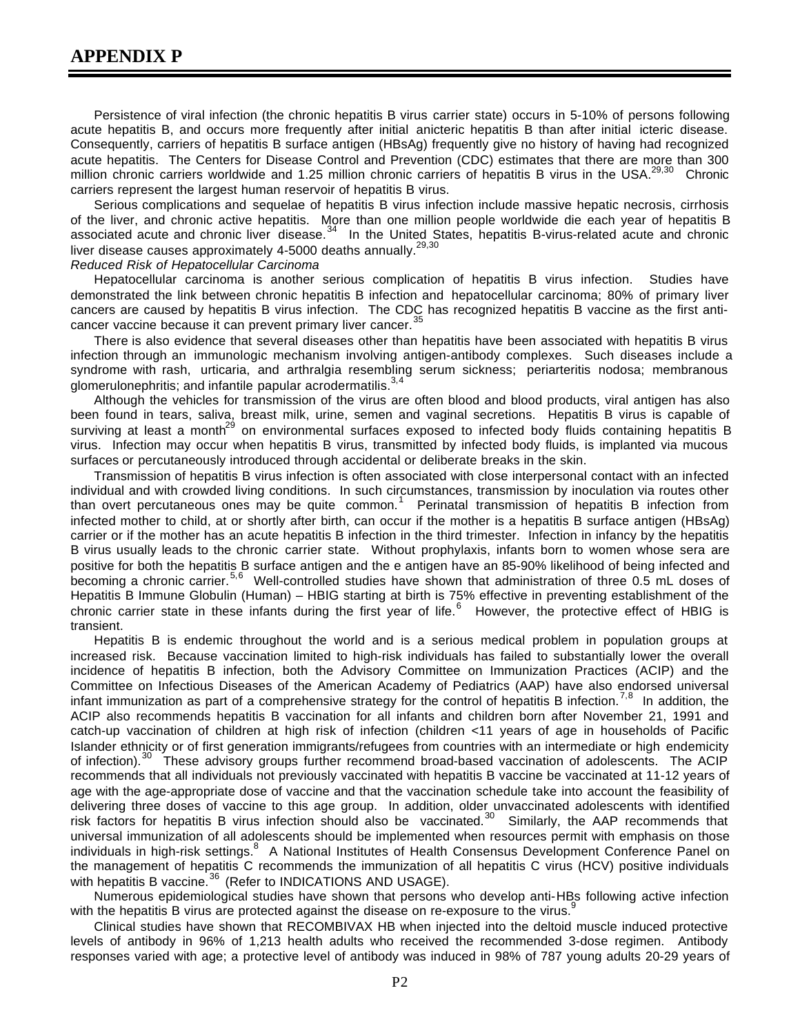# APPENDIX P

Persistence of viral infection (the chronic hepatitis B virus carrier state) occurs in 5-10% of persons following acute hepatitis B, and occurs more frequently after initial anicteric hepatitis B than after initial icteric disease. Consequently, carriers of hepatitis B surface antigen (HBsAg) frequently give no history of having had recognized acute hepatitis. The Centers for Disease Control and Prevention (CDC) estimates that there are more than 300 million chronic carriers worldwide and 1.25 million chronic carriers of hepatitis B virus in the USA.[29,30] Chronic carriers represent the largest human reservoir of hepatitis B virus.

Serious complications and sequelae of hepatitis B virus infection include massive hepatic necrosis, cirrhosis of the liver, and chronic active hepatitis. More than one million people worldwide die each year of hepatitis B associated acute and chronic liver disease.[34] In the United States, hepatitis B-virus-related acute and chronic liver disease causes approximately 4-5000 deaths annually.[29,30]

*Reduced Risk of Hepatocellular Carcinoma*

Hepatocellular carcinoma is another serious complication of hepatitis B virus infection. Studies have demonstrated the link between chronic hepatitis B infection and hepatocellular carcinoma; 80% of primary liver cancers are caused by hepatitis B virus infection. The CDC has recognized hepatitis B vaccine as the first anti-cancer vaccine because it can prevent primary liver cancer.[35]

There is also evidence that several diseases other than hepatitis have been associated with hepatitis B virus infection through an immunologic mechanism involving antigen-antibody complexes. Such diseases include a syndrome with rash, urticaria, and arthralgia resembling serum sickness; periarteritis nodosa; membranous glomerulonephritis; and infantile papular acrodermatilis.[3,4]

Although the vehicles for transmission of the virus are often blood and blood products, viral antigen has also been found in tears, saliva, breast milk, urine, semen and vaginal secretions. Hepatitis B virus is capable of surviving at least a month[29] on environmental surfaces exposed to infected body fluids containing hepatitis B virus. Infection may occur when hepatitis B virus, transmitted by infected body fluids, is implanted via mucous surfaces or percutaneously introduced through accidental or deliberate breaks in the skin.

Transmission of hepatitis B virus infection is often associated with close interpersonal contact with an infected individual and with crowded living conditions. In such circumstances, transmission by inoculation via routes other than overt percutaneous ones may be quite common.[1] Perinatal transmission of hepatitis B infection from infected mother to child, at or shortly after birth, can occur if the mother is a hepatitis B surface antigen (HBsAg) carrier or if the mother has an acute hepatitis B infection in the third trimester. Infection in infancy by the hepatitis B virus usually leads to the chronic carrier state. Without prophylaxis, infants born to women whose sera are positive for both the hepatitis B surface antigen and the e antigen have an 85-90% likelihood of being infected and becoming a chronic carrier.[5,6] Well-controlled studies have shown that administration of three 0.5 mL doses of Hepatitis B Immune Globulin (Human) – HBIG starting at birth is 75% effective in preventing establishment of the chronic carrier state in these infants during the first year of life.[6] However, the protective effect of HBIG is transient.

Hepatitis B is endemic throughout the world and is a serious medical problem in population groups at increased risk. Because vaccination limited to high-risk individuals has failed to substantially lower the overall incidence of hepatitis B infection, both the Advisory Committee on Immunization Practices (ACIP) and the Committee on Infectious Diseases of the American Academy of Pediatrics (AAP) have also endorsed universal infant immunization as part of a comprehensive strategy for the control of hepatitis B infection.[7,8] In addition, the ACIP also recommends hepatitis B vaccination for all infants and children born after November 21, 1991 and catch-up vaccination of children at high risk of infection (children <11 years of age in households of Pacific Islander ethnicity or of first generation immigrants/refugees from countries with an intermediate or high endemicity of infection).[30] These advisory groups further recommend broad-based vaccination of adolescents. The ACIP recommends that all individuals not previously vaccinated with hepatitis B vaccine be vaccinated at 11-12 years of age with the age-appropriate dose of vaccine and that the vaccination schedule take into account the feasibility of delivering three doses of vaccine to this age group. In addition, older unvaccinated adolescents with identified risk factors for hepatitis B virus infection should also be vaccinated.[30] Similarly, the AAP recommends that universal immunization of all adolescents should be implemented when resources permit with emphasis on those individuals in high-risk settings.[8] A National Institutes of Health Consensus Development Conference Panel on the management of hepatitis C recommends the immunization of all hepatitis C virus (HCV) positive individuals with hepatitis B vaccine.[36] (Refer to INDICATIONS AND USAGE).

Numerous epidemiological studies have shown that persons who develop anti-HBs following active infection with the hepatitis B virus are protected against the disease on re-exposure to the virus.[9]

Clinical studies have shown that RECOMBIVAX HB when injected into the deltoid muscle induced protective levels of antibody in 96% of 1,213 health adults who received the recommended 3-dose regimen. Antibody responses varied with age; a protective level of antibody was induced in 98% of 787 young adults 20-29 years of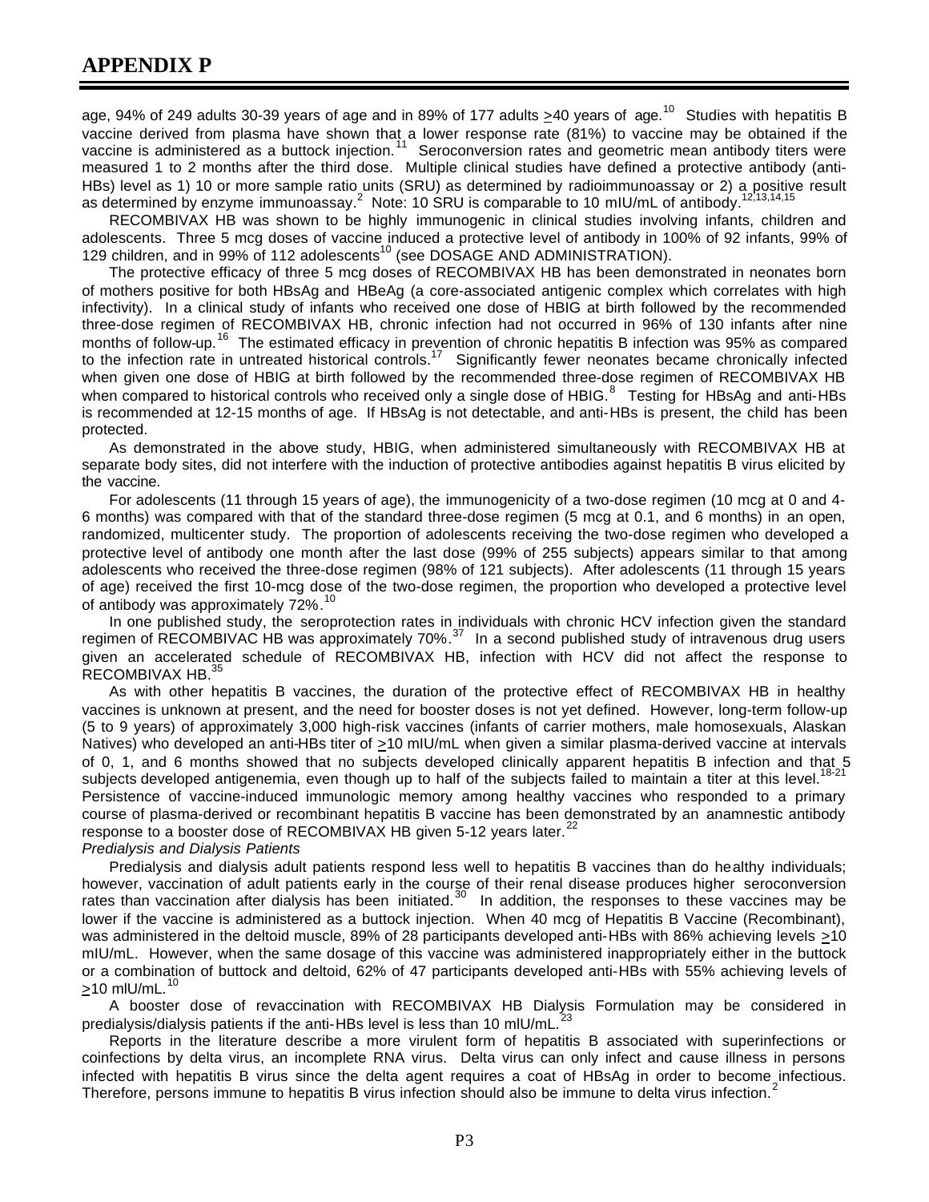age, 94% of 249 adults 30-39 years of age and in 89% of 177 adults ≥40 years of age.[10] Studies with hepatitis B vaccine derived from plasma have shown that a lower response rate (81%) to vaccine may be obtained if the vaccine is administered as a buttock injection.[11] Seroconversion rates and geometric mean antibody titers were measured 1 to 2 months after the third dose. Multiple clinical studies have defined a protective antibody (anti-HBs) level as 1) 10 or more sample ratio units (SRU) as determined by radioimmunoassay or 2) a positive result as determined by enzyme immunoassay.[2] Note: 10 SRU is comparable to 10 mIU/mL of antibody.[12,13,14,15]

RECOMBIVAX HB was shown to be highly immunogenic in clinical studies involving infants, children and adolescents. Three 5 mcg doses of vaccine induced a protective level of antibody in 100% of 92 infants, 99% of 129 children, and in 99% of 112 adolescents[10] (see DOSAGE AND ADMINISTRATION).

The protective efficacy of three 5 mcg doses of RECOMBIVAX HB has been demonstrated in neonates born of mothers positive for both HBsAg and HBeAg (a core-associated antigenic complex which correlates with high infectivity). In a clinical study of infants who received one dose of HBIG at birth followed by the recommended three-dose regimen of RECOMBIVAX HB, chronic infection had not occurred in 96% of 130 infants after nine months of follow-up.[16] The estimated efficacy in prevention of chronic hepatitis B infection was 95% as compared to the infection rate in untreated historical controls.[17] Significantly fewer neonates became chronically infected when given one dose of HBIG at birth followed by the recommended three-dose regimen of RECOMBIVAX HB when compared to historical controls who received only a single dose of HBIG.[8] Testing for HBsAg and anti-HBs is recommended at 12-15 months of age. If HBsAg is not detectable, and anti-HBs is present, the child has been protected.

As demonstrated in the above study, HBIG, when administered simultaneously with RECOMBIVAX HB at separate body sites, did not interfere with the induction of protective antibodies against hepatitis B virus elicited by the vaccine.

For adolescents (11 through 15 years of age), the immunogenicity of a two-dose regimen (10 mcg at 0 and 4-6 months) was compared with that of the standard three-dose regimen (5 mcg at 0.1, and 6 months) in an open, randomized, multicenter study. The proportion of adolescents receiving the two-dose regimen who developed a protective level of antibody one month after the last dose (99% of 255 subjects) appears similar to that among adolescents who received the three-dose regimen (98% of 121 subjects). After adolescents (11 through 15 years of age) received the first 10-mcg dose of the two-dose regimen, the proportion who developed a protective level of antibody was approximately 72%.[10]

In one published study, the seroprotection rates in individuals with chronic HCV infection given the standard regimen of RECOMBIVAC HB was approximately 70%.[37] In a second published study of intravenous drug users given an accelerated schedule of RECOMBIVAX HB, infection with HCV did not affect the response to RECOMBIVAX HB.[35]

As with other hepatitis B vaccines, the duration of the protective effect of RECOMBIVAX HB in healthy vaccines is unknown at present, and the need for booster doses is not yet defined. However, long-term follow-up (5 to 9 years) of approximately 3,000 high-risk vaccines (infants of carrier mothers, male homosexuals, Alaskan Natives) who developed an anti-HBs titer of ≥10 mIU/mL when given a similar plasma-derived vaccine at intervals of 0, 1, and 6 months showed that no subjects developed clinically apparent hepatitis B infection and that 5 subjects developed antigenemia, even though up to half of the subjects failed to maintain a titer at this level.[18-21] Persistence of vaccine-induced immunologic memory among healthy vaccines who responded to a primary course of plasma-derived or recombinant hepatitis B vaccine has been demonstrated by an anamnestic antibody response to a booster dose of RECOMBIVAX HB given 5-12 years later.[22]

*Predialysis and Dialysis Patients*

Predialysis and dialysis adult patients respond less well to hepatitis B vaccines than do healthy individuals; however, vaccination of adult patients early in the course of their renal disease produces higher seroconversion rates than vaccination after dialysis has been initiated.[30] In addition, the responses to these vaccines may be lower if the vaccine is administered as a buttock injection. When 40 mcg of Hepatitis B Vaccine (Recombinant), was administered in the deltoid muscle, 89% of 28 participants developed anti-HBs with 86% achieving levels ≥10 mIU/mL. However, when the same dosage of this vaccine was administered inappropriately either in the buttock or a combination of buttock and deltoid, 62% of 47 participants developed anti-HBs with 55% achieving levels of ≥10 mIU/mL.[10]

A booster dose of revaccination with RECOMBIVAX HB Dialysis Formulation may be considered in predialysis/dialysis patients if the anti-HBs level is less than 10 mIU/mL.[23]

Reports in the literature describe a more virulent form of hepatitis B associated with superinfections or coinfections by delta virus, an incomplete RNA virus. Delta virus can only infect and cause illness in persons infected with hepatitis B virus since the delta agent requires a coat of HBsAg in order to become infectious. Therefore, persons immune to hepatitis B virus infection should also be immune to delta virus infection.[2]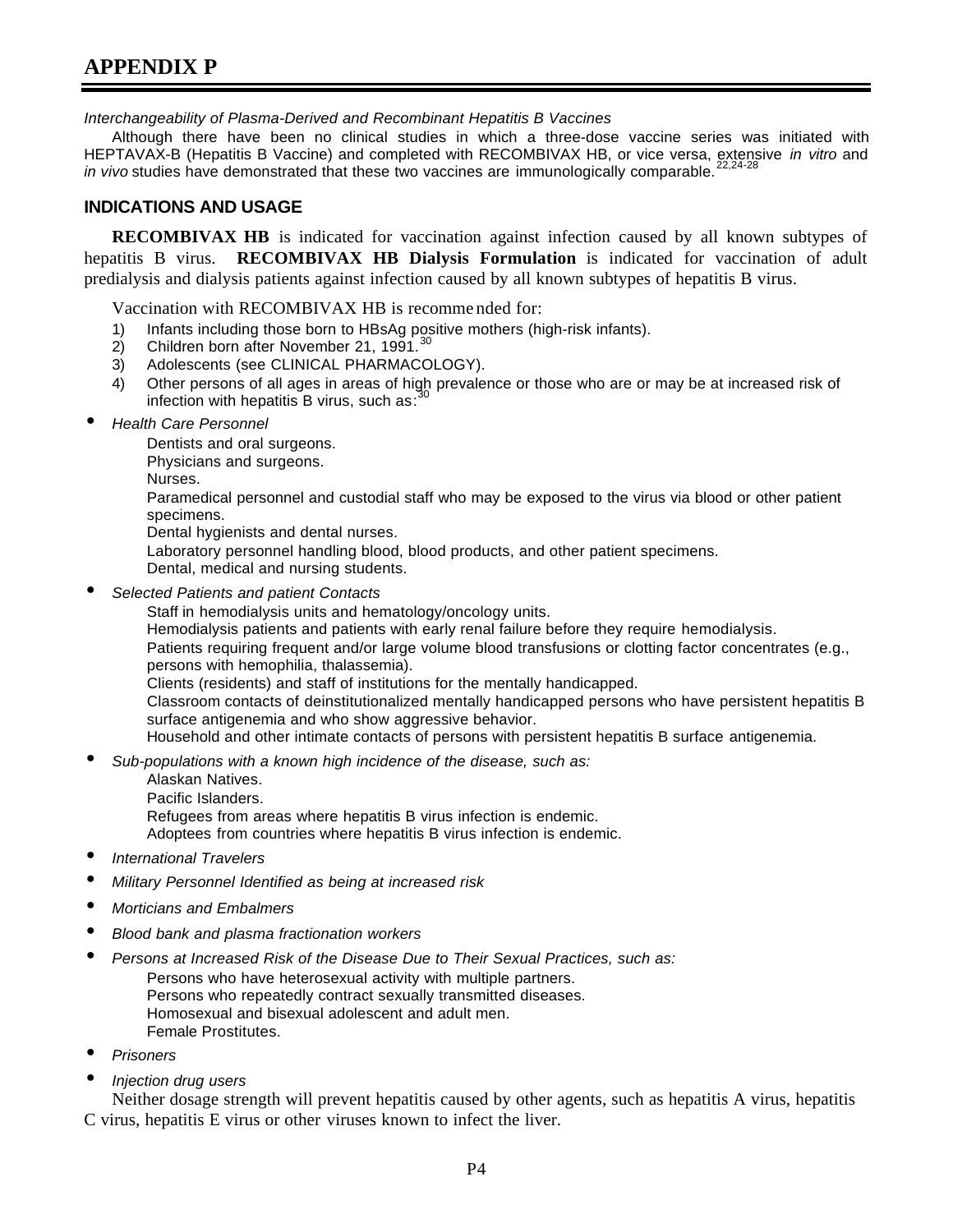# APPENDIX P

*Interchangeability of Plasma-Derived and Recombinant Hepatitis B Vaccines*

Although there have been no clinical studies in which a three-dose vaccine series was initiated with HEPTAVAX-B (Hepatitis B Vaccine) and completed with RECOMBIVAX HB, or vice versa, extensive *in vitro* and *in vivo* studies have demonstrated that these two vaccines are immunologically comparable.[22,24-28]

## INDICATIONS AND USAGE

**RECOMBIVAX HB** is indicated for vaccination against infection caused by all known subtypes of hepatitis B virus. **RECOMBIVAX HB Dialysis Formulation** is indicated for vaccination of adult predialysis and dialysis patients against infection caused by all known subtypes of hepatitis B virus.

Vaccination with RECOMBIVAX HB is recommended for:

1) Infants including those born to HBsAg positive mothers (high-risk infants).
2) Children born after November 21, 1991.[30]
3) Adolescents (see CLINICAL PHARMACOLOGY).
4) Other persons of all ages in areas of high prevalence or those who are or may be at increased risk of infection with hepatitis B virus, such as:[30]

- *Health Care Personnel*
  - Dentists and oral surgeons.
  - Physicians and surgeons.
  - Nurses.
  - Paramedical personnel and custodial staff who may be exposed to the virus via blood or other patient specimens.
  - Dental hygienists and dental nurses.
  - Laboratory personnel handling blood, blood products, and other patient specimens.
  - Dental, medical and nursing students.
- *Selected Patients and patient Contacts*
  - Staff in hemodialysis units and hematology/oncology units.
  - Hemodialysis patients and patients with early renal failure before they require hemodialysis.
  - Patients requiring frequent and/or large volume blood transfusions or clotting factor concentrates (e.g., persons with hemophilia, thalassemia).
  - Clients (residents) and staff of institutions for the mentally handicapped.
  - Classroom contacts of deinstitutionalized mentally handicapped persons who have persistent hepatitis B surface antigenemia and who show aggressive behavior.
  - Household and other intimate contacts of persons with persistent hepatitis B surface antigenemia.
- *Sub-populations with a known high incidence of the disease, such as:*
  - Alaskan Natives.
  - Pacific Islanders.
  - Refugees from areas where hepatitis B virus infection is endemic.
  - Adoptees from countries where hepatitis B virus infection is endemic.
- *International Travelers*
- *Military Personnel Identified as being at increased risk*
- *Morticians and Embalmers*
- *Blood bank and plasma fractionation workers*
- *Persons at Increased Risk of the Disease Due to Their Sexual Practices, such as:*
  - Persons who have heterosexual activity with multiple partners.
  - Persons who repeatedly contract sexually transmitted diseases.
  - Homosexual and bisexual adolescent and adult men.
  - Female Prostitutes.
- *Prisoners*
- *Injection drug users*

Neither dosage strength will prevent hepatitis caused by other agents, such as hepatitis A virus, hepatitis C virus, hepatitis E virus or other viruses known to infect the liver.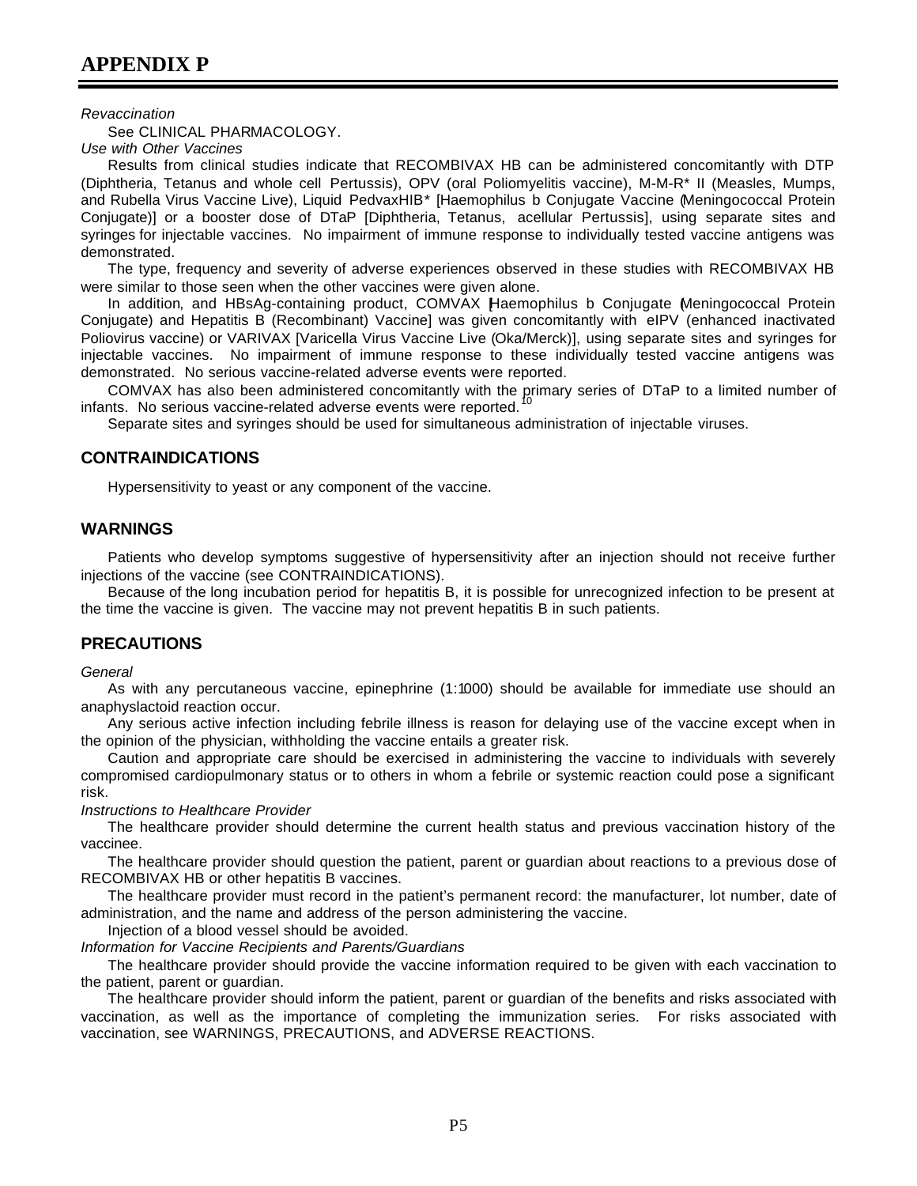# APPENDIX P

*Revaccination*

See CLINICAL PHARMACOLOGY.

*Use with Other Vaccines*

Results from clinical studies indicate that RECOMBIVAX HB can be administered concomitantly with DTP (Diphtheria, Tetanus and whole cell Pertussis), OPV (oral Poliomyelitis vaccine), M-M-R* II (Measles, Mumps, and Rubella Virus Vaccine Live), Liquid PedvaxHIB* [Haemophilus b Conjugate Vaccine (Meningococcal Protein Conjugate)] or a booster dose of DTaP [Diphtheria, Tetanus, acellular Pertussis], using separate sites and syringes for injectable vaccines. No impairment of immune response to individually tested vaccine antigens was demonstrated.

The type, frequency and severity of adverse experiences observed in these studies with RECOMBIVAX HB were similar to those seen when the other vaccines were given alone.

In addition, and HBsAg-containing product, COMVAX [Haemophilus b Conjugate (Meningococcal Protein Conjugate) and Hepatitis B (Recombinant) Vaccine] was given concomitantly with eIPV (enhanced inactivated Poliovirus vaccine) or VARIVAX [Varicella Virus Vaccine Live (Oka/Merck)], using separate sites and syringes for injectable vaccines. No impairment of immune response to these individually tested vaccine antigens was demonstrated. No serious vaccine-related adverse events were reported.

COMVAX has also been administered concomitantly with the primary series of DTaP to a limited number of infants. No serious vaccine-related adverse events were reported.[10]

Separate sites and syringes should be used for simultaneous administration of injectable viruses.

## CONTRAINDICATIONS

Hypersensitivity to yeast or any component of the vaccine.

## WARNINGS

Patients who develop symptoms suggestive of hypersensitivity after an injection should not receive further injections of the vaccine (see CONTRAINDICATIONS).

Because of the long incubation period for hepatitis B, it is possible for unrecognized infection to be present at the time the vaccine is given. The vaccine may not prevent hepatitis B in such patients.

## PRECAUTIONS

*General*

As with any percutaneous vaccine, epinephrine (1:1000) should be available for immediate use should an anaphylactoid reaction occur.

Any serious active infection including febrile illness is reason for delaying use of the vaccine except when in the opinion of the physician, withholding the vaccine entails a greater risk.

Caution and appropriate care should be exercised in administering the vaccine to individuals with severely compromised cardiopulmonary status or to others in whom a febrile or systemic reaction could pose a significant risk.

*Instructions to Healthcare Provider*

The healthcare provider should determine the current health status and previous vaccination history of the vaccinee.

The healthcare provider should question the patient, parent or guardian about reactions to a previous dose of RECOMBIVAX HB or other hepatitis B vaccines.

The healthcare provider must record in the patient's permanent record: the manufacturer, lot number, date of administration, and the name and address of the person administering the vaccine.

Injection of a blood vessel should be avoided.

*Information for Vaccine Recipients and Parents/Guardians*

The healthcare provider should provide the vaccine information required to be given with each vaccination to the patient, parent or guardian.

The healthcare provider should inform the patient, parent or guardian of the benefits and risks associated with vaccination, as well as the importance of completing the immunization series. For risks associated with vaccination, see WARNINGS, PRECAUTIONS, and ADVERSE REACTIONS.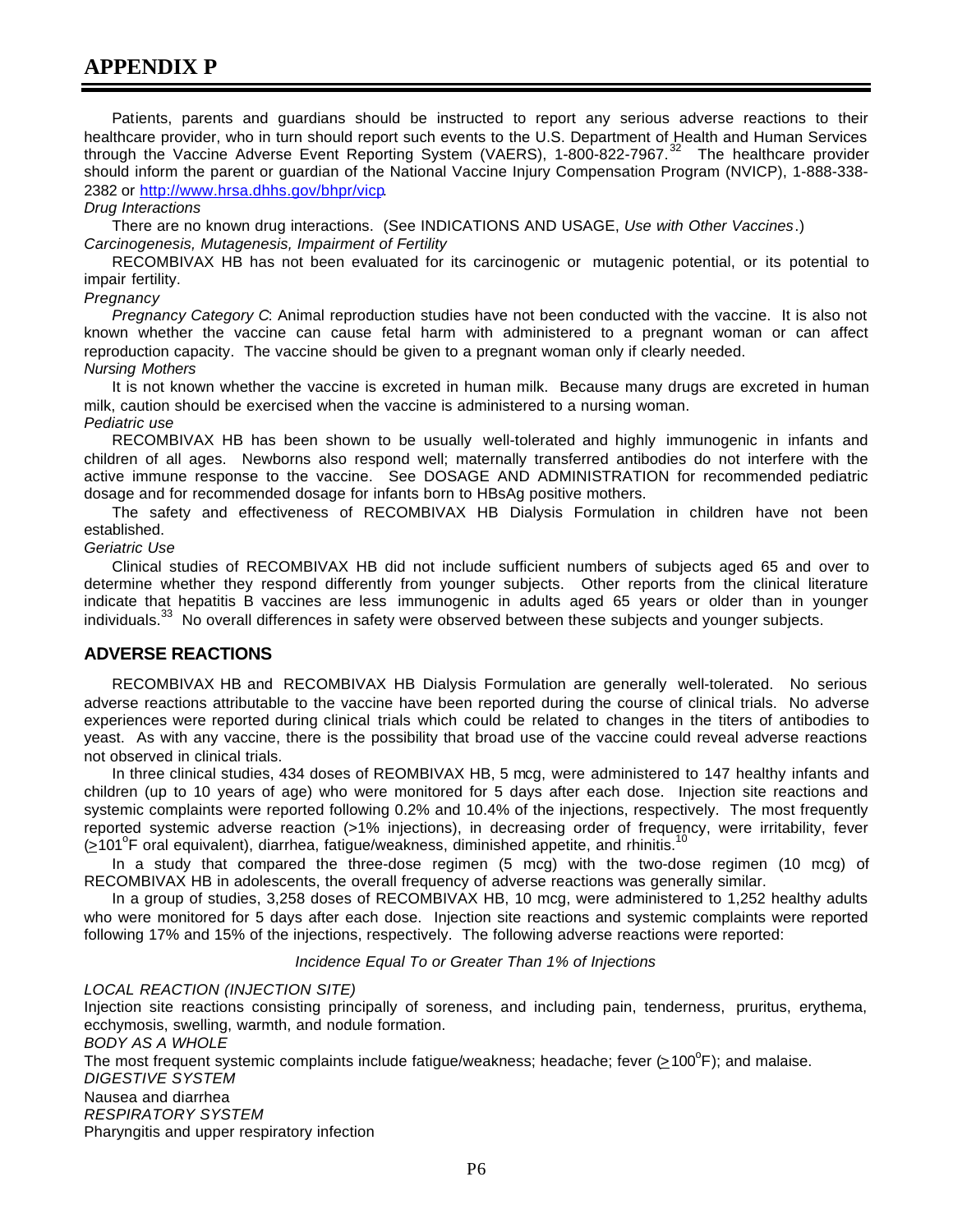# APPENDIX P

Patients, parents and guardians should be instructed to report any serious adverse reactions to their healthcare provider, who in turn should report such events to the U.S. Department of Health and Human Services through the Vaccine Adverse Event Reporting System (VAERS), 1-800-822-7967.[32] The healthcare provider should inform the parent or guardian of the National Vaccine Injury Compensation Program (NVICP), 1-888-338-2382 or http://www.hrsa.dhhs.gov/bhpr/vicp.

*Drug Interactions*

There are no known drug interactions. (See INDICATIONS AND USAGE, *Use with Other Vaccines*.)

*Carcinogenesis, Mutagenesis, Impairment of Fertility*

RECOMBIVAX HB has not been evaluated for its carcinogenic or mutagenic potential, or its potential to impair fertility.

*Pregnancy*

*Pregnancy Category C*: Animal reproduction studies have not been conducted with the vaccine. It is also not known whether the vaccine can cause fetal harm with administered to a pregnant woman or can affect reproduction capacity. The vaccine should be given to a pregnant woman only if clearly needed.

*Nursing Mothers*

It is not known whether the vaccine is excreted in human milk. Because many drugs are excreted in human milk, caution should be exercised when the vaccine is administered to a nursing woman.

*Pediatric use*

RECOMBIVAX HB has been shown to be usually well-tolerated and highly immunogenic in infants and children of all ages. Newborns also respond well; maternally transferred antibodies do not interfere with the active immune response to the vaccine. See DOSAGE AND ADMINISTRATION for recommended pediatric dosage and for recommended dosage for infants born to HBsAg positive mothers.

The safety and effectiveness of RECOMBIVAX HB Dialysis Formulation in children have not been established.

*Geriatric Use*

Clinical studies of RECOMBIVAX HB did not include sufficient numbers of subjects aged 65 and over to determine whether they respond differently from younger subjects. Other reports from the clinical literature indicate that hepatitis B vaccines are less immunogenic in adults aged 65 years or older than in younger individuals.[33] No overall differences in safety were observed between these subjects and younger subjects.

## ADVERSE REACTIONS

RECOMBIVAX HB and RECOMBIVAX HB Dialysis Formulation are generally well-tolerated. No serious adverse reactions attributable to the vaccine have been reported during the course of clinical trials. No adverse experiences were reported during clinical trials which could be related to changes in the titers of antibodies to yeast. As with any vaccine, there is the possibility that broad use of the vaccine could reveal adverse reactions not observed in clinical trials.

In three clinical studies, 434 doses of REOMBIVAX HB, 5 mcg, were administered to 147 healthy infants and children (up to 10 years of age) who were monitored for 5 days after each dose. Injection site reactions and systemic complaints were reported following 0.2% and 10.4% of the injections, respectively. The most frequently reported systemic adverse reaction (>1% injections), in decreasing order of frequency, were irritability, fever (≥101°F oral equivalent), diarrhea, fatigue/weakness, diminished appetite, and rhinitis.[10]

In a study that compared the three-dose regimen (5 mcg) with the two-dose regimen (10 mcg) of RECOMBIVAX HB in adolescents, the overall frequency of adverse reactions was generally similar.

In a group of studies, 3,258 doses of RECOMBIVAX HB, 10 mcg, were administered to 1,252 healthy adults who were monitored for 5 days after each dose. Injection site reactions and systemic complaints were reported following 17% and 15% of the injections, respectively. The following adverse reactions were reported:

*Incidence Equal To or Greater Than 1% of Injections*

*LOCAL REACTION (INJECTION SITE)*

Injection site reactions consisting principally of soreness, and including pain, tenderness, pruritus, erythema, ecchymosis, swelling, warmth, and nodule formation.

*BODY AS A WHOLE*

The most frequent systemic complaints include fatigue/weakness; headache; fever (≥100°F); and malaise.

*DIGESTIVE SYSTEM*

Nausea and diarrhea

*RESPIRATORY SYSTEM*

Pharyngitis and upper respiratory infection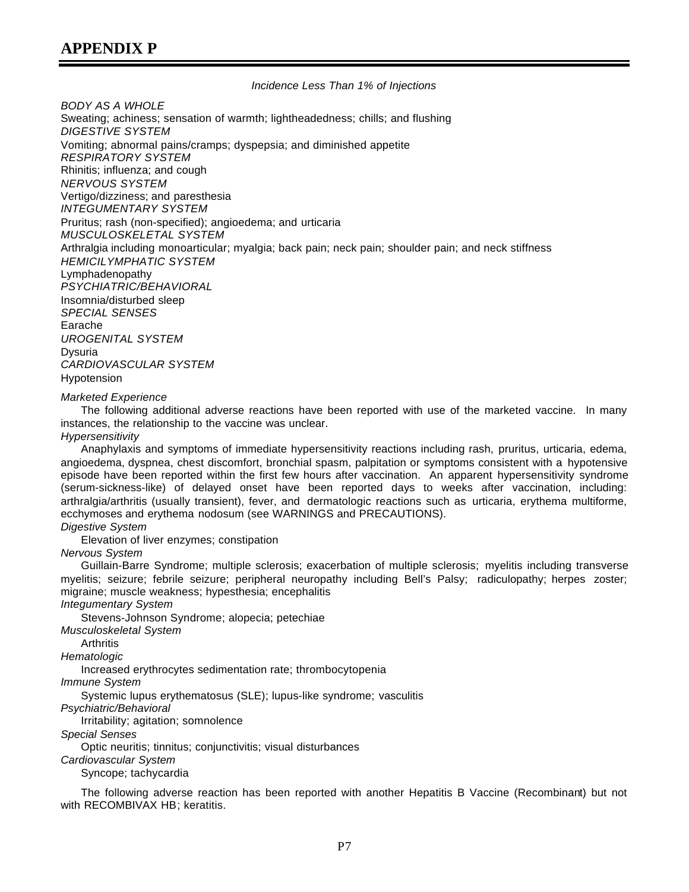# APPENDIX P

*Incidence Less Than 1% of Injections*

*BODY AS A WHOLE*
Sweating; achiness; sensation of warmth; lightheadedness; chills; and flushing
*DIGESTIVE SYSTEM*
Vomiting; abnormal pains/cramps; dyspepsia; and diminished appetite
*RESPIRATORY SYSTEM*
Rhinitis; influenza; and cough
*NERVOUS SYSTEM*
Vertigo/dizziness; and paresthesia
*INTEGUMENTARY SYSTEM*
Pruritus; rash (non-specified); angioedema; and urticaria
*MUSCULOSKELETAL SYSTEM*
Arthralgia including monoarticular; myalgia; back pain; neck pain; shoulder pain; and neck stiffness
*HEMICILYMPHATIC SYSTEM*
Lymphadenopathy
*PSYCHIATRIC/BEHAVIORAL*
Insomnia/disturbed sleep
*SPECIAL SENSES*
Earache
*UROGENITAL SYSTEM*
Dysuria
*CARDIOVASCULAR SYSTEM*
Hypotension

*Marketed Experience*

The following additional adverse reactions have been reported with use of the marketed vaccine. In many instances, the relationship to the vaccine was unclear.

*Hypersensitivity*

Anaphylaxis and symptoms of immediate hypersensitivity reactions including rash, pruritus, urticaria, edema, angioedema, dyspnea, chest discomfort, bronchial spasm, palpitation or symptoms consistent with a hypotensive episode have been reported within the first few hours after vaccination. An apparent hypersensitivity syndrome (serum-sickness-like) of delayed onset have been reported days to weeks after vaccination, including: arthralgia/arthritis (usually transient), fever, and dermatologic reactions such as urticaria, erythema multiforme, ecchymoses and erythema nodosum (see WARNINGS and PRECAUTIONS).

*Digestive System*

Elevation of liver enzymes; constipation

*Nervous System*

Guillain-Barre Syndrome; multiple sclerosis; exacerbation of multiple sclerosis; myelitis including transverse myelitis; seizure; febrile seizure; peripheral neuropathy including Bell's Palsy; radiculopathy; herpes zoster; migraine; muscle weakness; hypesthesia; encephalitis

*Integumentary System*

Stevens-Johnson Syndrome; alopecia; petechiae

*Musculoskeletal System*

Arthritis

*Hematologic*

Increased erythrocytes sedimentation rate; thrombocytopenia

*Immune System*

Systemic lupus erythematosus (SLE); lupus-like syndrome; vasculitis

*Psychiatric/Behavioral*

Irritability; agitation; somnolence

*Special Senses*

Optic neuritis; tinnitus; conjunctivitis; visual disturbances

*Cardiovascular System*

Syncope; tachycardia

The following adverse reaction has been reported with another Hepatitis B Vaccine (Recombinant) but not with RECOMBIVAX HB; keratitis.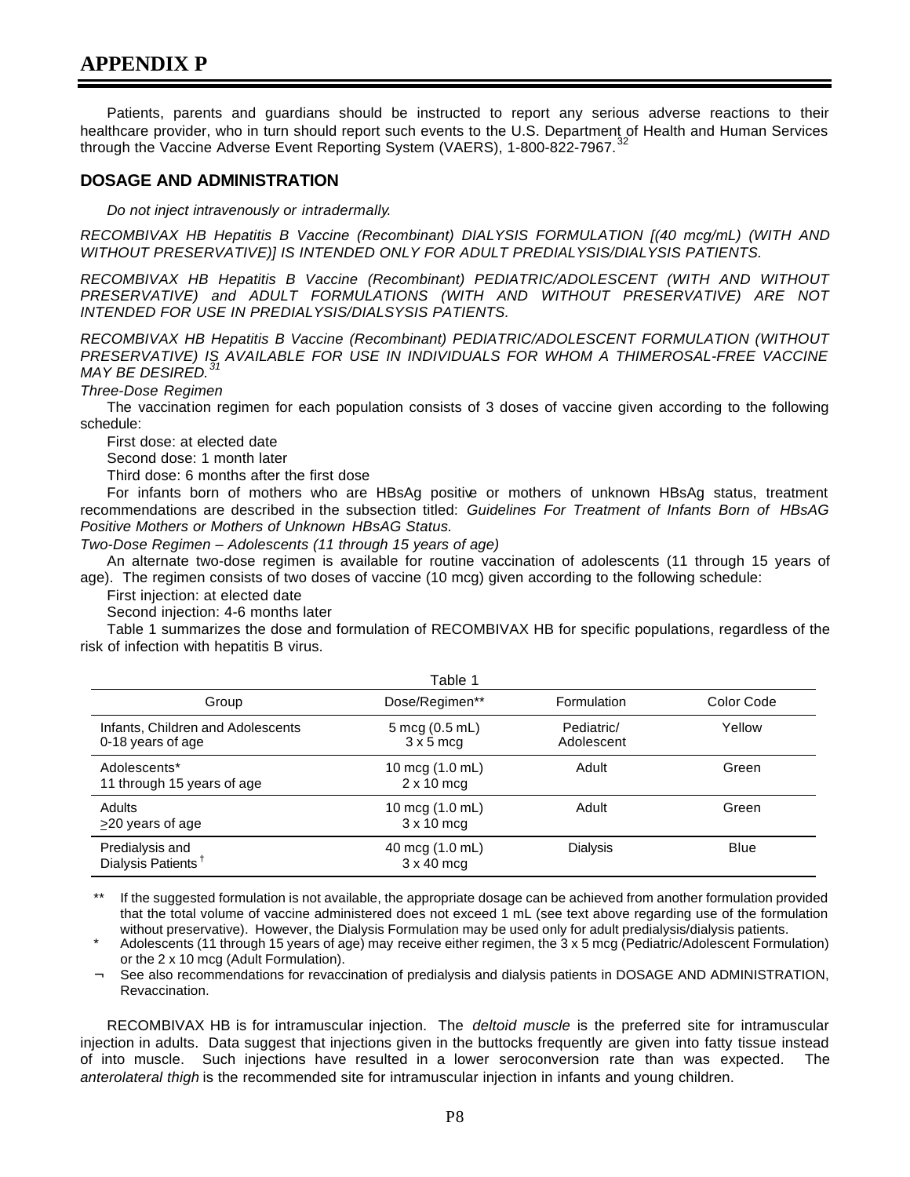# APPENDIX P

Patients, parents and guardians should be instructed to report any serious adverse reactions to their healthcare provider, who in turn should report such events to the U.S. Department of Health and Human Services through the Vaccine Adverse Event Reporting System (VAERS), 1-800-822-7967.[32]

## DOSAGE AND ADMINISTRATION

*Do not inject intravenously or intradermally.*

*RECOMBIVAX HB Hepatitis B Vaccine (Recombinant) DIALYSIS FORMULATION [(40 mcg/mL) (WITH AND WITHOUT PRESERVATIVE)] IS INTENDED ONLY FOR ADULT PREDIALYSIS/DIALYSIS PATIENTS.*

*RECOMBIVAX HB Hepatitis B Vaccine (Recombinant) PEDIATRIC/ADOLESCENT (WITH AND WITHOUT PRESERVATIVE) and ADULT FORMULATIONS (WITH AND WITHOUT PRESERVATIVE) ARE NOT INTENDED FOR USE IN PREDIALYSIS/DIALSYSIS PATIENTS.*

*RECOMBIVAX HB Hepatitis B Vaccine (Recombinant) PEDIATRIC/ADOLESCENT FORMULATION (WITHOUT PRESERVATIVE) IS AVAILABLE FOR USE IN INDIVIDUALS FOR WHOM A THIMEROSAL-FREE VACCINE MAY BE DESIRED.*[31]

*Three-Dose Regimen*

The vaccination regimen for each population consists of 3 doses of vaccine given according to the following schedule:

First dose: at elected date

Second dose: 1 month later

Third dose: 6 months after the first dose

For infants born of mothers who are HBsAg positive or mothers of unknown HBsAg status, treatment recommendations are described in the subsection titled: *Guidelines For Treatment of Infants Born of HBsAG Positive Mothers or Mothers of Unknown HBsAG Status.*

*Two-Dose Regimen – Adolescents (11 through 15 years of age)*

An alternate two-dose regimen is available for routine vaccination of adolescents (11 through 15 years of age). The regimen consists of two doses of vaccine (10 mcg) given according to the following schedule:

First injection: at elected date

Second injection: 4-6 months later

Table 1 summarizes the dose and formulation of RECOMBIVAX HB for specific populations, regardless of the risk of infection with hepatitis B virus.

Table 1

| Group | Dose/Regimen** | Formulation | Color Code |
|---|---|---|---|
| Infants, Children and Adolescents<br>0-18 years of age | 5 mcg (0.5 mL)<br>3 x 5 mcg | Pediatric/<br>Adolescent | Yellow |
| Adolescents*<br>11 through 15 years of age | 10 mcg (1.0 mL)<br>2 x 10 mcg | Adult | Green |
| Adults<br>≥20 years of age | 10 mcg (1.0 mL)<br>3 x 10 mcg | Adult | Green |
| Predialysis and<br>Dialysis Patients † | 40 mcg (1.0 mL)<br>3 x 40 mcg | Dialysis | Blue |

** If the suggested formulation is not available, the appropriate dosage can be achieved from another formulation provided that the total volume of vaccine administered does not exceed 1 mL (see text above regarding use of the formulation without preservative). However, the Dialysis Formulation may be used only for adult predialysis/dialysis patients.

\* Adolescents (11 through 15 years of age) may receive either regimen, the 3 x 5 mcg (Pediatric/Adolescent Formulation) or the 2 x 10 mcg (Adult Formulation).

¬ See also recommendations for revaccination of predialysis and dialysis patients in DOSAGE AND ADMINISTRATION, Revaccination.

RECOMBIVAX HB is for intramuscular injection. The *deltoid muscle* is the preferred site for intramuscular injection in adults. Data suggest that injections given in the buttocks frequently are given into fatty tissue instead of into muscle. Such injections have resulted in a lower seroconversion rate than was expected. The *anterolateral thigh* is the recommended site for intramuscular injection in infants and young children.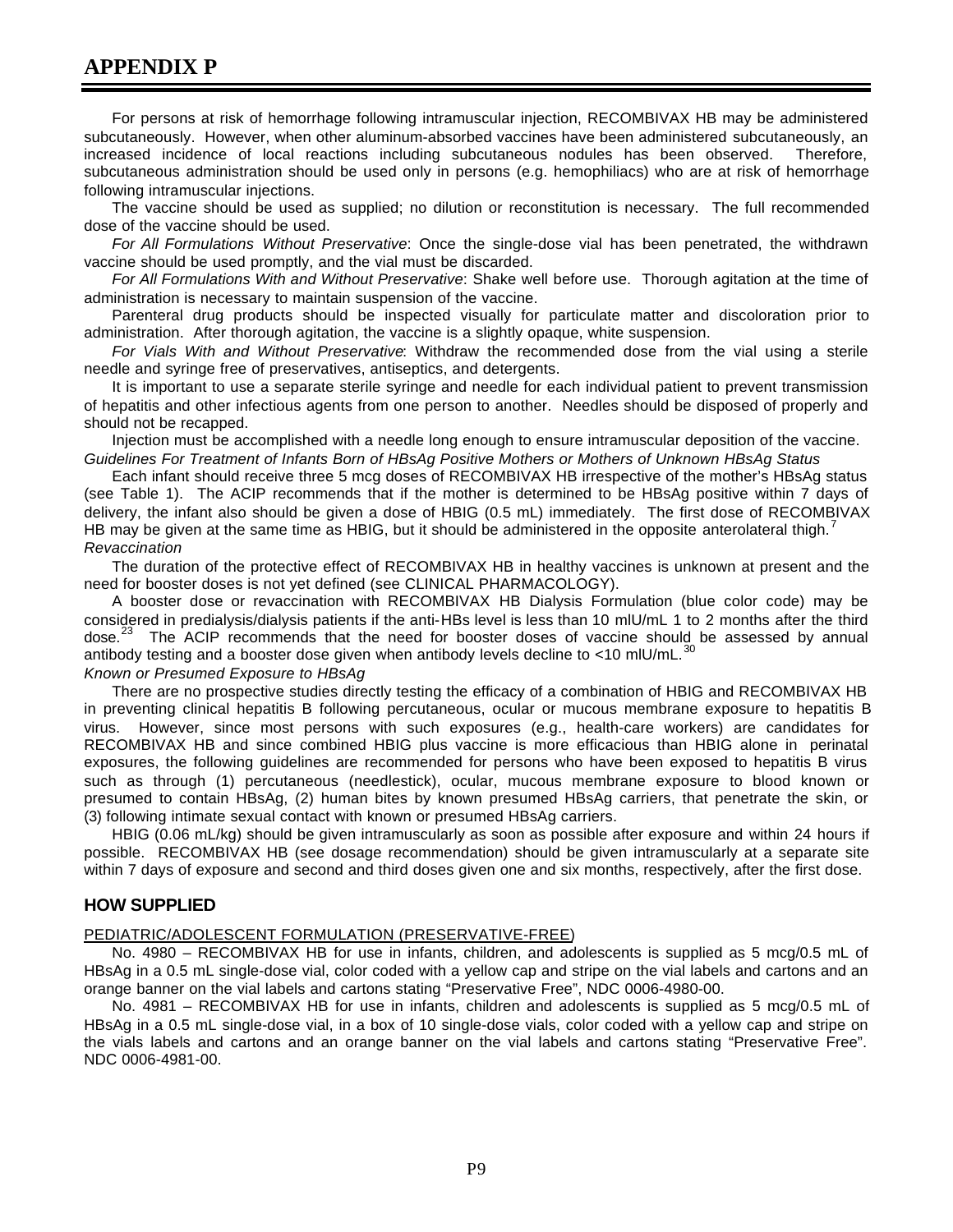# APPENDIX P

For persons at risk of hemorrhage following intramuscular injection, RECOMBIVAX HB may be administered subcutaneously. However, when other aluminum-absorbed vaccines have been administered subcutaneously, an increased incidence of local reactions including subcutaneous nodules has been observed. Therefore, subcutaneous administration should be used only in persons (e.g. hemophiliacs) who are at risk of hemorrhage following intramuscular injections.

The vaccine should be used as supplied; no dilution or reconstitution is necessary. The full recommended dose of the vaccine should be used.

*For All Formulations Without Preservative*: Once the single-dose vial has been penetrated, the withdrawn vaccine should be used promptly, and the vial must be discarded.

*For All Formulations With and Without Preservative*: Shake well before use. Thorough agitation at the time of administration is necessary to maintain suspension of the vaccine.

Parenteral drug products should be inspected visually for particulate matter and discoloration prior to administration. After thorough agitation, the vaccine is a slightly opaque, white suspension.

*For Vials With and Without Preservative*: Withdraw the recommended dose from the vial using a sterile needle and syringe free of preservatives, antiseptics, and detergents.

It is important to use a separate sterile syringe and needle for each individual patient to prevent transmission of hepatitis and other infectious agents from one person to another. Needles should be disposed of properly and should not be recapped.

Injection must be accomplished with a needle long enough to ensure intramuscular deposition of the vaccine.

*Guidelines For Treatment of Infants Born of HBsAg Positive Mothers or Mothers of Unknown HBsAg Status*

Each infant should receive three 5 mcg doses of RECOMBIVAX HB irrespective of the mother's HBsAg status (see Table 1). The ACIP recommends that if the mother is determined to be HBsAg positive within 7 days of delivery, the infant also should be given a dose of HBIG (0.5 mL) immediately. The first dose of RECOMBIVAX HB may be given at the same time as HBIG, but it should be administered in the opposite anterolateral thigh.[7]

*Revaccination*

The duration of the protective effect of RECOMBIVAX HB in healthy vaccines is unknown at present and the need for booster doses is not yet defined (see CLINICAL PHARMACOLOGY).

A booster dose or revaccination with RECOMBIVAX HB Dialysis Formulation (blue color code) may be considered in predialysis/dialysis patients if the anti-HBs level is less than 10 mIU/mL 1 to 2 months after the third dose.[23] The ACIP recommends that the need for booster doses of vaccine should be assessed by annual antibody testing and a booster dose given when antibody levels decline to <10 mIU/mL.[30]

*Known or Presumed Exposure to HBsAg*

There are no prospective studies directly testing the efficacy of a combination of HBIG and RECOMBIVAX HB in preventing clinical hepatitis B following percutaneous, ocular or mucous membrane exposure to hepatitis B virus. However, since most persons with such exposures (e.g., health-care workers) are candidates for RECOMBIVAX HB and since combined HBIG plus vaccine is more efficacious than HBIG alone in perinatal exposures, the following guidelines are recommended for persons who have been exposed to hepatitis B virus such as through (1) percutaneous (needlestick), ocular, mucous membrane exposure to blood known or presumed to contain HBsAg, (2) human bites by known presumed HBsAg carriers, that penetrate the skin, or (3) following intimate sexual contact with known or presumed HBsAg carriers.

HBIG (0.06 mL/kg) should be given intramuscularly as soon as possible after exposure and within 24 hours if possible. RECOMBIVAX HB (see dosage recommendation) should be given intramuscularly at a separate site within 7 days of exposure and second and third doses given one and six months, respectively, after the first dose.

## HOW SUPPLIED

PEDIATRIC/ADOLESCENT FORMULATION (PRESERVATIVE-FREE)

No. 4980 – RECOMBIVAX HB for use in infants, children, and adolescents is supplied as 5 mcg/0.5 mL of HBsAg in a 0.5 mL single-dose vial, color coded with a yellow cap and stripe on the vial labels and cartons and an orange banner on the vial labels and cartons stating "Preservative Free", NDC 0006-4980-00.

No. 4981 – RECOMBIVAX HB for use in infants, children and adolescents is supplied as 5 mcg/0.5 mL of HBsAg in a 0.5 mL single-dose vial, in a box of 10 single-dose vials, color coded with a yellow cap and stripe on the vials labels and cartons and an orange banner on the vial labels and cartons stating "Preservative Free". NDC 0006-4981-00.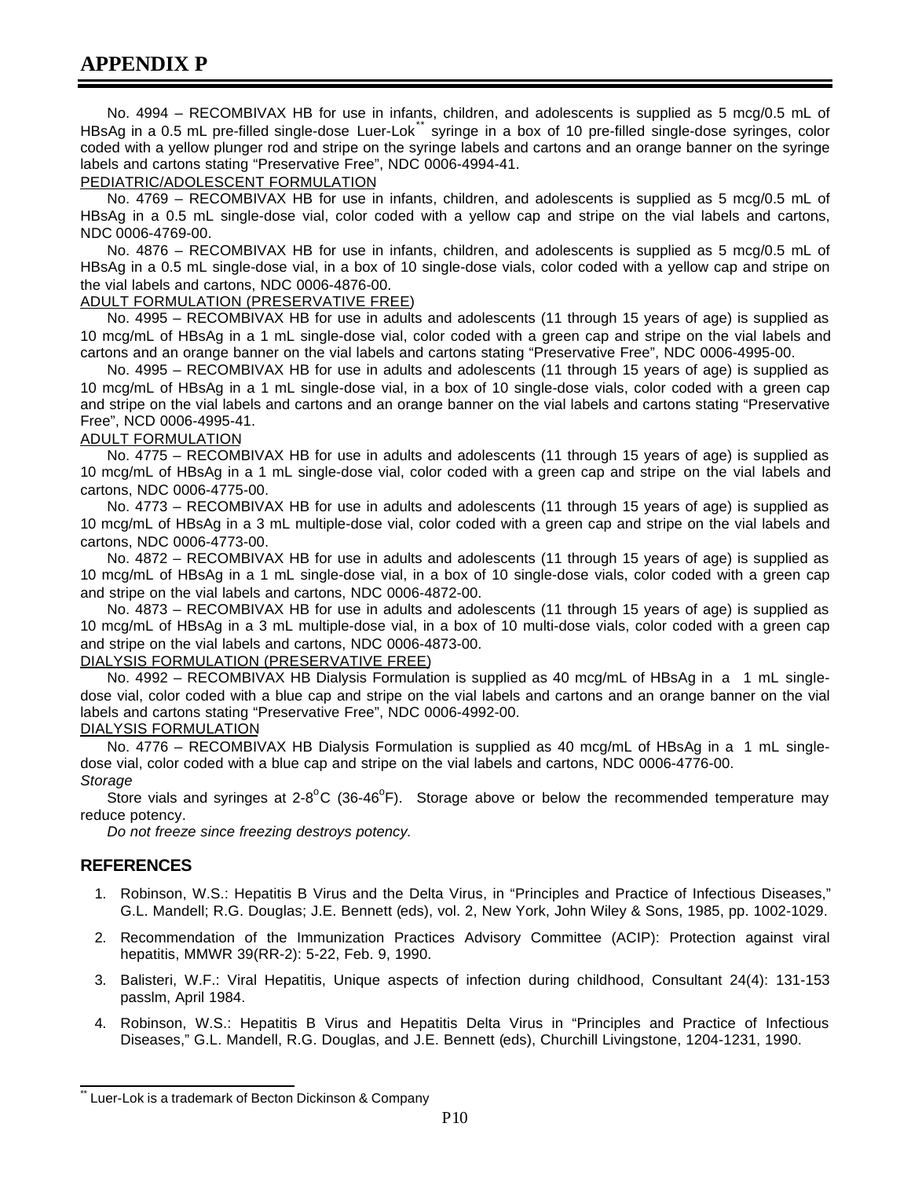# APPENDIX P

No. 4994 – RECOMBIVAX HB for use in infants, children, and adolescents is supplied as 5 mcg/0.5 mL of HBsAg in a 0.5 mL pre-filled single-dose Luer-Lok** syringe in a box of 10 pre-filled single-dose syringes, color coded with a yellow plunger rod and stripe on the syringe labels and cartons and an orange banner on the syringe labels and cartons stating "Preservative Free", NDC 0006-4994-41.

<u>PEDIATRIC/ADOLESCENT FORMULATION</u>

No. 4769 – RECOMBIVAX HB for use in infants, children, and adolescents is supplied as 5 mcg/0.5 mL of HBsAg in a 0.5 mL single-dose vial, color coded with a yellow cap and stripe on the vial labels and cartons, NDC 0006-4769-00.

No. 4876 – RECOMBIVAX HB for use in infants, children, and adolescents is supplied as 5 mcg/0.5 mL of HBsAg in a 0.5 mL single-dose vial, in a box of 10 single-dose vials, color coded with a yellow cap and stripe on the vial labels and cartons, NDC 0006-4876-00.

<u>ADULT FORMULATION (PRESERVATIVE FREE)</u>

No. 4995 – RECOMBIVAX HB for use in adults and adolescents (11 through 15 years of age) is supplied as 10 mcg/mL of HBsAg in a 1 mL single-dose vial, color coded with a green cap and stripe on the vial labels and cartons and an orange banner on the vial labels and cartons stating "Preservative Free", NDC 0006-4995-00.

No. 4995 – RECOMBIVAX HB for use in adults and adolescents (11 through 15 years of age) is supplied as 10 mcg/mL of HBsAg in a 1 mL single-dose vial, in a box of 10 single-dose vials, color coded with a green cap and stripe on the vial labels and cartons and an orange banner on the vial labels and cartons stating "Preservative Free", NCD 0006-4995-41.

<u>ADULT FORMULATION</u>

No. 4775 – RECOMBIVAX HB for use in adults and adolescents (11 through 15 years of age) is supplied as 10 mcg/mL of HBsAg in a 1 mL single-dose vial, color coded with a green cap and stripe on the vial labels and cartons, NDC 0006-4775-00.

No. 4773 – RECOMBIVAX HB for use in adults and adolescents (11 through 15 years of age) is supplied as 10 mcg/mL of HBsAg in a 3 mL multiple-dose vial, color coded with a green cap and stripe on the vial labels and cartons, NDC 0006-4773-00.

No. 4872 – RECOMBIVAX HB for use in adults and adolescents (11 through 15 years of age) is supplied as 10 mcg/mL of HBsAg in a 1 mL single-dose vial, in a box of 10 single-dose vials, color coded with a green cap and stripe on the vial labels and cartons, NDC 0006-4872-00.

No. 4873 – RECOMBIVAX HB for use in adults and adolescents (11 through 15 years of age) is supplied as 10 mcg/mL of HBsAg in a 3 mL multiple-dose vial, in a box of 10 multi-dose vials, color coded with a green cap and stripe on the vial labels and cartons, NDC 0006-4873-00.

<u>DIALYSIS FORMULATION (PRESERVATIVE FREE)</u>

No. 4992 – RECOMBIVAX HB Dialysis Formulation is supplied as 40 mcg/mL of HBsAg in a 1 mL single-dose vial, color coded with a blue cap and stripe on the vial labels and cartons and an orange banner on the vial labels and cartons stating "Preservative Free", NDC 0006-4992-00.

<u>DIALYSIS FORMULATION</u>

No. 4776 – RECOMBIVAX HB Dialysis Formulation is supplied as 40 mcg/mL of HBsAg in a 1 mL single-dose vial, color coded with a blue cap and stripe on the vial labels and cartons, NDC 0006-4776-00.

*Storage*

Store vials and syringes at 2-8°C (36-46°F). Storage above or below the recommended temperature may reduce potency.

*Do not freeze since freezing destroys potency.*

## REFERENCES

1. Robinson, W.S.: Hepatitis B Virus and the Delta Virus, in "Principles and Practice of Infectious Diseases," G.L. Mandell; R.G. Douglas; J.E. Bennett (eds), vol. 2, New York, John Wiley & Sons, 1985, pp. 1002-1029.
2. Recommendation of the Immunization Practices Advisory Committee (ACIP): Protection against viral hepatitis, MMWR 39(RR-2): 5-22, Feb. 9, 1990.
3. Balisteri, W.F.: Viral Hepatitis, Unique aspects of infection during childhood, Consultant 24(4): 131-153 passlm, April 1984.
4. Robinson, W.S.: Hepatitis B Virus and Hepatitis Delta Virus in "Principles and Practice of Infectious Diseases," G.L. Mandell, R.G. Douglas, and J.E. Bennett (eds), Churchill Livingstone, 1204-1231, 1990.

---

** Luer-Lok is a trademark of Becton Dickinson & Company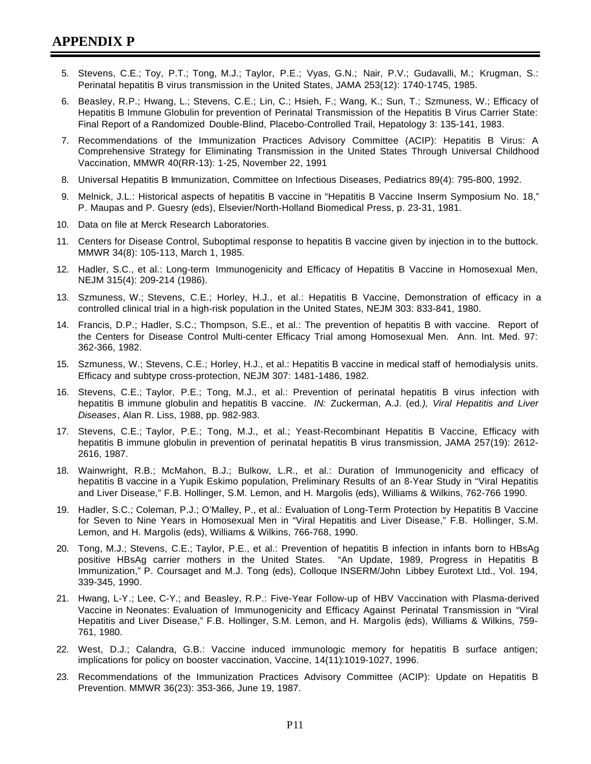# APPENDIX P

5. Stevens, C.E.; Toy, P.T.; Tong, M.J.; Taylor, P.E.; Vyas, G.N.; Nair, P.V.; Gudavalli, M.; Krugman, S.: Perinatal hepatitis B virus transmission in the United States, JAMA 253(12): 1740-1745, 1985.
6. Beasley, R.P.; Hwang, L.; Stevens, C.E.; Lin, C.; Hsieh, F.; Wang, K.; Sun, T.; Szmuness, W.; Efficacy of Hepatitis B Immune Globulin for prevention of Perinatal Transmission of the Hepatitis B Virus Carrier State: Final Report of a Randomized Double-Blind, Placebo-Controlled Trail, Hepatology 3: 135-141, 1983.
7. Recommendations of the Immunization Practices Advisory Committee (ACIP): Hepatitis B Virus: A Comprehensive Strategy for Eliminating Transmission in the United States Through Universal Childhood Vaccination, MMWR 40(RR-13): 1-25, November 22, 1991
8. Universal Hepatitis B Immunization, Committee on Infectious Diseases, Pediatrics 89(4): 795-800, 1992.
9. Melnick, J.L.: Historical aspects of hepatitis B vaccine in "Hepatitis B Vaccine Inserm Symposium No. 18," P. Maupas and P. Guesry (eds), Elsevier/North-Holland Biomedical Press, p. 23-31, 1981.
10. Data on file at Merck Research Laboratories.
11. Centers for Disease Control, Suboptimal response to hepatitis B vaccine given by injection in to the buttock. MMWR 34(8): 105-113, March 1, 1985.
12. Hadler, S.C., et al.: Long-term Immunogenicity and Efficacy of Hepatitis B Vaccine in Homosexual Men, NEJM 315(4): 209-214 (1986).
13. Szmuness, W.; Stevens, C.E.; Horley, H.J., et al.: Hepatitis B Vaccine, Demonstration of efficacy in a controlled clinical trial in a high-risk population in the United States, NEJM 303: 833-841, 1980.
14. Francis, D.P.; Hadler, S.C.; Thompson, S.E., et al.: The prevention of hepatitis B with vaccine. Report of the Centers for Disease Control Multi-center Efficacy Trial among Homosexual Men. Ann. Int. Med. 97: 362-366, 1982.
15. Szmuness, W.; Stevens, C.E.; Horley, H.J., et al.: Hepatitis B vaccine in medical staff of hemodialysis units. Efficacy and subtype cross-protection, NEJM 307: 1481-1486, 1982.
16. Stevens, C.E.; Taylor, P.E.; Tong, M.J., et al.: Prevention of perinatal hepatitis B virus infection with hepatitis B immune globulin and hepatitis B vaccine. *IN:* Zuckerman, A.J. (ed*.), Viral Hepatitis and Liver Diseases*, Alan R. Liss, 1988, pp. 982-983.
17. Stevens, C.E.; Taylor, P.E.; Tong, M.J., et al.; Yeast-Recombinant Hepatitis B Vaccine, Efficacy with hepatitis B immune globulin in prevention of perinatal hepatitis B virus transmission, JAMA 257(19): 2612-2616, 1987.
18. Wainwright, R.B.; McMahon, B.J.; Bulkow, L.R., et al.: Duration of Immunogenicity and efficacy of hepatitis B vaccine in a Yupik Eskimo population, Preliminary Results of an 8-Year Study in "Viral Hepatitis and Liver Disease," F.B. Hollinger, S.M. Lemon, and H. Margolis (eds), Williams & Wilkins, 762-766 1990.
19. Hadler, S.C.; Coleman, P.J.; O'Malley, P., et al.: Evaluation of Long-Term Protection by Hepatitis B Vaccine for Seven to Nine Years in Homosexual Men in "Viral Hepatitis and Liver Disease," F.B. Hollinger, S.M. Lemon, and H. Margolis (eds), Williams & Wilkins, 766-768, 1990.
20. Tong, M.J.; Stevens, C.E.; Taylor, P.E., et al.: Prevention of hepatitis B infection in infants born to HBsAg positive HBsAg carrier mothers in the United States. "An Update, 1989, Progress in Hepatitis B Immunization," P. Coursaget and M.J. Tong (eds), Colloque INSERM/John Libbey Eurotext Ltd., Vol. 194, 339-345, 1990.
21. Hwang, L-Y.; Lee, C-Y.; and Beasley, R.P.: Five-Year Follow-up of HBV Vaccination with Plasma-derived Vaccine in Neonates: Evaluation of Immunogenicity and Efficacy Against Perinatal Transmission in "Viral Hepatitis and Liver Disease," F.B. Hollinger, S.M. Lemon, and H. Margolis (eds), Williams & Wilkins, 759-761, 1980.
22. West, D.J.; Calandra, G.B.: Vaccine induced immunologic memory for hepatitis B surface antigen; implications for policy on booster vaccination, Vaccine, 14(11):1019-1027, 1996.
23. Recommendations of the Immunization Practices Advisory Committee (ACIP): Update on Hepatitis B Prevention. MMWR 36(23): 353-366, June 19, 1987.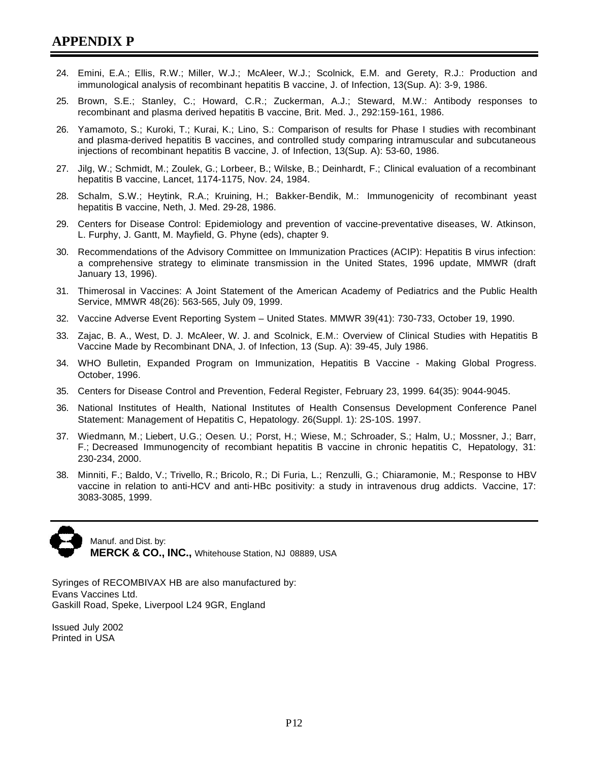# APPENDIX P

24. Emini, E.A.; Ellis, R.W.; Miller, W.J.; McAleer, W.J.; Scolnick, E.M. and Gerety, R.J.: Production and immunological analysis of recombinant hepatitis B vaccine, J. of Infection, 13(Sup. A): 3-9, 1986.

25. Brown, S.E.; Stanley, C.; Howard, C.R.; Zuckerman, A.J.; Steward, M.W.: Antibody responses to recombinant and plasma derived hepatitis B vaccine, Brit. Med. J., 292:159-161, 1986.

26. Yamamoto, S.; Kuroki, T.; Kurai, K.; Lino, S.: Comparison of results for Phase I studies with recombinant and plasma-derived hepatitis B vaccines, and controlled study comparing intramuscular and subcutaneous injections of recombinant hepatitis B vaccine, J. of Infection, 13(Sup. A): 53-60, 1986.

27. Jilg, W.; Schmidt, M.; Zoulek, G.; Lorbeer, B.; Wilske, B.; Deinhardt, F.; Clinical evaluation of a recombinant hepatitis B vaccine, Lancet, 1174-1175, Nov. 24, 1984.

28. Schalm, S.W.; Heytink, R.A.; Kruining, H.; Bakker-Bendik, M.: Immunogenicity of recombinant yeast hepatitis B vaccine, Neth, J. Med. 29-28, 1986.

29. Centers for Disease Control: Epidemiology and prevention of vaccine-preventative diseases, W. Atkinson, L. Furphy, J. Gantt, M. Mayfield, G. Phyne (eds), chapter 9.

30. Recommendations of the Advisory Committee on Immunization Practices (ACIP): Hepatitis B virus infection: a comprehensive strategy to eliminate transmission in the United States, 1996 update, MMWR (draft January 13, 1996).

31. Thimerosal in Vaccines: A Joint Statement of the American Academy of Pediatrics and the Public Health Service, MMWR 48(26): 563-565, July 09, 1999.

32. Vaccine Adverse Event Reporting System – United States. MMWR 39(41): 730-733, October 19, 1990.

33. Zajac, B. A., West, D. J. McAleer, W. J. and Scolnick, E.M.: Overview of Clinical Studies with Hepatitis B Vaccine Made by Recombinant DNA, J. of Infection, 13 (Sup. A): 39-45, July 1986.

34. WHO Bulletin, Expanded Program on Immunization, Hepatitis B Vaccine - Making Global Progress. October, 1996.

35. Centers for Disease Control and Prevention, Federal Register, February 23, 1999. 64(35): 9044-9045.

36. National Institutes of Health, National Institutes of Health Consensus Development Conference Panel Statement: Management of Hepatitis C, Hepatology. 26(Suppl. 1): 2S-10S. 1997.

37. Wiedmann, M.; Liebert, U.G.; Oesen. U.; Porst, H.; Wiese, M.; Schroader, S.; Halm, U.; Mossner, J.; Barr, F.; Decreased Immunogencity of recombiant hepatitis B vaccine in chronic hepatitis C, Hepatology, 31: 230-234, 2000.

38. Minniti, F.; Baldo, V.; Trivello, R.; Bricolo, R.; Di Furia, L.; Renzulli, G.; Chiaramonie, M.; Response to HBV vaccine in relation to anti-HCV and anti-HBc positivity: a study in intravenous drug addicts. Vaccine, 17: 3083-3085, 1999.

---

Manuf. and Dist. by:
**MERCK & CO., INC.,** Whitehouse Station, NJ 08889, USA

Syringes of RECOMBIVAX HB are also manufactured by:
Evans Vaccines Ltd.
Gaskill Road, Speke, Liverpool L24 9GR, England

Issued July 2002
Printed in USA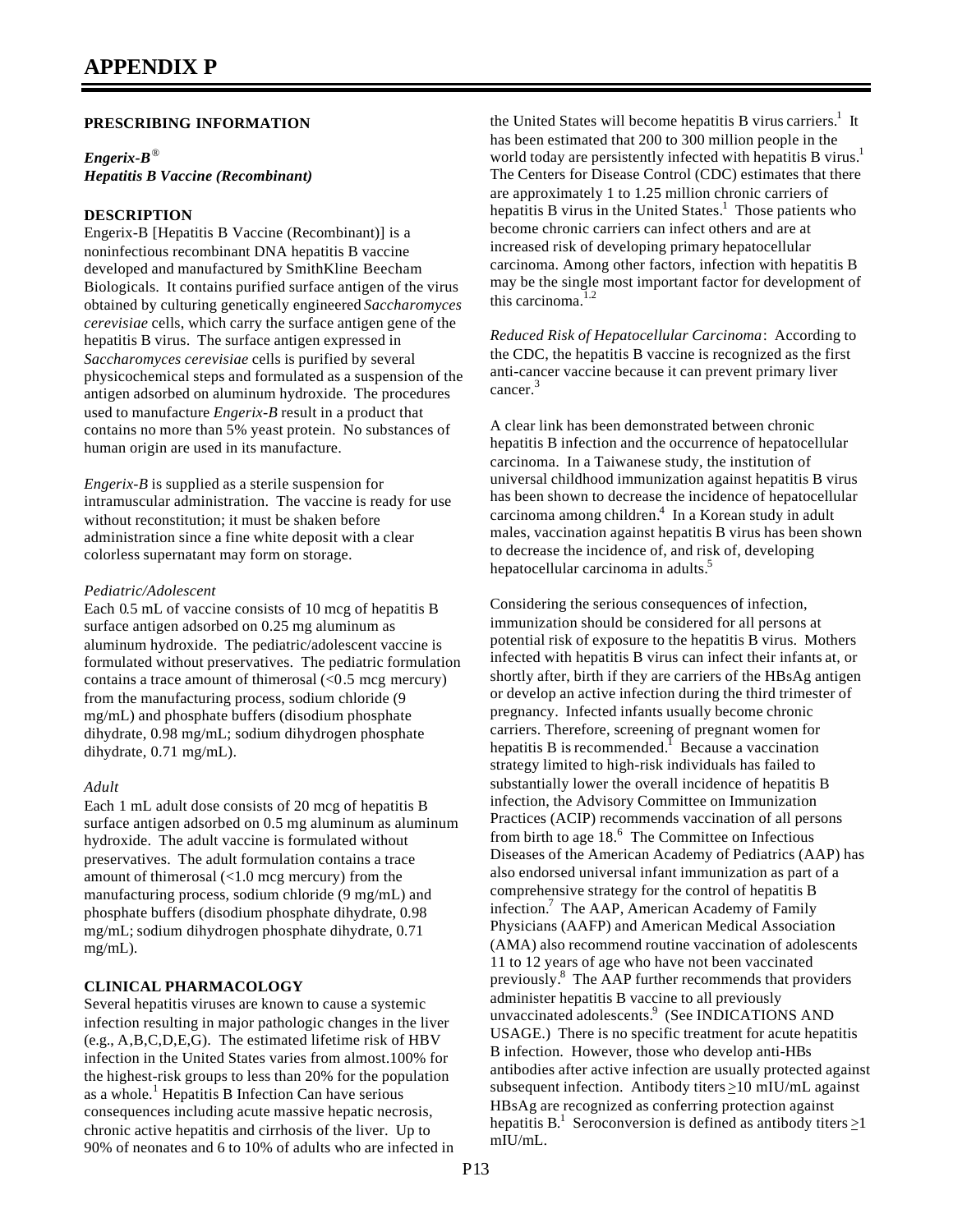# APPENDIX P

**PRESCRIBING INFORMATION**

***Engerix-B®***
***Hepatitis B Vaccine (Recombinant)***

**DESCRIPTION**

Engerix-B [Hepatitis B Vaccine (Recombinant)] is a noninfectious recombinant DNA hepatitis B vaccine developed and manufactured by SmithKline Beecham Biologicals. It contains purified surface antigen of the virus obtained by culturing genetically engineered *Saccharomyces cerevisiae* cells, which carry the surface antigen gene of the hepatitis B virus. The surface antigen expressed in *Saccharomyces cerevisiae* cells is purified by several physicochemical steps and formulated as a suspension of the antigen adsorbed on aluminum hydroxide. The procedures used to manufacture *Engerix-B* result in a product that contains no more than 5% yeast protein. No substances of human origin are used in its manufacture.

*Engerix-B* is supplied as a sterile suspension for intramuscular administration. The vaccine is ready for use without reconstitution; it must be shaken before administration since a fine white deposit with a clear colorless supernatant may form on storage.

*Pediatric/Adolescent*

Each 0.5 mL of vaccine consists of 10 mcg of hepatitis B surface antigen adsorbed on 0.25 mg aluminum as aluminum hydroxide. The pediatric/adolescent vaccine is formulated without preservatives. The pediatric formulation contains a trace amount of thimerosal (<0.5 mcg mercury) from the manufacturing process, sodium chloride (9 mg/mL) and phosphate buffers (disodium phosphate dihydrate, 0.98 mg/mL; sodium dihydrogen phosphate dihydrate, 0.71 mg/mL).

*Adult*

Each 1 mL adult dose consists of 20 mcg of hepatitis B surface antigen adsorbed on 0.5 mg aluminum as aluminum hydroxide. The adult vaccine is formulated without preservatives. The adult formulation contains a trace amount of thimerosal (<1.0 mcg mercury) from the manufacturing process, sodium chloride (9 mg/mL) and phosphate buffers (disodium phosphate dihydrate, 0.98 mg/mL; sodium dihydrogen phosphate dihydrate, 0.71 mg/mL).

**CLINICAL PHARMACOLOGY**

Several hepatitis viruses are known to cause a systemic infection resulting in major pathologic changes in the liver (e.g., A,B,C,D,E,G). The estimated lifetime risk of HBV infection in the United States varies from almost.100% for the highest-risk groups to less than 20% for the population as a whole.[1] Hepatitis B Infection Can have serious consequences including acute massive hepatic necrosis, chronic active hepatitis and cirrhosis of the liver. Up to 90% of neonates and 6 to 10% of adults who are infected in the United States will become hepatitis B virus carriers.[1] It has been estimated that 200 to 300 million people in the world today are persistently infected with hepatitis B virus.[1] The Centers for Disease Control (CDC) estimates that there are approximately 1 to 1.25 million chronic carriers of hepatitis B virus in the United States.[1] Those patients who become chronic carriers can infect others and are at increased risk of developing primary hepatocellular carcinoma. Among other factors, infection with hepatitis B may be the single most important factor for development of this carcinoma.[1,2]

*Reduced Risk of Hepatocellular Carcinoma*: According to the CDC, the hepatitis B vaccine is recognized as the first anti-cancer vaccine because it can prevent primary liver cancer.[3]

A clear link has been demonstrated between chronic hepatitis B infection and the occurrence of hepatocellular carcinoma. In a Taiwanese study, the institution of universal childhood immunization against hepatitis B virus has been shown to decrease the incidence of hepatocellular carcinoma among children.[4] In a Korean study in adult males, vaccination against hepatitis B virus has been shown to decrease the incidence of, and risk of, developing hepatocellular carcinoma in adults.[5]

Considering the serious consequences of infection, immunization should be considered for all persons at potential risk of exposure to the hepatitis B virus. Mothers infected with hepatitis B virus can infect their infants at, or shortly after, birth if they are carriers of the HBsAg antigen or develop an active infection during the third trimester of pregnancy. Infected infants usually become chronic carriers. Therefore, screening of pregnant women for hepatitis B is recommended.[1] Because a vaccination strategy limited to high-risk individuals has failed to substantially lower the overall incidence of hepatitis B infection, the Advisory Committee on Immunization Practices (ACIP) recommends vaccination of all persons from birth to age 18.[6] The Committee on Infectious Diseases of the American Academy of Pediatrics (AAP) has also endorsed universal infant immunization as part of a comprehensive strategy for the control of hepatitis B infection.[7] The AAP, American Academy of Family Physicians (AAFP) and American Medical Association (AMA) also recommend routine vaccination of adolescents 11 to 12 years of age who have not been vaccinated previously.[8] The AAP further recommends that providers administer hepatitis B vaccine to all previously unvaccinated adolescents.[9] (See INDICATIONS AND USAGE.) There is no specific treatment for acute hepatitis B infection. However, those who develop anti-HBs antibodies after active infection are usually protected against subsequent infection. Antibody titers ≥10 mIU/mL against HBsAg are recognized as conferring protection against hepatitis B.[1] Seroconversion is defined as antibody titers ≥1 mIU/mL.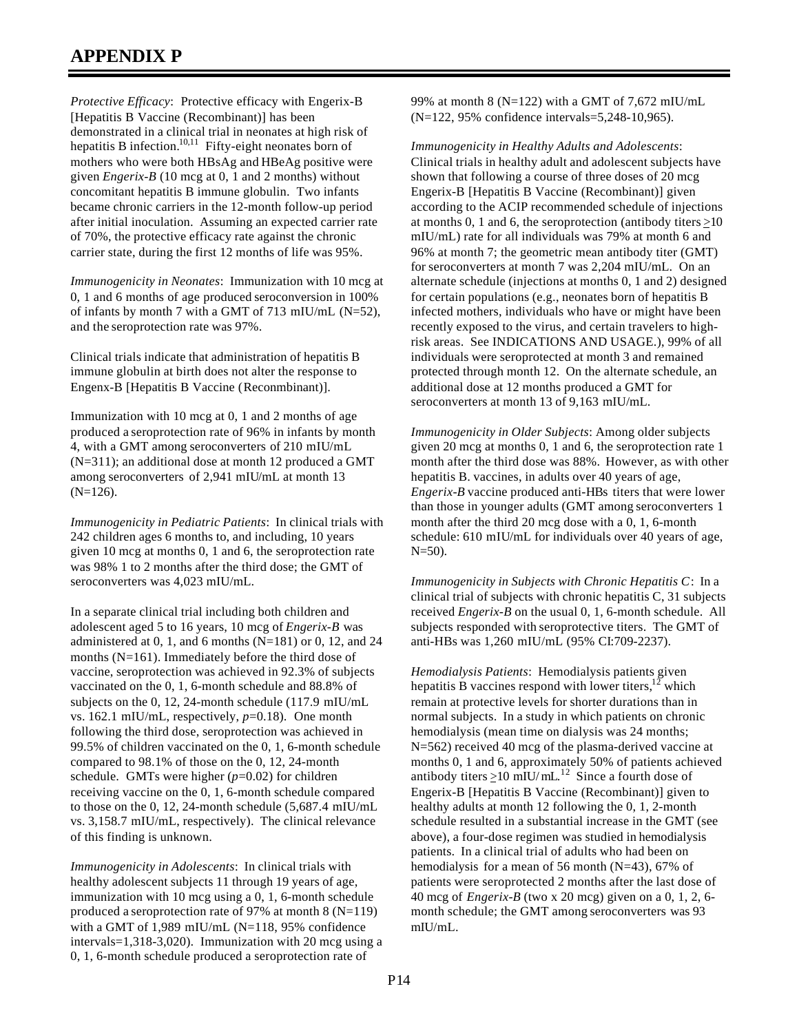# APPENDIX P

*Protective Efficacy*: Protective efficacy with Engerix-B [Hepatitis B Vaccine (Recombinant)] has been demonstrated in a clinical trial in neonates at high risk of hepatitis B infection.[10,11] Fifty-eight neonates born of mothers who were both HBsAg and HBeAg positive were given *Engerix-B* (10 mcg at 0, 1 and 2 months) without concomitant hepatitis B immune globulin. Two infants became chronic carriers in the 12-month follow-up period after initial inoculation. Assuming an expected carrier rate of 70%, the protective efficacy rate against the chronic carrier state, during the first 12 months of life was 95%.

*Immunogenicity in Neonates*: Immunization with 10 mcg at 0, 1 and 6 months of age produced seroconversion in 100% of infants by month 7 with a GMT of 713 mIU/mL (N=52), and the seroprotection rate was 97%.

Clinical trials indicate that administration of hepatitis B immune globulin at birth does not alter the response to Engenx-B [Hepatitis B Vaccine (Reconmbinant)].

Immunization with 10 mcg at 0, 1 and 2 months of age produced a seroprotection rate of 96% in infants by month 4, with a GMT among seroconverters of 210 mIU/mL (N=311); an additional dose at month 12 produced a GMT among seroconverters of 2,941 mIU/mL at month 13 (N=126).

*Immunogenicity in Pediatric Patients*: In clinical trials with 242 children ages 6 months to, and including, 10 years given 10 mcg at months 0, 1 and 6, the seroprotection rate was 98% 1 to 2 months after the third dose; the GMT of seroconverters was 4,023 mIU/mL.

In a separate clinical trial including both children and adolescent aged 5 to 16 years, 10 mcg of *Engerix-B* was administered at 0, 1, and 6 months (N=181) or 0, 12, and 24 months (N=161). Immediately before the third dose of vaccine, seroprotection was achieved in 92.3% of subjects vaccinated on the 0, 1, 6-month schedule and 88.8% of subjects on the 0, 12, 24-month schedule (117.9 mIU/mL vs. 162.1 mIU/mL, respectively, $p$=0.18). One month following the third dose, seroprotection was achieved in 99.5% of children vaccinated on the 0, 1, 6-month schedule compared to 98.1% of those on the 0, 12, 24-month schedule. GMTs were higher ($p$=0.02) for children receiving vaccine on the 0, 1, 6-month schedule compared to those on the 0, 12, 24-month schedule (5,687.4 mIU/mL vs. 3,158.7 mIU/mL, respectively). The clinical relevance of this finding is unknown.

*Immunogenicity in Adolescents*: In clinical trials with healthy adolescent subjects 11 through 19 years of age, immunization with 10 mcg using a 0, 1, 6-month schedule produced a seroprotection rate of 97% at month 8 (N=119) with a GMT of 1,989 mIU/mL (N=118, 95% confidence intervals=1,318-3,020). Immunization with 20 mcg using a 0, 1, 6-month schedule produced a seroprotection rate of 99% at month 8 (N=122) with a GMT of 7,672 mIU/mL (N=122, 95% confidence intervals=5,248-10,965).

*Immunogenicity in Healthy Adults and Adolescents*: Clinical trials in healthy adult and adolescent subjects have shown that following a course of three doses of 20 mcg Engerix-B [Hepatitis B Vaccine (Recombinant)] given according to the ACIP recommended schedule of injections at months 0, 1 and 6, the seroprotection (antibody titers ≥10 mIU/mL) rate for all individuals was 79% at month 6 and 96% at month 7; the geometric mean antibody titer (GMT) for seroconverters at month 7 was 2,204 mIU/mL. On an alternate schedule (injections at months 0, 1 and 2) designed for certain populations (e.g., neonates born of hepatitis B infected mothers, individuals who have or might have been recently exposed to the virus, and certain travelers to high-risk areas. See INDICATIONS AND USAGE.), 99% of all individuals were seroprotected at month 3 and remained protected through month 12. On the alternate schedule, an additional dose at 12 months produced a GMT for seroconverters at month 13 of 9,163 mIU/mL.

*Immunogenicity in Older Subjects*: Among older subjects given 20 mcg at months 0, 1 and 6, the seroprotection rate 1 month after the third dose was 88%. However, as with other hepatitis B. vaccines, in adults over 40 years of age, *Engerix-B* vaccine produced anti-HBs titers that were lower than those in younger adults (GMT among seroconverters 1 month after the third 20 mcg dose with a 0, 1, 6-month schedule: 610 mIU/mL for individuals over 40 years of age, N=50).

*Immunogenicity in Subjects with Chronic Hepatitis C*: In a clinical trial of subjects with chronic hepatitis C, 31 subjects received *Engerix-B* on the usual 0, 1, 6-month schedule. All subjects responded with seroprotective titers. The GMT of anti-HBs was 1,260 mIU/mL (95% CI:709-2237).

*Hemodialysis Patients*: Hemodialysis patients given hepatitis B vaccines respond with lower titers,[12] which remain at protective levels for shorter durations than in normal subjects. In a study in which patients on chronic hemodialysis (mean time on dialysis was 24 months; N=562) received 40 mcg of the plasma-derived vaccine at months 0, 1 and 6, approximately 50% of patients achieved antibody titers ≥10 mIU/mL.[12] Since a fourth dose of Engerix-B [Hepatitis B Vaccine (Recombinant)] given to healthy adults at month 12 following the 0, 1, 2-month schedule resulted in a substantial increase in the GMT (see above), a four-dose regimen was studied in hemodialysis patients. In a clinical trial of adults who had been on hemodialysis for a mean of 56 month (N=43), 67% of patients were seroprotected 2 months after the last dose of 40 mcg of *Engerix-B* (two x 20 mcg) given on a 0, 1, 2, 6-month schedule; the GMT among seroconverters was 93 mIU/mL.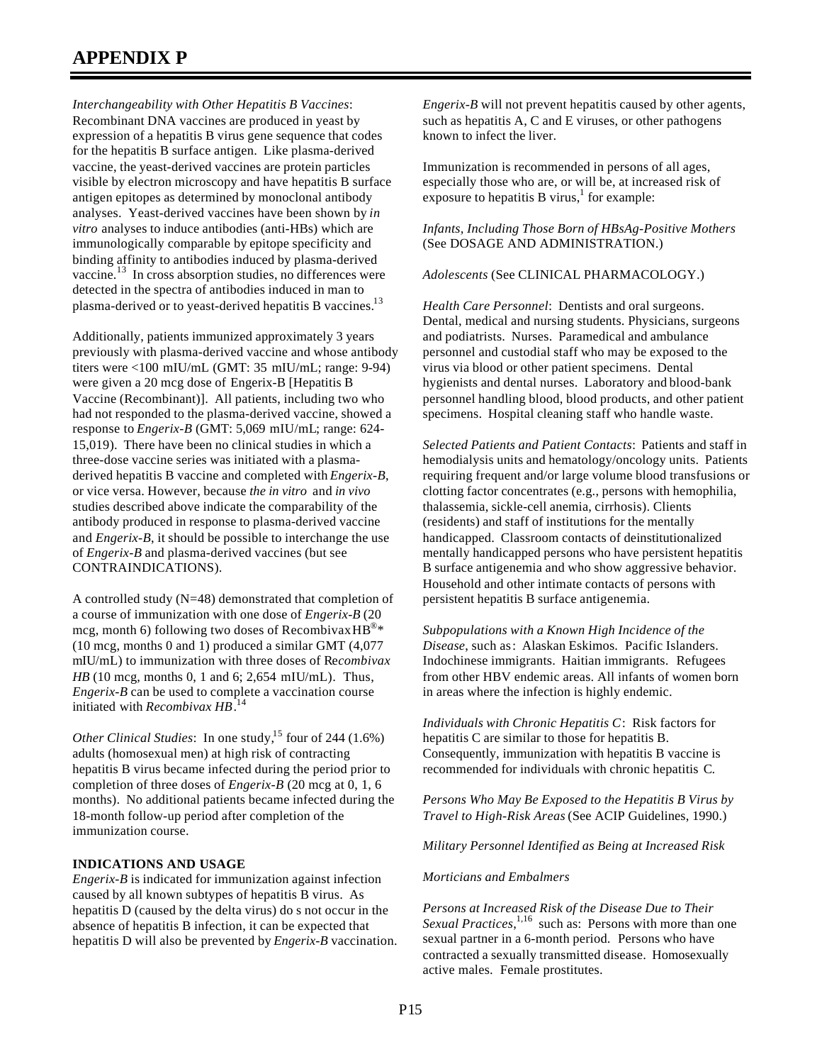# APPENDIX P

*Interchangeability with Other Hepatitis B Vaccines*: Recombinant DNA vaccines are produced in yeast by expression of a hepatitis B virus gene sequence that codes for the hepatitis B surface antigen. Like plasma-derived vaccine, the yeast-derived vaccines are protein particles visible by electron microscopy and have hepatitis B surface antigen epitopes as determined by monoclonal antibody analyses. Yeast-derived vaccines have been shown by *in vitro* analyses to induce antibodies (anti-HBs) which are immunologically comparable by epitope specificity and binding affinity to antibodies induced by plasma-derived vaccine.[13] In cross absorption studies, no differences were detected in the spectra of antibodies induced in man to plasma-derived or to yeast-derived hepatitis B vaccines.[13]

Additionally, patients immunized approximately 3 years previously with plasma-derived vaccine and whose antibody titers were <100 mIU/mL (GMT: 35 mIU/mL; range: 9-94) were given a 20 mcg dose of Engerix-B [Hepatitis B Vaccine (Recombinant)]. All patients, including two who had not responded to the plasma-derived vaccine, showed a response to *Engerix-B* (GMT: 5,069 mIU/mL; range: 624-15,019). There have been no clinical studies in which a three-dose vaccine series was initiated with a plasma-derived hepatitis B vaccine and completed with *Engerix-B*, or vice versa. However, because *the in vitro* and *in vivo* studies described above indicate the comparability of the antibody produced in response to plasma-derived vaccine and *Engerix-B*, it should be possible to interchange the use of *Engerix-B* and plasma-derived vaccines (but see CONTRAINDICATIONS).

A controlled study (N=48) demonstrated that completion of a course of immunization with one dose of *Engerix-B* (20 mcg, month 6) following two doses of Recombivax HB®* (10 mcg, months 0 and 1) produced a similar GMT (4,077 mIU/mL) to immunization with three doses of R*ecombivax HB* (10 mcg, months 0, 1 and 6; 2,654 mIU/mL). Thus, *Engerix-B* can be used to complete a vaccination course initiated with *Recombivax HB*.[14]

*Other Clinical Studies*: In one study,[15] four of 244 (1.6%) adults (homosexual men) at high risk of contracting hepatitis B virus became infected during the period prior to completion of three doses of *Engerix-B* (20 mcg at 0, 1, 6 months). No additional patients became infected during the 18-month follow-up period after completion of the immunization course.

**INDICATIONS AND USAGE**

*Engerix-B* is indicated for immunization against infection caused by all known subtypes of hepatitis B virus. As hepatitis D (caused by the delta virus) do s not occur in the absence of hepatitis B infection, it can be expected that hepatitis D will also be prevented by *Engerix-B* vaccination.

*Engerix-B* will not prevent hepatitis caused by other agents, such as hepatitis A, C and E viruses, or other pathogens known to infect the liver.

Immunization is recommended in persons of all ages, especially those who are, or will be, at increased risk of exposure to hepatitis B virus,[1] for example:

*Infants, Including Those Born of HBsAg-Positive Mothers* (See DOSAGE AND ADMINISTRATION.)

*Adolescents* (See CLINICAL PHARMACOLOGY.)

*Health Care Personnel*: Dentists and oral surgeons. Dental, medical and nursing students. Physicians, surgeons and podiatrists. Nurses. Paramedical and ambulance personnel and custodial staff who may be exposed to the virus via blood or other patient specimens. Dental hygienists and dental nurses. Laboratory and blood-bank personnel handling blood, blood products, and other patient specimens. Hospital cleaning staff who handle waste.

*Selected Patients and Patient Contacts*: Patients and staff in hemodialysis units and hematology/oncology units. Patients requiring frequent and/or large volume blood transfusions or clotting factor concentrates (e.g., persons with hemophilia, thalassemia, sickle-cell anemia, cirrhosis). Clients (residents) and staff of institutions for the mentally handicapped. Classroom contacts of deinstitutionalized mentally handicapped persons who have persistent hepatitis B surface antigenemia and who show aggressive behavior. Household and other intimate contacts of persons with persistent hepatitis B surface antigenemia.

*Subpopulations with a Known High Incidence of the Disease*, such as: Alaskan Eskimos. Pacific Islanders. Indochinese immigrants. Haitian immigrants. Refugees from other HBV endemic areas. All infants of women born in areas where the infection is highly endemic.

*Individuals with Chronic Hepatitis C*: Risk factors for hepatitis C are similar to those for hepatitis B. Consequently, immunization with hepatitis B vaccine is recommended for individuals with chronic hepatitis C.

*Persons Who May Be Exposed to the Hepatitis B Virus by Travel to High-Risk Areas* (See ACIP Guidelines, 1990.)

*Military Personnel Identified as Being at Increased Risk*

*Morticians and Embalmers*

*Persons at Increased Risk of the Disease Due to Their Sexual Practices*,[1,16] such as: Persons with more than one sexual partner in a 6-month period. Persons who have contracted a sexually transmitted disease. Homosexually active males. Female prostitutes.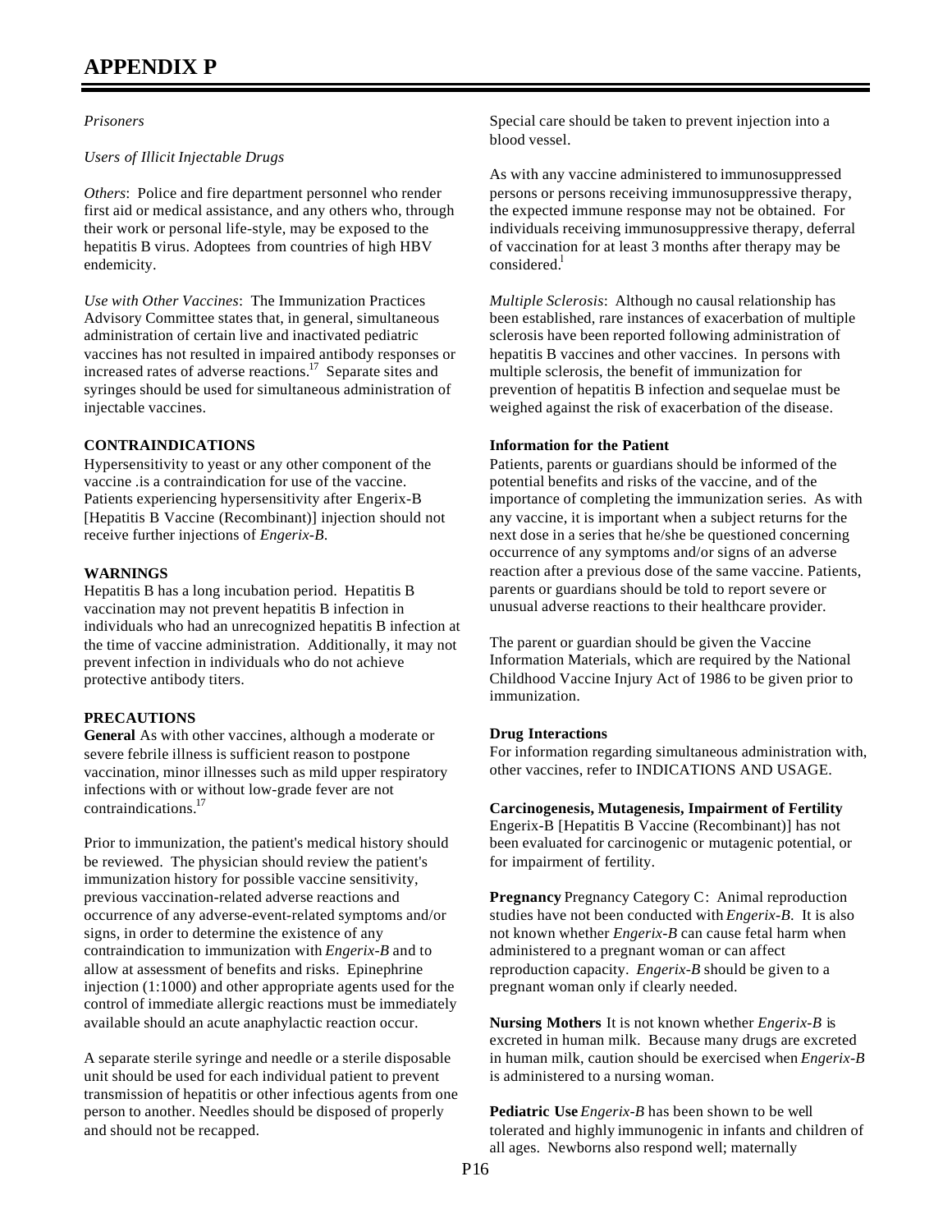# APPENDIX P

*Prisoners*

*Users of Illicit Injectable Drugs*

*Others*: Police and fire department personnel who render first aid or medical assistance, and any others who, through their work or personal life-style, may be exposed to the hepatitis B virus. Adoptees from countries of high HBV endemicity.

*Use with Other Vaccines*: The Immunization Practices Advisory Committee states that, in general, simultaneous administration of certain live and inactivated pediatric vaccines has not resulted in impaired antibody responses or increased rates of adverse reactions.[17] Separate sites and syringes should be used for simultaneous administration of injectable vaccines.

**CONTRAINDICATIONS**

Hypersensitivity to yeast or any other component of the vaccine .is a contraindication for use of the vaccine. Patients experiencing hypersensitivity after Engerix-B [Hepatitis B Vaccine (Recombinant)] injection should not receive further injections of *Engerix-B*.

**WARNINGS**

Hepatitis B has a long incubation period. Hepatitis B vaccination may not prevent hepatitis B infection in individuals who had an unrecognized hepatitis B infection at the time of vaccine administration. Additionally, it may not prevent infection in individuals who do not achieve protective antibody titers.

**PRECAUTIONS**

**General** As with other vaccines, although a moderate or severe febrile illness is sufficient reason to postpone vaccination, minor illnesses such as mild upper respiratory infections with or without low-grade fever are not contraindications.[17]

Prior to immunization, the patient's medical history should be reviewed. The physician should review the patient's immunization history for possible vaccine sensitivity, previous vaccination-related adverse reactions and occurrence of any adverse-event-related symptoms and/or signs, in order to determine the existence of any contraindication to immunization with *Engerix-B* and to allow at assessment of benefits and risks. Epinephrine injection (1:1000) and other appropriate agents used for the control of immediate allergic reactions must be immediately available should an acute anaphylactic reaction occur.

A separate sterile syringe and needle or a sterile disposable unit should be used for each individual patient to prevent transmission of hepatitis or other infectious agents from one person to another. Needles should be disposed of properly and should not be recapped.

Special care should be taken to prevent injection into a blood vessel.

As with any vaccine administered to immunosuppressed persons or persons receiving immunosuppressive therapy, the expected immune response may not be obtained. For individuals receiving immunosuppressive therapy, deferral of vaccination for at least 3 months after therapy may be considered.[1]

*Multiple Sclerosis*: Although no causal relationship has been established, rare instances of exacerbation of multiple sclerosis have been reported following administration of hepatitis B vaccines and other vaccines. In persons with multiple sclerosis, the benefit of immunization for prevention of hepatitis B infection and sequelae must be weighed against the risk of exacerbation of the disease.

**Information for the Patient**

Patients, parents or guardians should be informed of the potential benefits and risks of the vaccine, and of the importance of completing the immunization series. As with any vaccine, it is important when a subject returns for the next dose in a series that he/she be questioned concerning occurrence of any symptoms and/or signs of an adverse reaction after a previous dose of the same vaccine. Patients, parents or guardians should be told to report severe or unusual adverse reactions to their healthcare provider.

The parent or guardian should be given the Vaccine Information Materials, which are required by the National Childhood Vaccine Injury Act of 1986 to be given prior to immunization.

**Drug Interactions**

For information regarding simultaneous administration with, other vaccines, refer to INDICATIONS AND USAGE.

**Carcinogenesis, Mutagenesis, Impairment of Fertility**

Engerix-B [Hepatitis B Vaccine (Recombinant)] has not been evaluated for carcinogenic or mutagenic potential, or for impairment of fertility.

**Pregnancy** Pregnancy Category C: Animal reproduction studies have not been conducted with *Engerix-B*. It is also not known whether *Engerix-B* can cause fetal harm when administered to a pregnant woman or can affect reproduction capacity. *Engerix-B* should be given to a pregnant woman only if clearly needed.

**Nursing Mothers** It is not known whether *Engerix-B* is excreted in human milk. Because many drugs are excreted in human milk, caution should be exercised when *Engerix-B* is administered to a nursing woman.

**Pediatric Use** *Engerix-B* has been shown to be well tolerated and highly immunogenic in infants and children of all ages. Newborns also respond well; maternally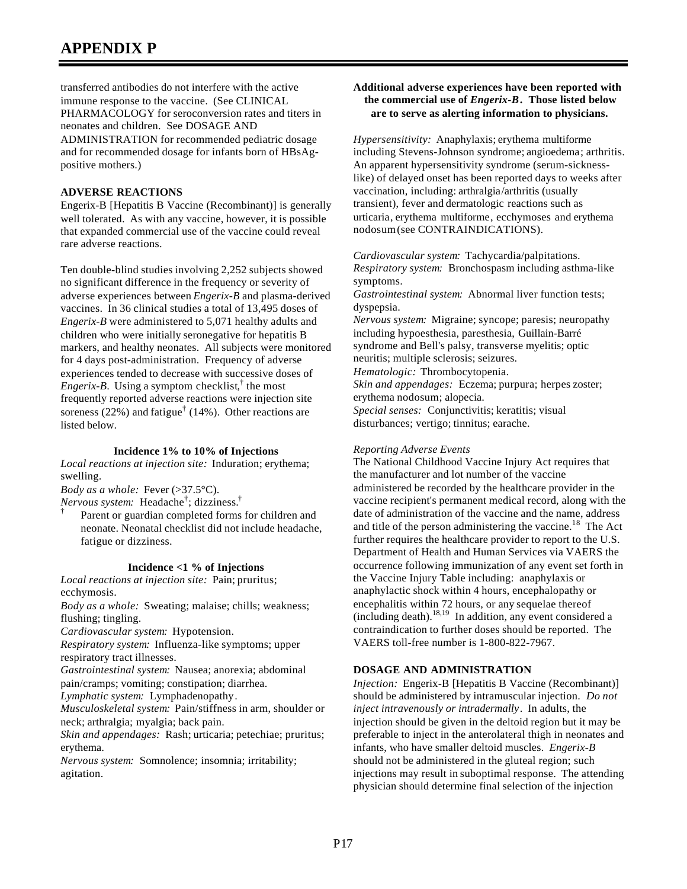# APPENDIX P

transferred antibodies do not interfere with the active immune response to the vaccine. (See CLINICAL PHARMACOLOGY for seroconversion rates and titers in neonates and children. See DOSAGE AND ADMINISTRATION for recommended pediatric dosage and for recommended dosage for infants born of HBsAg-positive mothers.)

**ADVERSE REACTIONS**

Engerix-B [Hepatitis B Vaccine (Recombinant)] is generally well tolerated. As with any vaccine, however, it is possible that expanded commercial use of the vaccine could reveal rare adverse reactions.

Ten double-blind studies involving 2,252 subjects showed no significant difference in the frequency or severity of adverse experiences between *Engerix-B* and plasma-derived vaccines. In 36 clinical studies a total of 13,495 doses of *Engerix-B* were administered to 5,071 healthy adults and children who were initially seronegative for hepatitis B markers, and healthy neonates. All subjects were monitored for 4 days post-administration. Frequency of adverse experiences tended to decrease with successive doses of *Engerix-B*. Using a symptom checklist,† the most frequently reported adverse reactions were injection site soreness (22%) and fatigue† (14%). Other reactions are listed below.

**Incidence 1% to 10% of Injections**

*Local reactions at injection site:* Induration; erythema; swelling.
*Body as a whole:* Fever (>37.5°C).
*Nervous system:* Headache†; dizziness.†

† Parent or guardian completed forms for children and neonate. Neonatal checklist did not include headache, fatigue or dizziness.

**Incidence <1 % of Injections**

*Local reactions at injection site:* Pain; pruritus; ecchymosis.
*Body as a whole:* Sweating; malaise; chills; weakness; flushing; tingling.
*Cardiovascular system:* Hypotension.
*Respiratory system:* Influenza-like symptoms; upper respiratory tract illnesses.
*Gastrointestinal system:* Nausea; anorexia; abdominal pain/cramps; vomiting; constipation; diarrhea.
*Lymphatic system:* Lymphadenopathy.
*Musculoskeletal system:* Pain/stiffness in arm, shoulder or neck; arthralgia; myalgia; back pain.
*Skin and appendages:* Rash; urticaria; petechiae; pruritus; erythema.
*Nervous system:* Somnolence; insomnia; irritability; agitation.

**Additional adverse experiences have been reported with the commercial use of *Engerix-B*. Those listed below are to serve as alerting information to physicians.**

*Hypersensitivity:* Anaphylaxis; erythema multiforme including Stevens-Johnson syndrome; angioedema; arthritis. An apparent hypersensitivity syndrome (serum-sickness-like) of delayed onset has been reported days to weeks after vaccination, including: arthralgia/arthritis (usually transient), fever and dermatologic reactions such as urticaria, erythema multiforme, ecchymoses and erythema nodosum (see CONTRAINDICATIONS).

*Cardiovascular system:* Tachycardia/palpitations.
*Respiratory system:* Bronchospasm including asthma-like symptoms.
*Gastrointestinal system:* Abnormal liver function tests; dyspepsia.
*Nervous system:* Migraine; syncope; paresis; neuropathy including hypoesthesia, paresthesia, Guillain-Barré syndrome and Bell's palsy, transverse myelitis; optic neuritis; multiple sclerosis; seizures.
*Hematologic:* Thrombocytopenia.
*Skin and appendages:* Eczema; purpura; herpes zoster; erythema nodosum; alopecia.
*Special senses:* Conjunctivitis; keratitis; visual disturbances; vertigo; tinnitus; earache.

*Reporting Adverse Events*

The National Childhood Vaccine Injury Act requires that the manufacturer and lot number of the vaccine administered be recorded by the healthcare provider in the vaccine recipient's permanent medical record, along with the date of administration of the vaccine and the name, address and title of the person administering the vaccine.[18] The Act further requires the healthcare provider to report to the U.S. Department of Health and Human Services via VAERS the occurrence following immunization of any event set forth in the Vaccine Injury Table including: anaphylaxis or anaphylactic shock within 4 hours, encephalopathy or encephalitis within 72 hours, or any sequelae thereof (including death).[18,19] In addition, any event considered a contraindication to further doses should be reported. The VAERS toll-free number is 1-800-822-7967.

**DOSAGE AND ADMINISTRATION**

*Injection:* Engerix-B [Hepatitis B Vaccine (Recombinant)] should be administered by intramuscular injection. *Do not inject intravenously or intradermally*. In adults, the injection should be given in the deltoid region but it may be preferable to inject in the anterolateral thigh in neonates and infants, who have smaller deltoid muscles. *Engerix-B* should not be administered in the gluteal region; such injections may result in suboptimal response. The attending physician should determine final selection of the injection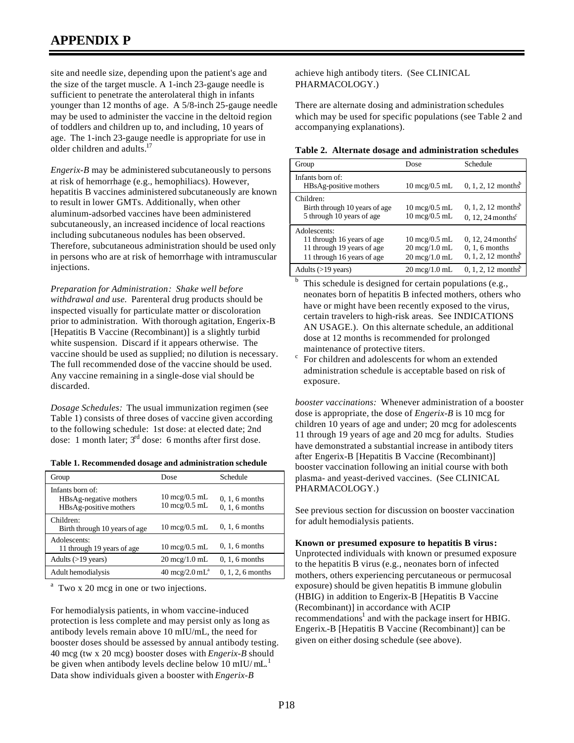# APPENDIX P

site and needle size, depending upon the patient's age and the size of the target muscle. A 1-inch 23-gauge needle is sufficient to penetrate the anterolateral thigh in infants younger than 12 months of age. A 5/8-inch 25-gauge needle may be used to administer the vaccine in the deltoid region of toddlers and children up to, and including, 10 years of age. The 1-inch 23-gauge needle is appropriate for use in older children and adults.[17]

*Engerix-B* may be administered subcutaneously to persons at risk of hemorrhage (e.g., hemophiliacs). However, hepatitis B vaccines administered subcutaneously are known to result in lower GMTs. Additionally, when other aluminum-adsorbed vaccines have been administered subcutaneously, an increased incidence of local reactions including subcutaneous nodules has been observed. Therefore, subcutaneous administration should be used only in persons who are at risk of hemorrhage with intramuscular injections.

*Preparation for Administration: Shake well before withdrawal and use.* Parenteral drug products should be inspected visually for particulate matter or discoloration prior to administration. With thorough agitation, Engerix-B [Hepatitis B Vaccine (Recombinant)] is a slightly turbid white suspension. Discard if it appears otherwise. The vaccine should be used as supplied; no dilution is necessary. The full recommended dose of the vaccine should be used. Any vaccine remaining in a single-dose vial should be discarded.

*Dosage Schedules:* The usual immunization regimen (see Table 1) consists of three doses of vaccine given according to the following schedule: 1st dose: at elected date; 2nd dose: 1 month later; 3rd dose: 6 months after first dose.

**Table 1. Recommended dosage and administration schedule**

| Group | Dose | Schedule |
|---|---|---|
| Infants born of: | | |
| HBsAg-negative mothers | 10 mcg/0.5 mL | 0, 1, 6 months |
| HBsAg-positive mothers | 10 mcg/0.5 mL | 0, 1, 6 months |
| Children: | | |
| Birth through 10 years of age | 10 mcg/0.5 mL | 0, 1, 6 months |
| Adolescents: | | |
| 11 through 19 years of age | 10 mcg/0.5 mL | 0, 1, 6 months |
| Adults (>19 years) | 20 mcg/1.0 mL | 0, 1, 6 months |
| Adult hemodialysis | 40 mcg/2.0 mL[a] | 0, 1, 2, 6 months |

[a] Two x 20 mcg in one or two injections.

For hemodialysis patients, in whom vaccine-induced protection is less complete and may persist only as long as antibody levels remain above 10 mIU/mL, the need for booster doses should be assessed by annual antibody testing. 40 mcg (tw x 20 mcg) booster doses with *Engerix-B* should be given when antibody levels decline below 10 mIU/mL.[1] Data show individuals given a booster with *Engerix-B* achieve high antibody titers. (See CLINICAL PHARMACOLOGY.)

There are alternate dosing and administration schedules which may be used for specific populations (see Table 2 and accompanying explanations).

**Table 2. Alternate dosage and administration schedules**

| Group | Dose | Schedule |
|---|---|---|
| Infants born of: | | |
| HBsAg-positive mothers | 10 mcg/0.5 mL | 0, 1, 2, 12 months[b] |
| Children: | | |
| Birth through 10 years of age | 10 mcg/0.5 mL | 0, 1, 2, 12 months[b] |
| 5 through 10 years of age | 10 mcg/0.5 mL | 0, 12, 24 months[c] |
| Adolescents: | | |
| 11 through 16 years of age | 10 mcg/0.5 mL | 0, 12, 24 months[c] |
| 11 through 19 years of age | 20 mcg/1.0 mL | 0, 1, 6 months |
| 11 through 16 years of age | 20 mcg/1.0 mL | 0, 1, 2, 12 months[b] |
| Adults (>19 years) | 20 mcg/1.0 mL | 0, 1, 2, 12 months[b] |

[b] This schedule is designed for certain populations (e.g., neonates born of hepatitis B infected mothers, others who have or might have been recently exposed to the virus, certain travelers to high-risk areas. See INDICATIONS AN USAGE.). On this alternate schedule, an additional dose at 12 months is recommended for prolonged maintenance of protective titers.

[c] For children and adolescents for whom an extended administration schedule is acceptable based on risk of exposure.

*booster vaccinations:* Whenever administration of a booster dose is appropriate, the dose of *Engerix-B* is 10 mcg for children 10 years of age and under; 20 mcg for adolescents 11 through 19 years of age and 20 mcg for adults. Studies have demonstrated a substantial increase in antibody titers after Engerix-B [Hepatitis B Vaccine (Recombinant)] booster vaccination following an initial course with both plasma- and yeast-derived vaccines. (See CLINICAL PHARMACOLOGY.)

See previous section for discussion on booster vaccination for adult hemodialysis patients.

**Known or presumed exposure to hepatitis B virus:** Unprotected individuals with known or presumed exposure to the hepatitis B virus (e.g., neonates born of infected mothers, others experiencing percutaneous or permucosal exposure) should be given hepatitis B immune globulin (HBIG) in addition to Engerix-B [Hepatitis B Vaccine (Recombinant)] in accordance with ACIP recommendations[1] and with the package insert for HBIG. Engerix.-B [Hepatitis B Vaccine (Recombinant)] can be given on either dosing schedule (see above).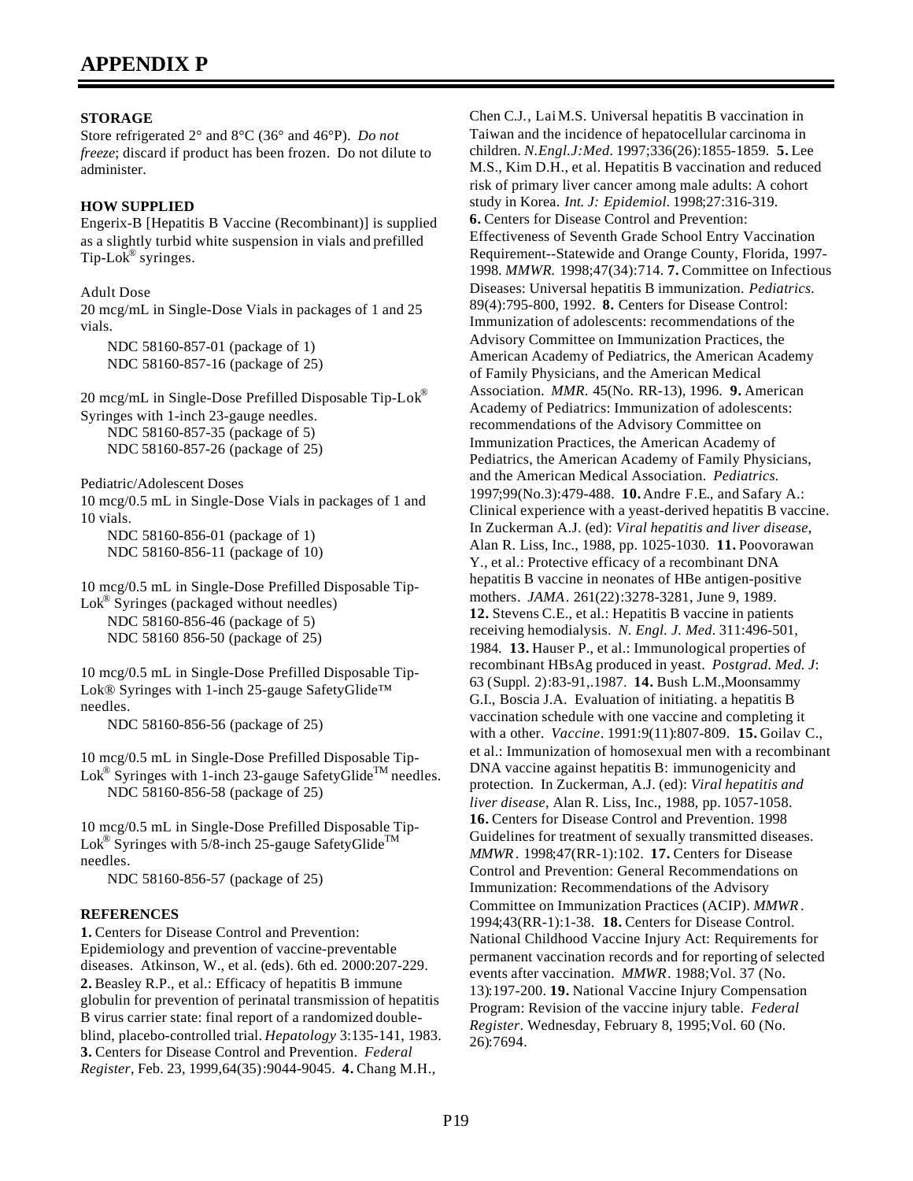# APPENDIX P

### STORAGE

Store refrigerated 2° and 8°C (36° and 46°P). *Do not freeze*; discard if product has been frozen. Do not dilute to administer.

### HOW SUPPLIED

Engerix-B [Hepatitis B Vaccine (Recombinant)] is supplied as a slightly turbid white suspension in vials and prefilled Tip-Lok® syringes.

Adult Dose

20 mcg/mL in Single-Dose Vials in packages of 1 and 25 vials.

NDC 58160-857-01 (package of 1)
NDC 58160-857-16 (package of 25)

20 mcg/mL in Single-Dose Prefilled Disposable Tip-Lok® Syringes with 1-inch 23-gauge needles.

NDC 58160-857-35 (package of 5)
NDC 58160-857-26 (package of 25)

Pediatric/Adolescent Doses

10 mcg/0.5 mL in Single-Dose Vials in packages of 1 and 10 vials.

NDC 58160-856-01 (package of 1)
NDC 58160-856-11 (package of 10)

10 mcg/0.5 mL in Single-Dose Prefilled Disposable Tip-Lok® Syringes (packaged without needles)

NDC 58160-856-46 (package of 5)
NDC 58160 856-50 (package of 25)

10 mcg/0.5 mL in Single-Dose Prefilled Disposable Tip-Lok® Syringes with 1-inch 25-gauge SafetyGlide™ needles.

NDC 58160-856-56 (package of 25)

10 mcg/0.5 mL in Single-Dose Prefilled Disposable Tip-Lok® Syringes with 1-inch 23-gauge SafetyGlide™ needles.

NDC 58160-856-58 (package of 25)

10 mcg/0.5 mL in Single-Dose Prefilled Disposable Tip-Lok® Syringes with 5/8-inch 25-gauge SafetyGlide™ needles.

NDC 58160-856-57 (package of 25)

### REFERENCES

**1.** Centers for Disease Control and Prevention: Epidemiology and prevention of vaccine-preventable diseases. Atkinson, W., et al. (eds). 6th ed. 2000:207-229. **2.** Beasley R.P., et al.: Efficacy of hepatitis B immune globulin for prevention of perinatal transmission of hepatitis B virus carrier state: final report of a randomized double-blind, placebo-controlled trial. *Hepatology* 3:135-141, 1983. **3.** Centers for Disease Control and Prevention. *Federal Register*, Feb. 23, 1999,64(35):9044-9045. **4.** Chang M.H., Chen C.J., Lai M.S. Universal hepatitis B vaccination in Taiwan and the incidence of hepatocellular carcinoma in children. *N.Engl.J:Med*. 1997;336(26):1855-1859. **5.** Lee M.S., Kim D.H., et al. Hepatitis B vaccination and reduced risk of primary liver cancer among male adults: A cohort study in Korea. *Int. J: Epidemiol*. 1998;27:316-319. **6.** Centers for Disease Control and Prevention: Effectiveness of Seventh Grade School Entry Vaccination Requirement--Statewide and Orange County, Florida, 1997-1998. *MMWR.* 1998;47(34):714. **7.** Committee on Infectious Diseases: Universal hepatitis B immunization. *Pediatrics.* 89(4):795-800, 1992. **8.** Centers for Disease Control: Immunization of adolescents: recommendations of the Advisory Committee on Immunization Practices, the American Academy of Pediatrics, the American Academy of Family Physicians, and the American Medical Association. *MMR*. 45(No. RR-13), 1996. **9.** American Academy of Pediatrics: Immunization of adolescents: recommendations of the Advisory Committee on Immunization Practices, the American Academy of Pediatrics, the American Academy of Family Physicians, and the American Medical Association. *Pediatrics.* 1997;99(No.3):479-488. **10.** Andre F.E., and Safary A.: Clinical experience with a yeast-derived hepatitis B vaccine. In Zuckerman A.J. (ed): *Viral hepatitis and liver disease*, Alan R. Liss, Inc., 1988, pp. 1025-1030. **11.** Poovorawan Y., et al.: Protective efficacy of a recombinant DNA hepatitis B vaccine in neonates of HBe antigen-positive mothers. *JAMA*. 261(22):3278-3281, June 9, 1989. **12.** Stevens C.E., et al.: Hepatitis B vaccine in patients receiving hemodialysis. *N. Engl. J. Med*. 311:496-501, 1984. **13.** Hauser P., et al.: Immunological properties of recombinant HBsAg produced in yeast. *Postgrad. Med. J*: 63 (Suppl. 2):83-91,.1987. **14.** Bush L.M.,Moonsammy G.I., Boscia J.A. Evaluation of initiating. a hepatitis B vaccination schedule with one vaccine and completing it with a other. *Vaccine*. 1991:9(11):807-809. **15.** Goilav C., et al.: Immunization of homosexual men with a recombinant DNA vaccine against hepatitis B: immunogenicity and protection. In Zuckerman, A.J. (ed): *Viral hepatitis and liver disease*, Alan R. Liss, Inc., 1988, pp. 1057-1058. **16.** Centers for Disease Control and Prevention. 1998 Guidelines for treatment of sexually transmitted diseases. *MMWR*. 1998;47(RR-1):102. **17.** Centers for Disease Control and Prevention: General Recommendations on Immunization: Recommendations of the Advisory Committee on Immunization Practices (ACIP). *MMWR*. 1994;43(RR-1):1-38. **18.** Centers for Disease Control. National Childhood Vaccine Injury Act: Requirements for permanent vaccination records and for reporting of selected events after vaccination. *MMWR*. 1988;Vol. 37 (No. 13):197-200. **19.** National Vaccine Injury Compensation Program: Revision of the vaccine injury table. *Federal Register*. Wednesday, February 8, 1995;Vol. 60 (No. 26):7694.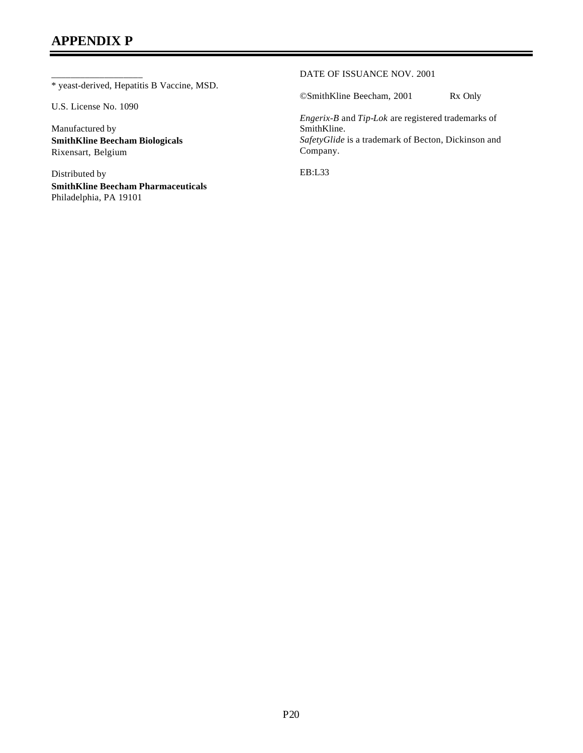# APPENDIX P

___________________

* yeast-derived, Hepatitis B Vaccine, MSD.

U.S. License No. 1090

Manufactured by
**SmithKline Beecham Biologicals**
Rixensart, Belgium

Distributed by
**SmithKline Beecham Pharmaceuticals**
Philadelphia, PA 19101

DATE OF ISSUANCE NOV. 2001

©SmithKline Beecham, 2001 Rx Only

*Engerix-B* and *Tip-Lok* are registered trademarks of SmithKline.
*SafetyGlide* is a trademark of Becton, Dickinson and Company.

EB:L33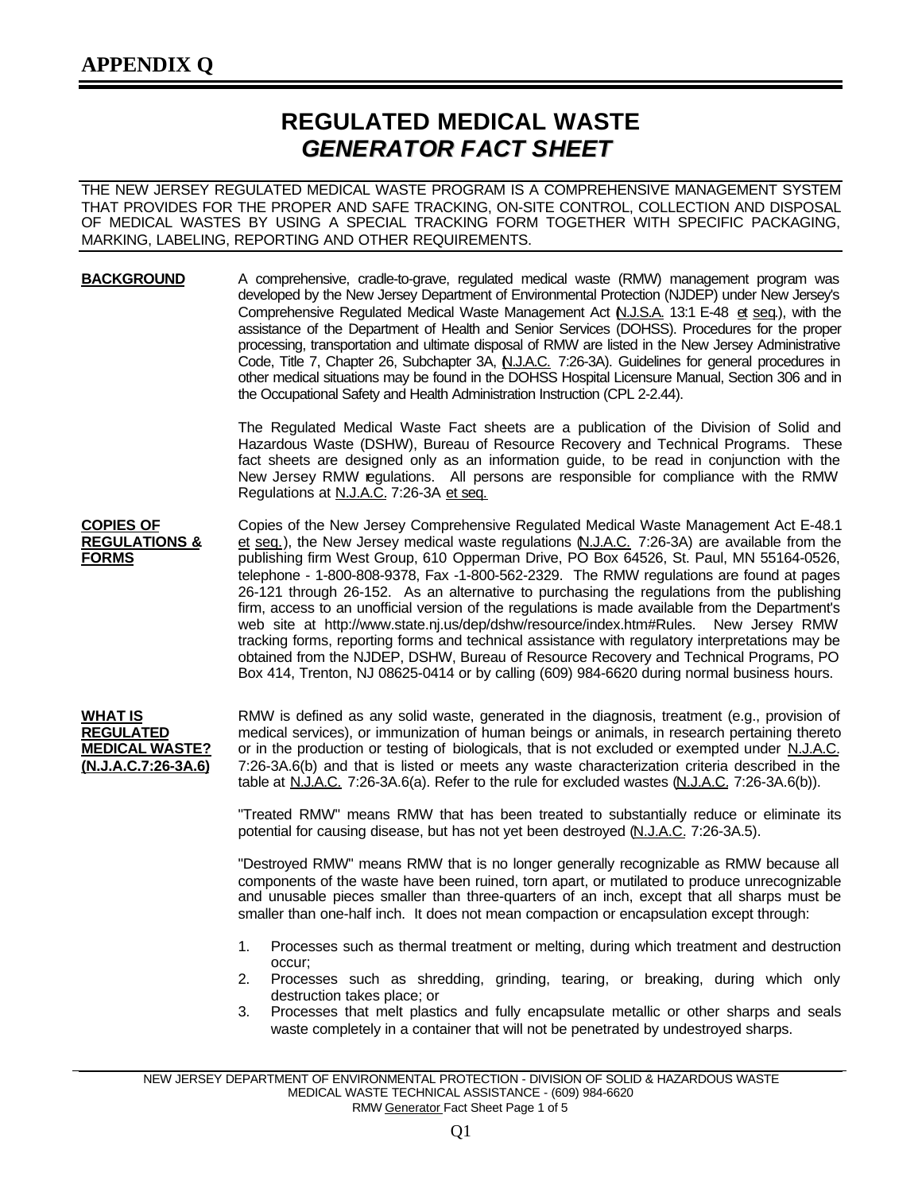# APPENDIX Q

## REGULATED MEDICAL WASTE
## *GENERATOR FACT SHEET*

THE NEW JERSEY REGULATED MEDICAL WASTE PROGRAM IS A COMPREHENSIVE MANAGEMENT SYSTEM THAT PROVIDES FOR THE PROPER AND SAFE TRACKING, ON-SITE CONTROL, COLLECTION AND DISPOSAL OF MEDICAL WASTES BY USING A SPECIAL TRACKING FORM TOGETHER WITH SPECIFIC PACKAGING, MARKING, LABELING, REPORTING AND OTHER REQUIREMENTS.

**BACKGROUND**

A comprehensive, cradle-to-grave, regulated medical waste (RMW) management program was developed by the New Jersey Department of Environmental Protection (NJDEP) under New Jersey's Comprehensive Regulated Medical Waste Management Act (N.J.S.A. 13:1 E-48 et seq.), with the assistance of the Department of Health and Senior Services (DOHSS). Procedures for the proper processing, transportation and ultimate disposal of RMW are listed in the New Jersey Administrative Code, Title 7, Chapter 26, Subchapter 3A, (N.J.A.C. 7:26-3A). Guidelines for general procedures in other medical situations may be found in the DOHSS Hospital Licensure Manual, Section 306 and in the Occupational Safety and Health Administration Instruction (CPL 2-2.44).

The Regulated Medical Waste Fact sheets are a publication of the Division of Solid and Hazardous Waste (DSHW), Bureau of Resource Recovery and Technical Programs. These fact sheets are designed only as an information guide, to be read in conjunction with the New Jersey RMW regulations. All persons are responsible for compliance with the RMW Regulations at N.J.A.C. 7:26-3A et seq.

**COPIES OF REGULATIONS & FORMS**

Copies of the New Jersey Comprehensive Regulated Medical Waste Management Act E-48.1 et seq.), the New Jersey medical waste regulations (N.J.A.C. 7:26-3A) are available from the publishing firm West Group, 610 Opperman Drive, PO Box 64526, St. Paul, MN 55164-0526, telephone - 1-800-808-9378, Fax -1-800-562-2329. The RMW regulations are found at pages 26-121 through 26-152. As an alternative to purchasing the regulations from the publishing firm, access to an unofficial version of the regulations is made available from the Department's web site at http://www.state.nj.us/dep/dshw/resource/index.htm#Rules. New Jersey RMW tracking forms, reporting forms and technical assistance with regulatory interpretations may be obtained from the NJDEP, DSHW, Bureau of Resource Recovery and Technical Programs, PO Box 414, Trenton, NJ 08625-0414 or by calling (609) 984-6620 during normal business hours.

**WHAT IS REGULATED MEDICAL WASTE? (N.J.A.C.7:26-3A.6)**

RMW is defined as any solid waste, generated in the diagnosis, treatment (e.g., provision of medical services), or immunization of human beings or animals, in research pertaining thereto or in the production or testing of biologicals, that is not excluded or exempted under N.J.A.C. 7:26-3A.6(b) and that is listed or meets any waste characterization criteria described in the table at N.J.A.C. 7:26-3A.6(a). Refer to the rule for excluded wastes (N.J.A.C. 7:26-3A.6(b)).

"Treated RMW" means RMW that has been treated to substantially reduce or eliminate its potential for causing disease, but has not yet been destroyed (N.J.A.C. 7:26-3A.5).

"Destroyed RMW" means RMW that is no longer generally recognizable as RMW because all components of the waste have been ruined, torn apart, or mutilated to produce unrecognizable and unusable pieces smaller than three-quarters of an inch, except that all sharps must be smaller than one-half inch. It does not mean compaction or encapsulation except through:

1. Processes such as thermal treatment or melting, during which treatment and destruction occur;
2. Processes such as shredding, grinding, tearing, or breaking, during which only destruction takes place; or
3. Processes that melt plastics and fully encapsulate metallic or other sharps and seals waste completely in a container that will not be penetrated by undestroyed sharps.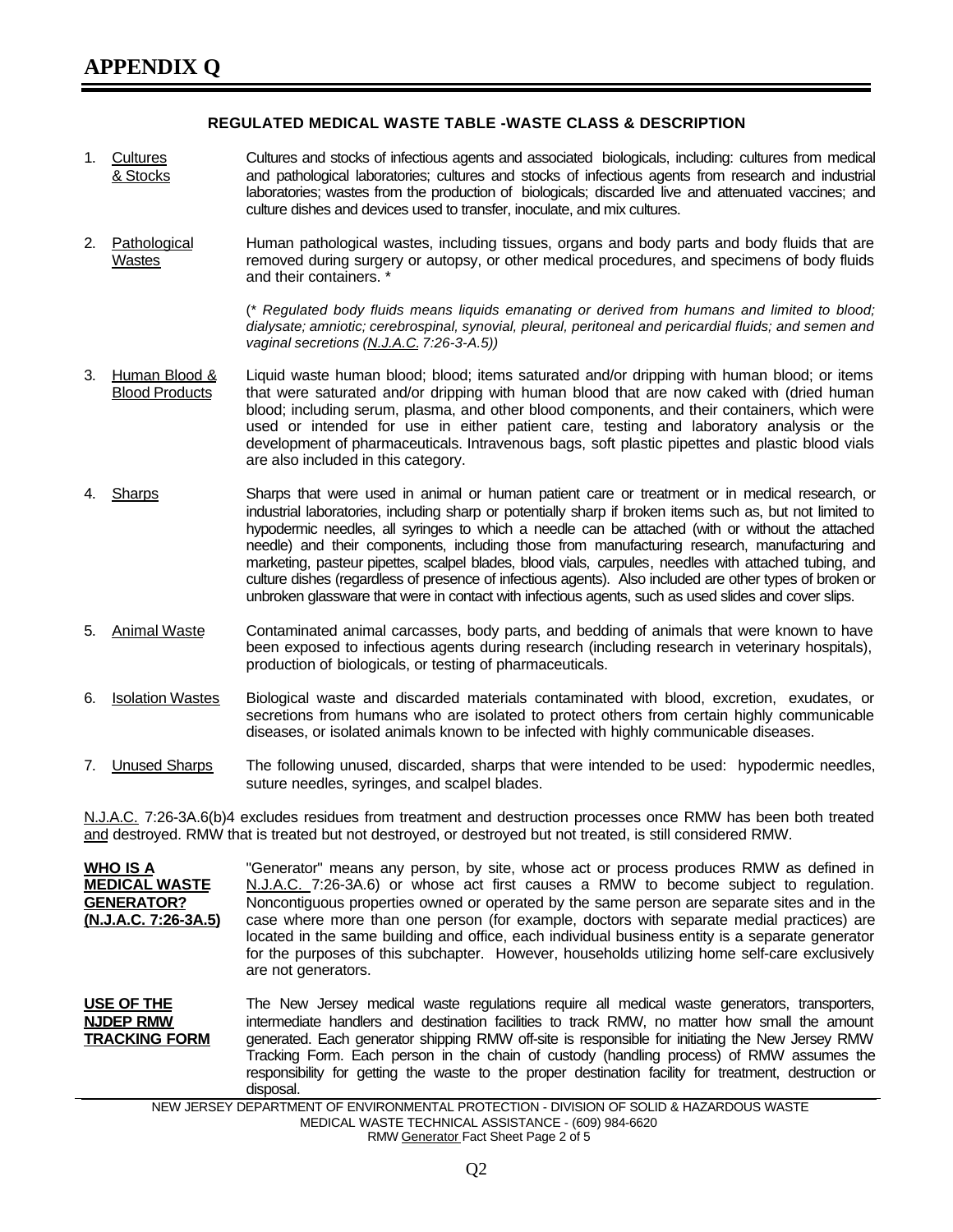# APPENDIX Q

## REGULATED MEDICAL WASTE TABLE -WASTE CLASS & DESCRIPTION

1. Cultures & Stocks — Cultures and stocks of infectious agents and associated biologicals, including: cultures from medical and pathological laboratories; cultures and stocks of infectious agents from research and industrial laboratories; wastes from the production of biologicals; discarded live and attenuated vaccines; and culture dishes and devices used to transfer, inoculate, and mix cultures.

2. Pathological Wastes — Human pathological wastes, including tissues, organs and body parts and body fluids that are removed during surgery or autopsy, or other medical procedures, and specimens of body fluids and their containers. *

   (*\* Regulated body fluids means liquids emanating or derived from humans and limited to blood; dialysate; amniotic; cerebrospinal, synovial, pleural, peritoneal and pericardial fluids; and semen and vaginal secretions (N.J.A.C. 7:26-3-A.5)*)

3. Human Blood & Blood Products — Liquid waste human blood; blood; items saturated and/or dripping with human blood; or items that were saturated and/or dripping with human blood that are now caked with (dried human blood; including serum, plasma, and other blood components, and their containers, which were used or intended for use in either patient care, testing and laboratory analysis or the development of pharmaceuticals. Intravenous bags, soft plastic pipettes and plastic blood vials are also included in this category.

4. Sharps — Sharps that were used in animal or human patient care or treatment or in medical research, or industrial laboratories, including sharp or potentially sharp if broken items such as, but not limited to hypodermic needles, all syringes to which a needle can be attached (with or without the attached needle) and their components, including those from manufacturing research, manufacturing and marketing, pasteur pipettes, scalpel blades, blood vials, carpules, needles with attached tubing, and culture dishes (regardless of presence of infectious agents). Also included are other types of broken or unbroken glassware that were in contact with infectious agents, such as used slides and cover slips.

5. Animal Waste — Contaminated animal carcasses, body parts, and bedding of animals that were known to have been exposed to infectious agents during research (including research in veterinary hospitals), production of biologicals, or testing of pharmaceuticals.

6. Isolation Wastes — Biological waste and discarded materials contaminated with blood, excretion, exudates, or secretions from humans who are isolated to protect others from certain highly communicable diseases, or isolated animals known to be infected with highly communicable diseases.

7. Unused Sharps — The following unused, discarded, sharps that were intended to be used: hypodermic needles, suture needles, syringes, and scalpel blades.

N.J.A.C. 7:26-3A.6(b)4 excludes residues from treatment and destruction processes once RMW has been both treated and destroyed. RMW that is treated but not destroyed, or destroyed but not treated, is still considered RMW.

**WHO IS A MEDICAL WASTE GENERATOR? (N.J.A.C. 7:26-3A.5)**

"Generator" means any person, by site, whose act or process produces RMW as defined in N.J.A.C. 7:26-3A.6) or whose act first causes a RMW to become subject to regulation. Noncontiguous properties owned or operated by the same person are separate sites and in the case where more than one person (for example, doctors with separate medial practices) are located in the same building and office, each individual business entity is a separate generator for the purposes of this subchapter. However, households utilizing home self-care exclusively are not generators.

**USE OF THE NJDEP RMW TRACKING FORM**

The New Jersey medical waste regulations require all medical waste generators, transporters, intermediate handlers and destination facilities to track RMW, no matter how small the amount generated. Each generator shipping RMW off-site is responsible for initiating the New Jersey RMW Tracking Form. Each person in the chain of custody (handling process) of RMW assumes the responsibility for getting the waste to the proper destination facility for treatment, destruction or disposal.

NEW JERSEY DEPARTMENT OF ENVIRONMENTAL PROTECTION - DIVISION OF SOLID & HAZARDOUS WASTE
MEDICAL WASTE TECHNICAL ASSISTANCE - (609) 984-6620
RMW Generator Fact Sheet Page 2 of 5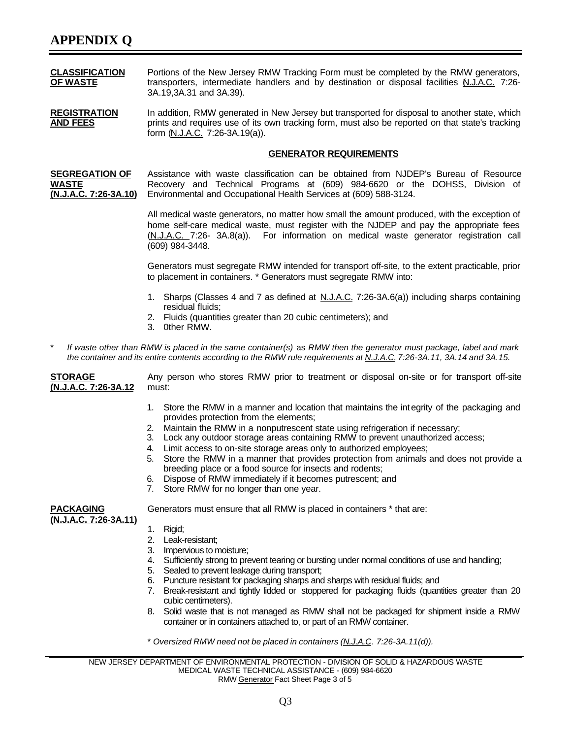# APPENDIX Q

**CLASSIFICATION OF WASTE**

Portions of the New Jersey RMW Tracking Form must be completed by the RMW generators, transporters, intermediate handlers and by destination or disposal facilities (N.J.A.C. 7:26-3A.19,3A.31 and 3A.39).

**REGISTRATION AND FEES**

In addition, RMW generated in New Jersey but transported for disposal to another state, which prints and requires use of its own tracking form, must also be reported on that state's tracking form (N.J.A.C. 7:26-3A.19(a)).

## GENERATOR REQUIREMENTS

**SEGREGATION OF WASTE (N.J.A.C. 7:26-3A.10)**

Assistance with waste classification can be obtained from NJDEP's Bureau of Resource Recovery and Technical Programs at (609) 984-6620 or the DOHSS, Division of Environmental and Occupational Health Services at (609) 588-3124.

All medical waste generators, no matter how small the amount produced, with the exception of home self-care medical waste, must register with the NJDEP and pay the appropriate fees (N.J.A.C. 7:26- 3A.8(a)). For information on medical waste generator registration call (609) 984-3448.

Generators must segregate RMW intended for transport off-site, to the extent practicable, prior to placement in containers. * Generators must segregate RMW into:

1. Sharps (Classes 4 and 7 as defined at N.J.A.C. 7:26-3A.6(a)) including sharps containing residual fluids;
2. Fluids (quantities greater than 20 cubic centimeters); and
3. 0ther RMW.

\* *If waste other than RMW is placed in the same container(s)* as *RMW then the generator must package, label and mark the container and its entire contents according to the RMW rule requirements at N.J.A.C. 7:26-3A.11, 3A.14 and 3A.15.*

**STORAGE (N.J.A.C. 7:26-3A.12**

Any person who stores RMW prior to treatment or disposal on-site or for transport off-site must:

1. Store the RMW in a manner and location that maintains the integrity of the packaging and provides protection from the elements;
2. Maintain the RMW in a nonputrescent state using refrigeration if necessary;
3. Lock any outdoor storage areas containing RMW to prevent unauthorized access;
4. Limit access to on-site storage areas only to authorized employees;
5. Store the RMW in a manner that provides protection from animals and does not provide a breeding place or a food source for insects and rodents;
6. Dispose of RMW immediately if it becomes putrescent; and
7. Store RMW for no longer than one year.

**PACKAGING (N.J.A.C. 7:26-3A.11)**

Generators must ensure that all RMW is placed in containers * that are:

1. Rigid;
2. Leak-resistant;
3. Impervious to moisture;
4. Sufficiently strong to prevent tearing or bursting under normal conditions of use and handling;
5. Sealed to prevent leakage during transport;
6. Puncture resistant for packaging sharps and sharps with residual fluids; and
7. Break-resistant and tightly lidded or stoppered for packaging fluids (quantities greater than 20 cubic centimeters).
8. Solid waste that is not managed as RMW shall not be packaged for shipment inside a RMW container or in containers attached to, or part of an RMW container.

\* *Oversized RMW need not be placed in containers (N.J.A.C. 7:26-3A.11(d)).*

NEW JERSEY DEPARTMENT OF ENVIRONMENTAL PROTECTION - DIVISION OF SOLID & HAZARDOUS WASTE
MEDICAL WASTE TECHNICAL ASSISTANCE - (609) 984-6620
RMW Generator Fact Sheet Page 3 of 5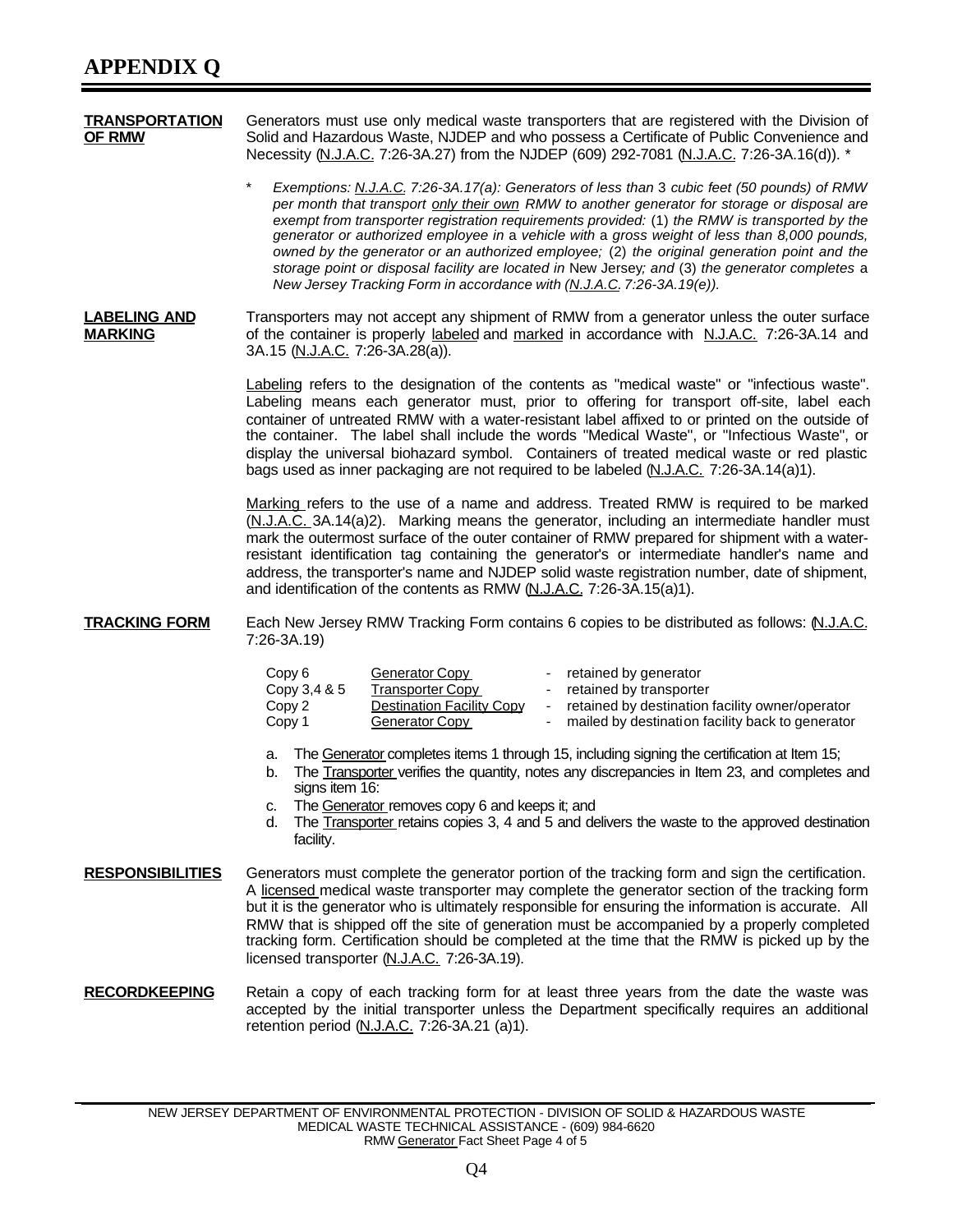# APPENDIX Q

**TRANSPORTATION OF RMW**

Generators must use only medical waste transporters that are registered with the Division of Solid and Hazardous Waste, NJDEP and who possess a Certificate of Public Convenience and Necessity (N.J.A.C. 7:26-3A.27) from the NJDEP (609) 292-7081 (N.J.A.C. 7:26-3A.16(d)). *

\* *Exemptions: N.J.A.C. 7:26-3A.17(a): Generators of less than 3 cubic feet (50 pounds) of RMW per month that transport only their own RMW to another generator for storage or disposal are exempt from transporter registration requirements provided: (1) the RMW is transported by the generator or authorized employee in a vehicle with a gross weight of less than 8,000 pounds, owned by the generator or an authorized employee; (2) the original generation point and the storage point or disposal facility are located in New Jersey; and (3) the generator completes a New Jersey Tracking Form in accordance with (N.J.A.C. 7:26-3A.19(e)).*

**LABELING AND MARKING**

Transporters may not accept any shipment of RMW from a generator unless the outer surface of the container is properly labeled and marked in accordance with N.J.A.C. 7:26-3A.14 and 3A.15 (N.J.A.C. 7:26-3A.28(a)).

Labeling refers to the designation of the contents as "medical waste" or "infectious waste". Labeling means each generator must, prior to offering for transport off-site, label each container of untreated RMW with a water-resistant label affixed to or printed on the outside of the container. The label shall include the words "Medical Waste", or "Infectious Waste", or display the universal biohazard symbol. Containers of treated medical waste or red plastic bags used as inner packaging are not required to be labeled (N.J.A.C. 7:26-3A.14(a)1).

Marking refers to the use of a name and address. Treated RMW is required to be marked (N.J.A.C. 3A.14(a)2). Marking means the generator, including an intermediate handler must mark the outermost surface of the outer container of RMW prepared for shipment with a water-resistant identification tag containing the generator's or intermediate handler's name and address, the transporter's name and NJDEP solid waste registration number, date of shipment, and identification of the contents as RMW (N.J.A.C. 7:26-3A.15(a)1).

**TRACKING FORM**

Each New Jersey RMW Tracking Form contains 6 copies to be distributed as follows: (N.J.A.C. 7:26-3A.19)

| | | |
|---|---|---|
| Copy 6 | Generator Copy | - retained by generator |
| Copy 3,4 & 5 | Transporter Copy | - retained by transporter |
| Copy 2 | Destination Facility Copy | - retained by destination facility owner/operator |
| Copy 1 | Generator Copy | - mailed by destination facility back to generator |

a. The Generator completes items 1 through 15, including signing the certification at Item 15;
b. The Transporter verifies the quantity, notes any discrepancies in Item 23, and completes and signs item 16:
c. The Generator removes copy 6 and keeps it; and
d. The Transporter retains copies 3, 4 and 5 and delivers the waste to the approved destination facility.

**RESPONSIBILITIES**

Generators must complete the generator portion of the tracking form and sign the certification. A licensed medical waste transporter may complete the generator section of the tracking form but it is the generator who is ultimately responsible for ensuring the information is accurate. All RMW that is shipped off the site of generation must be accompanied by a properly completed tracking form. Certification should be completed at the time that the RMW is picked up by the licensed transporter (N.J.A.C. 7:26-3A.19).

**RECORDKEEPING**

Retain a copy of each tracking form for at least three years from the date the waste was accepted by the initial transporter unless the Department specifically requires an additional retention period (N.J.A.C. 7:26-3A.21 (a)1).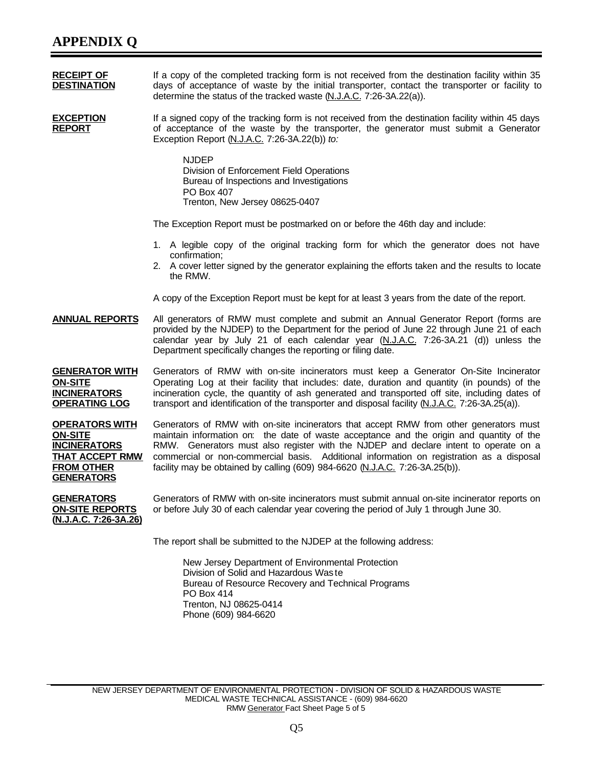# APPENDIX Q

**RECEIPT OF DESTINATION**

If a copy of the completed tracking form is not received from the destination facility within 35 days of acceptance of waste by the initial transporter, contact the transporter or facility to determine the status of the tracked waste (N.J.A.C. 7:26-3A.22(a)).

**EXCEPTION REPORT**

If a signed copy of the tracking form is not received from the destination facility within 45 days of acceptance of the waste by the transporter, the generator must submit a Generator Exception Report (N.J.A.C. 7:26-3A.22(b)) *to:*

NJDEP
Division of Enforcement Field Operations
Bureau of Inspections and Investigations
PO Box 407
Trenton, New Jersey 08625-0407

The Exception Report must be postmarked on or before the 46th day and include:

1. A legible copy of the original tracking form for which the generator does not have confirmation;
2. A cover letter signed by the generator explaining the efforts taken and the results to locate the RMW.

A copy of the Exception Report must be kept for at least 3 years from the date of the report.

**ANNUAL REPORTS**

All generators of RMW must complete and submit an Annual Generator Report (forms are provided by the NJDEP) to the Department for the period of June 22 through June 21 of each calendar year by July 21 of each calendar year (N.J.A.C. 7:26-3A.21 (d)) unless the Department specifically changes the reporting or filing date.

**GENERATOR WITH ON-SITE INCINERATORS OPERATING LOG**

Generators of RMW with on-site incinerators must keep a Generator On-Site Incinerator Operating Log at their facility that includes: date, duration and quantity (in pounds) of the incineration cycle, the quantity of ash generated and transported off site, including dates of transport and identification of the transporter and disposal facility (N.J.A.C. 7:26-3A.25(a)).

**OPERATORS WITH ON-SITE INCINERATORS THAT ACCEPT RMW FROM OTHER GENERATORS**

Generators of RMW with on-site incinerators that accept RMW from other generators must maintain information on: the date of waste acceptance and the origin and quantity of the RMW. Generators must also register with the NJDEP and declare intent to operate on a commercial or non-commercial basis. Additional information on registration as a disposal facility may be obtained by calling (609) 984-6620 (N.J.A.C. 7:26-3A.25(b)).

**GENERATORS ON-SITE REPORTS (N.J.A.C. 7:26-3A.26)**

Generators of RMW with on-site incinerators must submit annual on-site incinerator reports on or before July 30 of each calendar year covering the period of July 1 through June 30.

The report shall be submitted to the NJDEP at the following address:

New Jersey Department of Environmental Protection
Division of Solid and Hazardous Waste
Bureau of Resource Recovery and Technical Programs
PO Box 414
Trenton, NJ 08625-0414
Phone (609) 984-6620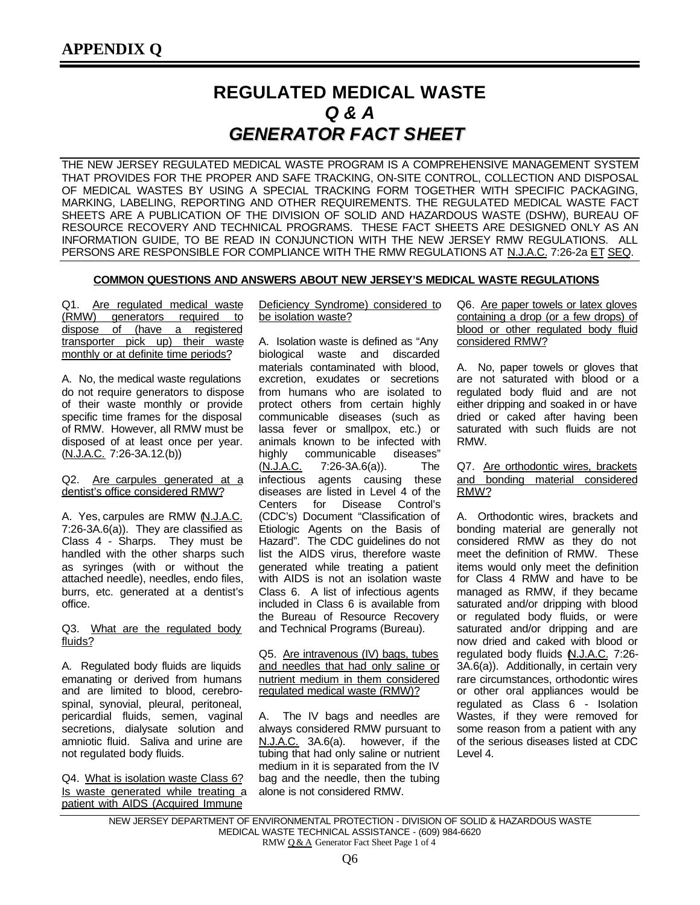# APPENDIX Q

## REGULATED MEDICAL WASTE
## *Q & A*
## *GENERATOR FACT SHEET*

THE NEW JERSEY REGULATED MEDICAL WASTE PROGRAM IS A COMPREHENSIVE MANAGEMENT SYSTEM THAT PROVIDES FOR THE PROPER AND SAFE TRACKING, ON-SITE CONTROL, COLLECTION AND DISPOSAL OF MEDICAL WASTES BY USING A SPECIAL TRACKING FORM TOGETHER WITH SPECIFIC PACKAGING, MARKING, LABELING, REPORTING AND OTHER REQUIREMENTS. THE REGULATED MEDICAL WASTE FACT SHEETS ARE A PUBLICATION OF THE DIVISION OF SOLID AND HAZARDOUS WASTE (DSHW), BUREAU OF RESOURCE RECOVERY AND TECHNICAL PROGRAMS. THESE FACT SHEETS ARE DESIGNED ONLY AS AN INFORMATION GUIDE, TO BE READ IN CONJUNCTION WITH THE NEW JERSEY RMW REGULATIONS. ALL PERSONS ARE RESPONSIBLE FOR COMPLIANCE WITH THE RMW REGULATIONS AT N.J.A.C. 7:26-2a ET SEQ.

**COMMON QUESTIONS AND ANSWERS ABOUT NEW JERSEY'S MEDICAL WASTE REGULATIONS**

Q1. Are regulated medical waste (RMW) generators required to dispose of (have a registered transporter pick up) their waste monthly or at definite time periods?

A. No, the medical waste regulations do not require generators to dispose of their waste monthly or provide specific time frames for the disposal of RMW. However, all RMW must be disposed of at least once per year. (N.J.A.C. 7:26-3A.12(b))

Q2. Are carpules generated at a dentist's office considered RMW?

A. Yes, carpules are RMW (N.J.A.C. 7:26-3A.6(a)). They are classified as Class 4 - Sharps. They must be handled with the other sharps such as syringes (with or without the attached needle), needles, endo files, burrs, etc. generated at a dentist's office.

Q3. What are the regulated body fluids?

A. Regulated body fluids are liquids emanating or derived from humans and are limited to blood, cerebrospinal, synovial, pleural, peritoneal, pericardial fluids, semen, vaginal secretions, dialysate solution and amniotic fluid. Saliva and urine are not regulated body fluids.

Q4. What is isolation waste Class 6? Is waste generated while treating a patient with AIDS (Acquired Immune Deficiency Syndrome) considered to be isolation waste?

A. Isolation waste is defined as "Any biological waste and discarded materials contaminated with blood, excretion, exudates or secretions from humans who are isolated to protect others from certain highly communicable diseases (such as lassa fever or smallpox, etc.) or animals known to be infected with highly communicable diseases" (N.J.A.C. 7:26-3A.6(a)). The infectious agents causing these diseases are listed in Level 4 of the Centers for Disease Control's (CDC's) Document "Classification of Etiologic Agents on the Basis of Hazard". The CDC guidelines do not list the AIDS virus, therefore waste generated while treating a patient with AIDS is not an isolation waste Class 6. A list of infectious agents included in Class 6 is available from the Bureau of Resource Recovery and Technical Programs (Bureau).

Q5. Are intravenous (IV) bags, tubes and needles that had only saline or nutrient medium in them considered regulated medical waste (RMW)?

A. The IV bags and needles are always considered RMW pursuant to N.J.A.C. 3A.6(a). however, if the tubing that had only saline or nutrient medium in it is separated from the IV bag and the needle, then the tubing alone is not considered RMW.

Q6. Are paper towels or latex gloves containing a drop (or a few drops) of blood or other regulated body fluid considered RMW?

A. No, paper towels or gloves that are not saturated with blood or a regulated body fluid and are not either dripping and soaked in or have dried or caked after having been saturated with such fluids are not RMW.

Q7. Are orthodontic wires, brackets and bonding material considered RMW?

A. Orthodontic wires, brackets and bonding material are generally not considered RMW as they do not meet the definition of RMW. These items would only meet the definition for Class 4 RMW and have to be managed as RMW, if they became saturated and/or dripping with blood or regulated body fluids, or were saturated and/or dripping and are now dried and caked with blood or regulated body fluids (N.J.A.C. 7:26-3A.6(a)). Additionally, in certain very rare circumstances, orthodontic wires or other oral appliances would be regulated as Class 6 - Isolation Wastes, if they were removed for some reason from a patient with any of the serious diseases listed at CDC Level 4.

NEW JERSEY DEPARTMENT OF ENVIRONMENTAL PROTECTION - DIVISION OF SOLID & HAZARDOUS WASTE
MEDICAL WASTE TECHNICAL ASSISTANCE - (609) 984-6620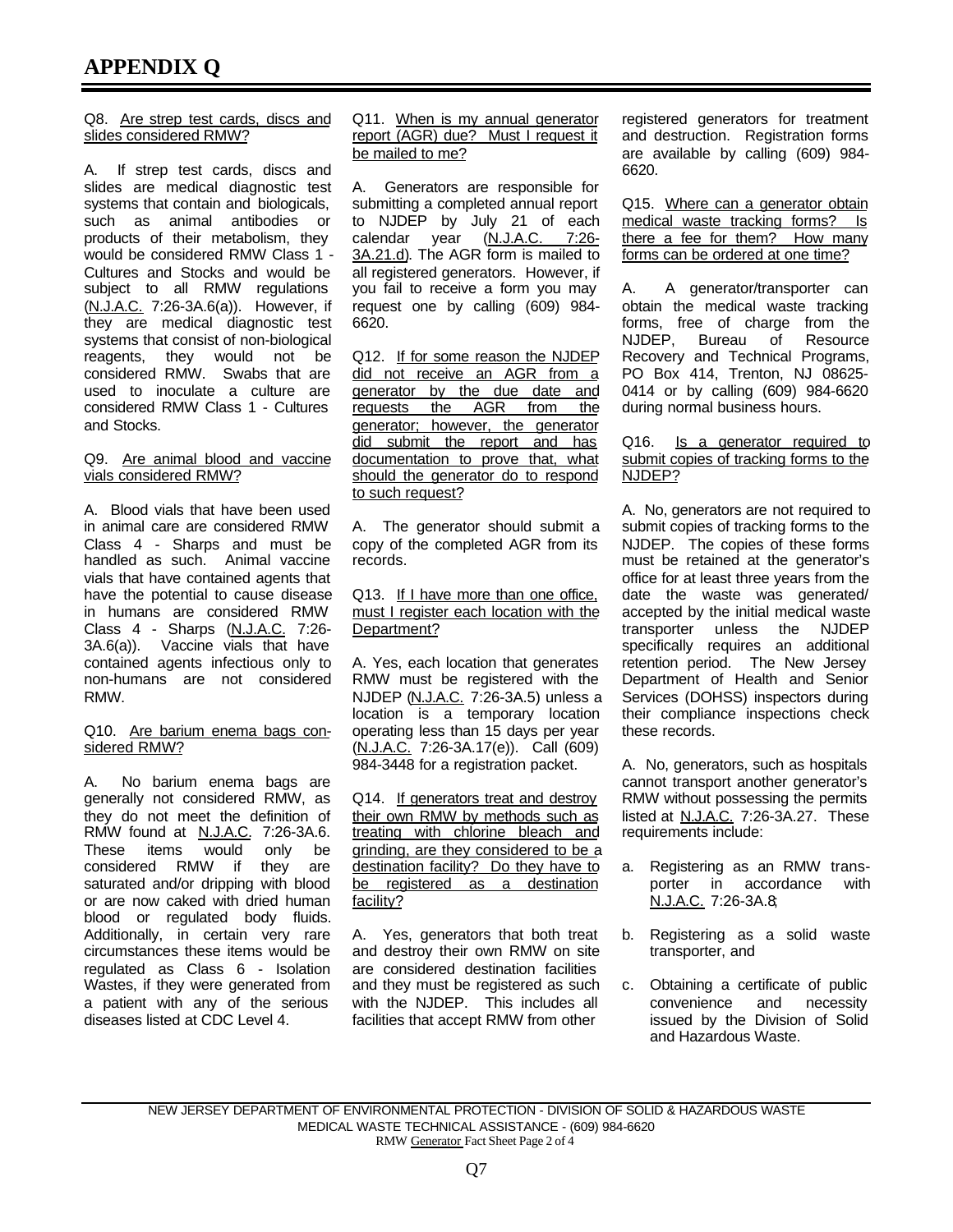# APPENDIX Q

Q8. Are strep test cards, discs and slides considered RMW?

A. If strep test cards, discs and slides are medical diagnostic test systems that contain and biologicals, such as animal antibodies or products of their metabolism, they would be considered RMW Class 1 - Cultures and Stocks and would be subject to all RMW regulations (N.J.A.C. 7:26-3A.6(a)). However, if they are medical diagnostic test systems that consist of non-biological reagents, they would not be considered RMW. Swabs that are used to inoculate a culture are considered RMW Class 1 - Cultures and Stocks.

Q9. Are animal blood and vaccine vials considered RMW?

A. Blood vials that have been used in animal care are considered RMW Class 4 - Sharps and must be handled as such. Animal vaccine vials that have contained agents that have the potential to cause disease in humans are considered RMW Class 4 - Sharps (N.J.A.C. 7:26-3A.6(a)). Vaccine vials that have contained agents infectious only to non-humans are not considered RMW.

Q10. Are barium enema bags considered RMW?

A. No barium enema bags are generally not considered RMW, as they do not meet the definition of RMW found at N.J.A.C. 7:26-3A.6. These items would only be considered RMW if they are saturated and/or dripping with blood or are now caked with dried human blood or regulated body fluids. Additionally, in certain very rare circumstances these items would be regulated as Class 6 - Isolation Wastes, if they were generated from a patient with any of the serious diseases listed at CDC Level 4.

Q11. When is my annual generator report (AGR) due? Must I request it be mailed to me?

A. Generators are responsible for submitting a completed annual report to NJDEP by July 21 of each calendar year (N.J.A.C. 7:26-3A.21.d). The AGR form is mailed to all registered generators. However, if you fail to receive a form you may request one by calling (609) 984-6620.

Q12. If for some reason the NJDEP did not receive an AGR from a generator by the due date and requests the AGR from the generator; however, the generator did submit the report and has documentation to prove that, what should the generator do to respond to such request?

A. The generator should submit a copy of the completed AGR from its records.

Q13. If I have more than one office, must I register each location with the Department?

A. Yes, each location that generates RMW must be registered with the NJDEP (N.J.A.C. 7:26-3A.5) unless a location is a temporary location operating less than 15 days per year (N.J.A.C. 7:26-3A.17(e)). Call (609) 984-3448 for a registration packet.

Q14. If generators treat and destroy their own RMW by methods such as treating with chlorine bleach and grinding, are they considered to be a destination facility? Do they have to be registered as a destination facility?

A. Yes, generators that both treat and destroy their own RMW on site are considered destination facilities and they must be registered as such with the NJDEP. This includes all facilities that accept RMW from other registered generators for treatment and destruction. Registration forms are available by calling (609) 984-6620.

Q15. Where can a generator obtain medical waste tracking forms? Is there a fee for them? How many forms can be ordered at one time?

A. A generator/transporter can obtain the medical waste tracking forms, free of charge from the NJDEP, Bureau of Resource Recovery and Technical Programs, PO Box 414, Trenton, NJ 08625-0414 or by calling (609) 984-6620 during normal business hours.

Q16. Is a generator required to submit copies of tracking forms to the NJDEP?

A. No, generators are not required to submit copies of tracking forms to the NJDEP. The copies of these forms must be retained at the generator's office for at least three years from the date the waste was generated/accepted by the initial medical waste transporter unless the NJDEP specifically requires an additional retention period. The New Jersey Department of Health and Senior Services (DOHSS) inspectors during their compliance inspections check these records.

A. No, generators, such as hospitals cannot transport another generator's RMW without possessing the permits listed at N.J.A.C. 7:26-3A.27. These requirements include:

a. Registering as an RMW transporter in accordance with N.J.A.C. 7:26-3A.8;

b. Registering as a solid waste transporter, and

c. Obtaining a certificate of public convenience and necessity issued by the Division of Solid and Hazardous Waste.

NEW JERSEY DEPARTMENT OF ENVIRONMENTAL PROTECTION - DIVISION OF SOLID & HAZARDOUS WASTE
MEDICAL WASTE TECHNICAL ASSISTANCE - (609) 984-6620
RMW Generator Fact Sheet Page 2 of 4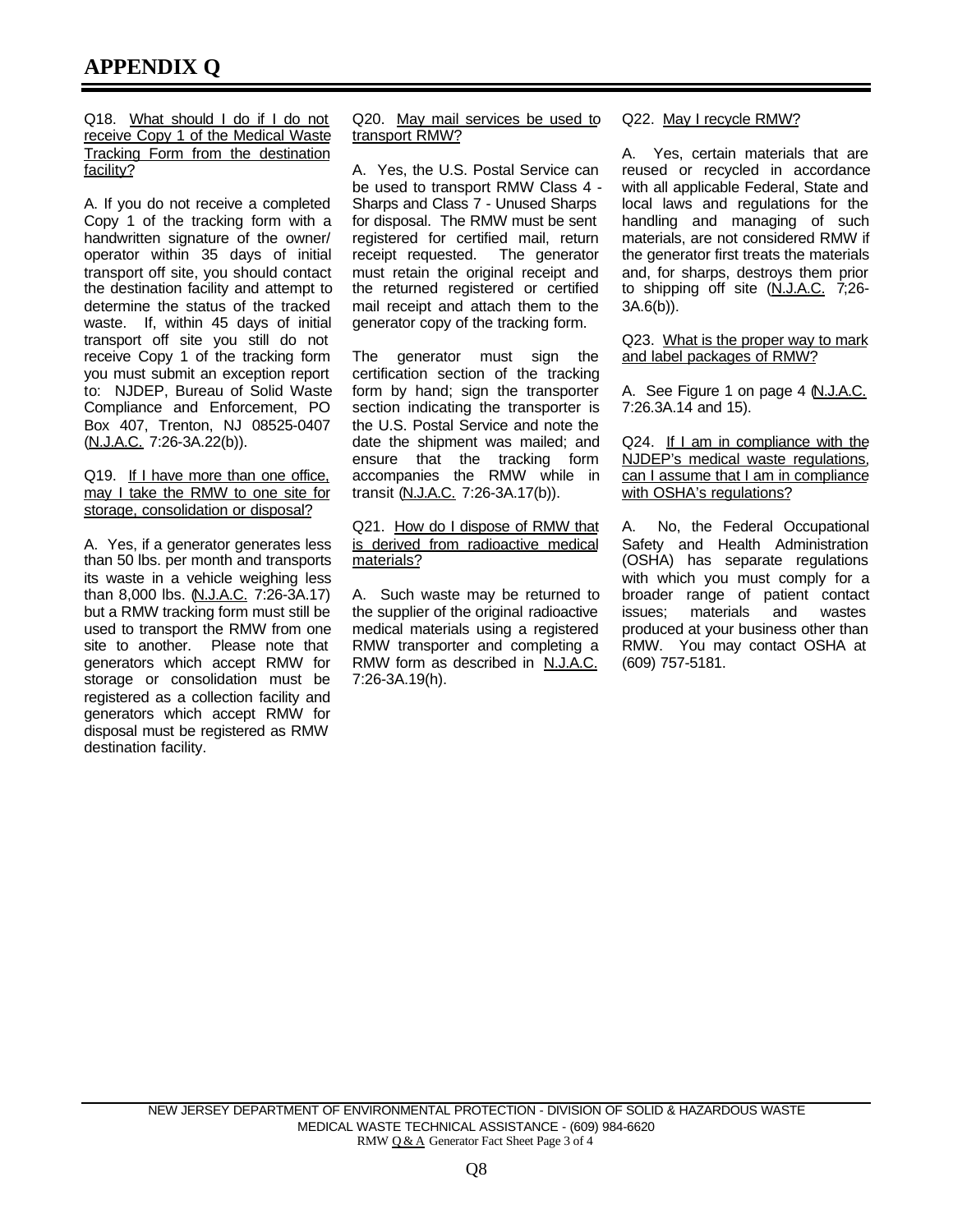# APPENDIX Q

Q18. What should I do if I do not receive Copy 1 of the Medical Waste Tracking Form from the destination facility?

A. If you do not receive a completed Copy 1 of the tracking form with a handwritten signature of the owner/ operator within 35 days of initial transport off site, you should contact the destination facility and attempt to determine the status of the tracked waste. If, within 45 days of initial transport off site you still do not receive Copy 1 of the tracking form you must submit an exception report to: NJDEP, Bureau of Solid Waste Compliance and Enforcement, PO Box 407, Trenton, NJ 08525-0407 (N.J.A.C. 7:26-3A.22(b)).

Q19. If I have more than one office, may I take the RMW to one site for storage, consolidation or disposal?

A. Yes, if a generator generates less than 50 lbs. per month and transports its waste in a vehicle weighing less than 8,000 lbs. (N.J.A.C. 7:26-3A.17) but a RMW tracking form must still be used to transport the RMW from one site to another. Please note that generators which accept RMW for storage or consolidation must be registered as a collection facility and generators which accept RMW for disposal must be registered as RMW destination facility.

Q20. May mail services be used to transport RMW?

A. Yes, the U.S. Postal Service can be used to transport RMW Class 4 - Sharps and Class 7 - Unused Sharps for disposal. The RMW must be sent registered for certified mail, return receipt requested. The generator must retain the original receipt and the returned registered or certified mail receipt and attach them to the generator copy of the tracking form.

The generator must sign the certification section of the tracking form by hand; sign the transporter section indicating the transporter is the U.S. Postal Service and note the date the shipment was mailed; and ensure that the tracking form accompanies the RMW while in transit (N.J.A.C. 7:26-3A.17(b)).

Q21. How do I dispose of RMW that is derived from radioactive medical materials?

A. Such waste may be returned to the supplier of the original radioactive medical materials using a registered RMW transporter and completing a RMW form as described in N.J.A.C. 7:26-3A.19(h).

Q22. May I recycle RMW?

A. Yes, certain materials that are reused or recycled in accordance with all applicable Federal, State and local laws and regulations for the handling and managing of such materials, are not considered RMW if the generator first treats the materials and, for sharps, destroys them prior to shipping off site (N.J.A.C. 7;26-3A.6(b)).

Q23. What is the proper way to mark and label packages of RMW?

A. See Figure 1 on page 4 (N.J.A.C. 7:26.3A.14 and 15).

Q24. If I am in compliance with the NJDEP's medical waste regulations, can I assume that I am in compliance with OSHA's regulations?

A. No, the Federal Occupational Safety and Health Administration (OSHA) has separate regulations with which you must comply for a broader range of patient contact issues; materials and wastes produced at your business other than RMW. You may contact OSHA at (609) 757-5181.

NEW JERSEY DEPARTMENT OF ENVIRONMENTAL PROTECTION - DIVISION OF SOLID & HAZARDOUS WASTE
MEDICAL WASTE TECHNICAL ASSISTANCE - (609) 984-6620
RMW Q & A Generator Fact Sheet Page 3 of 4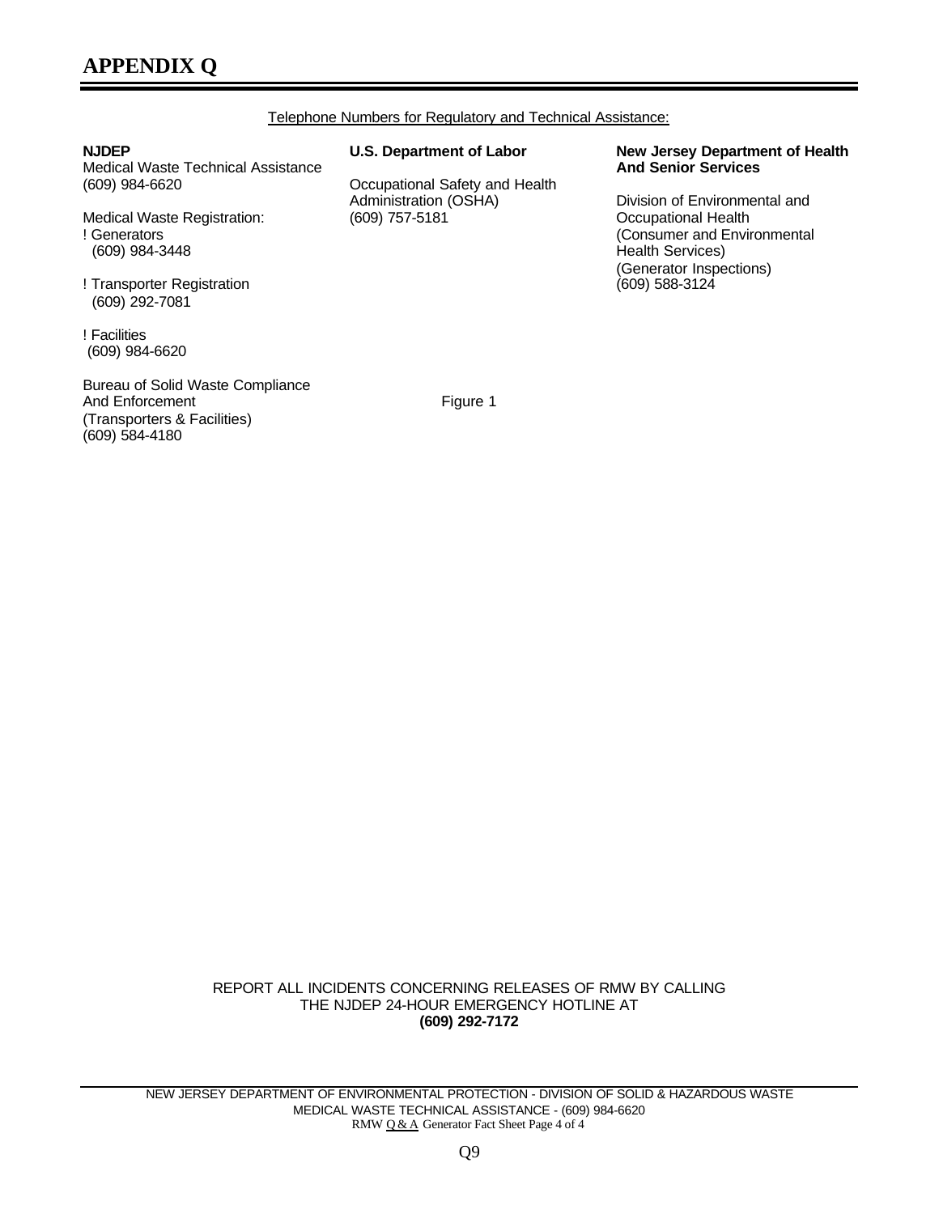# APPENDIX Q

Telephone Numbers for Regulatory and Technical Assistance:

**NJDEP**
Medical Waste Technical Assistance
(609) 984-6620

Medical Waste Registration:
! Generators
(609) 984-3448

! Transporter Registration
(609) 292-7081

! Facilities
(609) 984-6620

Bureau of Solid Waste Compliance And Enforcement
(Transporters & Facilities)
(609) 584-4180

**U.S. Department of Labor**

Occupational Safety and Health Administration (OSHA)
(609) 757-5181

**New Jersey Department of Health And Senior Services**

Division of Environmental and Occupational Health
(Consumer and Environmental Health Services)
(Generator Inspections)
(609) 588-3124

Figure 1

REPORT ALL INCIDENTS CONCERNING RELEASES OF RMW BY CALLING THE NJDEP 24-HOUR EMERGENCY HOTLINE AT
**(609) 292-7172**

NEW JERSEY DEPARTMENT OF ENVIRONMENTAL PROTECTION - DIVISION OF SOLID & HAZARDOUS WASTE
MEDICAL WASTE TECHNICAL ASSISTANCE - (609) 984-6620
RMW Q & A Generator Fact Sheet Page 4 of 4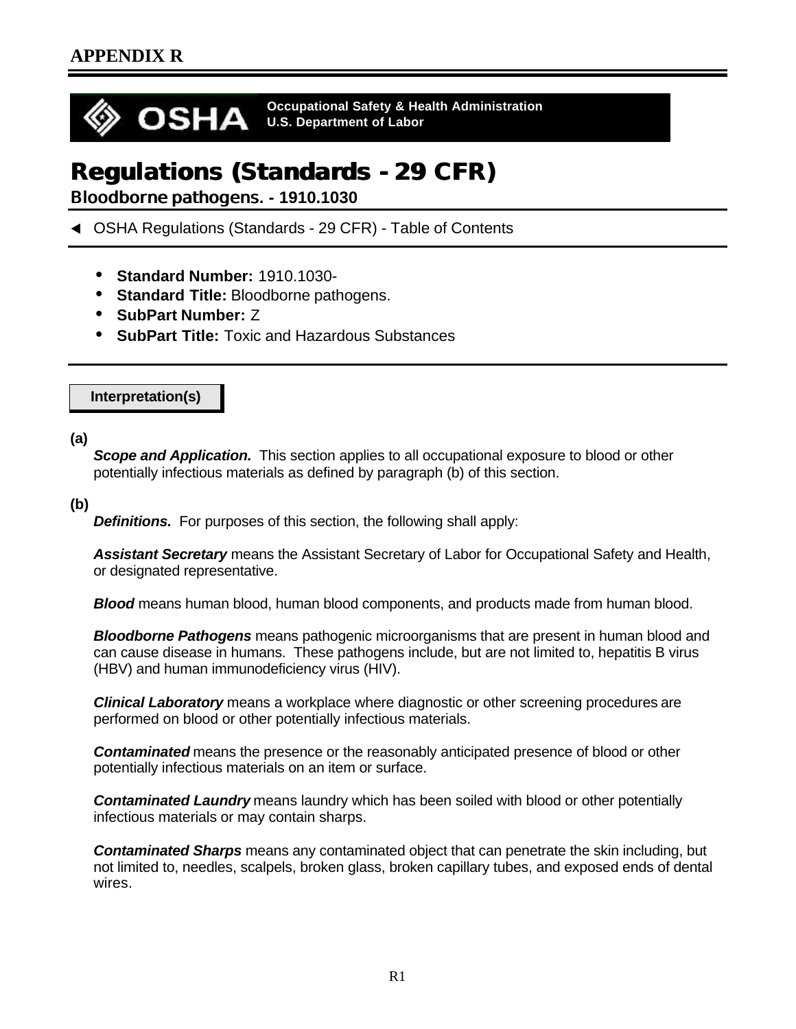## APPENDIX R

**OSHA** Occupational Safety & Health Administration
U.S. Department of Labor

# Regulations (Standards - 29 CFR)

### Bloodborne pathogens. - 1910.1030

◄ OSHA Regulations (Standards - 29 CFR) - Table of Contents

- **Standard Number:** 1910.1030-
- **Standard Title:** Bloodborne pathogens.
- **SubPart Number:** Z
- **SubPart Title:** Toxic and Hazardous Substances

**Interpretation(s)**

**(a)**

***Scope and Application.*** This section applies to all occupational exposure to blood or other potentially infectious materials as defined by paragraph (b) of this section.

**(b)**

***Definitions.*** For purposes of this section, the following shall apply:

***Assistant Secretary*** means the Assistant Secretary of Labor for Occupational Safety and Health, or designated representative.

***Blood*** means human blood, human blood components, and products made from human blood.

***Bloodborne Pathogens*** means pathogenic microorganisms that are present in human blood and can cause disease in humans. These pathogens include, but are not limited to, hepatitis B virus (HBV) and human immunodeficiency virus (HIV).

***Clinical Laboratory*** means a workplace where diagnostic or other screening procedures are performed on blood or other potentially infectious materials.

***Contaminated*** means the presence or the reasonably anticipated presence of blood or other potentially infectious materials on an item or surface.

***Contaminated Laundry*** means laundry which has been soiled with blood or other potentially infectious materials or may contain sharps.

***Contaminated Sharps*** means any contaminated object that can penetrate the skin including, but not limited to, needles, scalpels, broken glass, broken capillary tubes, and exposed ends of dental wires.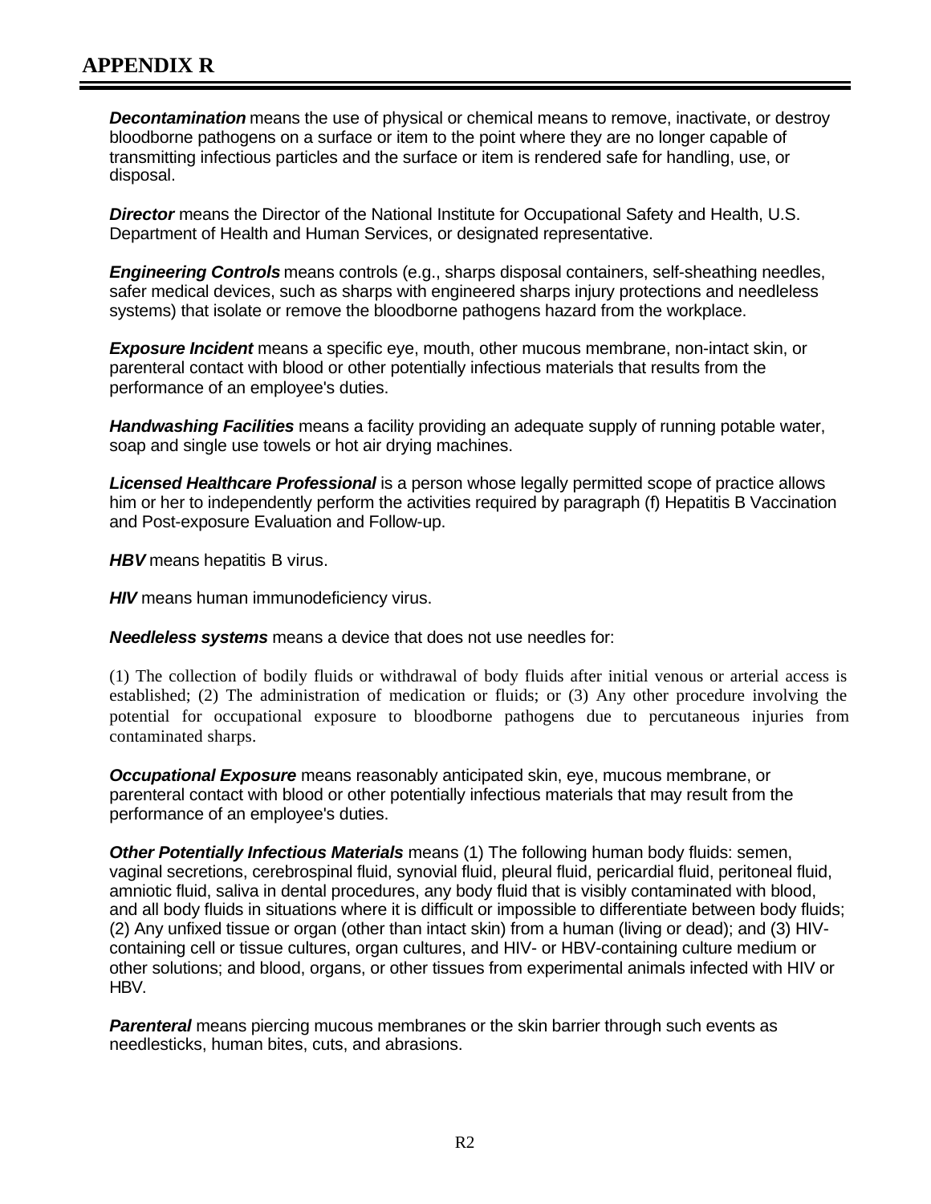# APPENDIX R

***Decontamination*** means the use of physical or chemical means to remove, inactivate, or destroy bloodborne pathogens on a surface or item to the point where they are no longer capable of transmitting infectious particles and the surface or item is rendered safe for handling, use, or disposal.

***Director*** means the Director of the National Institute for Occupational Safety and Health, U.S. Department of Health and Human Services, or designated representative.

***Engineering Controls*** means controls (e.g., sharps disposal containers, self-sheathing needles, safer medical devices, such as sharps with engineered sharps injury protections and needleless systems) that isolate or remove the bloodborne pathogens hazard from the workplace.

***Exposure Incident*** means a specific eye, mouth, other mucous membrane, non-intact skin, or parenteral contact with blood or other potentially infectious materials that results from the performance of an employee's duties.

***Handwashing Facilities*** means a facility providing an adequate supply of running potable water, soap and single use towels or hot air drying machines.

***Licensed Healthcare Professional*** is a person whose legally permitted scope of practice allows him or her to independently perform the activities required by paragraph (f) Hepatitis B Vaccination and Post-exposure Evaluation and Follow-up.

***HBV*** means hepatitis B virus.

***HIV*** means human immunodeficiency virus.

***Needleless systems*** means a device that does not use needles for:

(1) The collection of bodily fluids or withdrawal of body fluids after initial venous or arterial access is established; (2) The administration of medication or fluids; or (3) Any other procedure involving the potential for occupational exposure to bloodborne pathogens due to percutaneous injuries from contaminated sharps.

***Occupational Exposure*** means reasonably anticipated skin, eye, mucous membrane, or parenteral contact with blood or other potentially infectious materials that may result from the performance of an employee's duties.

***Other Potentially Infectious Materials*** means (1) The following human body fluids: semen, vaginal secretions, cerebrospinal fluid, synovial fluid, pleural fluid, pericardial fluid, peritoneal fluid, amniotic fluid, saliva in dental procedures, any body fluid that is visibly contaminated with blood, and all body fluids in situations where it is difficult or impossible to differentiate between body fluids; (2) Any unfixed tissue or organ (other than intact skin) from a human (living or dead); and (3) HIV-containing cell or tissue cultures, organ cultures, and HIV- or HBV-containing culture medium or other solutions; and blood, organs, or other tissues from experimental animals infected with HIV or HBV.

***Parenteral*** means piercing mucous membranes or the skin barrier through such events as needlesticks, human bites, cuts, and abrasions.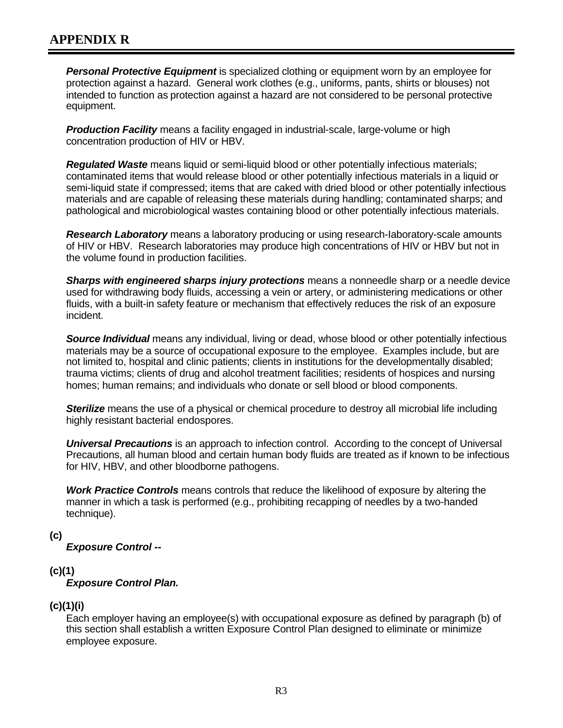# APPENDIX R

***Personal Protective Equipment*** is specialized clothing or equipment worn by an employee for protection against a hazard. General work clothes (e.g., uniforms, pants, shirts or blouses) not intended to function as protection against a hazard are not considered to be personal protective equipment.

***Production Facility*** means a facility engaged in industrial-scale, large-volume or high concentration production of HIV or HBV.

***Regulated Waste*** means liquid or semi-liquid blood or other potentially infectious materials; contaminated items that would release blood or other potentially infectious materials in a liquid or semi-liquid state if compressed; items that are caked with dried blood or other potentially infectious materials and are capable of releasing these materials during handling; contaminated sharps; and pathological and microbiological wastes containing blood or other potentially infectious materials.

***Research Laboratory*** means a laboratory producing or using research-laboratory-scale amounts of HIV or HBV. Research laboratories may produce high concentrations of HIV or HBV but not in the volume found in production facilities.

***Sharps with engineered sharps injury protections*** means a nonneedle sharp or a needle device used for withdrawing body fluids, accessing a vein or artery, or administering medications or other fluids, with a built-in safety feature or mechanism that effectively reduces the risk of an exposure incident.

***Source Individual*** means any individual, living or dead, whose blood or other potentially infectious materials may be a source of occupational exposure to the employee. Examples include, but are not limited to, hospital and clinic patients; clients in institutions for the developmentally disabled; trauma victims; clients of drug and alcohol treatment facilities; residents of hospices and nursing homes; human remains; and individuals who donate or sell blood or blood components.

***Sterilize*** means the use of a physical or chemical procedure to destroy all microbial life including highly resistant bacterial endospores.

***Universal Precautions*** is an approach to infection control. According to the concept of Universal Precautions, all human blood and certain human body fluids are treated as if known to be infectious for HIV, HBV, and other bloodborne pathogens.

***Work Practice Controls*** means controls that reduce the likelihood of exposure by altering the manner in which a task is performed (e.g., prohibiting recapping of needles by a two-handed technique).

**(c)**
***Exposure Control --***

**(c)(1)**
***Exposure Control Plan.***

**(c)(1)(i)**
Each employer having an employee(s) with occupational exposure as defined by paragraph (b) of this section shall establish a written Exposure Control Plan designed to eliminate or minimize employee exposure.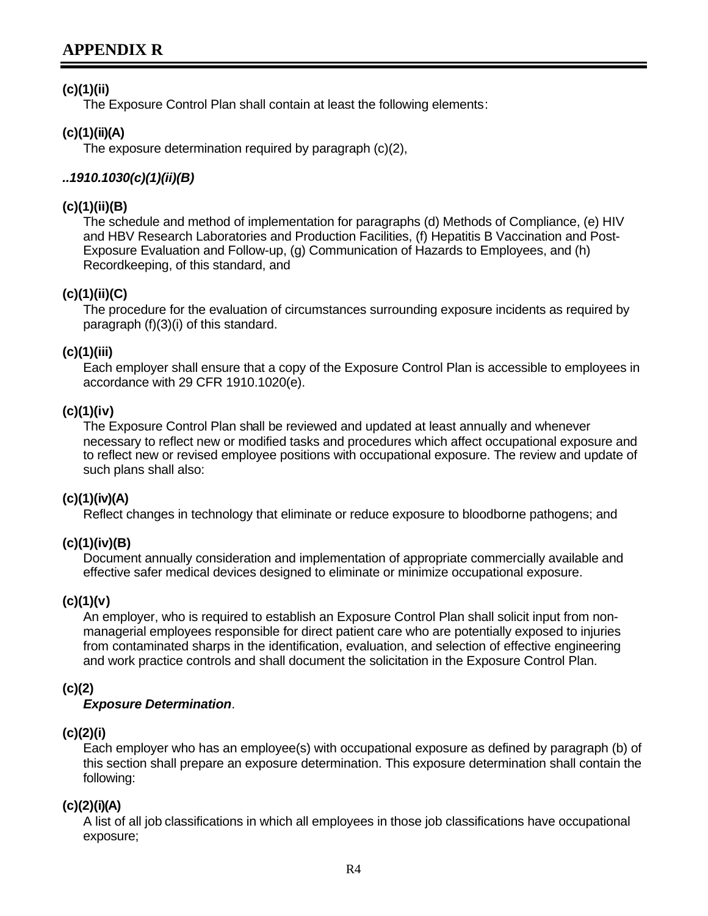## APPENDIX R

**(c)(1)(ii)**
The Exposure Control Plan shall contain at least the following elements:

**(c)(1)(ii)(A)**
The exposure determination required by paragraph (c)(2),

***..1910.1030(c)(1)(ii)(B)***

**(c)(1)(ii)(B)**
The schedule and method of implementation for paragraphs (d) Methods of Compliance, (e) HIV and HBV Research Laboratories and Production Facilities, (f) Hepatitis B Vaccination and Post-Exposure Evaluation and Follow-up, (g) Communication of Hazards to Employees, and (h) Recordkeeping, of this standard, and

**(c)(1)(ii)(C)**
The procedure for the evaluation of circumstances surrounding exposure incidents as required by paragraph (f)(3)(i) of this standard.

**(c)(1)(iii)**
Each employer shall ensure that a copy of the Exposure Control Plan is accessible to employees in accordance with 29 CFR 1910.1020(e).

**(c)(1)(iv)**
The Exposure Control Plan shall be reviewed and updated at least annually and whenever necessary to reflect new or modified tasks and procedures which affect occupational exposure and to reflect new or revised employee positions with occupational exposure. The review and update of such plans shall also:

**(c)(1)(iv)(A)**
Reflect changes in technology that eliminate or reduce exposure to bloodborne pathogens; and

**(c)(1)(iv)(B)**
Document annually consideration and implementation of appropriate commercially available and effective safer medical devices designed to eliminate or minimize occupational exposure.

**(c)(1)(v)**
An employer, who is required to establish an Exposure Control Plan shall solicit input from non-managerial employees responsible for direct patient care who are potentially exposed to injuries from contaminated sharps in the identification, evaluation, and selection of effective engineering and work practice controls and shall document the solicitation in the Exposure Control Plan.

**(c)(2)**
***Exposure Determination***.

**(c)(2)(i)**
Each employer who has an employee(s) with occupational exposure as defined by paragraph (b) of this section shall prepare an exposure determination. This exposure determination shall contain the following:

**(c)(2)(i)(A)**
A list of all job classifications in which all employees in those job classifications have occupational exposure;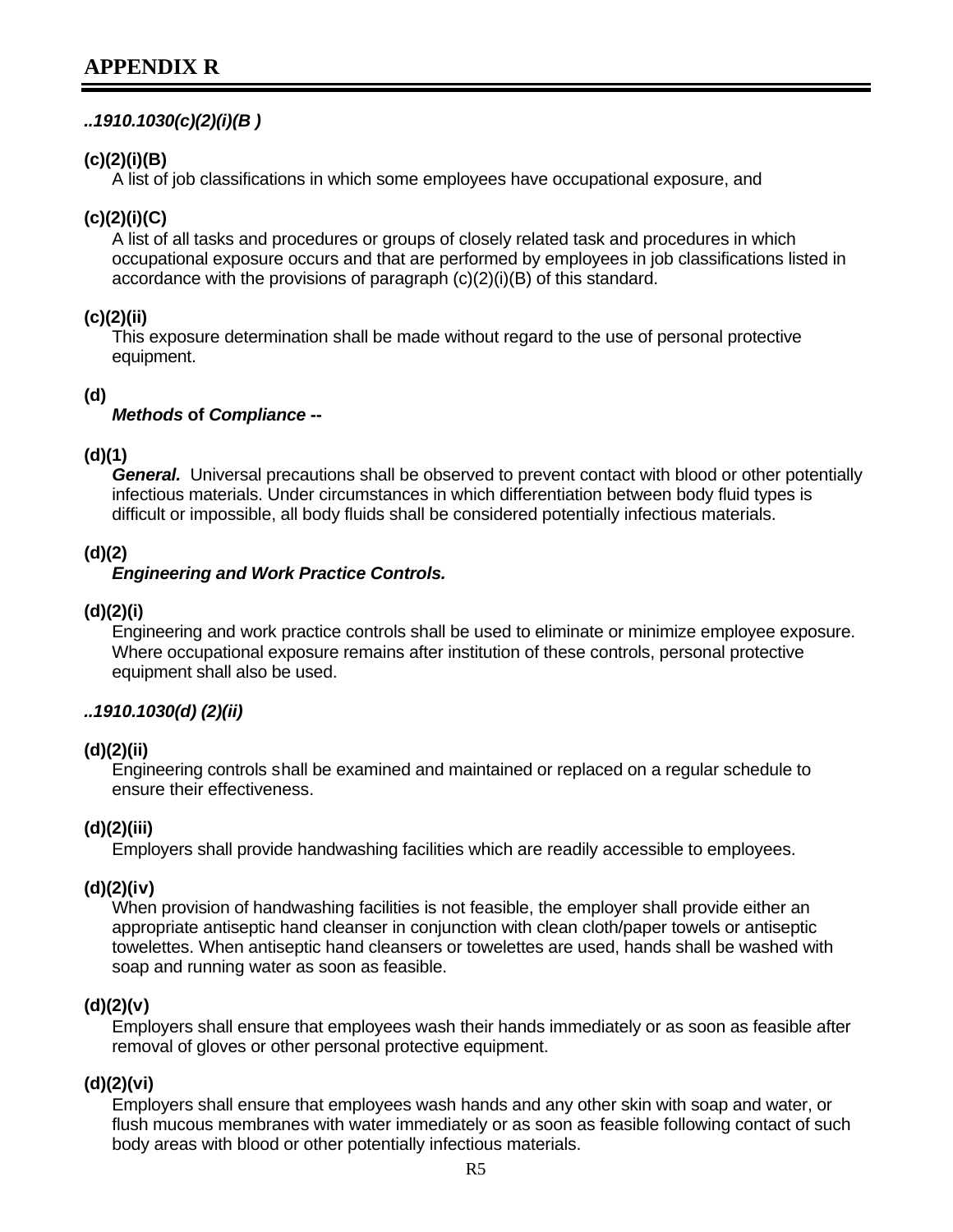# APPENDIX R

***..1910.1030(c)(2)(i)(B )***

**(c)(2)(i)(B)**
A list of job classifications in which some employees have occupational exposure, and

**(c)(2)(i)(C)**
A list of all tasks and procedures or groups of closely related task and procedures in which occupational exposure occurs and that are performed by employees in job classifications listed in accordance with the provisions of paragraph (c)(2)(i)(B) of this standard.

**(c)(2)(ii)**
This exposure determination shall be made without regard to the use of personal protective equipment.

**(d)**
***Methods* of *Compliance* --**

**(d)(1)**
***General.*** Universal precautions shall be observed to prevent contact with blood or other potentially infectious materials. Under circumstances in which differentiation between body fluid types is difficult or impossible, all body fluids shall be considered potentially infectious materials.

**(d)(2)**
***Engineering and Work Practice Controls.***

**(d)(2)(i)**
Engineering and work practice controls shall be used to eliminate or minimize employee exposure. Where occupational exposure remains after institution of these controls, personal protective equipment shall also be used.

***..1910.1030(d) (2)(ii)***

**(d)(2)(ii)**
Engineering controls shall be examined and maintained or replaced on a regular schedule to ensure their effectiveness.

**(d)(2)(iii)**
Employers shall provide handwashing facilities which are readily accessible to employees.

**(d)(2)(iv)**
When provision of handwashing facilities is not feasible, the employer shall provide either an appropriate antiseptic hand cleanser in conjunction with clean cloth/paper towels or antiseptic towelettes. When antiseptic hand cleansers or towelettes are used, hands shall be washed with soap and running water as soon as feasible.

**(d)(2)(v)**
Employers shall ensure that employees wash their hands immediately or as soon as feasible after removal of gloves or other personal protective equipment.

**(d)(2)(vi)**
Employers shall ensure that employees wash hands and any other skin with soap and water, or flush mucous membranes with water immediately or as soon as feasible following contact of such body areas with blood or other potentially infectious materials.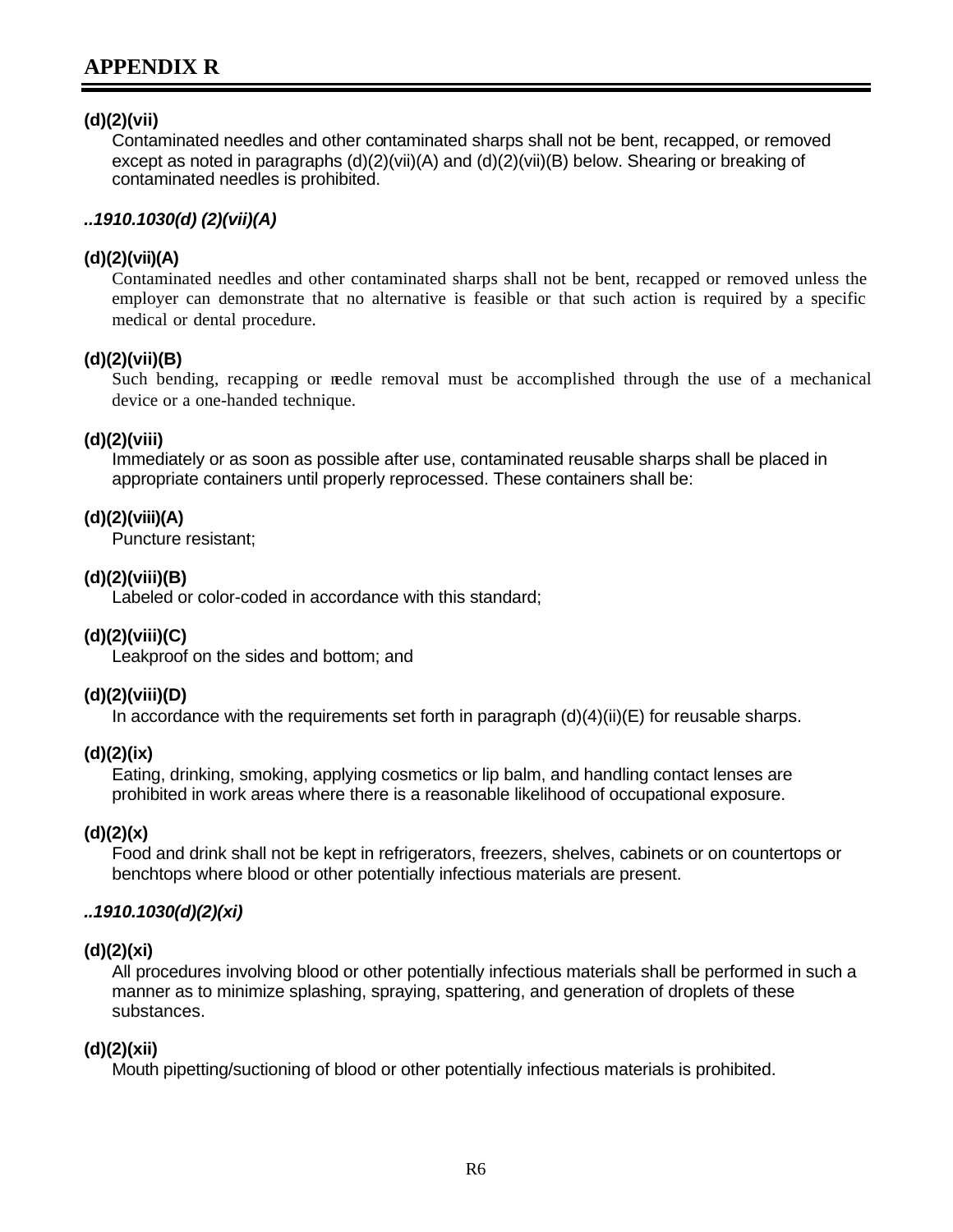# APPENDIX R

**(d)(2)(vii)**

Contaminated needles and other contaminated sharps shall not be bent, recapped, or removed except as noted in paragraphs (d)(2)(vii)(A) and (d)(2)(vii)(B) below. Shearing or breaking of contaminated needles is prohibited.

***..1910.1030(d) (2)(vii)(A)***

**(d)(2)(vii)(A)**

Contaminated needles and other contaminated sharps shall not be bent, recapped or removed unless the employer can demonstrate that no alternative is feasible or that such action is required by a specific medical or dental procedure.

**(d)(2)(vii)(B)**

Such bending, recapping or needle removal must be accomplished through the use of a mechanical device or a one-handed technique.

**(d)(2)(viii)**

Immediately or as soon as possible after use, contaminated reusable sharps shall be placed in appropriate containers until properly reprocessed. These containers shall be:

**(d)(2)(viii)(A)**

Puncture resistant;

**(d)(2)(viii)(B)**

Labeled or color-coded in accordance with this standard;

**(d)(2)(viii)(C)**

Leakproof on the sides and bottom; and

**(d)(2)(viii)(D)**

In accordance with the requirements set forth in paragraph (d)(4)(ii)(E) for reusable sharps.

**(d)(2)(ix)**

Eating, drinking, smoking, applying cosmetics or lip balm, and handling contact lenses are prohibited in work areas where there is a reasonable likelihood of occupational exposure.

**(d)(2)(x)**

Food and drink shall not be kept in refrigerators, freezers, shelves, cabinets or on countertops or benchtops where blood or other potentially infectious materials are present.

***..1910.1030(d)(2)(xi)***

**(d)(2)(xi)**

All procedures involving blood or other potentially infectious materials shall be performed in such a manner as to minimize splashing, spraying, spattering, and generation of droplets of these substances.

**(d)(2)(xii)**

Mouth pipetting/suctioning of blood or other potentially infectious materials is prohibited.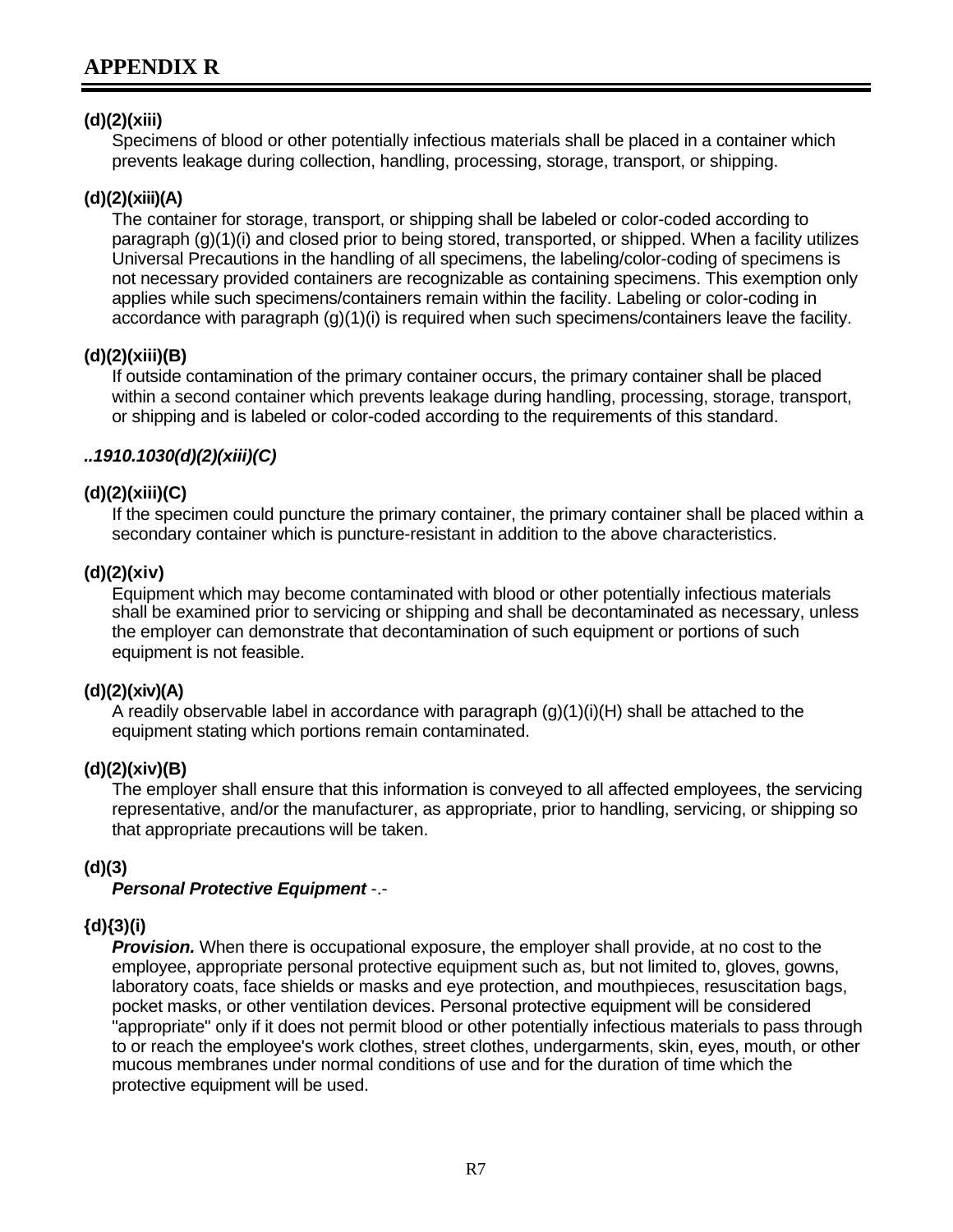# APPENDIX R

**(d)(2)(xiii)**

Specimens of blood or other potentially infectious materials shall be placed in a container which prevents leakage during collection, handling, processing, storage, transport, or shipping.

**(d)(2)(xiii)(A)**

The container for storage, transport, or shipping shall be labeled or color-coded according to paragraph (g)(1)(i) and closed prior to being stored, transported, or shipped. When a facility utilizes Universal Precautions in the handling of all specimens, the labeling/color-coding of specimens is not necessary provided containers are recognizable as containing specimens. This exemption only applies while such specimens/containers remain within the facility. Labeling or color-coding in accordance with paragraph (g)(1)(i) is required when such specimens/containers leave the facility.

**(d)(2)(xiii)(B)**

If outside contamination of the primary container occurs, the primary container shall be placed within a second container which prevents leakage during handling, processing, storage, transport, or shipping and is labeled or color-coded according to the requirements of this standard.

***..1910.1030(d)(2)(xiii)(C)***

**(d)(2)(xiii)(C)**

If the specimen could puncture the primary container, the primary container shall be placed within a secondary container which is puncture-resistant in addition to the above characteristics.

**(d)(2)(xiv)**

Equipment which may become contaminated with blood or other potentially infectious materials shall be examined prior to servicing or shipping and shall be decontaminated as necessary, unless the employer can demonstrate that decontamination of such equipment or portions of such equipment is not feasible.

**(d)(2)(xiv)(A)**

A readily observable label in accordance with paragraph (g)(1)(i)(H) shall be attached to the equipment stating which portions remain contaminated.

**(d)(2)(xiv)(B)**

The employer shall ensure that this information is conveyed to all affected employees, the servicing representative, and/or the manufacturer, as appropriate, prior to handling, servicing, or shipping so that appropriate precautions will be taken.

**(d)(3)**

***Personal Protective Equipment*** -.-

**{d){3)(i)**

***Provision.*** When there is occupational exposure, the employer shall provide, at no cost to the employee, appropriate personal protective equipment such as, but not limited to, gloves, gowns, laboratory coats, face shields or masks and eye protection, and mouthpieces, resuscitation bags, pocket masks, or other ventilation devices. Personal protective equipment will be considered "appropriate" only if it does not permit blood or other potentially infectious materials to pass through to or reach the employee's work clothes, street clothes, undergarments, skin, eyes, mouth, or other mucous membranes under normal conditions of use and for the duration of time which the protective equipment will be used.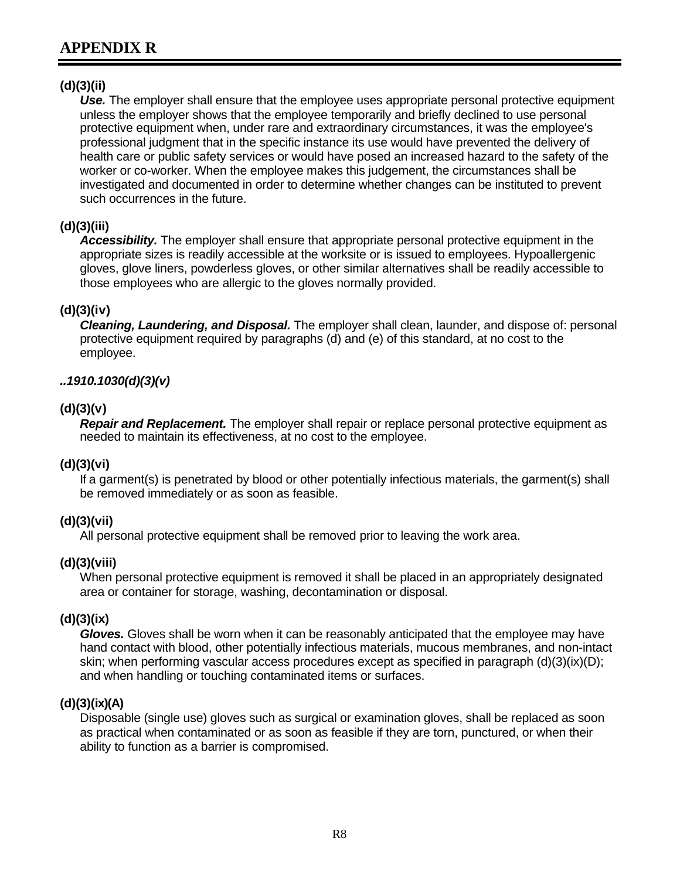## APPENDIX R

**(d)(3)(ii)**

***Use.*** The employer shall ensure that the employee uses appropriate personal protective equipment unless the employer shows that the employee temporarily and briefly declined to use personal protective equipment when, under rare and extraordinary circumstances, it was the employee's professional judgment that in the specific instance its use would have prevented the delivery of health care or public safety services or would have posed an increased hazard to the safety of the worker or co-worker. When the employee makes this judgement, the circumstances shall be investigated and documented in order to determine whether changes can be instituted to prevent such occurrences in the future.

**(d)(3)(iii)**

***Accessibility.*** The employer shall ensure that appropriate personal protective equipment in the appropriate sizes is readily accessible at the worksite or is issued to employees. Hypoallergenic gloves, glove liners, powderless gloves, or other similar alternatives shall be readily accessible to those employees who are allergic to the gloves normally provided.

**(d)(3)(iv)**

***Cleaning, Laundering, and Disposal.*** The employer shall clean, launder, and dispose of: personal protective equipment required by paragraphs (d) and (e) of this standard, at no cost to the employee.

***..1910.1030(d)(3)(v)***

**(d)(3)(v)**

***Repair and Replacement.*** The employer shall repair or replace personal protective equipment as needed to maintain its effectiveness, at no cost to the employee.

**(d)(3)(vi)**

If a garment(s) is penetrated by blood or other potentially infectious materials, the garment(s) shall be removed immediately or as soon as feasible.

**(d)(3)(vii)**

All personal protective equipment shall be removed prior to leaving the work area.

**(d)(3)(viii)**

When personal protective equipment is removed it shall be placed in an appropriately designated area or container for storage, washing, decontamination or disposal.

**(d)(3)(ix)**

***Gloves.*** Gloves shall be worn when it can be reasonably anticipated that the employee may have hand contact with blood, other potentially infectious materials, mucous membranes, and non-intact skin; when performing vascular access procedures except as specified in paragraph (d)(3)(ix)(D); and when handling or touching contaminated items or surfaces.

**(d)(3)(ix)(A)**

Disposable (single use) gloves such as surgical or examination gloves, shall be replaced as soon as practical when contaminated or as soon as feasible if they are torn, punctured, or when their ability to function as a barrier is compromised.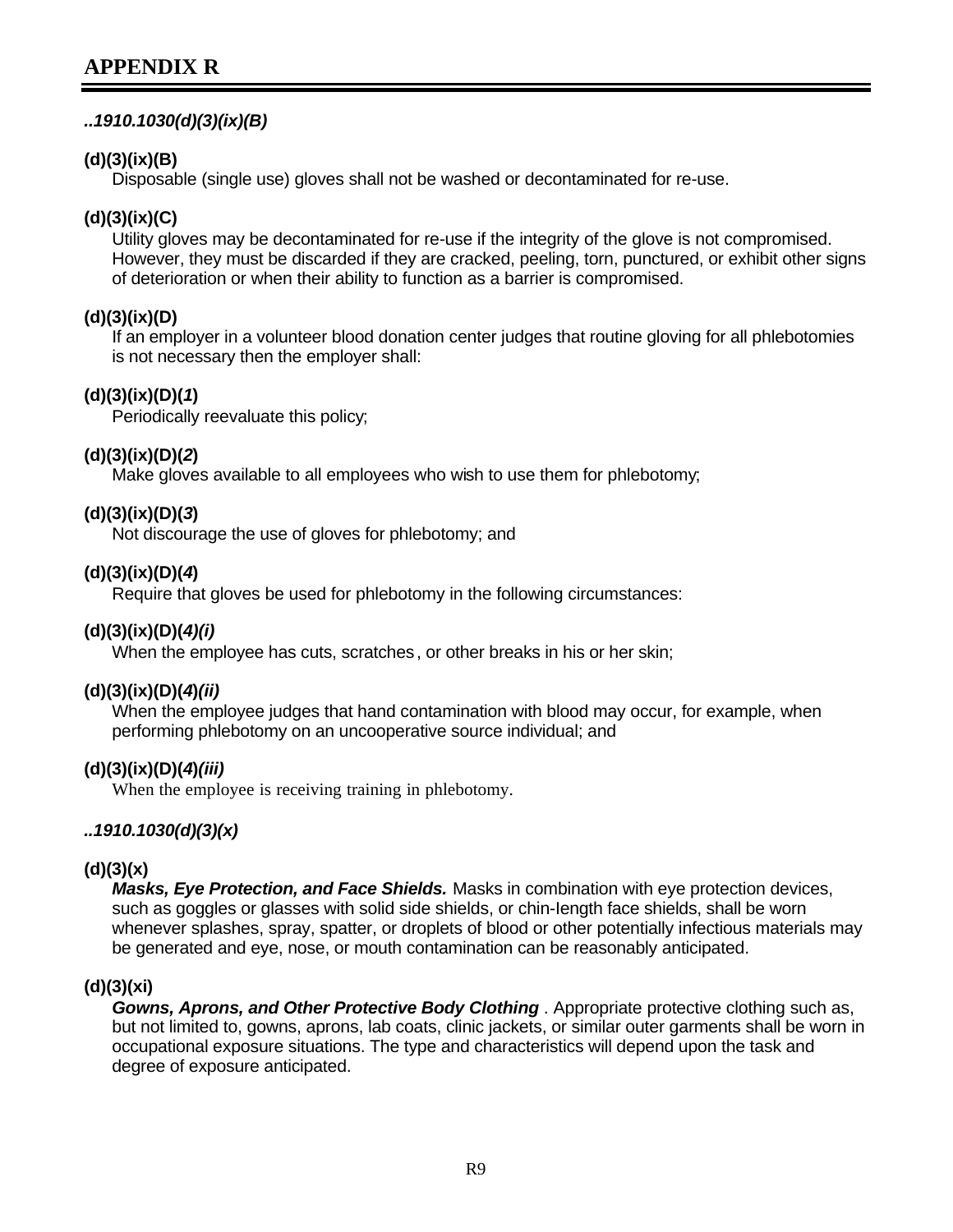# APPENDIX R

***..1910.1030(d)(3)(ix)(B)***

**(d)(3)(ix)(B)**
Disposable (single use) gloves shall not be washed or decontaminated for re-use.

**(d)(3)(ix)(C)**
Utility gloves may be decontaminated for re-use if the integrity of the glove is not compromised. However, they must be discarded if they are cracked, peeling, torn, punctured, or exhibit other signs of deterioration or when their ability to function as a barrier is compromised.

**(d)(3)(ix)(D)**
If an employer in a volunteer blood donation center judges that routine gloving for all phlebotomies is not necessary then the employer shall:

**(d)(3)(ix)(D)(*1*)**
Periodically reevaluate this policy;

**(d)(3)(ix)(D)(*2*)**
Make gloves available to all employees who wish to use them for phlebotomy;

**(d)(3)(ix)(D)(*3*)**
Not discourage the use of gloves for phlebotomy; and

**(d)(3)(ix)(D)(*4*)**
Require that gloves be used for phlebotomy in the following circumstances:

**(d)(3)(ix)(D)(*4)(i)***
When the employee has cuts, scratches, or other breaks in his or her skin;

**(d)(3)(ix)(D)(*4)(ii)***
When the employee judges that hand contamination with blood may occur, for example, when performing phlebotomy on an uncooperative source individual; and

**(d)(3)(ix)(D)(*4)(iii)***
When the employee is receiving training in phlebotomy.

***..1910.1030(d)(3)(x)***

**(d)(3)(x)**
***Masks, Eye Protection, and Face Shields.*** Masks in combination with eye protection devices, such as goggles or glasses with solid side shields, or chin-length face shields, shall be worn whenever splashes, spray, spatter, or droplets of blood or other potentially infectious materials may be generated and eye, nose, or mouth contamination can be reasonably anticipated.

**(d)(3)(xi)**
***Gowns, Aprons, and Other Protective Body Clothing*** . Appropriate protective clothing such as, but not limited to, gowns, aprons, lab coats, clinic jackets, or similar outer garments shall be worn in occupational exposure situations. The type and characteristics will depend upon the task and degree of exposure anticipated.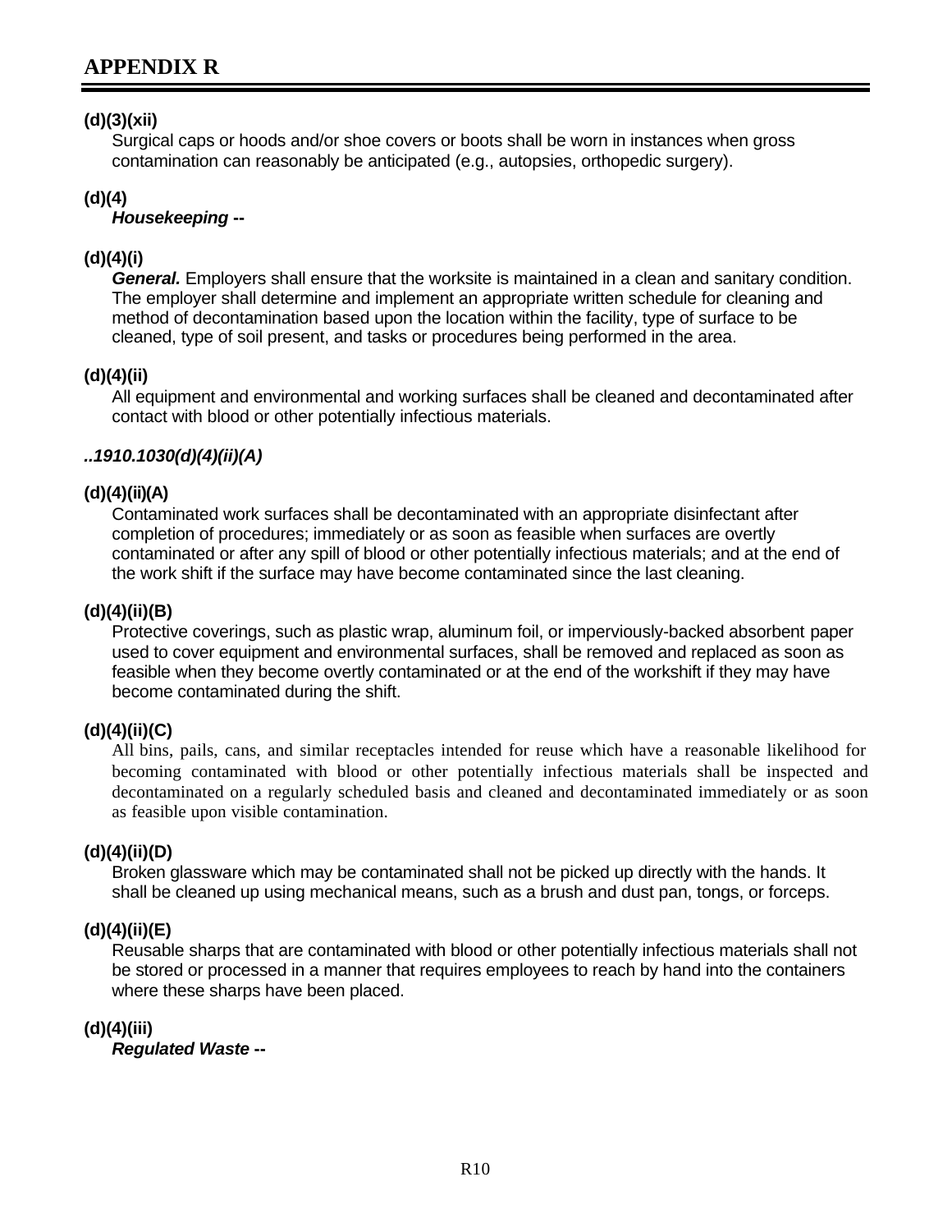# APPENDIX R

**(d)(3)(xii)**

Surgical caps or hoods and/or shoe covers or boots shall be worn in instances when gross contamination can reasonably be anticipated (e.g., autopsies, orthopedic surgery).

**(d)(4)**

***Housekeeping* --**

**(d)(4)(i)**

***General.*** Employers shall ensure that the worksite is maintained in a clean and sanitary condition. The employer shall determine and implement an appropriate written schedule for cleaning and method of decontamination based upon the location within the facility, type of surface to be cleaned, type of soil present, and tasks or procedures being performed in the area.

**(d)(4)(ii)**

All equipment and environmental and working surfaces shall be cleaned and decontaminated after contact with blood or other potentially infectious materials.

***..1910.1030(d)(4)(ii)(A)***

**(d)(4)(ii)(A)**

Contaminated work surfaces shall be decontaminated with an appropriate disinfectant after completion of procedures; immediately or as soon as feasible when surfaces are overtly contaminated or after any spill of blood or other potentially infectious materials; and at the end of the work shift if the surface may have become contaminated since the last cleaning.

**(d)(4)(ii)(B)**

Protective coverings, such as plastic wrap, aluminum foil, or imperviously-backed absorbent paper used to cover equipment and environmental surfaces, shall be removed and replaced as soon as feasible when they become overtly contaminated or at the end of the workshift if they may have become contaminated during the shift.

**(d)(4)(ii)(C)**

All bins, pails, cans, and similar receptacles intended for reuse which have a reasonable likelihood for becoming contaminated with blood or other potentially infectious materials shall be inspected and decontaminated on a regularly scheduled basis and cleaned and decontaminated immediately or as soon as feasible upon visible contamination.

**(d)(4)(ii)(D)**

Broken glassware which may be contaminated shall not be picked up directly with the hands. It shall be cleaned up using mechanical means, such as a brush and dust pan, tongs, or forceps.

**(d)(4)(ii)(E)**

Reusable sharps that are contaminated with blood or other potentially infectious materials shall not be stored or processed in a manner that requires employees to reach by hand into the containers where these sharps have been placed.

**(d)(4)(iii)**

***Regulated Waste* --**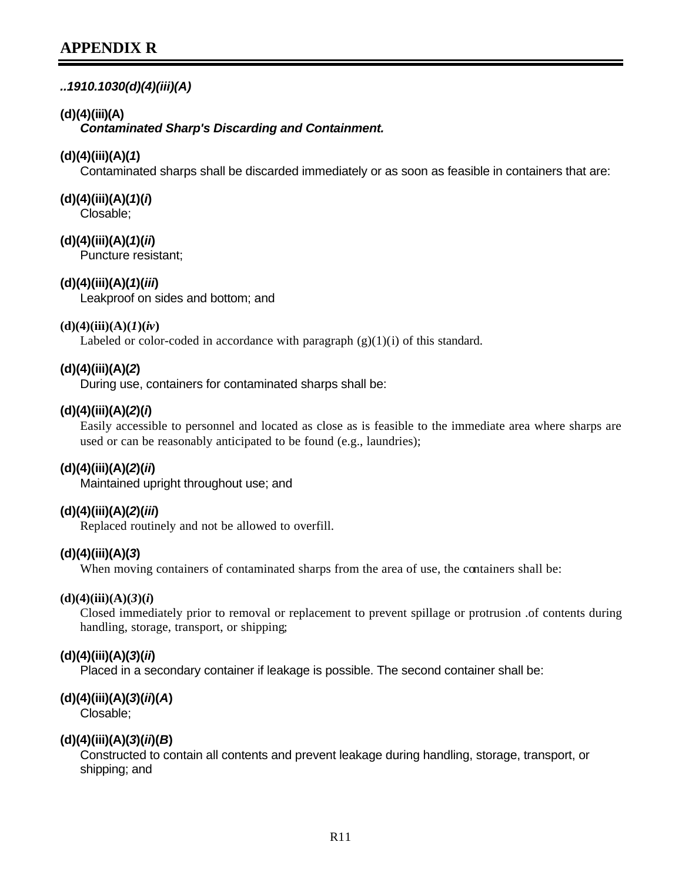# APPENDIX R

*..1910.1030(d)(4)(iii)(A)*

**(d)(4)(iii)(A)**
***Contaminated Sharp's Discarding and Containment.***

**(d)(4)(iii)(A)(*1*)**
Contaminated sharps shall be discarded immediately or as soon as feasible in containers that are:

**(d)(4)(iii)(A)(*1*)(*i*)**
Closable;

**(d)(4)(iii)(A)(*1*)(*ii*)**
Puncture resistant;

**(d)(4)(iii)(A)(*1*)(*iii*)**
Leakproof on sides and bottom; and

**(d)(4)(iii)(A)(*1*)(*iv*)**
Labeled or color-coded in accordance with paragraph (g)(1)(i) of this standard.

**(d)(4)(iii)(A)(*2*)**
During use, containers for contaminated sharps shall be:

**(d)(4)(iii)(A)(*2*)(*i*)**
Easily accessible to personnel and located as close as is feasible to the immediate area where sharps are used or can be reasonably anticipated to be found (e.g., laundries);

**(d)(4)(iii)(A)(*2*)(*ii*)**
Maintained upright throughout use; and

**(d)(4)(iii)(A)(*2*)(*iii*)**
Replaced routinely and not be allowed to overfill.

**(d)(4)(iii)(A)(*3*)**
When moving containers of contaminated sharps from the area of use, the containers shall be:

**(d)(4)(iii)(A)(*3*)(*i*)**
Closed immediately prior to removal or replacement to prevent spillage or protrusion .of contents during handling, storage, transport, or shipping;

**(d)(4)(iii)(A)(*3*)(*ii*)**
Placed in a secondary container if leakage is possible. The second container shall be:

**(d)(4)(iii)(A)(*3*)(*ii*)(*A*)**
Closable;

**(d)(4)(iii)(A)(*3*)(*ii*)(*B*)**
Constructed to contain all contents and prevent leakage during handling, storage, transport, or shipping; and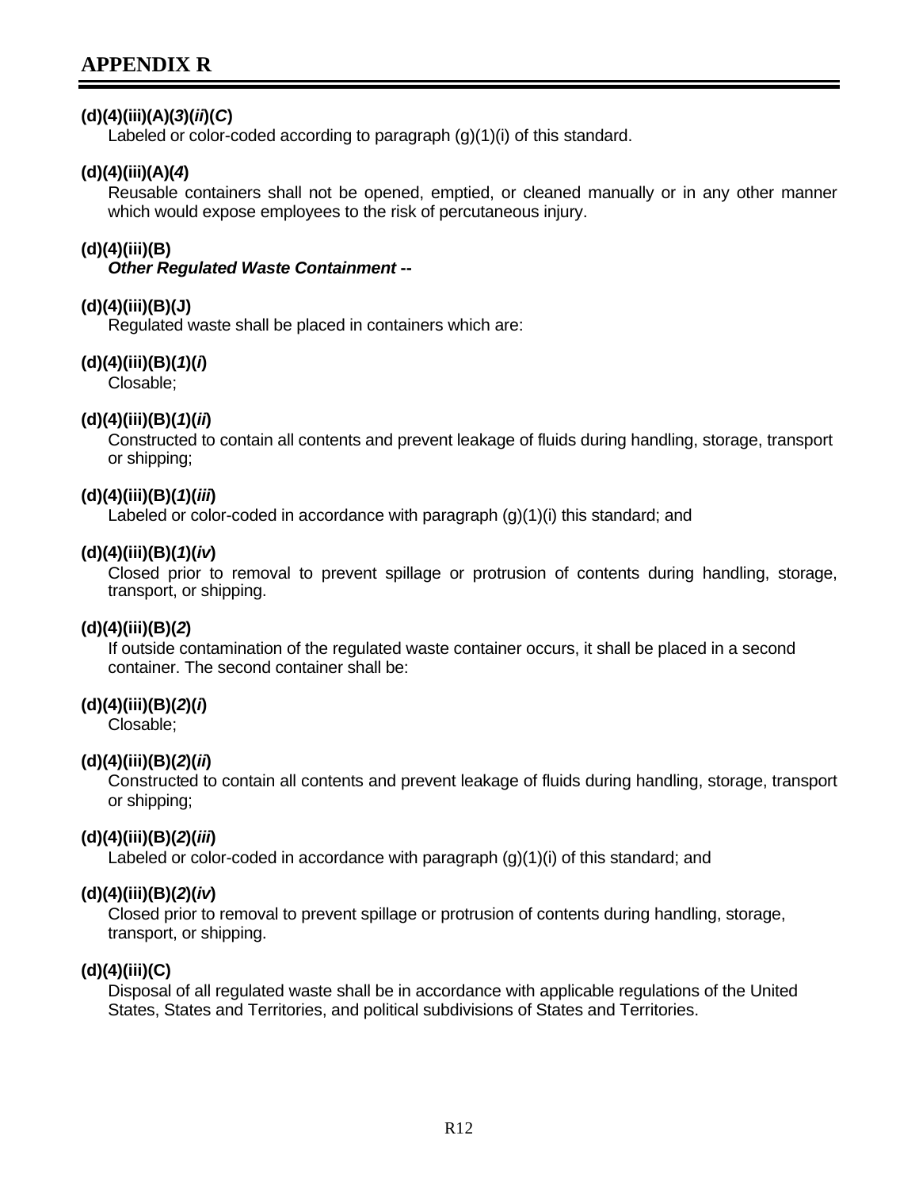**(d)(4)(iii)(A)(*3*)(*ii*)(*C*)**

Labeled or color-coded according to paragraph (g)(1)(i) of this standard.

**(d)(4)(iii)(A)(*4*)**

Reusable containers shall not be opened, emptied, or cleaned manually or in any other manner which would expose employees to the risk of percutaneous injury.

**(d)(4)(iii)(B)**

***Other Regulated Waste Containment* --**

**(d)(4)(iii)(B)(J)**

Regulated waste shall be placed in containers which are:

**(d)(4)(iii)(B)(*1*)(*i*)**

Closable;

**(d)(4)(iii)(B)(*1*)(*ii*)**

Constructed to contain all contents and prevent leakage of fluids during handling, storage, transport or shipping;

**(d)(4)(iii)(B)(*1*)(*iii*)**

Labeled or color-coded in accordance with paragraph (g)(1)(i) this standard; and

**(d)(4)(iii)(B)(*1*)(*iv*)**

Closed prior to removal to prevent spillage or protrusion of contents during handling, storage, transport, or shipping.

**(d)(4)(iii)(B)(*2*)**

If outside contamination of the regulated waste container occurs, it shall be placed in a second container. The second container shall be:

**(d)(4)(iii)(B)(*2*)(*i*)**

Closable;

**(d)(4)(iii)(B)(*2*)(*ii*)**

Constructed to contain all contents and prevent leakage of fluids during handling, storage, transport or shipping;

**(d)(4)(iii)(B)(*2*)(*iii*)**

Labeled or color-coded in accordance with paragraph (g)(1)(i) of this standard; and

**(d)(4)(iii)(B)(*2*)(*iv*)**

Closed prior to removal to prevent spillage or protrusion of contents during handling, storage, transport, or shipping.

**(d)(4)(iii)(C)**

Disposal of all regulated waste shall be in accordance with applicable regulations of the United States, States and Territories, and political subdivisions of States and Territories.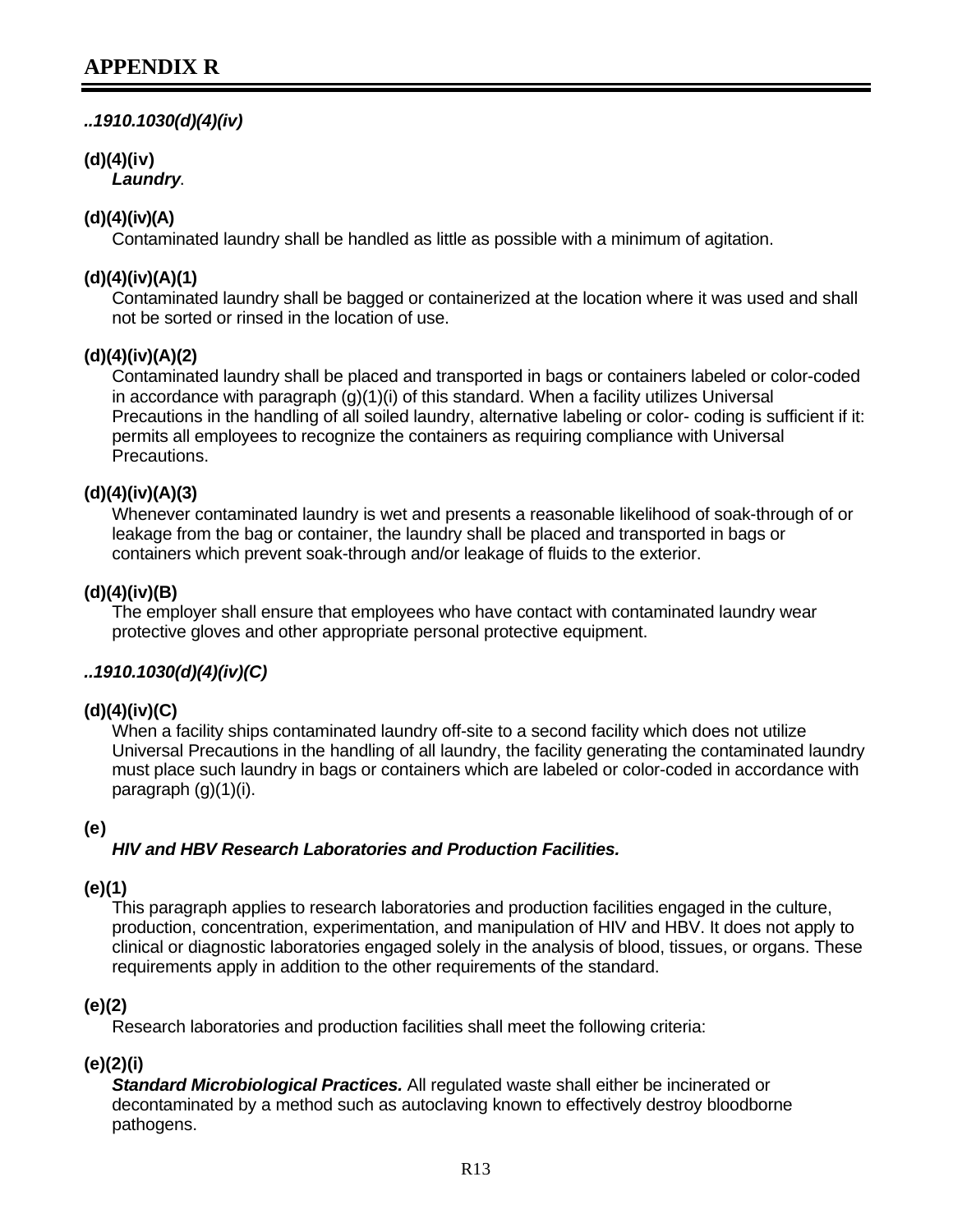# APPENDIX R

***..1910.1030(d)(4)(iv)***

**(d)(4)(iv)**
***Laundry***.

**(d)(4)(iv)(A)**
Contaminated laundry shall be handled as little as possible with a minimum of agitation.

**(d)(4)(iv)(A)(1)**
Contaminated laundry shall be bagged or containerized at the location where it was used and shall not be sorted or rinsed in the location of use.

**(d)(4)(iv)(A)(2)**
Contaminated laundry shall be placed and transported in bags or containers labeled or color-coded in accordance with paragraph (g)(1)(i) of this standard. When a facility utilizes Universal Precautions in the handling of all soiled laundry, alternative labeling or color- coding is sufficient if it: permits all employees to recognize the containers as requiring compliance with Universal Precautions.

**(d)(4)(iv)(A)(3)**
Whenever contaminated laundry is wet and presents a reasonable likelihood of soak-through of or leakage from the bag or container, the laundry shall be placed and transported in bags or containers which prevent soak-through and/or leakage of fluids to the exterior.

**(d)(4)(iv)(B)**
The employer shall ensure that employees who have contact with contaminated laundry wear protective gloves and other appropriate personal protective equipment.

***..1910.1030(d)(4)(iv)(C)***

**(d)(4)(iv)(C)**
When a facility ships contaminated laundry off-site to a second facility which does not utilize Universal Precautions in the handling of all laundry, the facility generating the contaminated laundry must place such laundry in bags or containers which are labeled or color-coded in accordance with paragraph (g)(1)(i).

**(e)**
***HIV and HBV Research Laboratories and Production Facilities.***

**(e)(1)**
This paragraph applies to research laboratories and production facilities engaged in the culture, production, concentration, experimentation, and manipulation of HIV and HBV. It does not apply to clinical or diagnostic laboratories engaged solely in the analysis of blood, tissues, or organs. These requirements apply in addition to the other requirements of the standard.

**(e)(2)**
Research laboratories and production facilities shall meet the following criteria:

**(e)(2)(i)**
***Standard Microbiological Practices.*** All regulated waste shall either be incinerated or decontaminated by a method such as autoclaving known to effectively destroy bloodborne pathogens.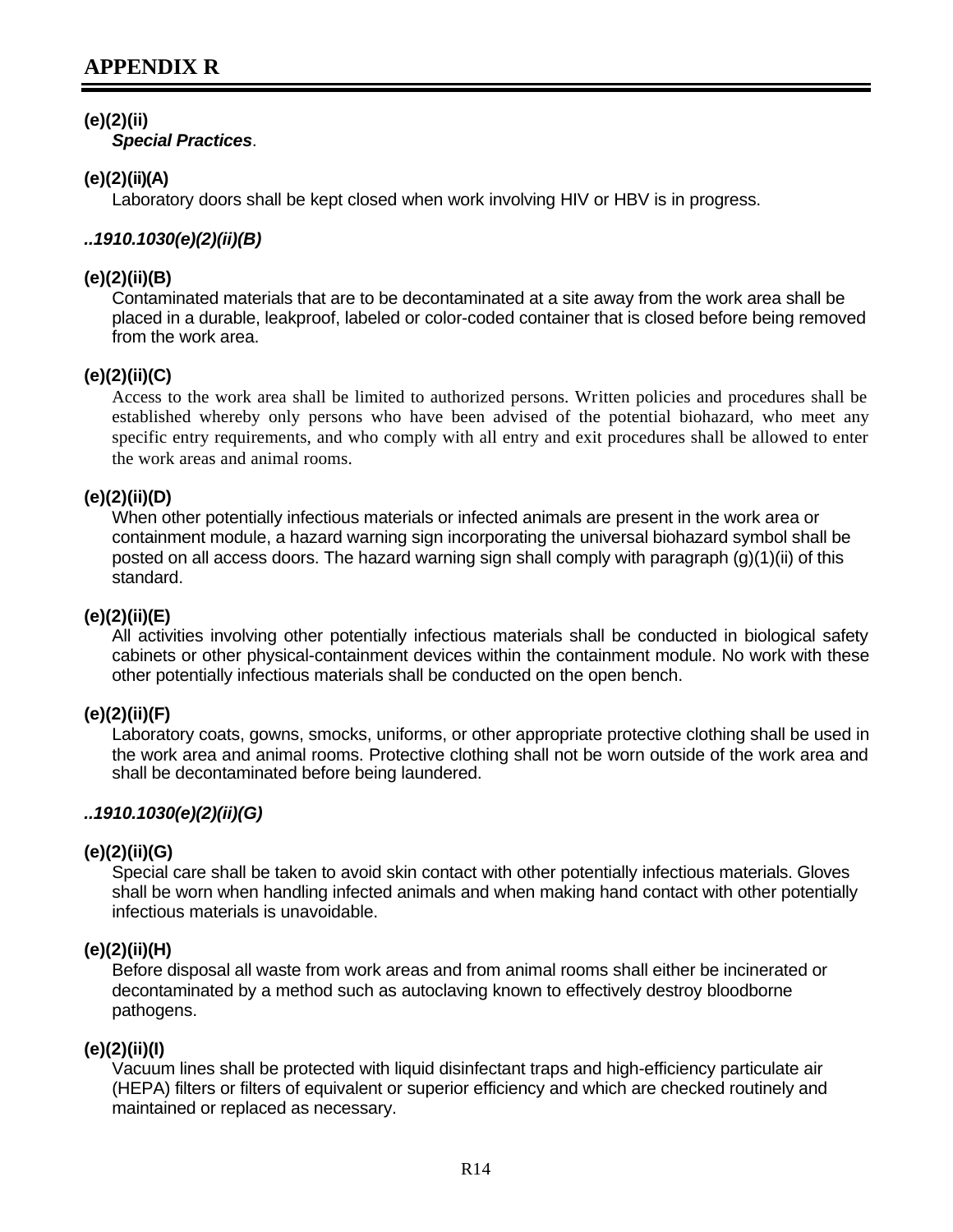# APPENDIX R

**(e)(2)(ii)**
***Special Practices***.

**(e)(2)(ii)(A)**
Laboratory doors shall be kept closed when work involving HIV or HBV is in progress.

***..1910.1030(e)(2)(ii)(B)***

**(e)(2)(ii)(B)**
Contaminated materials that are to be decontaminated at a site away from the work area shall be placed in a durable, leakproof, labeled or color-coded container that is closed before being removed from the work area.

**(e)(2)(ii)(C)**
Access to the work area shall be limited to authorized persons. Written policies and procedures shall be established whereby only persons who have been advised of the potential biohazard, who meet any specific entry requirements, and who comply with all entry and exit procedures shall be allowed to enter the work areas and animal rooms.

**(e)(2)(ii)(D)**
When other potentially infectious materials or infected animals are present in the work area or containment module, a hazard warning sign incorporating the universal biohazard symbol shall be posted on all access doors. The hazard warning sign shall comply with paragraph (g)(1)(ii) of this standard.

**(e)(2)(ii)(E)**
All activities involving other potentially infectious materials shall be conducted in biological safety cabinets or other physical-containment devices within the containment module. No work with these other potentially infectious materials shall be conducted on the open bench.

**(e)(2)(ii)(F)**
Laboratory coats, gowns, smocks, uniforms, or other appropriate protective clothing shall be used in the work area and animal rooms. Protective clothing shall not be worn outside of the work area and shall be decontaminated before being laundered.

***..1910.1030(e)(2)(ii)(G)***

**(e)(2)(ii)(G)**
Special care shall be taken to avoid skin contact with other potentially infectious materials. Gloves shall be worn when handling infected animals and when making hand contact with other potentially infectious materials is unavoidable.

**(e)(2)(ii)(H)**
Before disposal all waste from work areas and from animal rooms shall either be incinerated or decontaminated by a method such as autoclaving known to effectively destroy bloodborne pathogens.

**(e)(2)(ii)(I)**
Vacuum lines shall be protected with liquid disinfectant traps and high-efficiency particulate air (HEPA) filters or filters of equivalent or superior efficiency and which are checked routinely and maintained or replaced as necessary.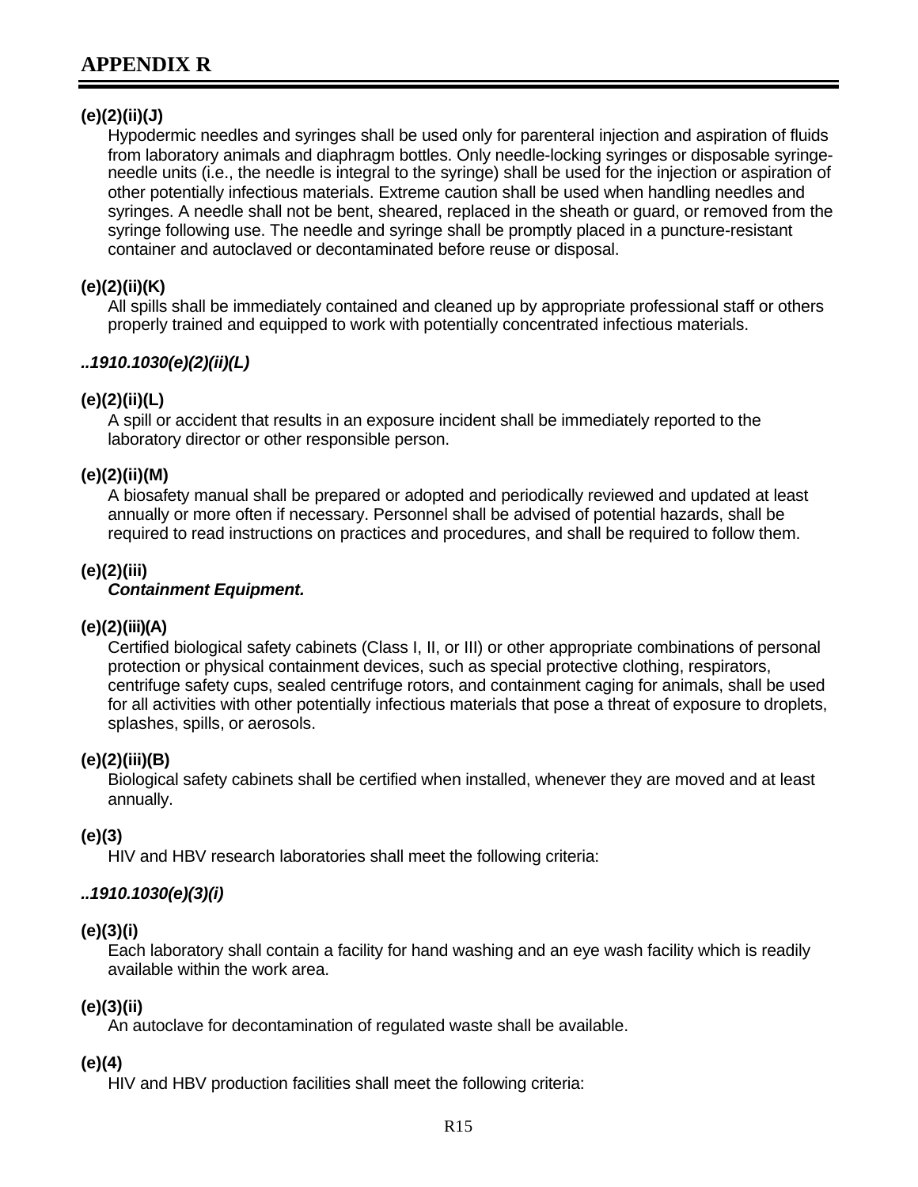# APPENDIX R

**(e)(2)(ii)(J)**

Hypodermic needles and syringes shall be used only for parenteral injection and aspiration of fluids from laboratory animals and diaphragm bottles. Only needle-locking syringes or disposable syringe-needle units (i.e., the needle is integral to the syringe) shall be used for the injection or aspiration of other potentially infectious materials. Extreme caution shall be used when handling needles and syringes. A needle shall not be bent, sheared, replaced in the sheath or guard, or removed from the syringe following use. The needle and syringe shall be promptly placed in a puncture-resistant container and autoclaved or decontaminated before reuse or disposal.

**(e)(2)(ii)(K)**

All spills shall be immediately contained and cleaned up by appropriate professional staff or others properly trained and equipped to work with potentially concentrated infectious materials.

***..1910.1030(e)(2)(ii)(L)***

**(e)(2)(ii)(L)**

A spill or accident that results in an exposure incident shall be immediately reported to the laboratory director or other responsible person.

**(e)(2)(ii)(M)**

A biosafety manual shall be prepared or adopted and periodically reviewed and updated at least annually or more often if necessary. Personnel shall be advised of potential hazards, shall be required to read instructions on practices and procedures, and shall be required to follow them.

**(e)(2)(iii)**

***Containment Equipment.***

**(e)(2)(iii)(A)**

Certified biological safety cabinets (Class I, II, or III) or other appropriate combinations of personal protection or physical containment devices, such as special protective clothing, respirators, centrifuge safety cups, sealed centrifuge rotors, and containment caging for animals, shall be used for all activities with other potentially infectious materials that pose a threat of exposure to droplets, splashes, spills, or aerosols.

**(e)(2)(iii)(B)**

Biological safety cabinets shall be certified when installed, whenever they are moved and at least annually.

**(e)(3)**

HIV and HBV research laboratories shall meet the following criteria:

***..1910.1030(e)(3)(i)***

**(e)(3)(i)**

Each laboratory shall contain a facility for hand washing and an eye wash facility which is readily available within the work area.

**(e)(3)(ii)**

An autoclave for decontamination of regulated waste shall be available.

**(e)(4)**

HIV and HBV production facilities shall meet the following criteria: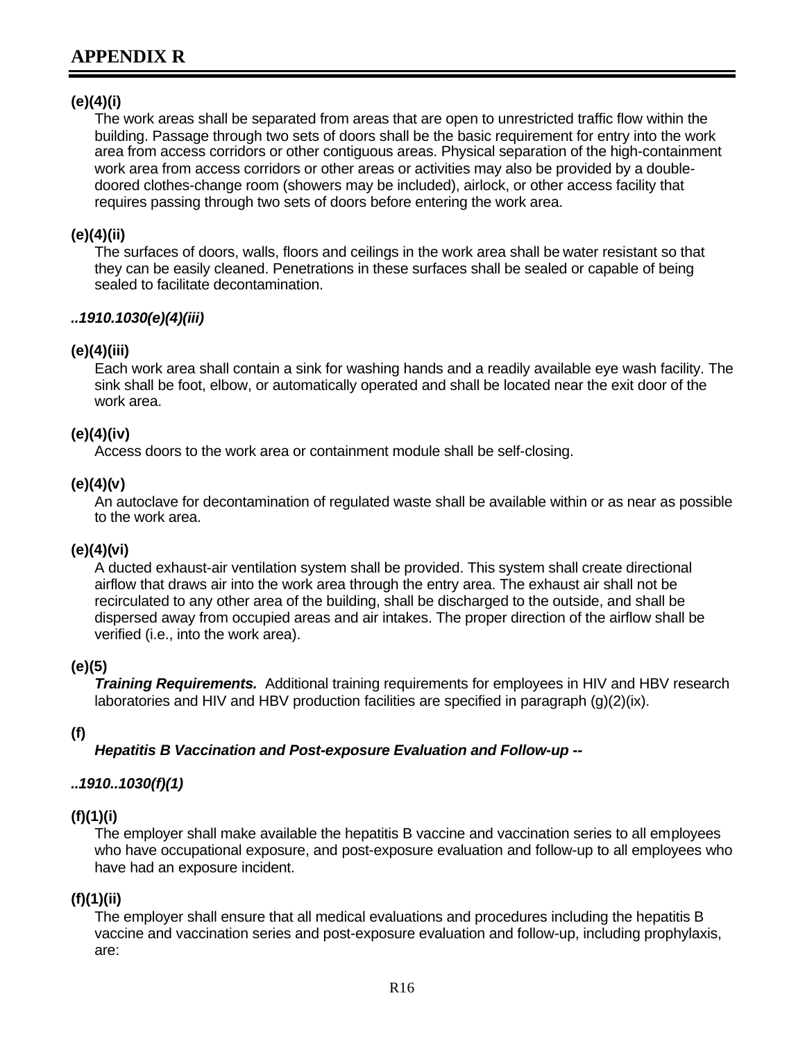# APPENDIX R

**(e)(4)(i)**

The work areas shall be separated from areas that are open to unrestricted traffic flow within the building. Passage through two sets of doors shall be the basic requirement for entry into the work area from access corridors or other contiguous areas. Physical separation of the high-containment work area from access corridors or other areas or activities may also be provided by a double-doored clothes-change room (showers may be included), airlock, or other access facility that requires passing through two sets of doors before entering the work area.

**(e)(4)(ii)**

The surfaces of doors, walls, floors and ceilings in the work area shall be water resistant so that they can be easily cleaned. Penetrations in these surfaces shall be sealed or capable of being sealed to facilitate decontamination.

***..1910.1030(e)(4)(iii)***

**(e)(4)(iii)**

Each work area shall contain a sink for washing hands and a readily available eye wash facility. The sink shall be foot, elbow, or automatically operated and shall be located near the exit door of the work area.

**(e)(4)(iv)**

Access doors to the work area or containment module shall be self-closing.

**(e)(4)(v)**

An autoclave for decontamination of regulated waste shall be available within or as near as possible to the work area.

**(e)(4)(vi)**

A ducted exhaust-air ventilation system shall be provided. This system shall create directional airflow that draws air into the work area through the entry area. The exhaust air shall not be recirculated to any other area of the building, shall be discharged to the outside, and shall be dispersed away from occupied areas and air intakes. The proper direction of the airflow shall be verified (i.e., into the work area).

**(e)(5)**

***Training Requirements.*** Additional training requirements for employees in HIV and HBV research laboratories and HIV and HBV production facilities are specified in paragraph (g)(2)(ix).

**(f)**

***Hepatitis B Vaccination and Post-exposure Evaluation and Follow-up* --**

***..1910..1030(f)(1)***

**(f)(1)(i)**

The employer shall make available the hepatitis B vaccine and vaccination series to all employees who have occupational exposure, and post-exposure evaluation and follow-up to all employees who have had an exposure incident.

**(f)(1)(ii)**

The employer shall ensure that all medical evaluations and procedures including the hepatitis B vaccine and vaccination series and post-exposure evaluation and follow-up, including prophylaxis, are: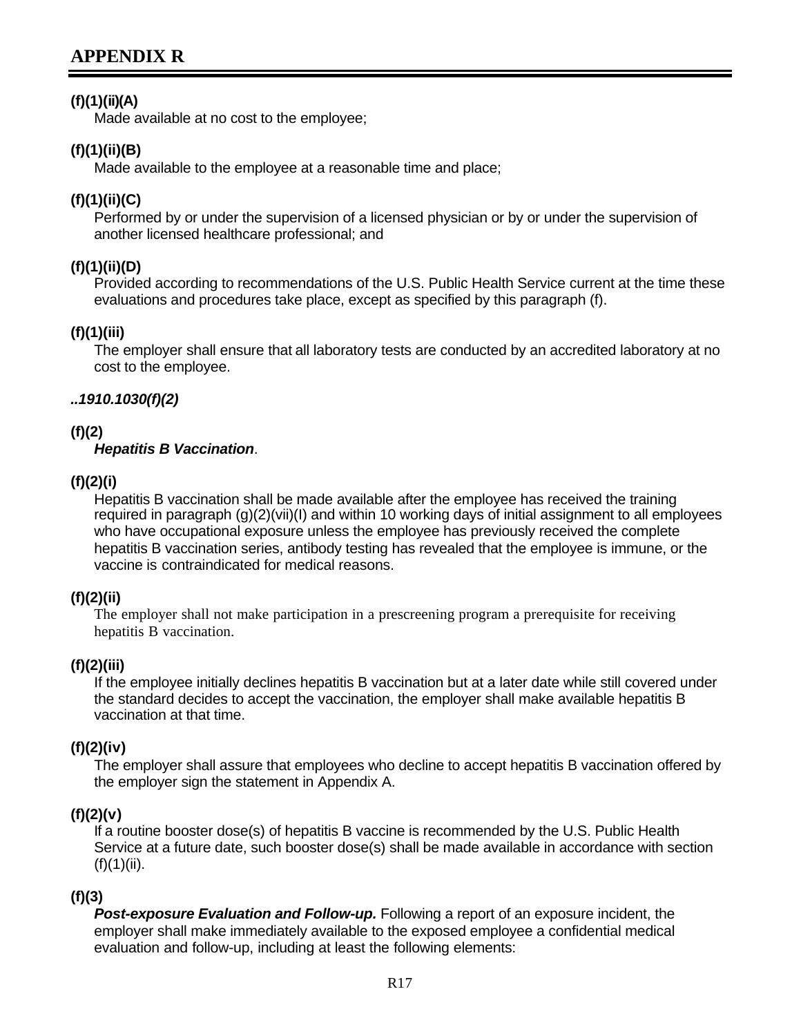## APPENDIX R

**(f)(1)(ii)(A)**
Made available at no cost to the employee;

**(f)(1)(ii)(B)**
Made available to the employee at a reasonable time and place;

**(f)(1)(ii)(C)**
Performed by or under the supervision of a licensed physician or by or under the supervision of another licensed healthcare professional; and

**(f)(1)(ii)(D)**
Provided according to recommendations of the U.S. Public Health Service current at the time these evaluations and procedures take place, except as specified by this paragraph (f).

**(f)(1)(iii)**
The employer shall ensure that all laboratory tests are conducted by an accredited laboratory at no cost to the employee.

***..1910.1030(f)(2)***

**(f)(2)**
***Hepatitis B Vaccination***.

**(f)(2)(i)**
Hepatitis B vaccination shall be made available after the employee has received the training required in paragraph (g)(2)(vii)(I) and within 10 working days of initial assignment to all employees who have occupational exposure unless the employee has previously received the complete hepatitis B vaccination series, antibody testing has revealed that the employee is immune, or the vaccine is contraindicated for medical reasons.

**(f)(2)(ii)**
The employer shall not make participation in a prescreening program a prerequisite for receiving hepatitis B vaccination.

**(f)(2)(iii)**
If the employee initially declines hepatitis B vaccination but at a later date while still covered under the standard decides to accept the vaccination, the employer shall make available hepatitis B vaccination at that time.

**(f)(2)(iv)**
The employer shall assure that employees who decline to accept hepatitis B vaccination offered by the employer sign the statement in Appendix A.

**(f)(2)(v)**
If a routine booster dose(s) of hepatitis B vaccine is recommended by the U.S. Public Health Service at a future date, such booster dose(s) shall be made available in accordance with section (f)(1)(ii).

**(f)(3)**
***Post-exposure Evaluation and Follow-up.*** Following a report of an exposure incident, the employer shall make immediately available to the exposed employee a confidential medical evaluation and follow-up, including at least the following elements: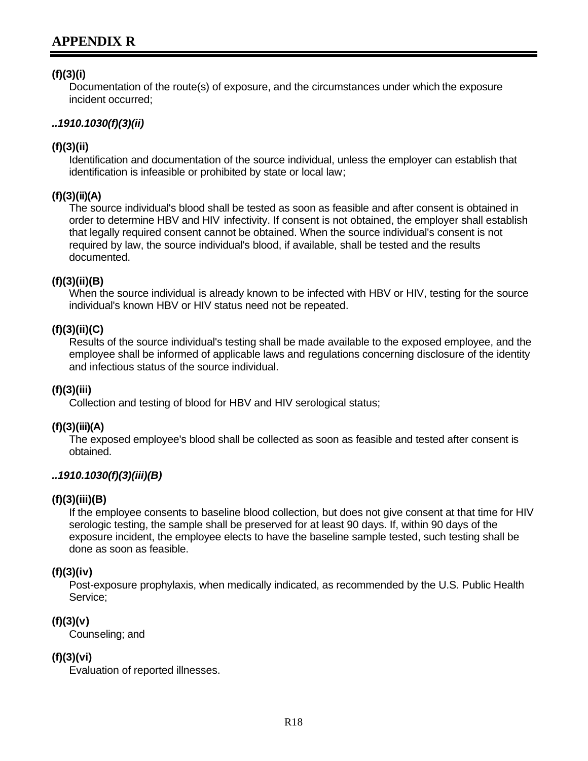# APPENDIX R

**(f)(3)(i)**
Documentation of the route(s) of exposure, and the circumstances under which the exposure incident occurred;

***..1910.1030(f)(3)(ii)***

**(f)(3)(ii)**
Identification and documentation of the source individual, unless the employer can establish that identification is infeasible or prohibited by state or local law;

**(f)(3)(ii)(A)**
The source individual's blood shall be tested as soon as feasible and after consent is obtained in order to determine HBV and HIV infectivity. If consent is not obtained, the employer shall establish that legally required consent cannot be obtained. When the source individual's consent is not required by law, the source individual's blood, if available, shall be tested and the results documented.

**(f)(3)(ii)(B)**
When the source individual is already known to be infected with HBV or HIV, testing for the source individual's known HBV or HIV status need not be repeated.

**(f)(3)(ii)(C)**
Results of the source individual's testing shall be made available to the exposed employee, and the employee shall be informed of applicable laws and regulations concerning disclosure of the identity and infectious status of the source individual.

**(f)(3)(iii)**
Collection and testing of blood for HBV and HIV serological status;

**(f)(3)(iii)(A)**
The exposed employee's blood shall be collected as soon as feasible and tested after consent is obtained.

***..1910.1030(f)(3)(iii)(B)***

**(f)(3)(iii)(B)**
If the employee consents to baseline blood collection, but does not give consent at that time for HIV serologic testing, the sample shall be preserved for at least 90 days. If, within 90 days of the exposure incident, the employee elects to have the baseline sample tested, such testing shall be done as soon as feasible.

**(f)(3)(iv)**
Post-exposure prophylaxis, when medically indicated, as recommended by the U.S. Public Health Service;

**(f)(3)(v)**
Counseling; and

**(f)(3)(vi)**
Evaluation of reported illnesses.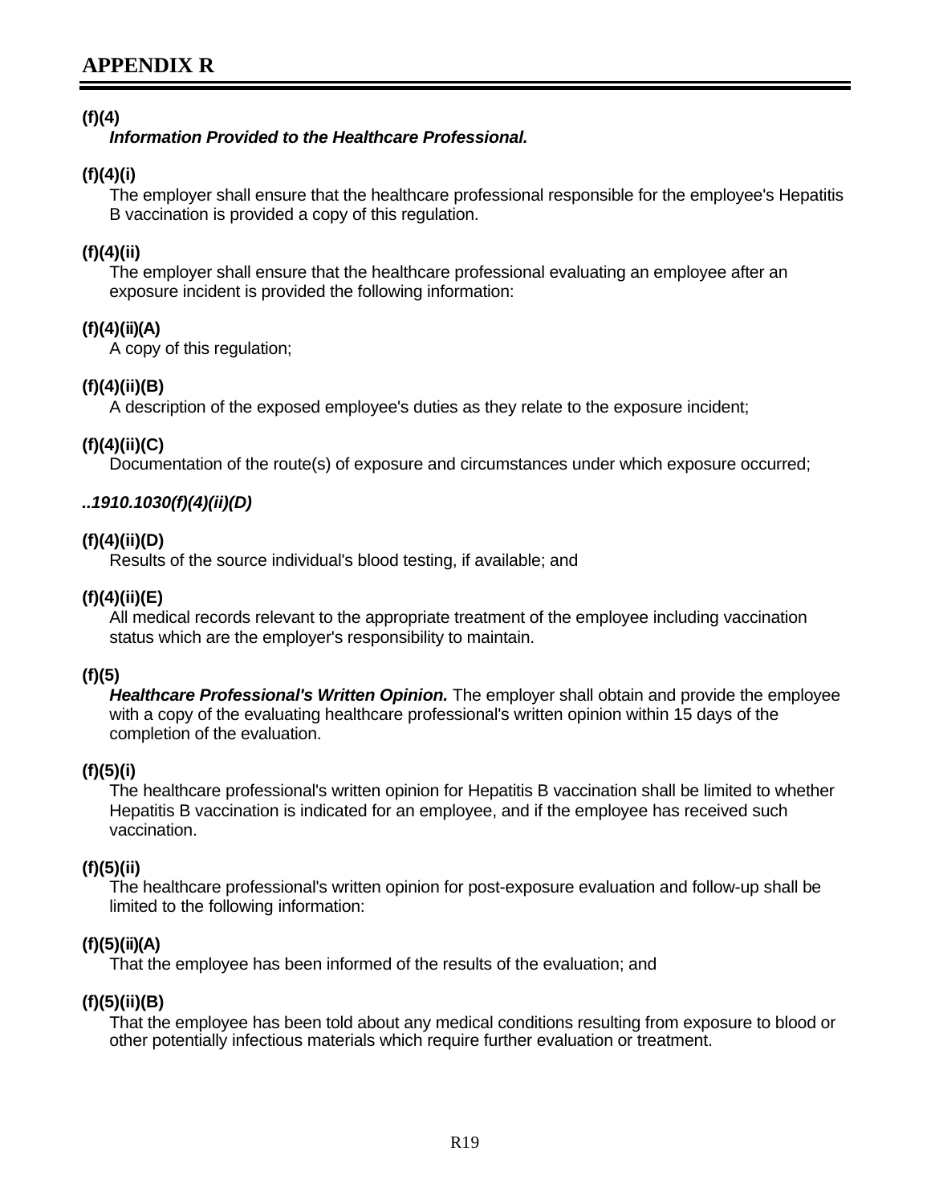## APPENDIX R

**(f)(4)**

***Information Provided to the Healthcare Professional.***

**(f)(4)(i)**

The employer shall ensure that the healthcare professional responsible for the employee's Hepatitis B vaccination is provided a copy of this regulation.

**(f)(4)(ii)**

The employer shall ensure that the healthcare professional evaluating an employee after an exposure incident is provided the following information:

**(f)(4)(ii)(A)**

A copy of this regulation;

**(f)(4)(ii)(B)**

A description of the exposed employee's duties as they relate to the exposure incident;

**(f)(4)(ii)(C)**

Documentation of the route(s) of exposure and circumstances under which exposure occurred;

***..1910.1030(f)(4)(ii)(D)***

**(f)(4)(ii)(D)**

Results of the source individual's blood testing, if available; and

**(f)(4)(ii)(E)**

All medical records relevant to the appropriate treatment of the employee including vaccination status which are the employer's responsibility to maintain.

**(f)(5)**

***Healthcare Professional's Written Opinion.*** The employer shall obtain and provide the employee with a copy of the evaluating healthcare professional's written opinion within 15 days of the completion of the evaluation.

**(f)(5)(i)**

The healthcare professional's written opinion for Hepatitis B vaccination shall be limited to whether Hepatitis B vaccination is indicated for an employee, and if the employee has received such vaccination.

**(f)(5)(ii)**

The healthcare professional's written opinion for post-exposure evaluation and follow-up shall be limited to the following information:

**(f)(5)(ii)(A)**

That the employee has been informed of the results of the evaluation; and

**(f)(5)(ii)(B)**

That the employee has been told about any medical conditions resulting from exposure to blood or other potentially infectious materials which require further evaluation or treatment.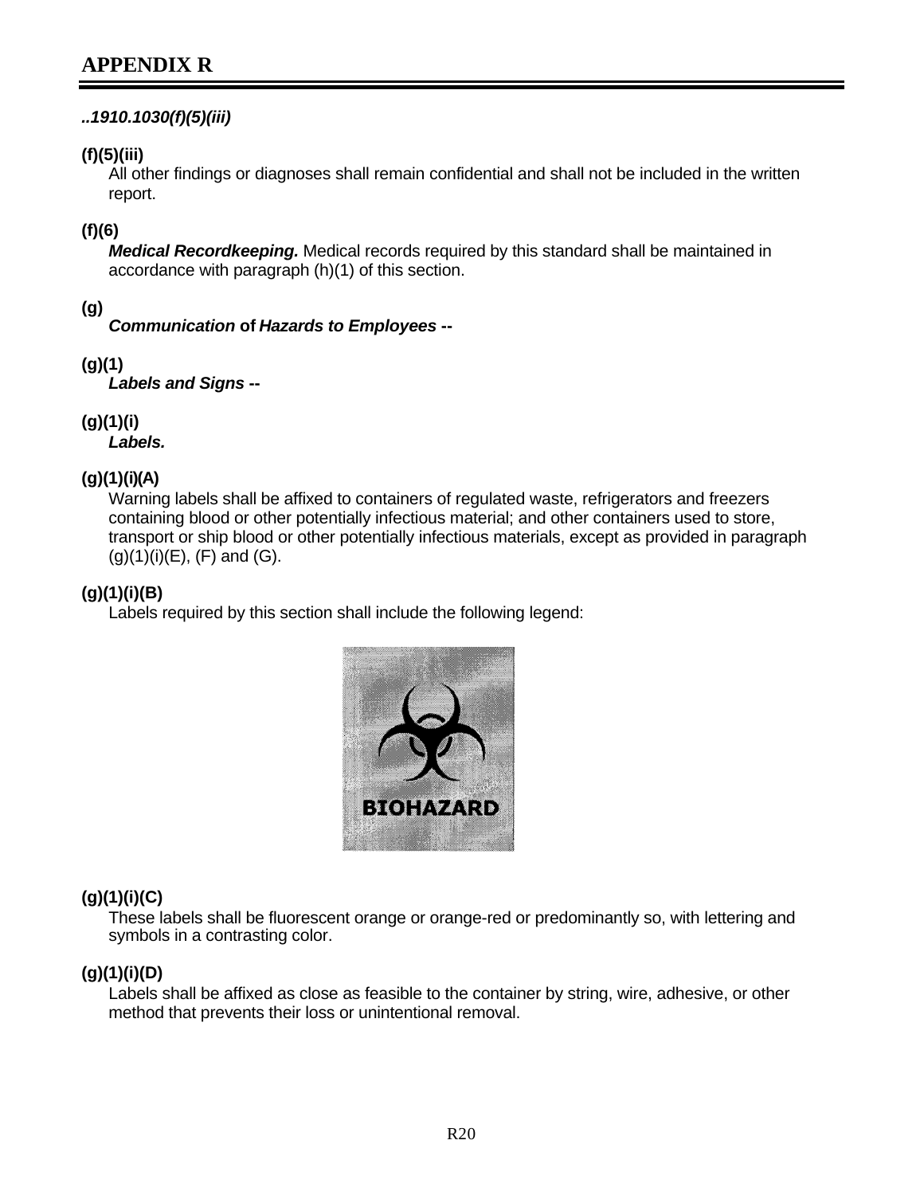## APPENDIX R

*..1910.1030(f)(5)(iii)*

**(f)(5)(iii)**
All other findings or diagnoses shall remain confidential and shall not be included in the written report.

**(f)(6)**
***Medical Recordkeeping.*** Medical records required by this standard shall be maintained in accordance with paragraph (h)(1) of this section.

**(g)**
***Communication* of *Hazards to Employees* --**

**(g)(1)**
***Labels and Signs* --**

**(g)(1)(i)**
***Labels.***

**(g)(1)(i)(A)**
Warning labels shall be affixed to containers of regulated waste, refrigerators and freezers containing blood or other potentially infectious material; and other containers used to store, transport or ship blood or other potentially infectious materials, except as provided in paragraph (g)(1)(i)(E), (F) and (G).

**(g)(1)(i)(B)**
Labels required by this section shall include the following legend:

BIOHAZARD

**(g)(1)(i)(C)**
These labels shall be fluorescent orange or orange-red or predominantly so, with lettering and symbols in a contrasting color.

**(g)(1)(i)(D)**
Labels shall be affixed as close as feasible to the container by string, wire, adhesive, or other method that prevents their loss or unintentional removal.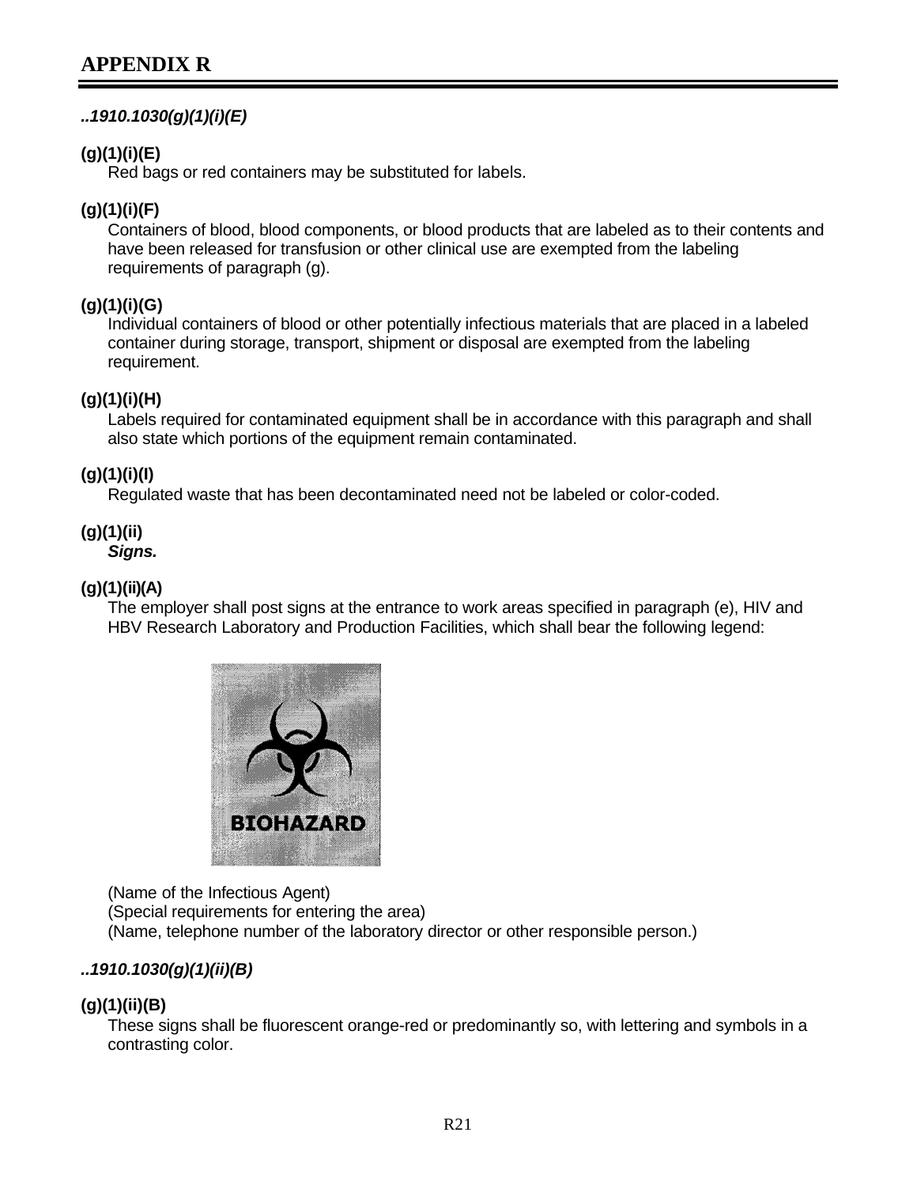## APPENDIX R

***..1910.1030(g)(1)(i)(E)***

**(g)(1)(i)(E)**
Red bags or red containers may be substituted for labels.

**(g)(1)(i)(F)**
Containers of blood, blood components, or blood products that are labeled as to their contents and have been released for transfusion or other clinical use are exempted from the labeling requirements of paragraph (g).

**(g)(1)(i)(G)**
Individual containers of blood or other potentially infectious materials that are placed in a labeled container during storage, transport, shipment or disposal are exempted from the labeling requirement.

**(g)(1)(i)(H)**
Labels required for contaminated equipment shall be in accordance with this paragraph and shall also state which portions of the equipment remain contaminated.

**(g)(1)(i)(I)**
Regulated waste that has been decontaminated need not be labeled or color-coded.

**(g)(1)(ii)**
***Signs.***

**(g)(1)(ii)(A)**
The employer shall post signs at the entrance to work areas specified in paragraph (e), HIV and HBV Research Laboratory and Production Facilities, which shall bear the following legend:

BIOHAZARD

(Name of the Infectious Agent)
(Special requirements for entering the area)
(Name, telephone number of the laboratory director or other responsible person.)

***..1910.1030(g)(1)(ii)(B)***

**(g)(1)(ii)(B)**
These signs shall be fluorescent orange-red or predominantly so, with lettering and symbols in a contrasting color.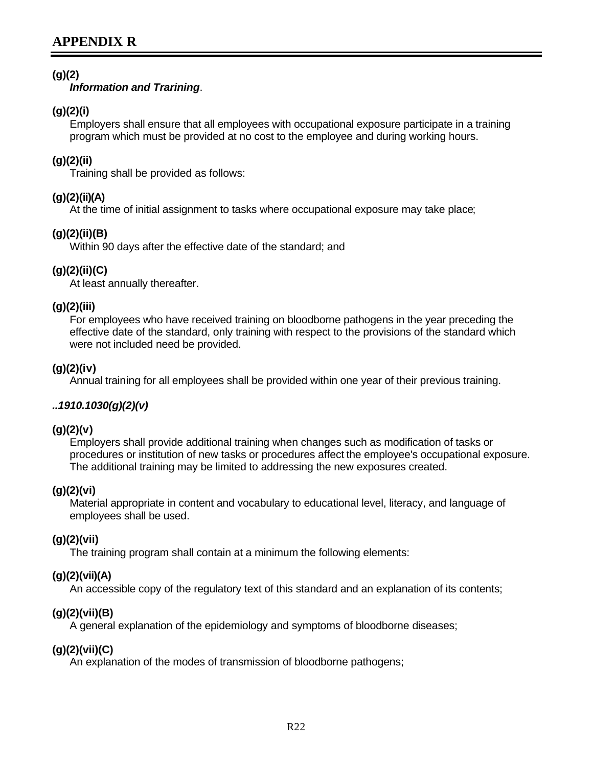## APPENDIX R

**(g)(2)**
***Information and Trarining***.

**(g)(2)(i)**
Employers shall ensure that all employees with occupational exposure participate in a training program which must be provided at no cost to the employee and during working hours.

**(g)(2)(ii)**
Training shall be provided as follows:

**(g)(2)(ii)(A)**
At the time of initial assignment to tasks where occupational exposure may take place;

**(g)(2)(ii)(B)**
Within 90 days after the effective date of the standard; and

**(g)(2)(ii)(C)**
At least annually thereafter.

**(g)(2)(iii)**
For employees who have received training on bloodborne pathogens in the year preceding the effective date of the standard, only training with respect to the provisions of the standard which were not included need be provided.

**(g)(2)(iv)**
Annual training for all employees shall be provided within one year of their previous training.

***..1910.1030(g)(2)(v)***

**(g)(2)(v)**
Employers shall provide additional training when changes such as modification of tasks or procedures or institution of new tasks or procedures affect the employee's occupational exposure. The additional training may be limited to addressing the new exposures created.

**(g)(2)(vi)**
Material appropriate in content and vocabulary to educational level, literacy, and language of employees shall be used.

**(g)(2)(vii)**
The training program shall contain at a minimum the following elements:

**(g)(2)(vii)(A)**
An accessible copy of the regulatory text of this standard and an explanation of its contents;

**(g)(2)(vii)(B)**
A general explanation of the epidemiology and symptoms of bloodborne diseases;

**(g)(2)(vii)(C)**
An explanation of the modes of transmission of bloodborne pathogens;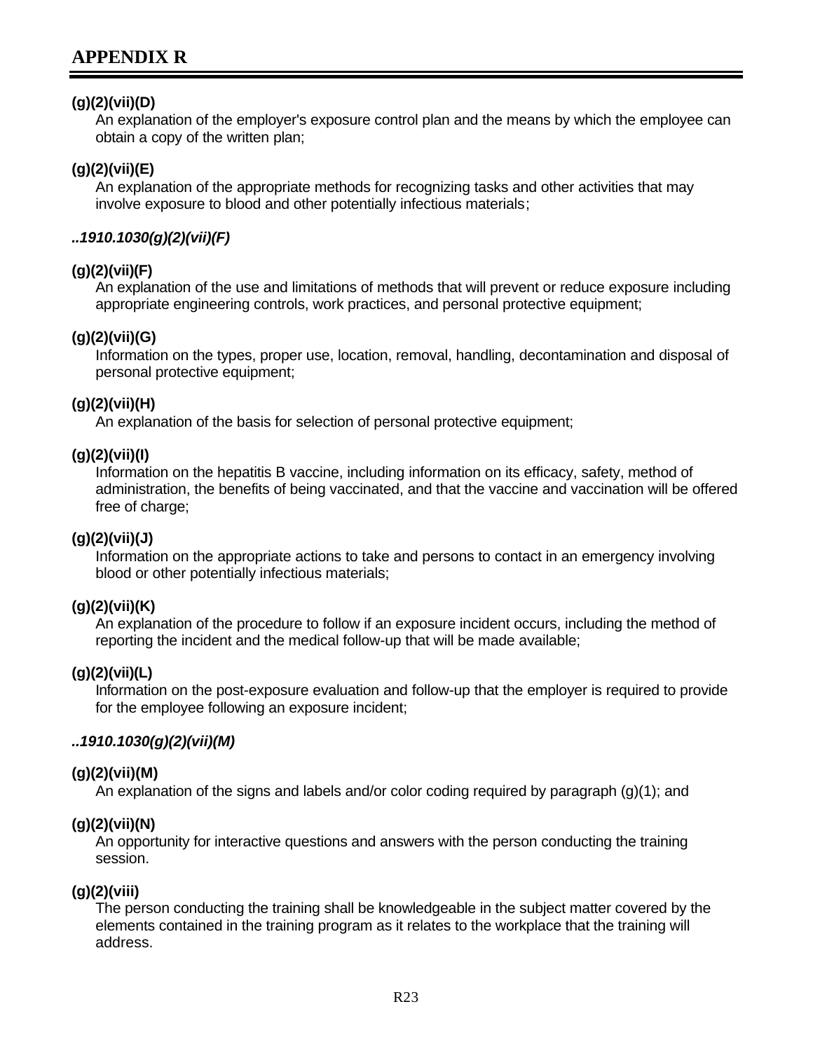# APPENDIX R

**(g)(2)(vii)(D)**
An explanation of the employer's exposure control plan and the means by which the employee can obtain a copy of the written plan;

**(g)(2)(vii)(E)**
An explanation of the appropriate methods for recognizing tasks and other activities that may involve exposure to blood and other potentially infectious materials;

***..1910.1030(g)(2)(vii)(F)***

**(g)(2)(vii)(F)**
An explanation of the use and limitations of methods that will prevent or reduce exposure including appropriate engineering controls, work practices, and personal protective equipment;

**(g)(2)(vii)(G)**
Information on the types, proper use, location, removal, handling, decontamination and disposal of personal protective equipment;

**(g)(2)(vii)(H)**
An explanation of the basis for selection of personal protective equipment;

**(g)(2)(vii)(I)**
Information on the hepatitis B vaccine, including information on its efficacy, safety, method of administration, the benefits of being vaccinated, and that the vaccine and vaccination will be offered free of charge;

**(g)(2)(vii)(J)**
Information on the appropriate actions to take and persons to contact in an emergency involving blood or other potentially infectious materials;

**(g)(2)(vii)(K)**
An explanation of the procedure to follow if an exposure incident occurs, including the method of reporting the incident and the medical follow-up that will be made available;

**(g)(2)(vii)(L)**
Information on the post-exposure evaluation and follow-up that the employer is required to provide for the employee following an exposure incident;

***..1910.1030(g)(2)(vii)(M)***

**(g)(2)(vii)(M)**
An explanation of the signs and labels and/or color coding required by paragraph (g)(1); and

**(g)(2)(vii)(N)**
An opportunity for interactive questions and answers with the person conducting the training session.

**(g)(2)(viii)**
The person conducting the training shall be knowledgeable in the subject matter covered by the elements contained in the training program as it relates to the workplace that the training will address.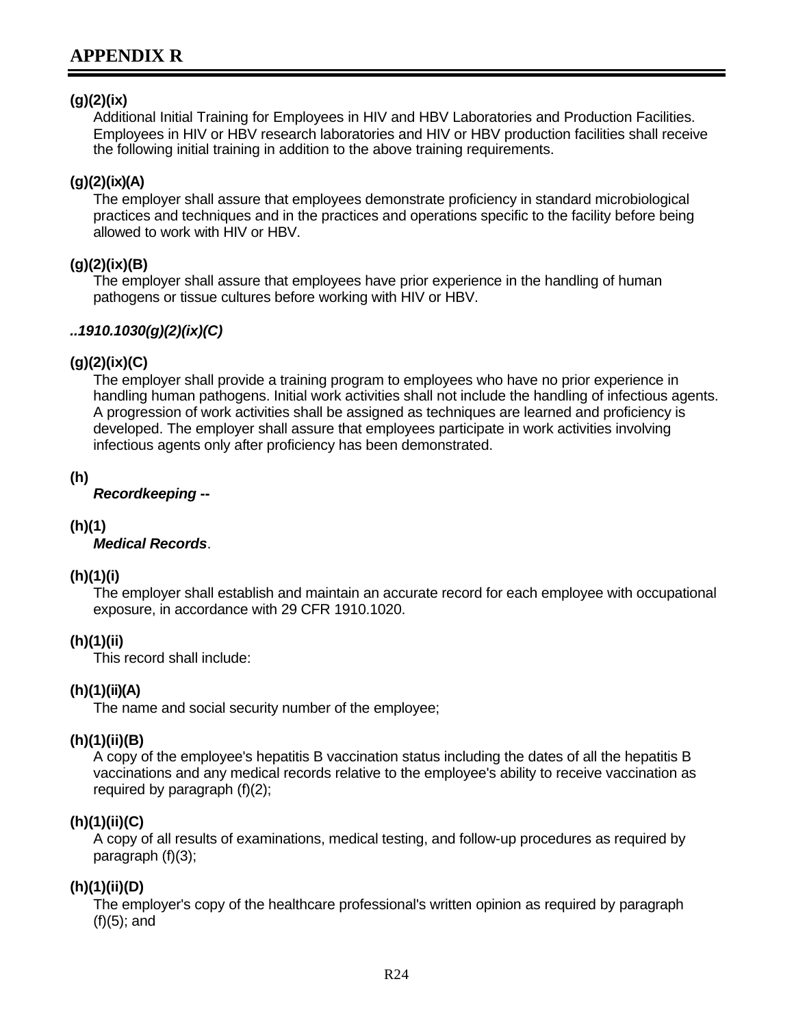## APPENDIX R

**(g)(2)(ix)**
Additional Initial Training for Employees in HIV and HBV Laboratories and Production Facilities. Employees in HIV or HBV research laboratories and HIV or HBV production facilities shall receive the following initial training in addition to the above training requirements.

**(g)(2)(ix)(A)**
The employer shall assure that employees demonstrate proficiency in standard microbiological practices and techniques and in the practices and operations specific to the facility before being allowed to work with HIV or HBV.

**(g)(2)(ix)(B)**
The employer shall assure that employees have prior experience in the handling of human pathogens or tissue cultures before working with HIV or HBV.

***..1910.1030(g)(2)(ix)(C)***

**(g)(2)(ix)(C)**
The employer shall provide a training program to employees who have no prior experience in handling human pathogens. Initial work activities shall not include the handling of infectious agents. A progression of work activities shall be assigned as techniques are learned and proficiency is developed. The employer shall assure that employees participate in work activities involving infectious agents only after proficiency has been demonstrated.

**(h)**
***Recordkeeping --***

**(h)(1)**
***Medical Records***.

**(h)(1)(i)**
The employer shall establish and maintain an accurate record for each employee with occupational exposure, in accordance with 29 CFR 1910.1020.

**(h)(1)(ii)**
This record shall include:

**(h)(1)(ii)(A)**
The name and social security number of the employee;

**(h)(1)(ii)(B)**
A copy of the employee's hepatitis B vaccination status including the dates of all the hepatitis B vaccinations and any medical records relative to the employee's ability to receive vaccination as required by paragraph (f)(2);

**(h)(1)(ii)(C)**
A copy of all results of examinations, medical testing, and follow-up procedures as required by paragraph (f)(3);

**(h)(1)(ii)(D)**
The employer's copy of the healthcare professional's written opinion as required by paragraph (f)(5); and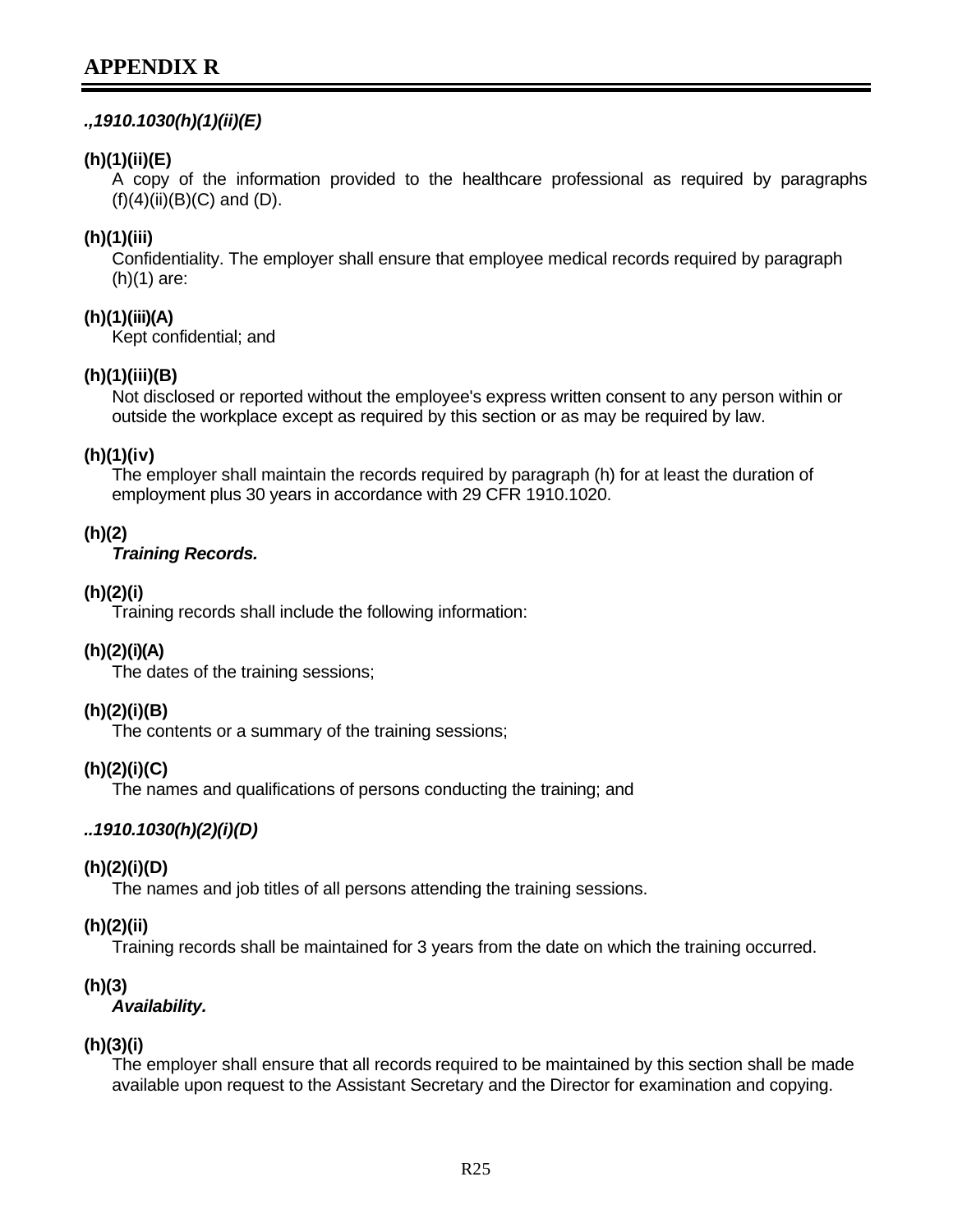# APPENDIX R

***.,1910.1030(h)(1)(ii)(E)***

**(h)(1)(ii)(E)**
A copy of the information provided to the healthcare professional as required by paragraphs (f)(4)(ii)(B)(C) and (D).

**(h)(1)(iii)**
Confidentiality. The employer shall ensure that employee medical records required by paragraph (h)(1) are:

**(h)(1)(iii)(A)**
Kept confidential; and

**(h)(1)(iii)(B)**
Not disclosed or reported without the employee's express written consent to any person within or outside the workplace except as required by this section or as may be required by law.

**(h)(1)(iv)**
The employer shall maintain the records required by paragraph (h) for at least the duration of employment plus 30 years in accordance with 29 CFR 1910.1020.

**(h)(2)**
***Training Records.***

**(h)(2)(i)**
Training records shall include the following information:

**(h)(2)(i)(A)**
The dates of the training sessions;

**(h)(2)(i)(B)**
The contents or a summary of the training sessions;

**(h)(2)(i)(C)**
The names and qualifications of persons conducting the training; and

***..1910.1030(h)(2)(i)(D)***

**(h)(2)(i)(D)**
The names and job titles of all persons attending the training sessions.

**(h)(2)(ii)**
Training records shall be maintained for 3 years from the date on which the training occurred.

**(h)(3)**
***Availability.***

**(h)(3)(i)**
The employer shall ensure that all records required to be maintained by this section shall be made available upon request to the Assistant Secretary and the Director for examination and copying.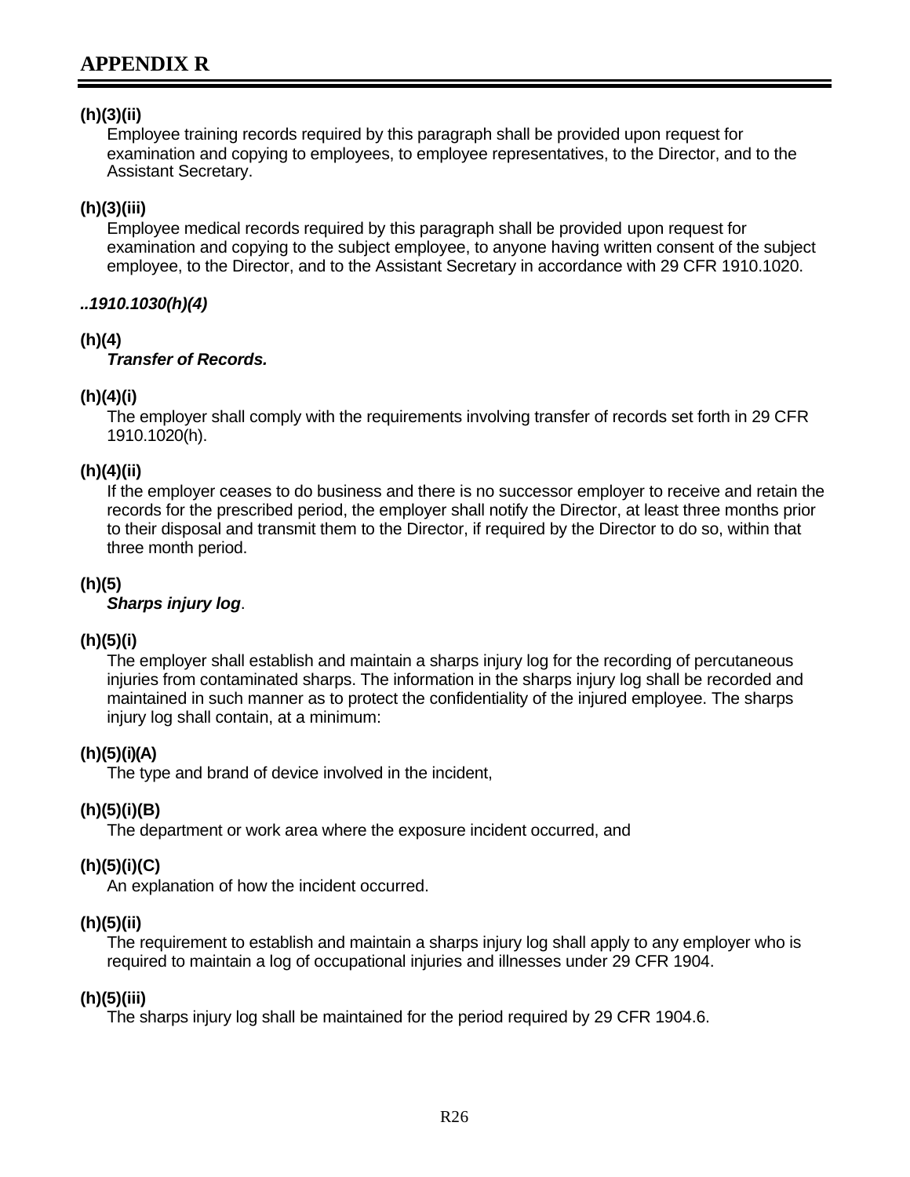**(h)(3)(ii)**
Employee training records required by this paragraph shall be provided upon request for examination and copying to employees, to employee representatives, to the Director, and to the Assistant Secretary.

**(h)(3)(iii)**
Employee medical records required by this paragraph shall be provided upon request for examination and copying to the subject employee, to anyone having written consent of the subject employee, to the Director, and to the Assistant Secretary in accordance with 29 CFR 1910.1020.

***..1910.1030(h)(4)***

**(h)(4)**
***Transfer of Records.***

**(h)(4)(i)**
The employer shall comply with the requirements involving transfer of records set forth in 29 CFR 1910.1020(h).

**(h)(4)(ii)**
If the employer ceases to do business and there is no successor employer to receive and retain the records for the prescribed period, the employer shall notify the Director, at least three months prior to their disposal and transmit them to the Director, if required by the Director to do so, within that three month period.

**(h)(5)**
***Sharps injury log***.

**(h)(5)(i)**
The employer shall establish and maintain a sharps injury log for the recording of percutaneous injuries from contaminated sharps. The information in the sharps injury log shall be recorded and maintained in such manner as to protect the confidentiality of the injured employee. The sharps injury log shall contain, at a minimum:

**(h)(5)(i)(A)**
The type and brand of device involved in the incident,

**(h)(5)(i)(B)**
The department or work area where the exposure incident occurred, and

**(h)(5)(i)(C)**
An explanation of how the incident occurred.

**(h)(5)(ii)**
The requirement to establish and maintain a sharps injury log shall apply to any employer who is required to maintain a log of occupational injuries and illnesses under 29 CFR 1904.

**(h)(5)(iii)**
The sharps injury log shall be maintained for the period required by 29 CFR 1904.6.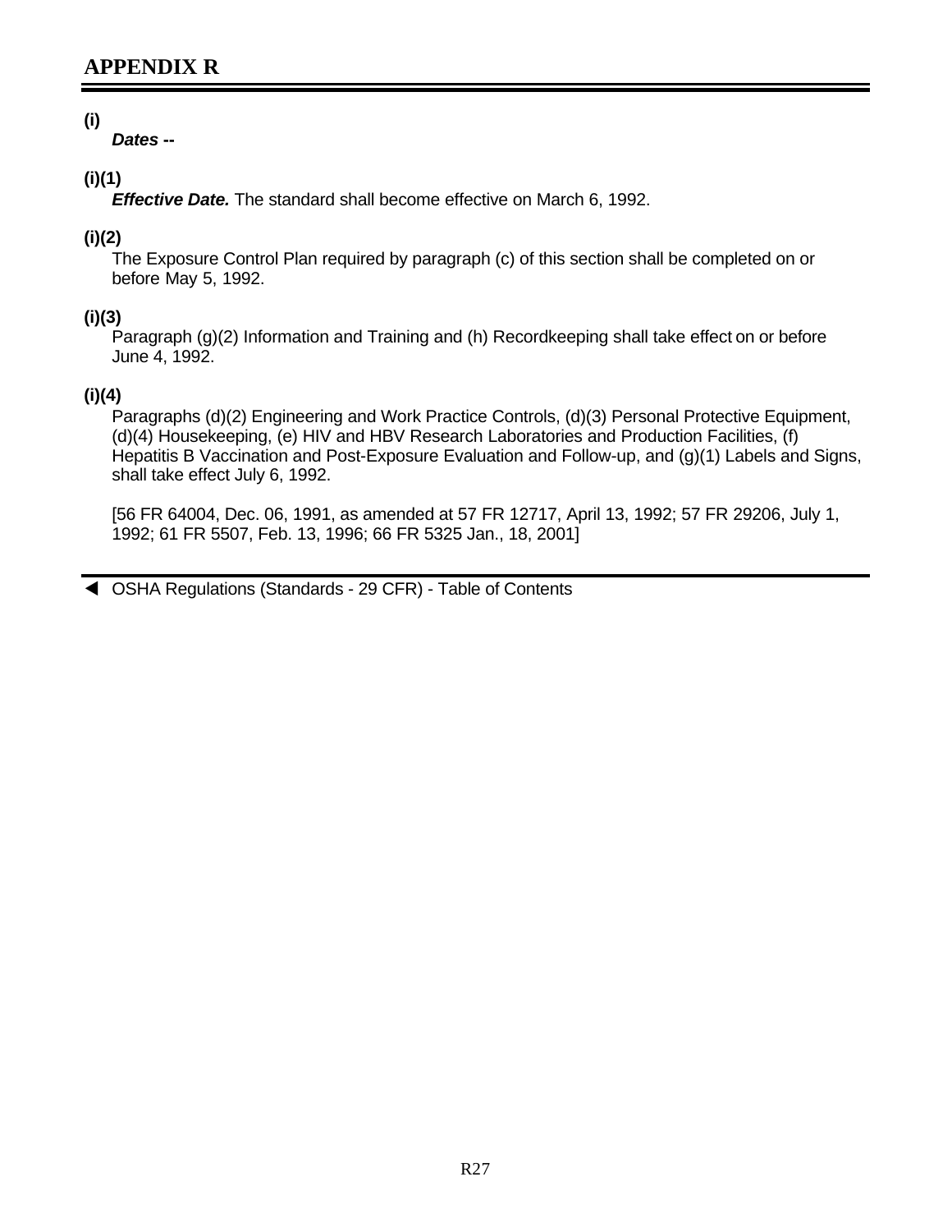# APPENDIX R

**(i)**

***Dates --***

**(i)(1)**

***Effective Date.*** The standard shall become effective on March 6, 1992.

**(i)(2)**

The Exposure Control Plan required by paragraph (c) of this section shall be completed on or before May 5, 1992.

**(i)(3)**

Paragraph (g)(2) Information and Training and (h) Recordkeeping shall take effect on or before June 4, 1992.

**(i)(4)**

Paragraphs (d)(2) Engineering and Work Practice Controls, (d)(3) Personal Protective Equipment, (d)(4) Housekeeping, (e) HIV and HBV Research Laboratories and Production Facilities, (f) Hepatitis B Vaccination and Post-Exposure Evaluation and Follow-up, and (g)(1) Labels and Signs, shall take effect July 6, 1992.

[56 FR 64004, Dec. 06, 1991, as amended at 57 FR 12717, April 13, 1992; 57 FR 29206, July 1, 1992; 61 FR 5507, Feb. 13, 1996; 66 FR 5325 Jan., 18, 2001]

◀ OSHA Regulations (Standards - 29 CFR) - Table of Contents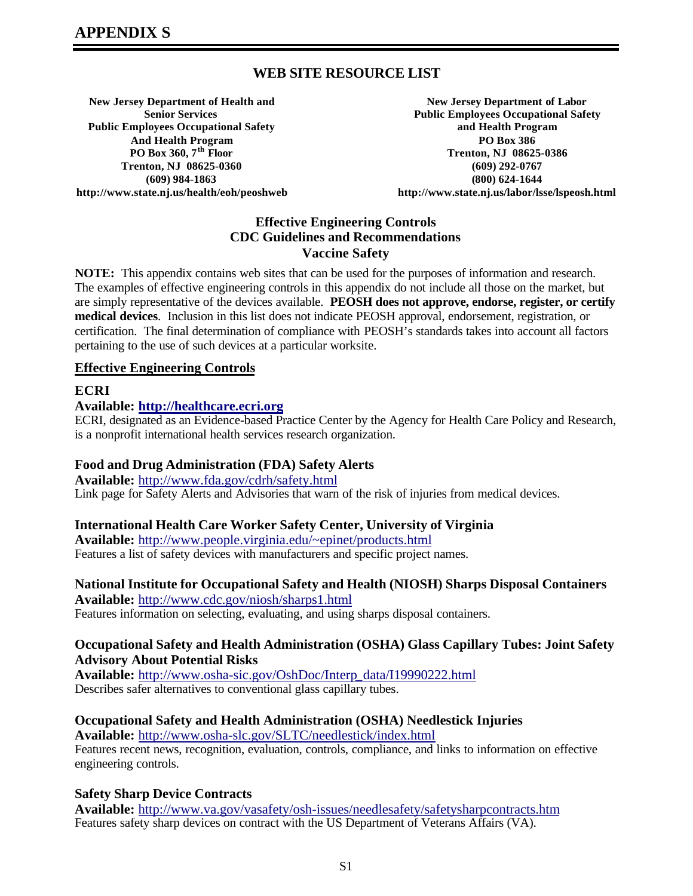# APPENDIX S

## WEB SITE RESOURCE LIST

**New Jersey Department of Health and Senior Services**
**Public Employees Occupational Safety And Health Program**
**PO Box 360, 7th Floor**
**Trenton, NJ 08625-0360**
**(609) 984-1863**
**http://www.state.nj.us/health/eoh/peoshweb**

**New Jersey Department of Labor**
**Public Employees Occupational Safety and Health Program**
**PO Box 386**
**Trenton, NJ 08625-0386**
**(609) 292-0767**
**(800) 624-1644**
**http://www.state.nj.us/labor/lsse/lspeosh.html**

### Effective Engineering Controls
### CDC Guidelines and Recommendations
### Vaccine Safety

**NOTE:** This appendix contains web sites that can be used for the purposes of information and research. The examples of effective engineering controls in this appendix do not include all those on the market, but are simply representative of the devices available. **PEOSH does not approve, endorse, register, or certify medical devices**. Inclusion in this list does not indicate PEOSH approval, endorsement, registration, or certification. The final determination of compliance with PEOSH's standards takes into account all factors pertaining to the use of such devices at a particular worksite.

## Effective Engineering Controls

### ECRI

**Available: http://healthcare.ecri.org**
ECRI, designated as an Evidence-based Practice Center by the Agency for Health Care Policy and Research, is a nonprofit international health services research organization.

### Food and Drug Administration (FDA) Safety Alerts

**Available:** http://www.fda.gov/cdrh/safety.html
Link page for Safety Alerts and Advisories that warn of the risk of injuries from medical devices.

### International Health Care Worker Safety Center, University of Virginia

**Available:** http://www.people.virginia.edu/~epinet/products.html
Features a list of safety devices with manufacturers and specific project names.

### National Institute for Occupational Safety and Health (NIOSH) Sharps Disposal Containers

**Available:** http://www.cdc.gov/niosh/sharps1.html
Features information on selecting, evaluating, and using sharps disposal containers.

### Occupational Safety and Health Administration (OSHA) Glass Capillary Tubes: Joint Safety Advisory About Potential Risks

**Available:** http://www.osha-sic.gov/OshDoc/Interp_data/I19990222.html
Describes safer alternatives to conventional glass capillary tubes.

### Occupational Safety and Health Administration (OSHA) Needlestick Injuries

**Available:** http://www.osha-slc.gov/SLTC/needlestick/index.html
Features recent news, recognition, evaluation, controls, compliance, and links to information on effective engineering controls.

### Safety Sharp Device Contracts

**Available:** http://www.va.gov/vasafety/osh-issues/needlesafety/safetysharpcontracts.htm
Features safety sharp devices on contract with the US Department of Veterans Affairs (VA).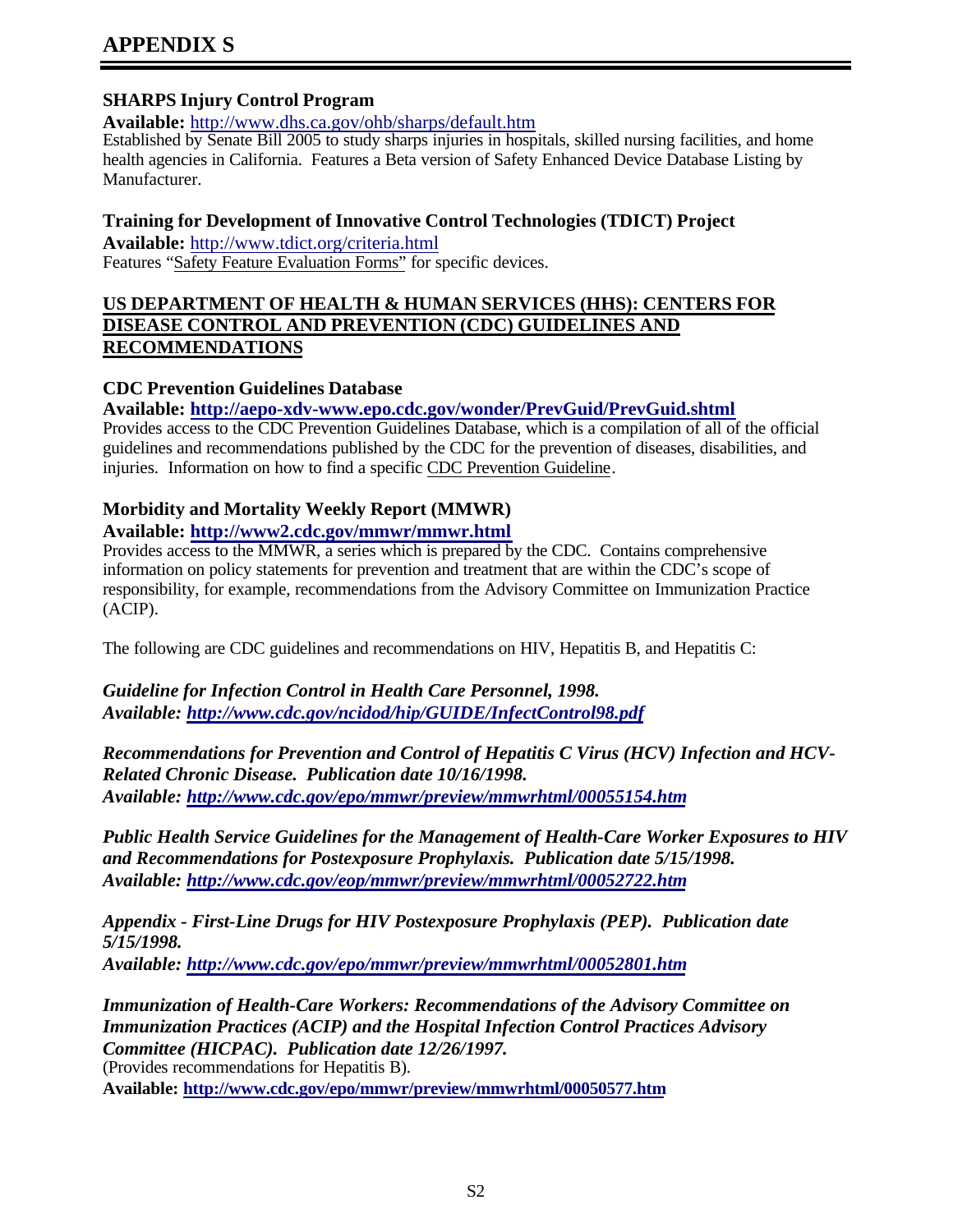# APPENDIX S

**SHARPS Injury Control Program**

**Available:** http://www.dhs.ca.gov/ohb/sharps/default.htm

Established by Senate Bill 2005 to study sharps injuries in hospitals, skilled nursing facilities, and home health agencies in California. Features a Beta version of Safety Enhanced Device Database Listing by Manufacturer.

**Training for Development of Innovative Control Technologies (TDICT) Project**

**Available:** http://www.tdict.org/criteria.html

Features "Safety Feature Evaluation Forms" for specific devices.

## US DEPARTMENT OF HEALTH & HUMAN SERVICES (HHS): CENTERS FOR DISEASE CONTROL AND PREVENTION (CDC) GUIDELINES AND RECOMMENDATIONS

**CDC Prevention Guidelines Database**

**Available: http://aepo-xdv-www.epo.cdc.gov/wonder/PrevGuid/PrevGuid.shtml**

Provides access to the CDC Prevention Guidelines Database, which is a compilation of all of the official guidelines and recommendations published by the CDC for the prevention of diseases, disabilities, and injuries. Information on how to find a specific CDC Prevention Guideline.

**Morbidity and Mortality Weekly Report (MMWR)**

**Available: http://www2.cdc.gov/mmwr/mmwr.html**

Provides access to the MMWR, a series which is prepared by the CDC. Contains comprehensive information on policy statements for prevention and treatment that are within the CDC's scope of responsibility, for example, recommendations from the Advisory Committee on Immunization Practice (ACIP).

The following are CDC guidelines and recommendations on HIV, Hepatitis B, and Hepatitis C:

***Guideline for Infection Control in Health Care Personnel, 1998.***
***Available: http://www.cdc.gov/ncidod/hip/GUIDE/InfectControl98.pdf***

***Recommendations for Prevention and Control of Hepatitis C Virus (HCV) Infection and HCV-Related Chronic Disease. Publication date 10/16/1998.***
***Available: http://www.cdc.gov/epo/mmwr/preview/mmwrhtml/00055154.htm***

***Public Health Service Guidelines for the Management of Health-Care Worker Exposures to HIV and Recommendations for Postexposure Prophylaxis. Publication date 5/15/1998.***
***Available: http://www.cdc.gov/eop/mmwr/preview/mmwrhtml/00052722.htm***

***Appendix - First-Line Drugs for HIV Postexposure Prophylaxis (PEP). Publication date 5/15/1998.***
***Available: http://www.cdc.gov/epo/mmwr/preview/mmwrhtml/00052801.htm***

***Immunization of Health-Care Workers: Recommendations of the Advisory Committee on Immunization Practices (ACIP) and the Hospital Infection Control Practices Advisory Committee (HICPAC). Publication date 12/26/1997.***
(Provides recommendations for Hepatitis B).
**Available: http://www.cdc.gov/epo/mmwr/preview/mmwrhtml/00050577.htm**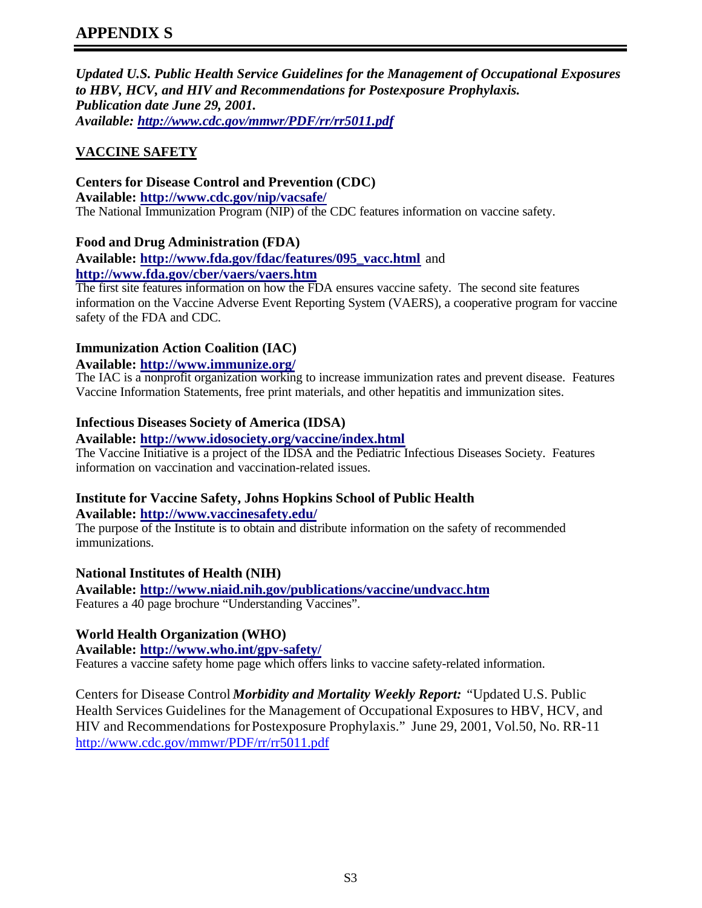# APPENDIX S

***Updated U.S. Public Health Service Guidelines for the Management of Occupational Exposures to HBV, HCV, and HIV and Recommendations for Postexposure Prophylaxis.***
***Publication date June 29, 2001.***
***Available: http://www.cdc.gov/mmwr/PDF/rr/rr5011.pdf***

## VACCINE SAFETY

**Centers for Disease Control and Prevention (CDC)**
**Available: http://www.cdc.gov/nip/vacsafe/**
The National Immunization Program (NIP) of the CDC features information on vaccine safety.

**Food and Drug Administration (FDA)**
**Available: http://www.fda.gov/fdac/features/095_vacc.html** and **http://www.fda.gov/cber/vaers/vaers.htm**
The first site features information on how the FDA ensures vaccine safety. The second site features information on the Vaccine Adverse Event Reporting System (VAERS), a cooperative program for vaccine safety of the FDA and CDC.

**Immunization Action Coalition (IAC)**
**Available: http://www.immunize.org/**
The IAC is a nonprofit organization working to increase immunization rates and prevent disease. Features Vaccine Information Statements, free print materials, and other hepatitis and immunization sites.

**Infectious Diseases Society of America (IDSA)**
**Available: http://www.idosociety.org/vaccine/index.html**
The Vaccine Initiative is a project of the IDSA and the Pediatric Infectious Diseases Society. Features information on vaccination and vaccination-related issues.

**Institute for Vaccine Safety, Johns Hopkins School of Public Health**
**Available: http://www.vaccinesafety.edu/**
The purpose of the Institute is to obtain and distribute information on the safety of recommended immunizations.

**National Institutes of Health (NIH)**
**Available: http://www.niaid.nih.gov/publications/vaccine/undvacc.htm**
Features a 40 page brochure "Understanding Vaccines".

**World Health Organization (WHO)**
**Available: http://www.who.int/gpv-safety/**
Features a vaccine safety home page which offers links to vaccine safety-related information.

Centers for Disease Control ***Morbidity and Mortality Weekly Report:*** "Updated U.S. Public Health Services Guidelines for the Management of Occupational Exposures to HBV, HCV, and HIV and Recommendations for Postexposure Prophylaxis." June 29, 2001, Vol.50, No. RR-11 http://www.cdc.gov/mmwr/PDF/rr/rr5011.pdf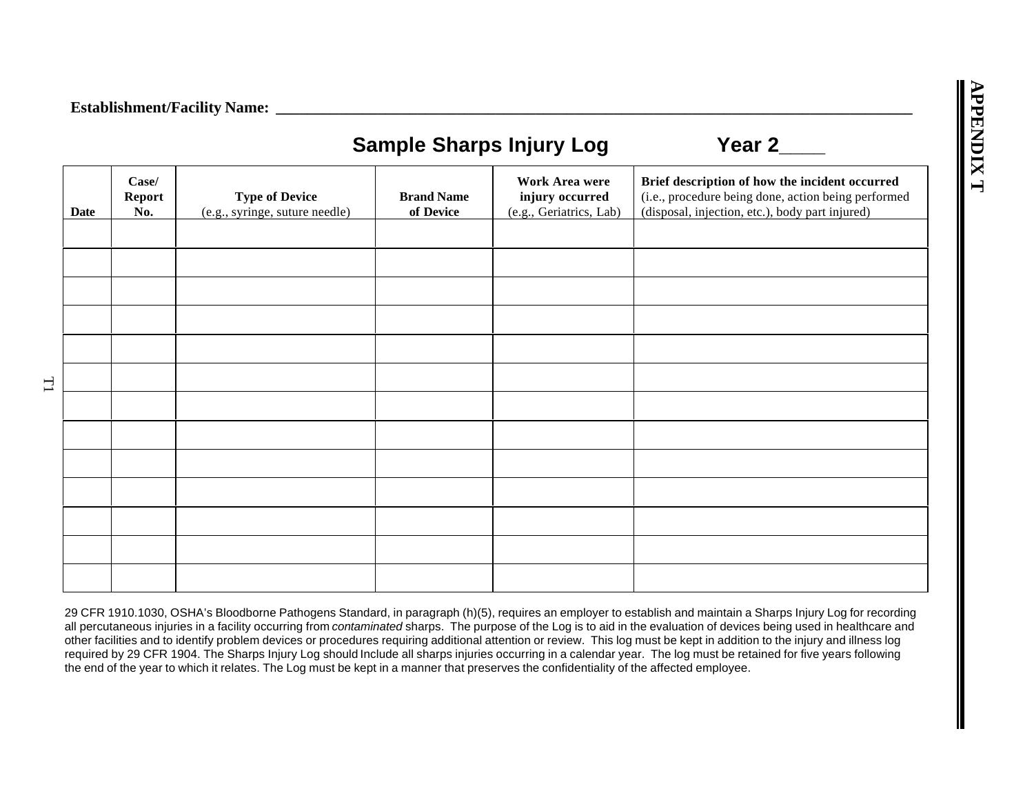**Establishment/Facility Name:** \_\_\_\_\_\_\_\_\_\_\_\_\_\_\_\_\_\_\_\_\_\_\_\_\_\_\_\_\_\_\_\_\_\_\_\_\_\_\_\_\_\_\_\_\_\_\_\_\_\_\_\_\_\_\_\_\_\_\_\_\_\_\_\_\_\_\_\_\_\_\_\_\_\_\_\_\_\_\_\_

## Sample Sharps Injury Log Year 2\_\_\_\_

| Date | Case/ Report No. | Type of Device (e.g., syringe, suture needle) | Brand Name of Device | Work Area were injury occurred (e.g., Geriatrics, Lab) | Brief description of how the incident occurred (i.e., procedure being done, action being performed (disposal, injection, etc.), body part injured) |
|---|---|---|---|---|---|
| | | | | | |
| | | | | | |
| | | | | | |
| | | | | | |
| | | | | | |
| | | | | | |
| | | | | | |
| | | | | | |
| | | | | | |
| | | | | | |
| | | | | | |
| | | | | | |
| | | | | | |

29 CFR 1910.1030, OSHA's Bloodborne Pathogens Standard, in paragraph (h)(5), requires an employer to establish and maintain a Sharps Injury Log for recording all percutaneous injuries in a facility occurring from *contaminated* sharps. The purpose of the Log is to aid in the evaluation of devices being used in healthcare and other facilities and to identify problem devices or procedures requiring additional attention or review. This log must be kept in addition to the injury and illness log required by 29 CFR 1904. The Sharps Injury Log should Include all sharps injuries occurring in a calendar year. The log must be retained for five years following the end of the year to which it relates. The Log must be kept in a manner that preserves the confidentiality of the affected employee.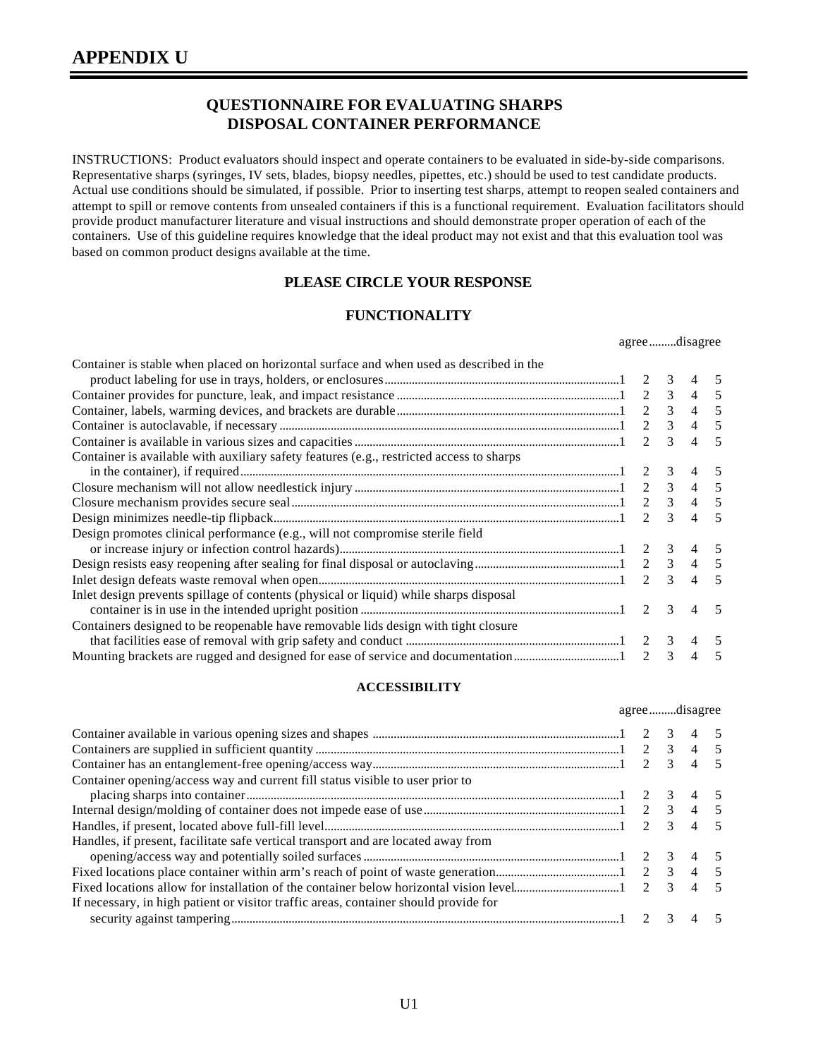# APPENDIX U

## QUESTIONNAIRE FOR EVALUATING SHARPS DISPOSAL CONTAINER PERFORMANCE

INSTRUCTIONS: Product evaluators should inspect and operate containers to be evaluated in side-by-side comparisons. Representative sharps (syringes, IV sets, blades, biopsy needles, pipettes, etc.) should be used to test candidate products. Actual use conditions should be simulated, if possible. Prior to inserting test sharps, attempt to reopen sealed containers and attempt to spill or remove contents from unsealed containers if this is a functional requirement. Evaluation facilitators should provide product manufacturer literature and visual instructions and should demonstrate proper operation of each of the containers. Use of this guideline requires knowledge that the ideal product may not exist and that this evaluation tool was based on common product designs available at the time.

### PLEASE CIRCLE YOUR RESPONSE

### FUNCTIONALITY

| | agree | | | | disagree |
|---|---|---|---|---|---|
| Container is stable when placed on horizontal surface and when used as described in the product labeling for use in trays, holders, or enclosures | 1 | 2 | 3 | 4 | 5 |
| Container provides for puncture, leak, and impact resistance | 1 | 2 | 3 | 4 | 5 |
| Container, labels, warming devices, and brackets are durable | 1 | 2 | 3 | 4 | 5 |
| Container is autoclavable, if necessary | 1 | 2 | 3 | 4 | 5 |
| Container is available in various sizes and capacities | 1 | 2 | 3 | 4 | 5 |
| Container is available with auxiliary safety features (e.g., restricted access to sharps in the container), if required | 1 | 2 | 3 | 4 | 5 |
| Closure mechanism will not allow needlestick injury | 1 | 2 | 3 | 4 | 5 |
| Closure mechanism provides secure seal | 1 | 2 | 3 | 4 | 5 |
| Design minimizes needle-tip flipback | 1 | 2 | 3 | 4 | 5 |
| Design promotes clinical performance (e.g., will not compromise sterile field or increase injury or infection control hazards) | 1 | 2 | 3 | 4 | 5 |
| Design resists easy reopening after sealing for final disposal or autoclaving | 1 | 2 | 3 | 4 | 5 |
| Inlet design defeats waste removal when open | 1 | 2 | 3 | 4 | 5 |
| Inlet design prevents spillage of contents (physical or liquid) while sharps disposal container is in use in the intended upright position | 1 | 2 | 3 | 4 | 5 |
| Containers designed to be reopenable have removable lids design with tight closure that facilities ease of removal with grip safety and conduct | 1 | 2 | 3 | 4 | 5 |
| Mounting brackets are rugged and designed for ease of service and documentation | 1 | 2 | 3 | 4 | 5 |

### ACCESSIBILITY

| | agree | | | | disagree |
|---|---|---|---|---|---|
| Container available in various opening sizes and shapes | 1 | 2 | 3 | 4 | 5 |
| Containers are supplied in sufficient quantity | 1 | 2 | 3 | 4 | 5 |
| Container has an entanglement-free opening/access way | 1 | 2 | 3 | 4 | 5 |
| Container opening/access way and current fill status visible to user prior to placing sharps into container | 1 | 2 | 3 | 4 | 5 |
| Internal design/molding of container does not impede ease of use | 1 | 2 | 3 | 4 | 5 |
| Handles, if present, located above full-fill level | 1 | 2 | 3 | 4 | 5 |
| Handles, if present, facilitate safe vertical transport and are located away from opening/access way and potentially soiled surfaces | 1 | 2 | 3 | 4 | 5 |
| Fixed locations place container within arm's reach of point of waste generation | 1 | 2 | 3 | 4 | 5 |
| Fixed locations allow for installation of the container below horizontal vision level | 1 | 2 | 3 | 4 | 5 |
| If necessary, in high patient or visitor traffic areas, container should provide for security against tampering | 1 | 2 | 3 | 4 | 5 |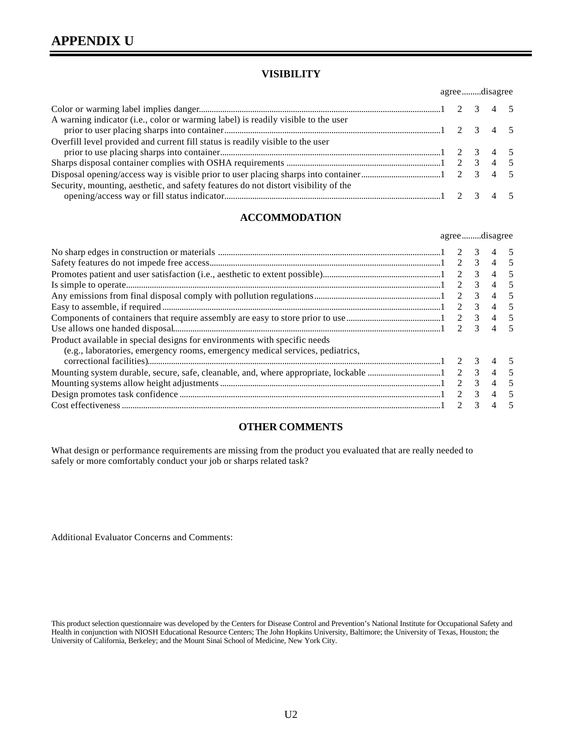# APPENDIX U

## VISIBILITY

| | agree | | | | disagree |
|---|---|---|---|---|---|
| Color or warming label implies danger | 1 | 2 | 3 | 4 | 5 |
| A warning indicator (i.e., color or warming label) is readily visible to the user prior to user placing sharps into container | 1 | 2 | 3 | 4 | 5 |
| Overfill level provided and current fill status is readily visible to the user prior to use placing sharps into container | 1 | 2 | 3 | 4 | 5 |
| Sharps disposal container complies with OSHA requirements | 1 | 2 | 3 | 4 | 5 |
| Disposal opening/access way is visible prior to user placing sharps into container | 1 | 2 | 3 | 4 | 5 |
| Security, mounting, aesthetic, and safety features do not distort visibility of the opening/access way or fill status indicator | 1 | 2 | 3 | 4 | 5 |

## ACCOMMODATION

| | agree | | | | disagree |
|---|---|---|---|---|---|
| No sharp edges in construction or materials | 1 | 2 | 3 | 4 | 5 |
| Safety features do not impede free access | 1 | 2 | 3 | 4 | 5 |
| Promotes patient and user satisfaction (i.e., aesthetic to extent possible) | 1 | 2 | 3 | 4 | 5 |
| Is simple to operate | 1 | 2 | 3 | 4 | 5 |
| Any emissions from final disposal comply with pollution regulations | 1 | 2 | 3 | 4 | 5 |
| Easy to assemble, if required | 1 | 2 | 3 | 4 | 5 |
| Components of containers that require assembly are easy to store prior to use | 1 | 2 | 3 | 4 | 5 |
| Use allows one handed disposal | 1 | 2 | 3 | 4 | 5 |
| Product available in special designs for environments with specific needs (e.g., laboratories, emergency rooms, emergency medical services, pediatrics, correctional facilities) | 1 | 2 | 3 | 4 | 5 |
| Mounting system durable, secure, safe, cleanable, and, where appropriate, lockable | 1 | 2 | 3 | 4 | 5 |
| Mounting systems allow height adjustments | 1 | 2 | 3 | 4 | 5 |
| Design promotes task confidence | 1 | 2 | 3 | 4 | 5 |
| Cost effectiveness | 1 | 2 | 3 | 4 | 5 |

## OTHER COMMENTS

What design or performance requirements are missing from the product you evaluated that are really needed to safely or more comfortably conduct your job or sharps related task?

Additional Evaluator Concerns and Comments:

This product selection questionnaire was developed by the Centers for Disease Control and Prevention's National Institute for Occupational Safety and Health in conjunction with NIOSH Educational Resource Centers; The John Hopkins University, Baltimore; the University of Texas, Houston; the University of California, Berkeley; and the Mount Sinai School of Medicine, New York City.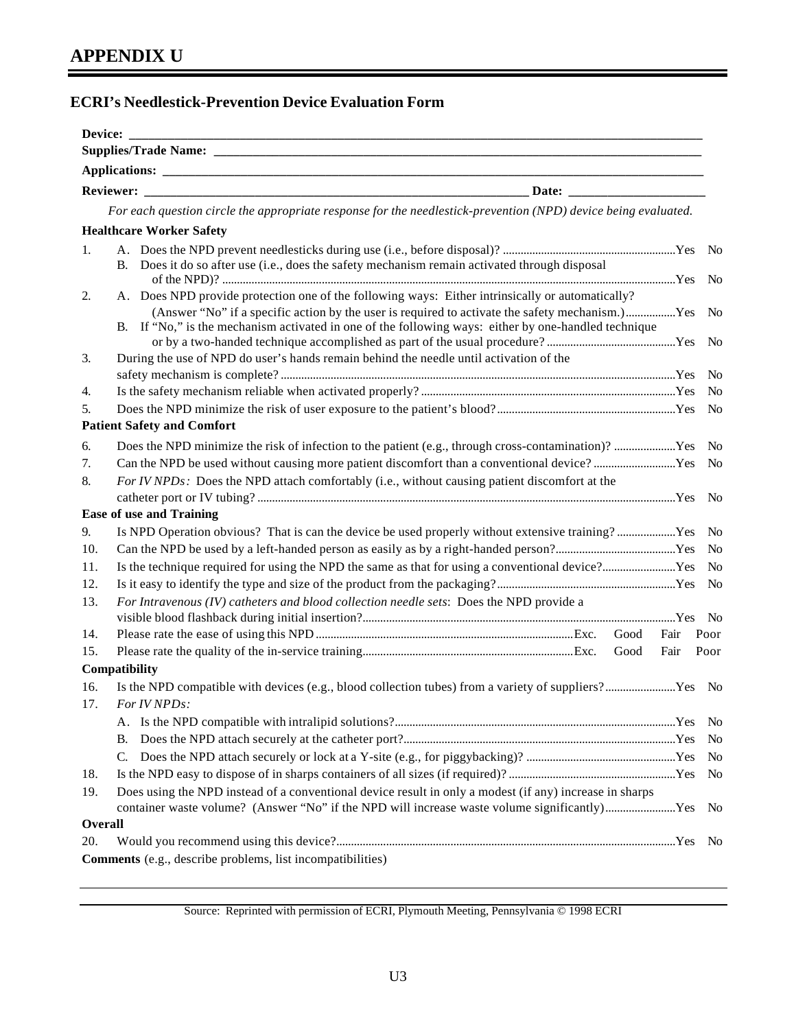# APPENDIX U

## ECRI's Needlestick-Prevention Device Evaluation Form

**Device:** ______________________________________________

**Supplies/Trade Name:** ______________________________________________

**Applications:** ______________________________________________

**Reviewer:** ______________________________ **Date:** ____________________

*For each question circle the appropriate response for the needlestick-prevention (NPD) device being evaluated.*

**Healthcare Worker Safety**

1. A. Does the NPD prevent needlesticks during use (i.e., before disposal)? .......... Yes No
   B. Does it do so after use (i.e., does the safety mechanism remain activated through disposal of the NPD)? .......... Yes No
2. A. Does NPD provide protection one of the following ways: Either intrinsically or automatically? (Answer "No" if a specific action by the user is required to activate the safety mechanism.) .......... Yes No
   B. If "No," is the mechanism activated in one of the following ways: either by one-handled technique or by a two-handed technique accomplished as part of the usual procedure? .......... Yes No
3. During the use of NPD do user's hands remain behind the needle until activation of the safety mechanism is complete? .......... Yes No
4. Is the safety mechanism reliable when activated properly? .......... Yes No
5. Does the NPD minimize the risk of user exposure to the patient's blood? .......... Yes No

**Patient Safety and Comfort**

6. Does the NPD minimize the risk of infection to the patient (e.g., through cross-contamination)? .......... Yes No
7. Can the NPD be used without causing more patient discomfort than a conventional device? .......... Yes No
8. *For IV NPDs:* Does the NPD attach comfortably (i.e., without causing patient discomfort at the catheter port or IV tubing? .......... Yes No

**Ease of use and Training**

9. Is NPD Operation obvious? That is can the device be used properly without extensive training? .......... Yes No
10. Can the NPD be used by a left-handed person as easily as by a right-handed person? .......... Yes No
11. Is the technique required for using the NPD the same as that for using a conventional device? .......... Yes No
12. Is it easy to identify the type and size of the product from the packaging? .......... Yes No
13. *For Intravenous (IV) catheters and blood collection needle sets*: Does the NPD provide a visible blood flashback during initial insertion? .......... Yes No
14. Please rate the ease of using this NPD .......... Exc. Good Fair Poor
15. Please rate the quality of the in-service training .......... Exc. Good Fair Poor

**Compatibility**

16. Is the NPD compatible with devices (e.g., blood collection tubes) from a variety of suppliers? .......... Yes No
17. *For IV NPDs:*
    A. Is the NPD compatible with intralipid solutions? .......... Yes No
    B. Does the NPD attach securely at the catheter port? .......... Yes No
    C. Does the NPD attach securely or lock at a Y-site (e.g., for piggybacking)? .......... Yes No
18. Is the NPD easy to dispose of in sharps containers of all sizes (if required)? .......... Yes No
19. Does using the NPD instead of a conventional device result in only a modest (if any) increase in sharps container waste volume? (Answer "No" if the NPD will increase waste volume significantly) .......... Yes No

**Overall**

20. Would you recommend using this device? .......... Yes No

**Comments** (e.g., describe problems, list incompatibilities)

______________________________________________

Source: Reprinted with permission of ECRI, Plymouth Meeting, Pennsylvania © 1998 ECRI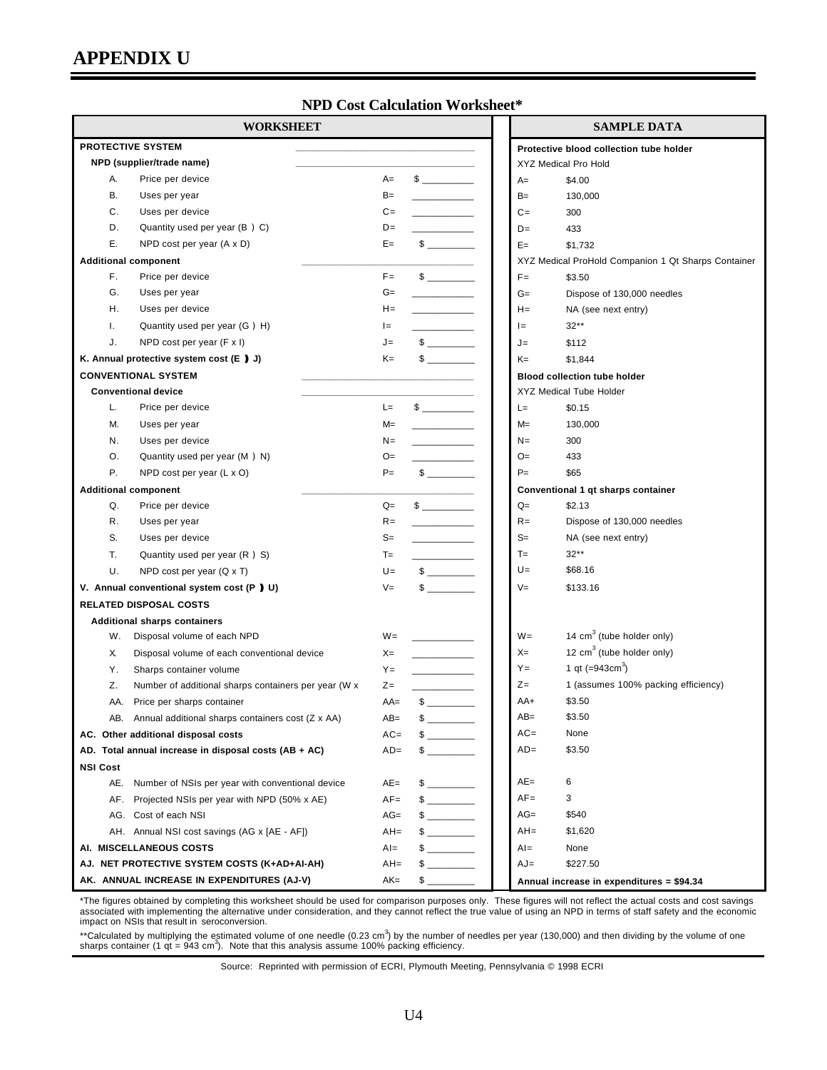# APPENDIX U

## NPD Cost Calculation Worksheet*

| WORKSHEET | | | SAMPLE DATA | |
|---|---|---|---|---|
| **PROTECTIVE SYSTEM** | | | **Protective blood collection tube holder** | |
| **NPD (supplier/trade name)** | | | XYZ Medical Pro Hold | |
| A. Price per device | A= | $ ________ | A= | $4.00 |
| B. Uses per year | B= | ________ | B= | 130,000 |
| C. Uses per device | C= | ________ | C= | 300 |
| D. Quantity used per year (B ) C) | D= | ________ | D= | 433 |
| E. NPD cost per year (A x D) | E= | $ ________ | E= | $1,732 |
| **Additional component** | | | XYZ Medical ProHold Companion 1 Qt Sharps Container | |
| F. Price per device | F= | $ ________ | F= | $3.50 |
| G. Uses per year | G= | ________ | G= | Dispose of 130,000 needles |
| H. Uses per device | H= | ________ | H= | NA (see next entry) |
| I. Quantity used per year (G ) H) | I= | ________ | I= | 32** |
| J. NPD cost per year (F x I) | J= | $ ________ | J= | $112 |
| **K. Annual protective system cost (E ) J)** | K= | $ ________ | K= | $1,844 |
| **CONVENTIONAL SYSTEM** | | | **Blood collection tube holder** | |
| **Conventional device** | | | XYZ Medical Tube Holder | |
| L. Price per device | L= | $ ________ | L= | $0.15 |
| M. Uses per year | M= | ________ | M= | 130,000 |
| N. Uses per device | N= | ________ | N= | 300 |
| O. Quantity used per year (M ) N) | O= | ________ | O= | 433 |
| P. NPD cost per year (L x O) | P= | $ ________ | P= | $65 |
| **Additional component** | | | **Conventional 1 qt sharps container** | |
| Q. Price per device | Q= | $ ________ | Q= | $2.13 |
| R. Uses per year | R= | ________ | R= | Dispose of 130,000 needles |
| S. Uses per device | S= | ________ | S= | NA (see next entry) |
| T. Quantity used per year (R ) S) | T= | ________ | T= | 32** |
| U. NPD cost per year (Q x T) | U= | $ ________ | U= | $68.16 |
| **V. Annual conventional system cost (P ) U)** | V= | $ ________ | V= | $133.16 |
| **RELATED DISPOSAL COSTS** | | | | |
| **Additional sharps containers** | | | | |
| W. Disposal volume of each NPD | W= | ________ | W= | 14 $cm^3$ (tube holder only) |
| X. Disposal volume of each conventional device | X= | ________ | X= | 12 $cm^3$ (tube holder only) |
| Y. Sharps container volume | Y= | ________ | Y= | 1 qt (=943$cm^3$) |
| Z. Number of additional sharps containers per year (W x | Z= | ________ | Z= | 1 (assumes 100% packing efficiency) |
| AA. Price per sharps container | AA= | $ ________ | AA+ | $3.50 |
| AB. Annual additional sharps containers cost (Z x AA) | AB= | $ ________ | AB= | $3.50 |
| **AC. Other additional disposal costs** | AC= | $ ________ | AC= | None |
| **AD. Total annual increase in disposal costs (AB + AC)** | AD= | $ ________ | AD= | $3.50 |
| **NSI Cost** | | | | |
| AE. Number of NSIs per year with conventional device | AE= | $ ________ | AE= | 6 |
| AF. Projected NSIs per year with NPD (50% x AE) | AF= | $ ________ | AF= | 3 |
| AG. Cost of each NSI | AG= | $ ________ | AG= | $540 |
| AH. Annual NSI cost savings (AG x [AE - AF]) | AH= | $ ________ | AH= | $1,620 |
| **AI. MISCELLANEOUS COSTS** | AI= | $ ________ | AI= | None |
| **AJ. NET PROTECTIVE SYSTEM COSTS (K+AD+AI-AH)** | AH= | $ ________ | AJ= | $227.50 |
| **AK. ANNUAL INCREASE IN EXPENDITURES (AJ-V)** | AK= | $ ________ | **Annual increase in expenditures = $94.34** | |

*The figures obtained by completing this worksheet should be used for comparison purposes only. These figures will not reflect the actual costs and cost savings associated with implementing the alternative under consideration, and they cannot reflect the true value of using an NPD in terms of staff safety and the economic impact on NSIs that result in seroconversion.

**Calculated by multiplying the estimated volume of one needle (0.23 $cm^3$) by the number of needles per year (130,000) and then dividing by the volume of one sharps container (1 qt = 943 $cm^3$). Note that this analysis assume 100% packing efficiency.

Source: Reprinted with permission of ECRI, Plymouth Meeting, Pennsylvania © 1998 ECRI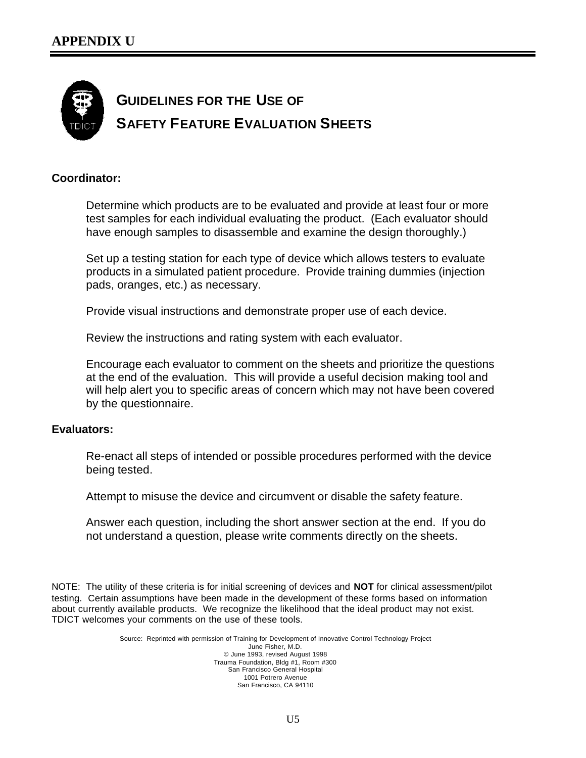# APPENDIX U

## GUIDELINES FOR THE USE OF SAFETY FEATURE EVALUATION SHEETS

**Coordinator:**

Determine which products are to be evaluated and provide at least four or more test samples for each individual evaluating the product. (Each evaluator should have enough samples to disassemble and examine the design thoroughly.)

Set up a testing station for each type of device which allows testers to evaluate products in a simulated patient procedure. Provide training dummies (injection pads, oranges, etc.) as necessary.

Provide visual instructions and demonstrate proper use of each device.

Review the instructions and rating system with each evaluator.

Encourage each evaluator to comment on the sheets and prioritize the questions at the end of the evaluation. This will provide a useful decision making tool and will help alert you to specific areas of concern which may not have been covered by the questionnaire.

**Evaluators:**

Re-enact all steps of intended or possible procedures performed with the device being tested.

Attempt to misuse the device and circumvent or disable the safety feature.

Answer each question, including the short answer section at the end. If you do not understand a question, please write comments directly on the sheets.

NOTE: The utility of these criteria is for initial screening of devices and **NOT** for clinical assessment/pilot testing. Certain assumptions have been made in the development of these forms based on information about currently available products. We recognize the likelihood that the ideal product may not exist. TDICT welcomes your comments on the use of these tools.

Source: Reprinted with permission of Training for Development of Innovative Control Technology Project
June Fisher, M.D.
© June 1993, revised August 1998
Trauma Foundation, Bldg #1, Room #300
San Francisco General Hospital
1001 Potrero Avenue
San Francisco, CA 94110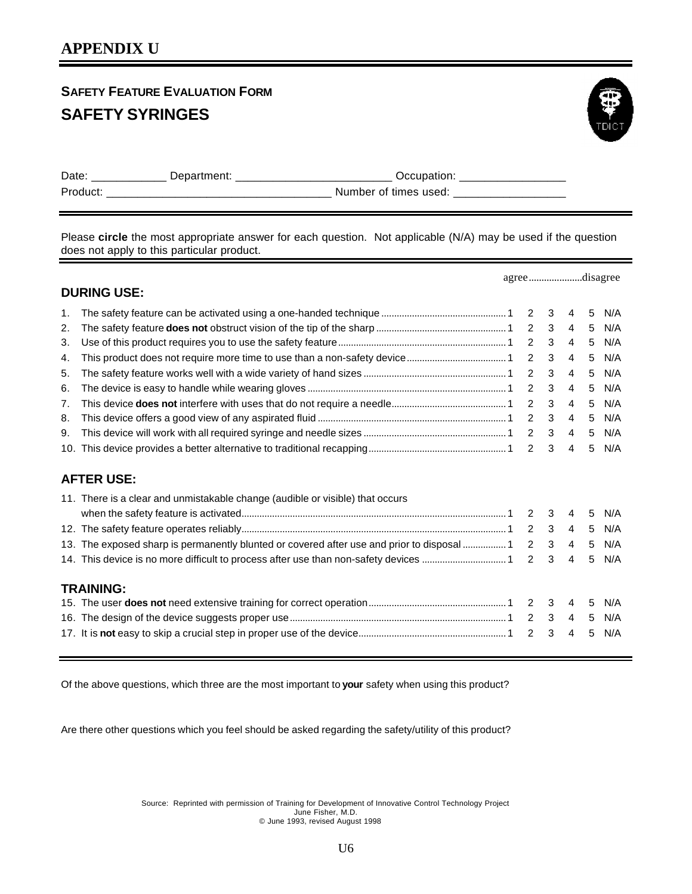# APPENDIX U

**SAFETY FEATURE EVALUATION FORM**

## SAFETY SYRINGES

Date: ____________ Department: _________________________ Occupation: _________________

Product: ____________________________________ Number of times used: __________________

Please **circle** the most appropriate answer for each question. Not applicable (N/A) may be used if the question does not apply to this particular product.

| | agree | | | | disagree | |
|---|---|---|---|---|---|---|
| **DURING USE:** | | | | | | |
| 1. The safety feature can be activated using a one-handed technique | 1 | 2 | 3 | 4 | 5 | N/A |
| 2. The safety feature **does not** obstruct vision of the tip of the sharp | 1 | 2 | 3 | 4 | 5 | N/A |
| 3. Use of this product requires you to use the safety feature | 1 | 2 | 3 | 4 | 5 | N/A |
| 4. This product does not require more time to use than a non-safety device | 1 | 2 | 3 | 4 | 5 | N/A |
| 5. The safety feature works well with a wide variety of hand sizes | 1 | 2 | 3 | 4 | 5 | N/A |
| 6. The device is easy to handle while wearing gloves | 1 | 2 | 3 | 4 | 5 | N/A |
| 7. This device **does not** interfere with uses that do not require a needle | 1 | 2 | 3 | 4 | 5 | N/A |
| 8. This device offers a good view of any aspirated fluid | 1 | 2 | 3 | 4 | 5 | N/A |
| 9. This device will work with all required syringe and needle sizes | 1 | 2 | 3 | 4 | 5 | N/A |
| 10. This device provides a better alternative to traditional recapping | 1 | 2 | 3 | 4 | 5 | N/A |
| **AFTER USE:** | | | | | | |
| 11. There is a clear and unmistakable change (audible or visible) that occurs when the safety feature is activated | 1 | 2 | 3 | 4 | 5 | N/A |
| 12. The safety feature operates reliably | 1 | 2 | 3 | 4 | 5 | N/A |
| 13. The exposed sharp is permanently blunted or covered after use and prior to disposal | 1 | 2 | 3 | 4 | 5 | N/A |
| 14. This device is no more difficult to process after use than non-safety devices | 1 | 2 | 3 | 4 | 5 | N/A |
| **TRAINING:** | | | | | | |
| 15. The user **does not** need extensive training for correct operation | 1 | 2 | 3 | 4 | 5 | N/A |
| 16. The design of the device suggests proper use | 1 | 2 | 3 | 4 | 5 | N/A |
| 17. It is **not** easy to skip a crucial step in proper use of the device | 1 | 2 | 3 | 4 | 5 | N/A |

Of the above questions, which three are the most important to **your** safety when using this product?

Are there other questions which you feel should be asked regarding the safety/utility of this product?

Source: Reprinted with permission of Training for Development of Innovative Control Technology Project
June Fisher, M.D.
© June 1993, revised August 1998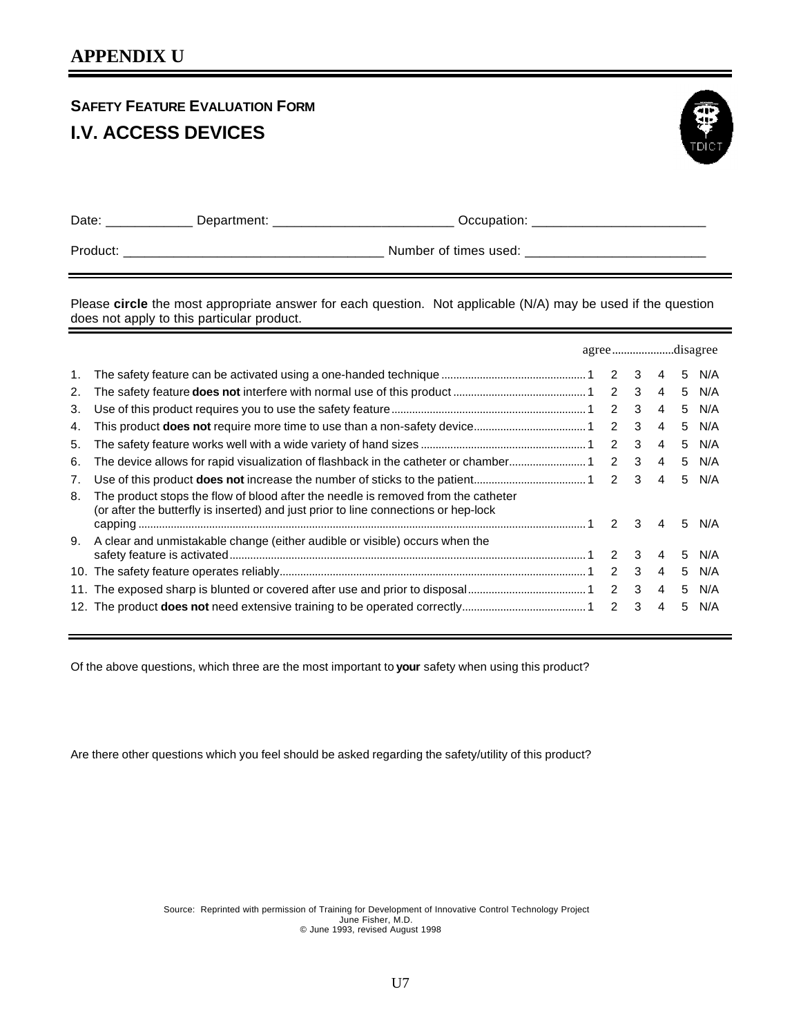# APPENDIX U

## SAFETY FEATURE EVALUATION FORM

## I.V. ACCESS DEVICES

Date: ____________ Department: _________________________ Occupation: ________________________

Product: ___________________________________ Number of times used: ________________________

Please **circle** the most appropriate answer for each question. Not applicable (N/A) may be used if the question does not apply to this particular product.

| | | agree | | | | disagree | |
|---|---|---|---|---|---|---|---|
| 1. | The safety feature can be activated using a one-handed technique | 1 | 2 | 3 | 4 | 5 | N/A |
| 2. | The safety feature **does not** interfere with normal use of this product | 1 | 2 | 3 | 4 | 5 | N/A |
| 3. | Use of this product requires you to use the safety feature | 1 | 2 | 3 | 4 | 5 | N/A |
| 4. | This product **does not** require more time to use than a non-safety device | 1 | 2 | 3 | 4 | 5 | N/A |
| 5. | The safety feature works well with a wide variety of hand sizes | 1 | 2 | 3 | 4 | 5 | N/A |
| 6. | The device allows for rapid visualization of flashback in the catheter or chamber | 1 | 2 | 3 | 4 | 5 | N/A |
| 7. | Use of this product **does not** increase the number of sticks to the patient | 1 | 2 | 3 | 4 | 5 | N/A |
| 8. | The product stops the flow of blood after the needle is removed from the catheter (or after the butterfly is inserted) and just prior to line connections or hep-lock capping | 1 | 2 | 3 | 4 | 5 | N/A |
| 9. | A clear and unmistakable change (either audible or visible) occurs when the safety feature is activated | 1 | 2 | 3 | 4 | 5 | N/A |
| 10. | The safety feature operates reliably | 1 | 2 | 3 | 4 | 5 | N/A |
| 11. | The exposed sharp is blunted or covered after use and prior to disposal | 1 | 2 | 3 | 4 | 5 | N/A |
| 12. | The product **does not** need extensive training to be operated correctly | 1 | 2 | 3 | 4 | 5 | N/A |

Of the above questions, which three are the most important to **your** safety when using this product?

Are there other questions which you feel should be asked regarding the safety/utility of this product?

Source: Reprinted with permission of Training for Development of Innovative Control Technology Project
June Fisher, M.D.
© June 1993, revised August 1998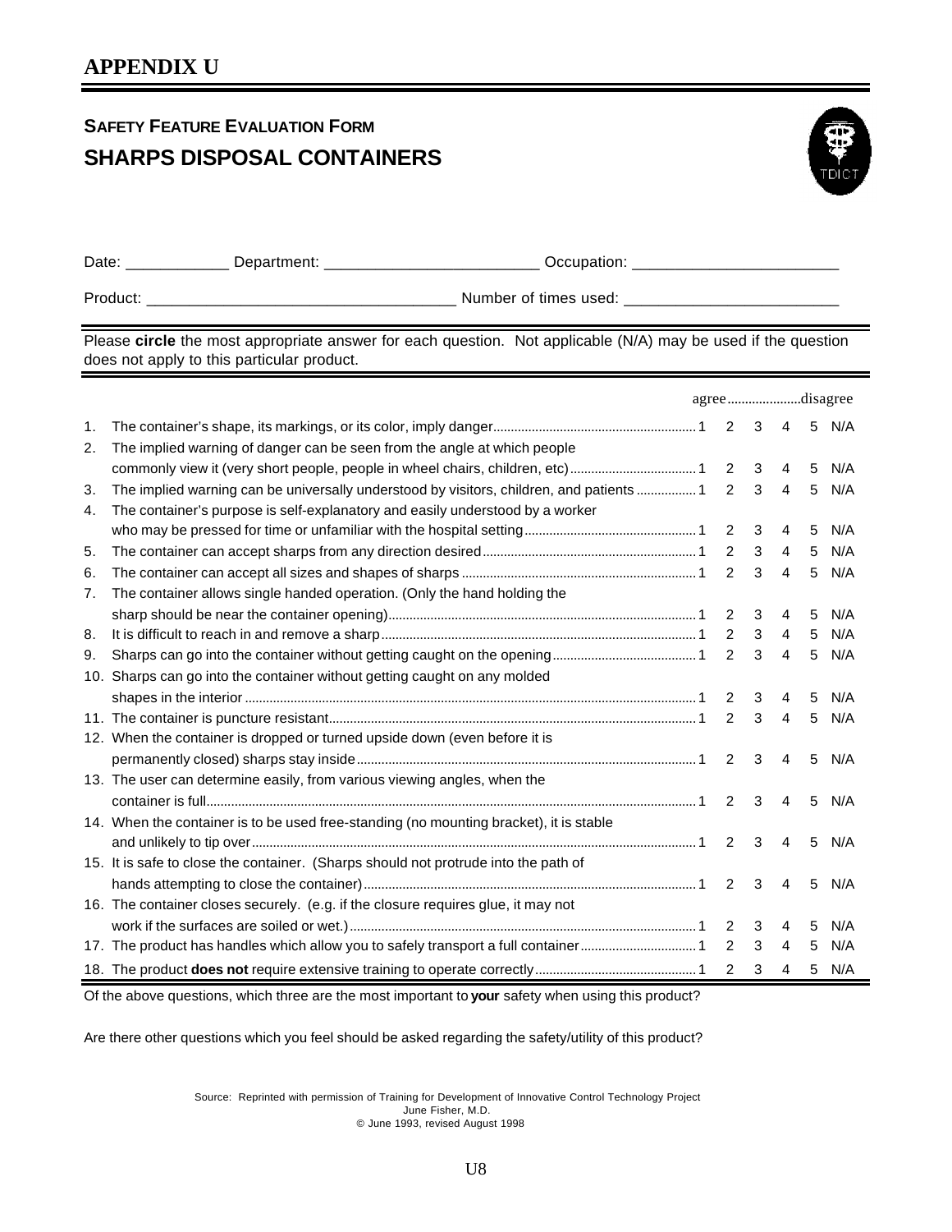# APPENDIX U

## SAFETY FEATURE EVALUATION FORM
## SHARPS DISPOSAL CONTAINERS

Date: ____________ Department: _________________________ Occupation: ________________________

Product: ___________________________________ Number of times used: ________________________

Please **circle** the most appropriate answer for each question. Not applicable (N/A) may be used if the question does not apply to this particular product.

| | | agree | | | | disagree | |
|---|---|---|---|---|---|---|---|
| 1. | The container's shape, its markings, or its color, imply danger | 1 | 2 | 3 | 4 | 5 | N/A |
| 2. | The implied warning of danger can be seen from the angle at which people commonly view it (very short people, people in wheel chairs, children, etc) | 1 | 2 | 3 | 4 | 5 | N/A |
| 3. | The implied warning can be universally understood by visitors, children, and patients | 1 | 2 | 3 | 4 | 5 | N/A |
| 4. | The container's purpose is self-explanatory and easily understood by a worker who may be pressed for time or unfamiliar with the hospital setting | 1 | 2 | 3 | 4 | 5 | N/A |
| 5. | The container can accept sharps from any direction desired | 1 | 2 | 3 | 4 | 5 | N/A |
| 6. | The container can accept all sizes and shapes of sharps | 1 | 2 | 3 | 4 | 5 | N/A |
| 7. | The container allows single handed operation. (Only the hand holding the sharp should be near the container opening) | 1 | 2 | 3 | 4 | 5 | N/A |
| 8. | It is difficult to reach in and remove a sharp | 1 | 2 | 3 | 4 | 5 | N/A |
| 9. | Sharps can go into the container without getting caught on the opening | 1 | 2 | 3 | 4 | 5 | N/A |
| 10. | Sharps can go into the container without getting caught on any molded shapes in the interior | 1 | 2 | 3 | 4 | 5 | N/A |
| 11. | The container is puncture resistant | 1 | 2 | 3 | 4 | 5 | N/A |
| 12. | When the container is dropped or turned upside down (even before it is permanently closed) sharps stay inside | 1 | 2 | 3 | 4 | 5 | N/A |
| 13. | The user can determine easily, from various viewing angles, when the container is full | 1 | 2 | 3 | 4 | 5 | N/A |
| 14. | When the container is to be used free-standing (no mounting bracket), it is stable and unlikely to tip over | 1 | 2 | 3 | 4 | 5 | N/A |
| 15. | It is safe to close the container. (Sharps should not protrude into the path of hands attempting to close the container) | 1 | 2 | 3 | 4 | 5 | N/A |
| 16. | The container closes securely. (e.g. if the closure requires glue, it may not work if the surfaces are soiled or wet.) | 1 | 2 | 3 | 4 | 5 | N/A |
| 17. | The product has handles which allow you to safely transport a full container | 1 | 2 | 3 | 4 | 5 | N/A |
| 18. | The product **does not** require extensive training to operate correctly | 1 | 2 | 3 | 4 | 5 | N/A |

Of the above questions, which three are the most important to **your** safety when using this product?

Are there other questions which you feel should be asked regarding the safety/utility of this product?

Source: Reprinted with permission of Training for Development of Innovative Control Technology Project
June Fisher, M.D.
© June 1993, revised August 1998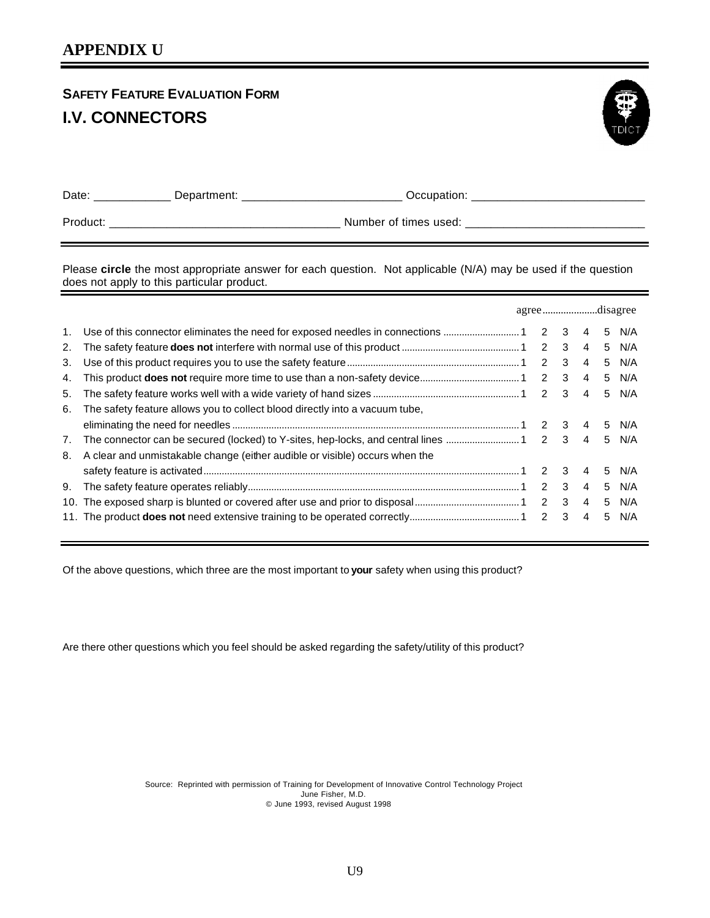# APPENDIX U

**SAFETY FEATURE EVALUATION FORM**

## I.V. CONNECTORS

Date: ____________ Department: _________________________ Occupation: ___________________________

Product: ___________________________________ Number of times used: ___________________________

Please **circle** the most appropriate answer for each question. Not applicable (N/A) may be used if the question does not apply to this particular product.

| | | agree | | | | disagree | |
|---|---|---|---|---|---|---|---|
| 1. | Use of this connector eliminates the need for exposed needles in connections | 1 | 2 | 3 | 4 | 5 | N/A |
| 2. | The safety feature **does not** interfere with normal use of this product | 1 | 2 | 3 | 4 | 5 | N/A |
| 3. | Use of this product requires you to use the safety feature | 1 | 2 | 3 | 4 | 5 | N/A |
| 4. | This product **does not** require more time to use than a non-safety device | 1 | 2 | 3 | 4 | 5 | N/A |
| 5. | The safety feature works well with a wide variety of hand sizes | 1 | 2 | 3 | 4 | 5 | N/A |
| 6. | The safety feature allows you to collect blood directly into a vacuum tube, eliminating the need for needles | 1 | 2 | 3 | 4 | 5 | N/A |
| 7. | The connector can be secured (locked) to Y-sites, hep-locks, and central lines | 1 | 2 | 3 | 4 | 5 | N/A |
| 8. | A clear and unmistakable change (either audible or visible) occurs when the safety feature is activated | 1 | 2 | 3 | 4 | 5 | N/A |
| 9. | The safety feature operates reliably | 1 | 2 | 3 | 4 | 5 | N/A |
| 10. | The exposed sharp is blunted or covered after use and prior to disposal | 1 | 2 | 3 | 4 | 5 | N/A |
| 11. | The product **does not** need extensive training to be operated correctly | 1 | 2 | 3 | 4 | 5 | N/A |

Of the above questions, which three are the most important to **your** safety when using this product?

Are there other questions which you feel should be asked regarding the safety/utility of this product?

Source: Reprinted with permission of Training for Development of Innovative Control Technology Project
June Fisher, M.D.
© June 1993, revised August 1998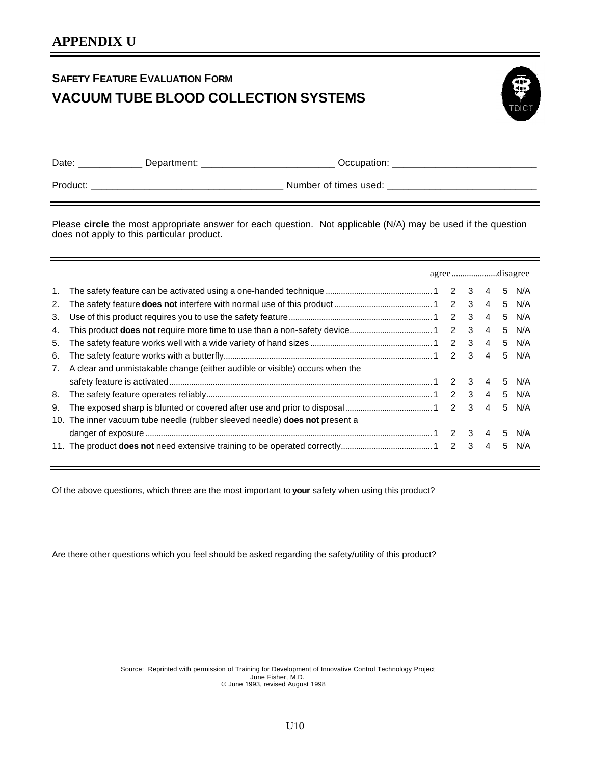# APPENDIX U

## SAFETY FEATURE EVALUATION FORM

## VACUUM TUBE BLOOD COLLECTION SYSTEMS

Date: ____________ Department: _________________________ Occupation: __________________________

Product: ___________________________________ Number of times used: ___________________________

Please **circle** the most appropriate answer for each question. Not applicable (N/A) may be used if the question does not apply to this particular product.

| | | agree | | | | disagree | |
|---|---|---|---|---|---|---|---|
| 1. | The safety feature can be activated using a one-handed technique | 1 | 2 | 3 | 4 | 5 | N/A |
| 2. | The safety feature **does not** interfere with normal use of this product | 1 | 2 | 3 | 4 | 5 | N/A |
| 3. | Use of this product requires you to use the safety feature | 1 | 2 | 3 | 4 | 5 | N/A |
| 4. | This product **does not** require more time to use than a non-safety device | 1 | 2 | 3 | 4 | 5 | N/A |
| 5. | The safety feature works well with a wide variety of hand sizes | 1 | 2 | 3 | 4 | 5 | N/A |
| 6. | The safety feature works with a butterfly | 1 | 2 | 3 | 4 | 5 | N/A |
| 7. | A clear and unmistakable change (either audible or visible) occurs when the safety feature is activated | 1 | 2 | 3 | 4 | 5 | N/A |
| 8. | The safety feature operates reliably | 1 | 2 | 3 | 4 | 5 | N/A |
| 9. | The exposed sharp is blunted or covered after use and prior to disposal | 1 | 2 | 3 | 4 | 5 | N/A |
| 10. | The inner vacuum tube needle (rubber sleeved needle) **does not** present a danger of exposure | 1 | 2 | 3 | 4 | 5 | N/A |
| 11. | The product **does not** need extensive training to be operated correctly | 1 | 2 | 3 | 4 | 5 | N/A |

Of the above questions, which three are the most important to **your** safety when using this product?

Are there other questions which you feel should be asked regarding the safety/utility of this product?

Source: Reprinted with permission of Training for Development of Innovative Control Technology Project
June Fisher, M.D.
© June 1993, revised August 1998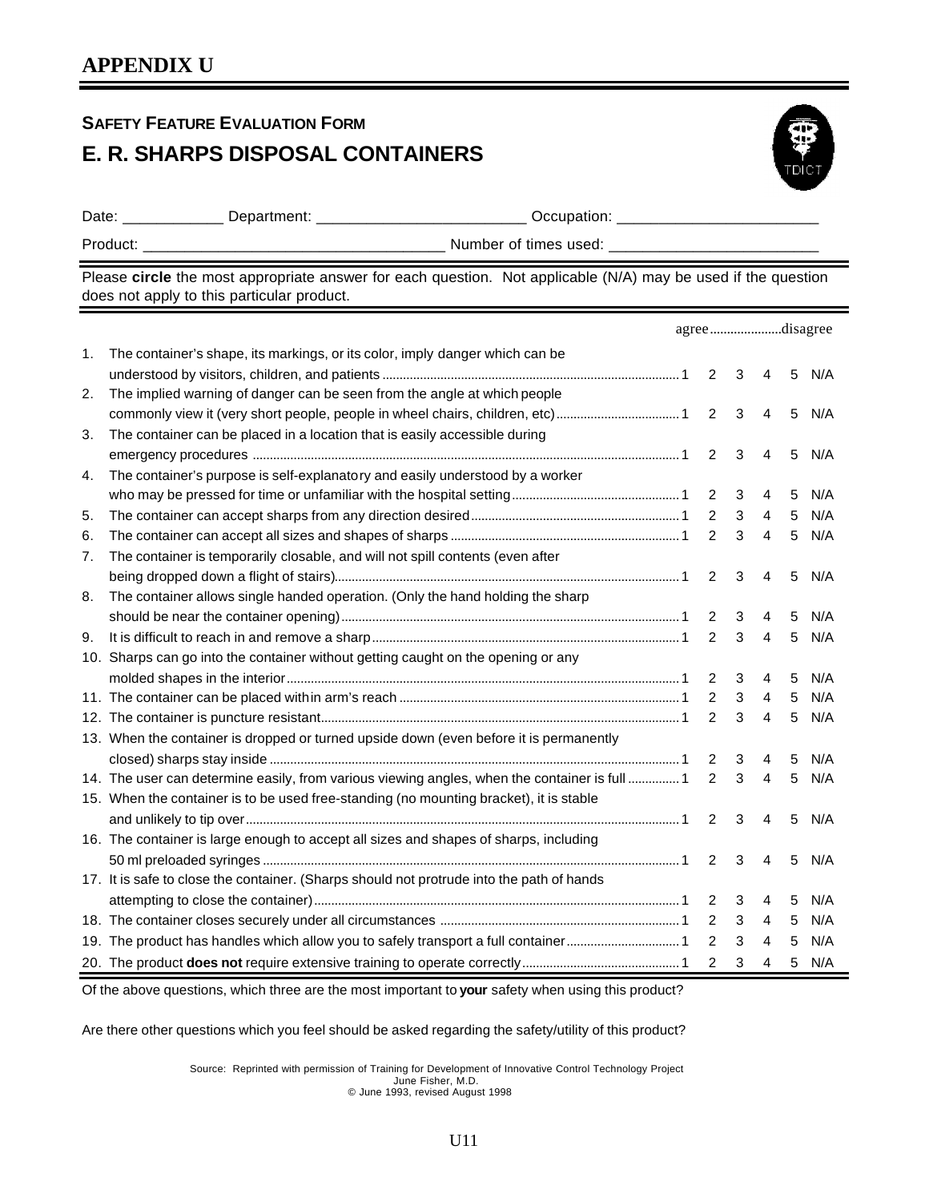# APPENDIX U

**SAFETY FEATURE EVALUATION FORM**

## E. R. SHARPS DISPOSAL CONTAINERS

Date: ____________ Department: _________________________ Occupation: ________________________

Product: ____________________________________ Number of times used: _________________________

Please **circle** the most appropriate answer for each question. Not applicable (N/A) may be used if the question does not apply to this particular product.

| | | agree | | | | disagree | |
|---|---|---|---|---|---|---|---|
| 1. | The container's shape, its markings, or its color, imply danger which can be understood by visitors, children, and patients | 1 | 2 | 3 | 4 | 5 | N/A |
| 2. | The implied warning of danger can be seen from the angle at which people commonly view it (very short people, people in wheel chairs, children, etc) | 1 | 2 | 3 | 4 | 5 | N/A |
| 3. | The container can be placed in a location that is easily accessible during emergency procedures | 1 | 2 | 3 | 4 | 5 | N/A |
| 4. | The container's purpose is self-explanatory and easily understood by a worker who may be pressed for time or unfamiliar with the hospital setting | 1 | 2 | 3 | 4 | 5 | N/A |
| 5. | The container can accept sharps from any direction desired | 1 | 2 | 3 | 4 | 5 | N/A |
| 6. | The container can accept all sizes and shapes of sharps | 1 | 2 | 3 | 4 | 5 | N/A |
| 7. | The container is temporarily closable, and will not spill contents (even after being dropped down a flight of stairs) | 1 | 2 | 3 | 4 | 5 | N/A |
| 8. | The container allows single handed operation. (Only the hand holding the sharp should be near the container opening) | 1 | 2 | 3 | 4 | 5 | N/A |
| 9. | It is difficult to reach in and remove a sharp | 1 | 2 | 3 | 4 | 5 | N/A |
| 10. | Sharps can go into the container without getting caught on the opening or any molded shapes in the interior | 1 | 2 | 3 | 4 | 5 | N/A |
| 11. | The container can be placed within arm's reach | 1 | 2 | 3 | 4 | 5 | N/A |
| 12. | The container is puncture resistant | 1 | 2 | 3 | 4 | 5 | N/A |
| 13. | When the container is dropped or turned upside down (even before it is permanently closed) sharps stay inside | 1 | 2 | 3 | 4 | 5 | N/A |
| 14. | The user can determine easily, from various viewing angles, when the container is full | 1 | 2 | 3 | 4 | 5 | N/A |
| 15. | When the container is to be used free-standing (no mounting bracket), it is stable and unlikely to tip over | 1 | 2 | 3 | 4 | 5 | N/A |
| 16. | The container is large enough to accept all sizes and shapes of sharps, including 50 ml preloaded syringes | 1 | 2 | 3 | 4 | 5 | N/A |
| 17. | It is safe to close the container. (Sharps should not protrude into the path of hands attempting to close the container) | 1 | 2 | 3 | 4 | 5 | N/A |
| 18. | The container closes securely under all circumstances | 1 | 2 | 3 | 4 | 5 | N/A |
| 19. | The product has handles which allow you to safely transport a full container | 1 | 2 | 3 | 4 | 5 | N/A |
| 20. | The product **does not** require extensive training to operate correctly | 1 | 2 | 3 | 4 | 5 | N/A |

Of the above questions, which three are the most important to **your** safety when using this product?

Are there other questions which you feel should be asked regarding the safety/utility of this product?

Source: Reprinted with permission of Training for Development of Innovative Control Technology Project
June Fisher, M.D.
© June 1993, revised August 1998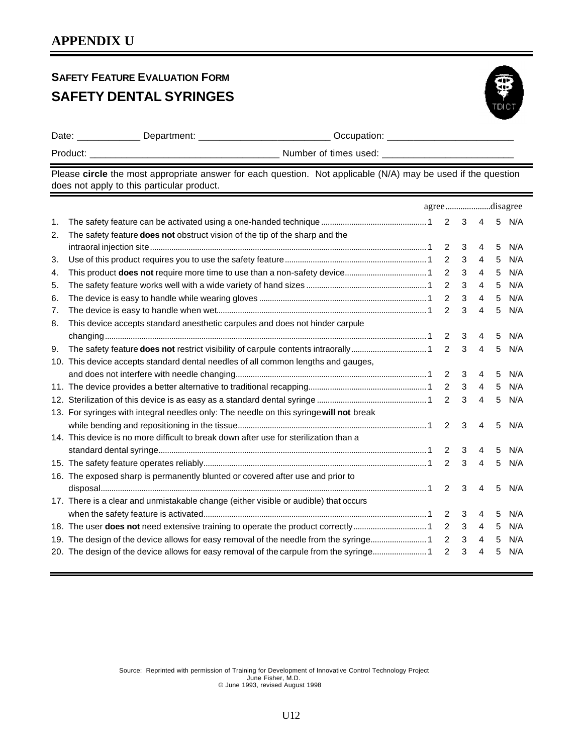# APPENDIX U

## SAFETY FEATURE EVALUATION FORM
## SAFETY DENTAL SYRINGES

Date: ____________ Department: _________________________ Occupation: ________________________

Product: ____________________________________ Number of times used: _________________________

Please **circle** the most appropriate answer for each question. Not applicable (N/A) may be used if the question does not apply to this particular product.

| | | agree | | | disagree | | |
|---|---|---|---|---|---|---|---|
| 1. | The safety feature can be activated using a one-handed technique | 1 | 2 | 3 | 4 | 5 | N/A |
| 2. | The safety feature **does not** obstruct vision of the tip of the sharp and the intraoral injection site | 1 | 2 | 3 | 4 | 5 | N/A |
| 3. | Use of this product requires you to use the safety feature | 1 | 2 | 3 | 4 | 5 | N/A |
| 4. | This product **does not** require more time to use than a non-safety device | 1 | 2 | 3 | 4 | 5 | N/A |
| 5. | The safety feature works well with a wide variety of hand sizes | 1 | 2 | 3 | 4 | 5 | N/A |
| 6. | The device is easy to handle while wearing gloves | 1 | 2 | 3 | 4 | 5 | N/A |
| 7. | The device is easy to handle when wet | 1 | 2 | 3 | 4 | 5 | N/A |
| 8. | This device accepts standard anesthetic carpules and does not hinder carpule changing | 1 | 2 | 3 | 4 | 5 | N/A |
| 9. | The safety feature **does not** restrict visibility of carpule contents intraorally | 1 | 2 | 3 | 4 | 5 | N/A |
| 10. | This device accepts standard dental needles of all common lengths and gauges, and does not interfere with needle changing | 1 | 2 | 3 | 4 | 5 | N/A |
| 11. | The device provides a better alternative to traditional recapping | 1 | 2 | 3 | 4 | 5 | N/A |
| 12. | Sterilization of this device is as easy as a standard dental syringe | 1 | 2 | 3 | 4 | 5 | N/A |
| 13. | For syringes with integral needles only: The needle on this syringe **will not** break while bending and repositioning in the tissue | 1 | 2 | 3 | 4 | 5 | N/A |
| 14. | This device is no more difficult to break down after use for sterilization than a standard dental syringe | 1 | 2 | 3 | 4 | 5 | N/A |
| 15. | The safety feature operates reliably | 1 | 2 | 3 | 4 | 5 | N/A |
| 16. | The exposed sharp is permanently blunted or covered after use and prior to disposal | 1 | 2 | 3 | 4 | 5 | N/A |
| 17. | There is a clear and unmistakable change (either visible or audible) that occurs when the safety feature is activated | 1 | 2 | 3 | 4 | 5 | N/A |
| 18. | The user **does not** need extensive training to operate the product correctly | 1 | 2 | 3 | 4 | 5 | N/A |
| 19. | The design of the device allows for easy removal of the needle from the syringe | 1 | 2 | 3 | 4 | 5 | N/A |
| 20. | The design of the device allows for easy removal of the carpule from the syringe | 1 | 2 | 3 | 4 | 5 | N/A |

Source: Reprinted with permission of Training for Development of Innovative Control Technology Project
June Fisher, M.D.
© June 1993, revised August 1998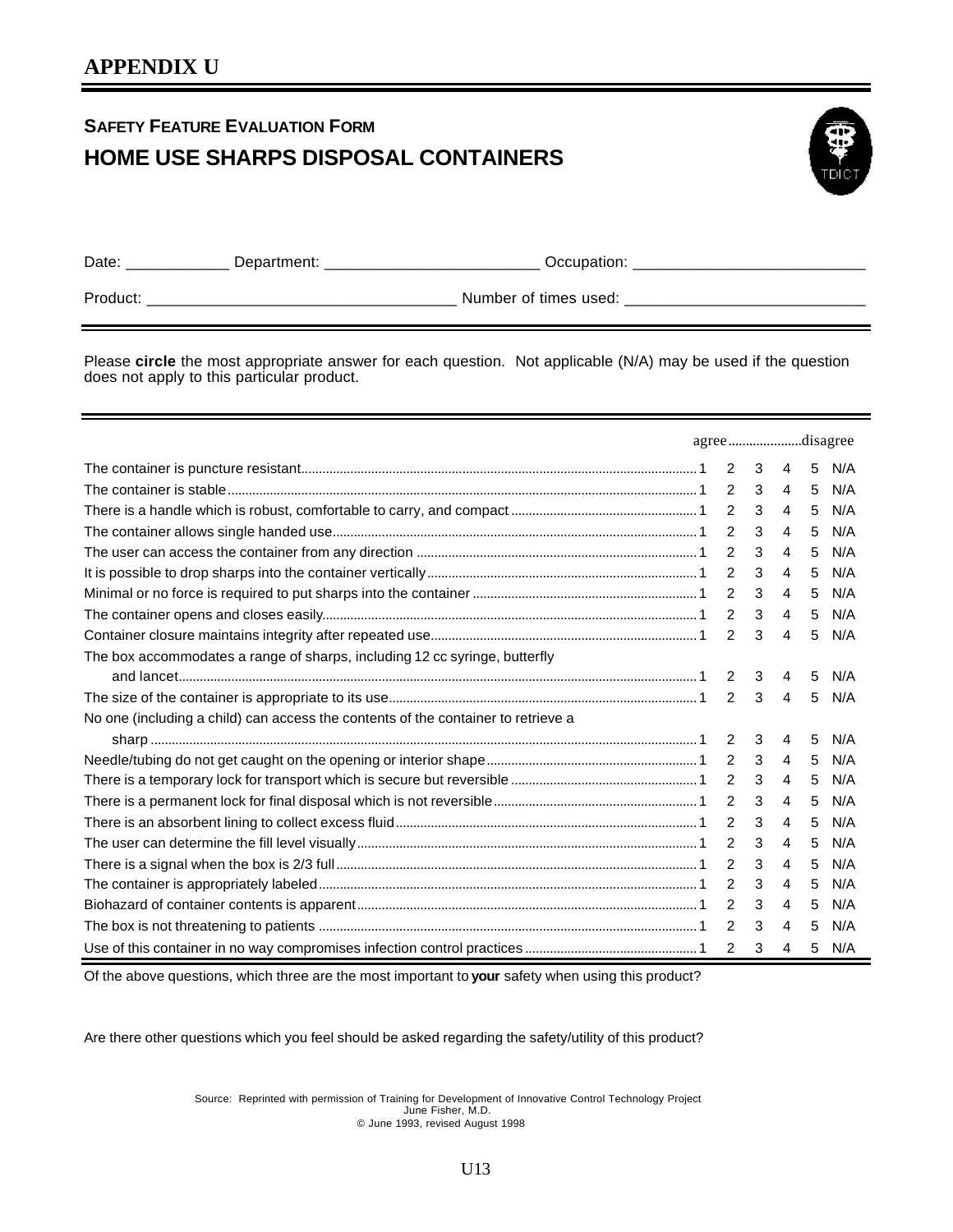# APPENDIX U

## SAFETY FEATURE EVALUATION FORM

## HOME USE SHARPS DISPOSAL CONTAINERS

Date: ____________ Department: _________________________ Occupation: ___________________________

Product: ___________________________________ Number of times used: ____________________________

Please **circle** the most appropriate answer for each question. Not applicable (N/A) may be used if the question does not apply to this particular product.

| | agree | | | | disagree | |
|---|---|---|---|---|---|---|
| The container is puncture resistant | 1 | 2 | 3 | 4 | 5 | N/A |
| The container is stable | 1 | 2 | 3 | 4 | 5 | N/A |
| There is a handle which is robust, comfortable to carry, and compact | 1 | 2 | 3 | 4 | 5 | N/A |
| The container allows single handed use | 1 | 2 | 3 | 4 | 5 | N/A |
| The user can access the container from any direction | 1 | 2 | 3 | 4 | 5 | N/A |
| It is possible to drop sharps into the container vertically | 1 | 2 | 3 | 4 | 5 | N/A |
| Minimal or no force is required to put sharps into the container | 1 | 2 | 3 | 4 | 5 | N/A |
| The container opens and closes easily | 1 | 2 | 3 | 4 | 5 | N/A |
| Container closure maintains integrity after repeated use | 1 | 2 | 3 | 4 | 5 | N/A |
| The box accommodates a range of sharps, including 12 cc syringe, butterfly and lancet | 1 | 2 | 3 | 4 | 5 | N/A |
| The size of the container is appropriate to its use | 1 | 2 | 3 | 4 | 5 | N/A |
| No one (including a child) can access the contents of the container to retrieve a sharp | 1 | 2 | 3 | 4 | 5 | N/A |
| Needle/tubing do not get caught on the opening or interior shape | 1 | 2 | 3 | 4 | 5 | N/A |
| There is a temporary lock for transport which is secure but reversible | 1 | 2 | 3 | 4 | 5 | N/A |
| There is a permanent lock for final disposal which is not reversible | 1 | 2 | 3 | 4 | 5 | N/A |
| There is an absorbent lining to collect excess fluid | 1 | 2 | 3 | 4 | 5 | N/A |
| The user can determine the fill level visually | 1 | 2 | 3 | 4 | 5 | N/A |
| There is a signal when the box is 2/3 full | 1 | 2 | 3 | 4 | 5 | N/A |
| The container is appropriately labeled | 1 | 2 | 3 | 4 | 5 | N/A |
| Biohazard of container contents is apparent | 1 | 2 | 3 | 4 | 5 | N/A |
| The box is not threatening to patients | 1 | 2 | 3 | 4 | 5 | N/A |
| Use of this container in no way compromises infection control practices | 1 | 2 | 3 | 4 | 5 | N/A |

Of the above questions, which three are the most important to **your** safety when using this product?

Are there other questions which you feel should be asked regarding the safety/utility of this product?

Source: Reprinted with permission of Training for Development of Innovative Control Technology Project
June Fisher, M.D.
© June 1993, revised August 1998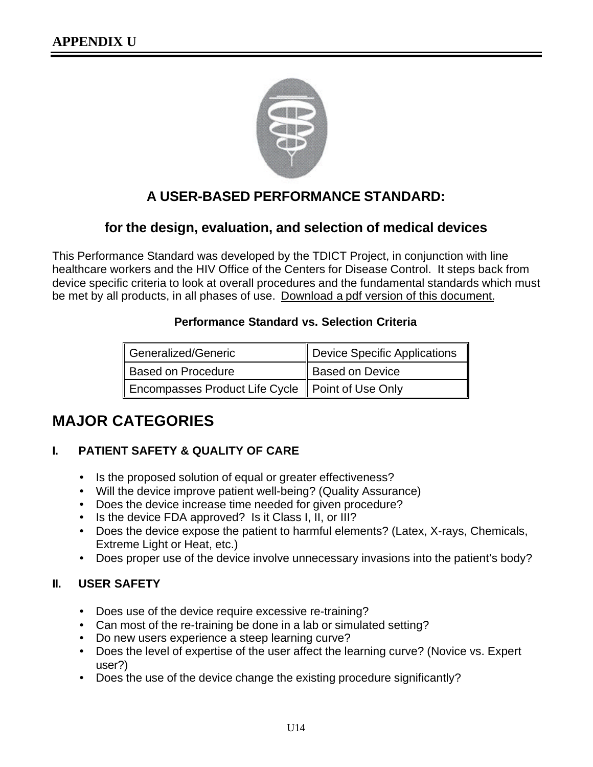**APPENDIX U**

## A USER-BASED PERFORMANCE STANDARD:

### for the design, evaluation, and selection of medical devices

This Performance Standard was developed by the TDICT Project, in conjunction with line healthcare workers and the HIV Office of the Centers for Disease Control. It steps back from device specific criteria to look at overall procedures and the fundamental standards which must be met by all products, in all phases of use. Download a pdf version of this document.

**Performance Standard vs. Selection Criteria**

| Generalized/Generic | Device Specific Applications |
|---|---|
| Based on Procedure | Based on Device |
| Encompasses Product Life Cycle | Point of Use Only |

# MAJOR CATEGORIES

### I. PATIENT SAFETY & QUALITY OF CARE

- Is the proposed solution of equal or greater effectiveness?
- Will the device improve patient well-being? (Quality Assurance)
- Does the device increase time needed for given procedure?
- Is the device FDA approved? Is it Class I, II, or III?
- Does the device expose the patient to harmful elements? (Latex, X-rays, Chemicals, Extreme Light or Heat, etc.)
- Does proper use of the device involve unnecessary invasions into the patient's body?

### II. USER SAFETY

- Does use of the device require excessive re-training?
- Can most of the re-training be done in a lab or simulated setting?
- Do new users experience a steep learning curve?
- Does the level of expertise of the user affect the learning curve? (Novice vs. Expert user?)
- Does the use of the device change the existing procedure significantly?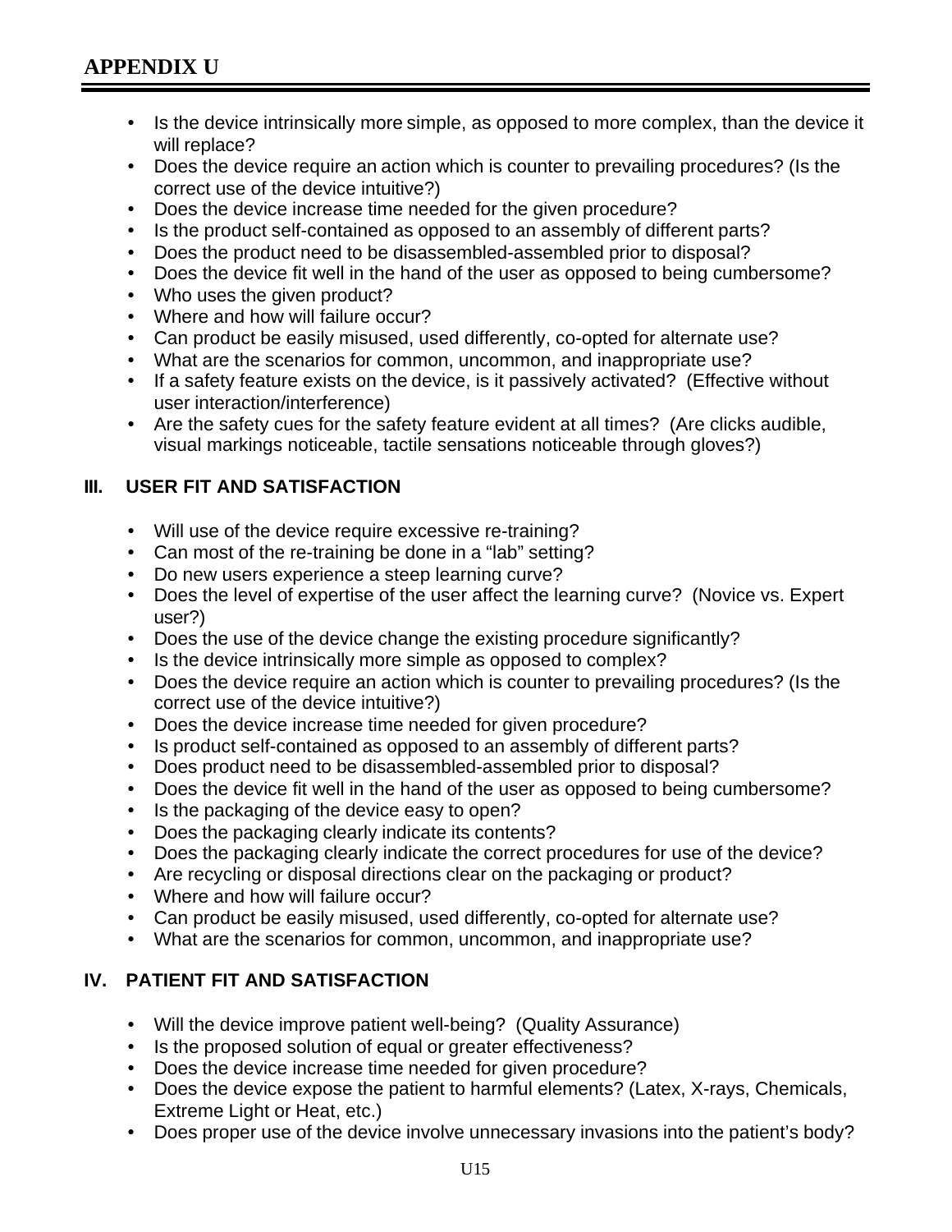- Is the device intrinsically more simple, as opposed to more complex, than the device it will replace?
- Does the device require an action which is counter to prevailing procedures? (Is the correct use of the device intuitive?)
- Does the device increase time needed for the given procedure?
- Is the product self-contained as opposed to an assembly of different parts?
- Does the product need to be disassembled-assembled prior to disposal?
- Does the device fit well in the hand of the user as opposed to being cumbersome?
- Who uses the given product?
- Where and how will failure occur?
- Can product be easily misused, used differently, co-opted for alternate use?
- What are the scenarios for common, uncommon, and inappropriate use?
- If a safety feature exists on the device, is it passively activated? (Effective without user interaction/interference)
- Are the safety cues for the safety feature evident at all times? (Are clicks audible, visual markings noticeable, tactile sensations noticeable through gloves?)

## III. USER FIT AND SATISFACTION

- Will use of the device require excessive re-training?
- Can most of the re-training be done in a "lab" setting?
- Do new users experience a steep learning curve?
- Does the level of expertise of the user affect the learning curve? (Novice vs. Expert user?)
- Does the use of the device change the existing procedure significantly?
- Is the device intrinsically more simple as opposed to complex?
- Does the device require an action which is counter to prevailing procedures? (Is the correct use of the device intuitive?)
- Does the device increase time needed for given procedure?
- Is product self-contained as opposed to an assembly of different parts?
- Does product need to be disassembled-assembled prior to disposal?
- Does the device fit well in the hand of the user as opposed to being cumbersome?
- Is the packaging of the device easy to open?
- Does the packaging clearly indicate its contents?
- Does the packaging clearly indicate the correct procedures for use of the device?
- Are recycling or disposal directions clear on the packaging or product?
- Where and how will failure occur?
- Can product be easily misused, used differently, co-opted for alternate use?
- What are the scenarios for common, uncommon, and inappropriate use?

## IV. PATIENT FIT AND SATISFACTION

- Will the device improve patient well-being? (Quality Assurance)
- Is the proposed solution of equal or greater effectiveness?
- Does the device increase time needed for given procedure?
- Does the device expose the patient to harmful elements? (Latex, X-rays, Chemicals, Extreme Light or Heat, etc.)
- Does proper use of the device involve unnecessary invasions into the patient's body?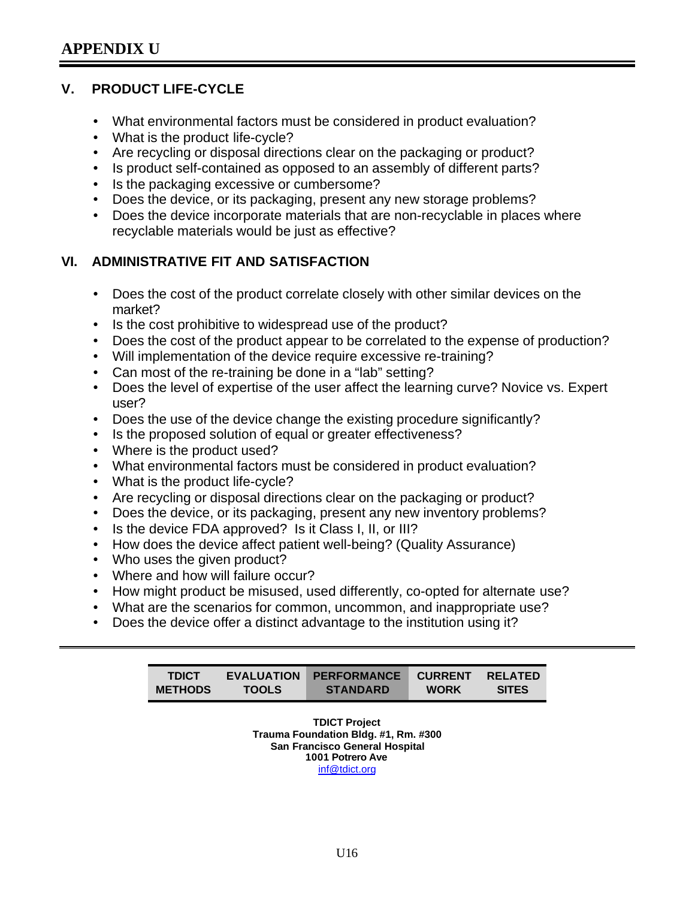# APPENDIX U

## V. PRODUCT LIFE-CYCLE

- What environmental factors must be considered in product evaluation?
- What is the product life-cycle?
- Are recycling or disposal directions clear on the packaging or product?
- Is product self-contained as opposed to an assembly of different parts?
- Is the packaging excessive or cumbersome?
- Does the device, or its packaging, present any new storage problems?
- Does the device incorporate materials that are non-recyclable in places where recyclable materials would be just as effective?

## VI. ADMINISTRATIVE FIT AND SATISFACTION

- Does the cost of the product correlate closely with other similar devices on the market?
- Is the cost prohibitive to widespread use of the product?
- Does the cost of the product appear to be correlated to the expense of production?
- Will implementation of the device require excessive re-training?
- Can most of the re-training be done in a "lab" setting?
- Does the level of expertise of the user affect the learning curve? Novice vs. Expert user?
- Does the use of the device change the existing procedure significantly?
- Is the proposed solution of equal or greater effectiveness?
- Where is the product used?
- What environmental factors must be considered in product evaluation?
- What is the product life-cycle?
- Are recycling or disposal directions clear on the packaging or product?
- Does the device, or its packaging, present any new inventory problems?
- Is the device FDA approved? Is it Class I, II, or III?
- How does the device affect patient well-being? (Quality Assurance)
- Who uses the given product?
- Where and how will failure occur?
- How might product be misused, used differently, co-opted for alternate use?
- What are the scenarios for common, uncommon, and inappropriate use?
- Does the device offer a distinct advantage to the institution using it?

---

| TDICT METHODS | EVALUATION TOOLS | PERFORMANCE STANDARD | CURRENT WORK | RELATED SITES |
|---|---|---|---|---|

**TDICT Project**
**Trauma Foundation Bldg. #1, Rm. #300**
**San Francisco General Hospital**
**1001 Potrero Ave**
inf@tdict.org